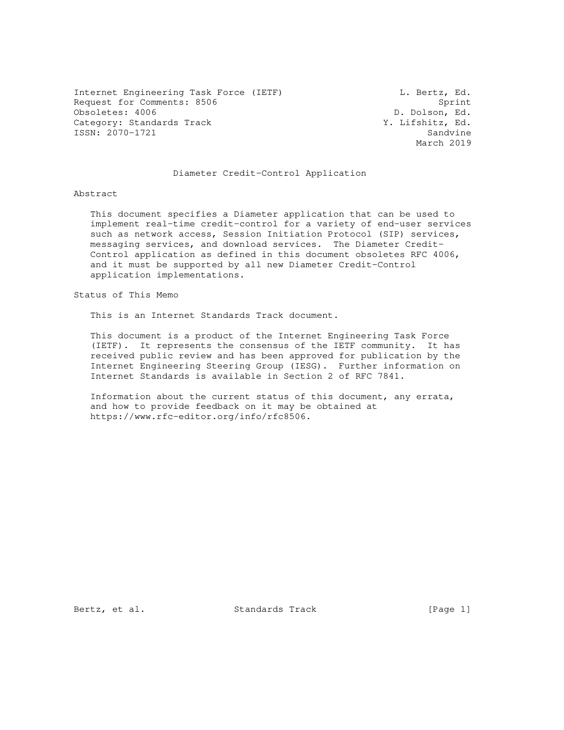Internet Engineering Task Force (IETF) L. Bertz, Ed.
Request for Comments: 8506 Sprint
Obsoletes: 4006 D. Dolson, Ed.
Category: Standards Track Y. Lifshitz, Ed.
ISSN: 2070-1721 Sandvine
March 2019

# Diameter Credit-Control Application

## Abstract

This document specifies a Diameter application that can be used to implement real-time credit-control for a variety of end-user services such as network access, Session Initiation Protocol (SIP) services, messaging services, and download services. The Diameter Credit-Control application as defined in this document obsoletes RFC 4006, and it must be supported by all new Diameter Credit-Control application implementations.

## Status of This Memo

This is an Internet Standards Track document.

This document is a product of the Internet Engineering Task Force (IETF). It represents the consensus of the IETF community. It has received public review and has been approved for publication by the Internet Engineering Steering Group (IESG). Further information on Internet Standards is available in Section 2 of RFC 7841.

Information about the current status of this document, any errata, and how to provide feedback on it may be obtained at https://www.rfc-editor.org/info/rfc8506.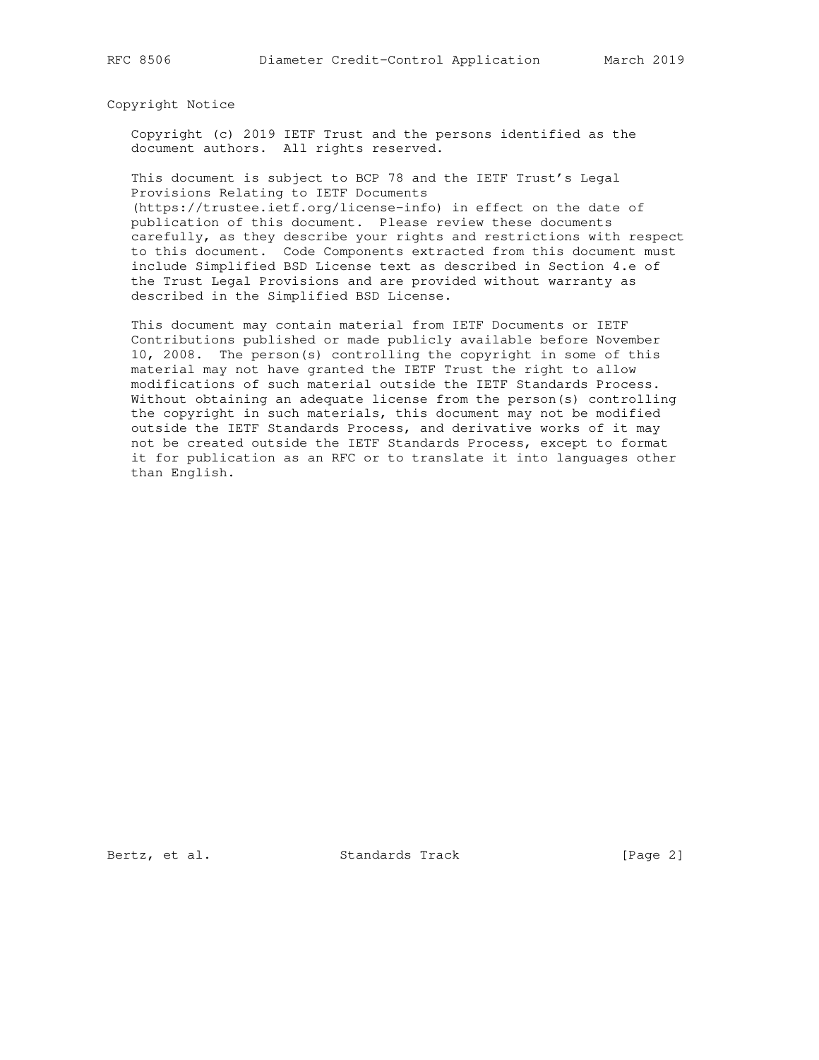## Copyright Notice

Copyright (c) 2019 IETF Trust and the persons identified as the document authors. All rights reserved.

This document is subject to BCP 78 and the IETF Trust's Legal Provisions Relating to IETF Documents (https://trustee.ietf.org/license-info) in effect on the date of publication of this document. Please review these documents carefully, as they describe your rights and restrictions with respect to this document. Code Components extracted from this document must include Simplified BSD License text as described in Section 4.e of the Trust Legal Provisions and are provided without warranty as described in the Simplified BSD License.

This document may contain material from IETF Documents or IETF Contributions published or made publicly available before November 10, 2008. The person(s) controlling the copyright in some of this material may not have granted the IETF Trust the right to allow modifications of such material outside the IETF Standards Process. Without obtaining an adequate license from the person(s) controlling the copyright in such materials, this document may not be modified outside the IETF Standards Process, and derivative works of it may not be created outside the IETF Standards Process, except to format it for publication as an RFC or to translate it into languages other than English.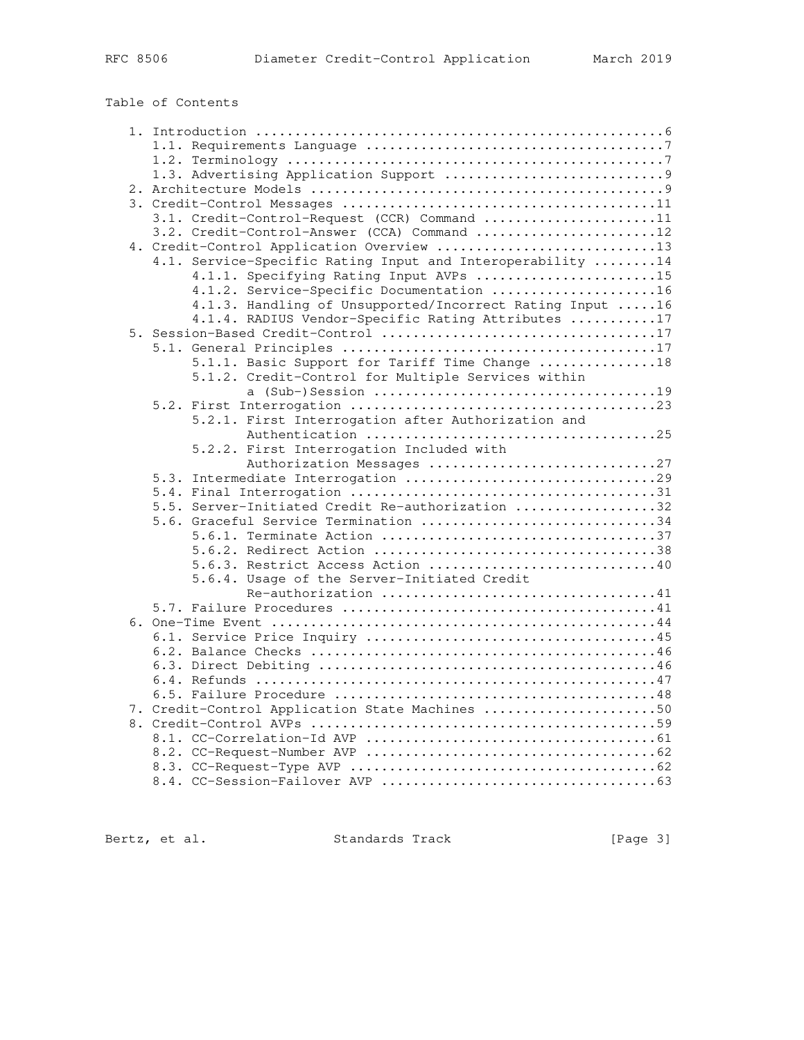Table of Contents

```
   1. Introduction ....................................................6
      1.1. Requirements Language ......................................7
      1.2. Terminology ................................................7
      1.3. Advertising Application Support ............................9
   2. Architecture Models .............................................9
   3. Credit-Control Messages ........................................11
      3.1. Credit-Control-Request (CCR) Command ......................11
      3.2. Credit-Control-Answer (CCA) Command .......................12
   4. Credit-Control Application Overview ............................13
      4.1. Service-Specific Rating Input and Interoperability ........14
           4.1.1. Specifying Rating Input AVPs .......................15
           4.1.2. Service-Specific Documentation .....................16
           4.1.3. Handling of Unsupported/Incorrect Rating Input .....16
           4.1.4. RADIUS Vendor-Specific Rating Attributes ...........17
   5. Session-Based Credit-Control ...................................17
      5.1. General Principles ........................................17
           5.1.1. Basic Support for Tariff Time Change ...............18
           5.1.2. Credit-Control for Multiple Services within
                  a (Sub-)Session ....................................19
      5.2. First Interrogation .......................................23
           5.2.1. First Interrogation after Authorization and
                  Authentication .....................................25
           5.2.2. First Interrogation Included with
                  Authorization Messages .............................27
      5.3. Intermediate Interrogation ................................29
      5.4. Final Interrogation .......................................31
      5.5. Server-Initiated Credit Re-authorization ..................32
      5.6. Graceful Service Termination ..............................34
           5.6.1. Terminate Action ...................................37
           5.6.2. Redirect Action ....................................38
           5.6.3. Restrict Access Action .............................40
           5.6.4. Usage of the Server-Initiated Credit
                  Re-authorization ...................................41
      5.7. Failure Procedures ........................................41
   6. One-Time Event .................................................44
      6.1. Service Price Inquiry .....................................45
      6.2. Balance Checks ............................................46
      6.3. Direct Debiting ...........................................46
      6.4. Refunds ...................................................47
      6.5. Failure Procedure .........................................48
   7. Credit-Control Application State Machines ......................50
   8. Credit-Control AVPs ............................................59
      8.1. CC-Correlation-Id AVP .....................................61
      8.2. CC-Request-Number AVP .....................................62
      8.3. CC-Request-Type AVP .......................................62
      8.4. CC-Session-Failover AVP ...................................63
```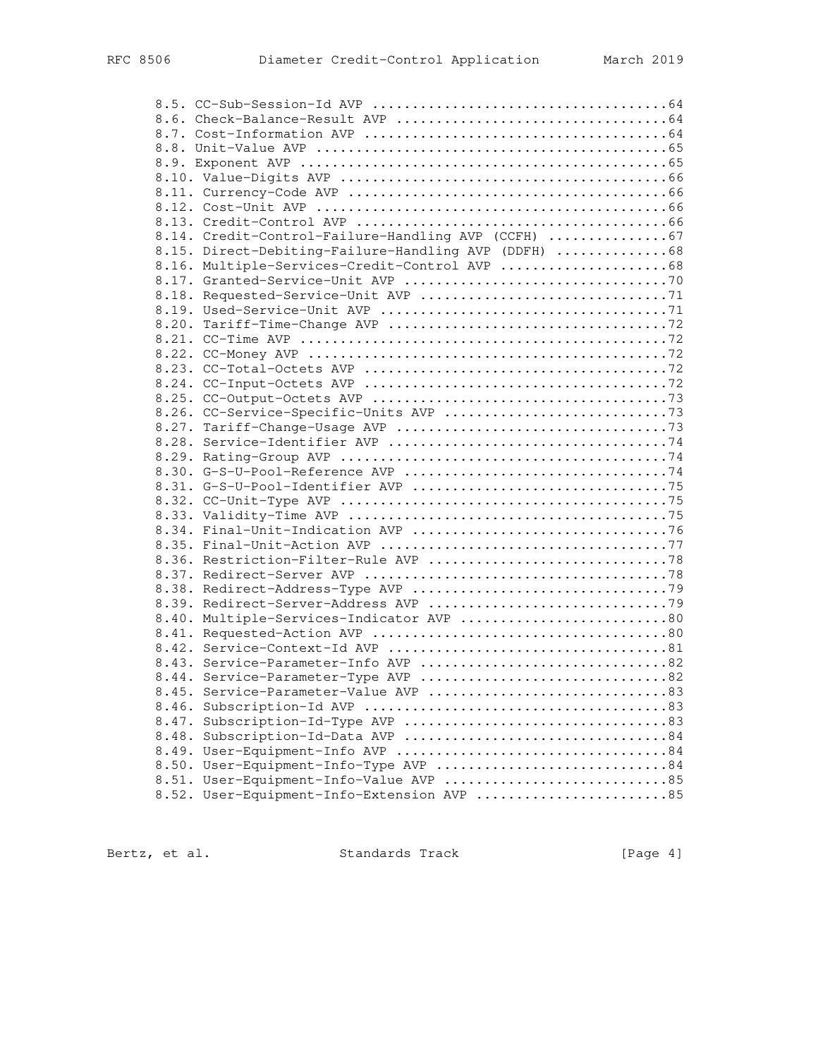```
      8.5. CC-Sub-Session-Id AVP ....................................64
      8.6. Check-Balance-Result AVP .................................64
      8.7. Cost-Information AVP .....................................64
      8.8. Unit-Value AVP ...........................................65
      8.9. Exponent AVP .............................................65
      8.10. Value-Digits AVP ........................................66
      8.11. Currency-Code AVP .......................................66
      8.12. Cost-Unit AVP ...........................................66
      8.13. Credit-Control AVP ......................................66
      8.14. Credit-Control-Failure-Handling AVP (CCFH) ..............67
      8.15. Direct-Debiting-Failure-Handling AVP (DDFH) .............68
      8.16. Multiple-Services-Credit-Control AVP ....................68
      8.17. Granted-Service-Unit AVP ................................70
      8.18. Requested-Service-Unit AVP ..............................71
      8.19. Used-Service-Unit AVP ...................................71
      8.20. Tariff-Time-Change AVP ..................................72
      8.21. CC-Time AVP .............................................72
      8.22. CC-Money AVP ............................................72
      8.23. CC-Total-Octets AVP .....................................72
      8.24. CC-Input-Octets AVP .....................................72
      8.25. CC-Output-Octets AVP ....................................73
      8.26. CC-Service-Specific-Units AVP ...........................73
      8.27. Tariff-Change-Usage AVP .................................73
      8.28. Service-Identifier AVP ..................................74
      8.29. Rating-Group AVP ........................................74
      8.30. G-S-U-Pool-Reference AVP ................................74
      8.31. G-S-U-Pool-Identifier AVP ...............................75
      8.32. CC-Unit-Type AVP ........................................75
      8.33. Validity-Time AVP .......................................75
      8.34. Final-Unit-Indication AVP ...............................76
      8.35. Final-Unit-Action AVP ...................................77
      8.36. Restriction-Filter-Rule AVP .............................78
      8.37. Redirect-Server AVP .....................................78
      8.38. Redirect-Address-Type AVP ...............................79
      8.39. Redirect-Server-Address AVP .............................79
      8.40. Multiple-Services-Indicator AVP .........................80
      8.41. Requested-Action AVP ....................................80
      8.42. Service-Context-Id AVP ..................................81
      8.43. Service-Parameter-Info AVP ..............................82
      8.44. Service-Parameter-Type AVP ..............................82
      8.45. Service-Parameter-Value AVP .............................83
      8.46. Subscription-Id AVP .....................................83
      8.47. Subscription-Id-Type AVP ................................83
      8.48. Subscription-Id-Data AVP ................................84
      8.49. User-Equipment-Info AVP .................................84
      8.50. User-Equipment-Info-Type AVP ............................84
      8.51. User-Equipment-Info-Value AVP ...........................85
      8.52. User-Equipment-Info-Extension AVP .......................85
```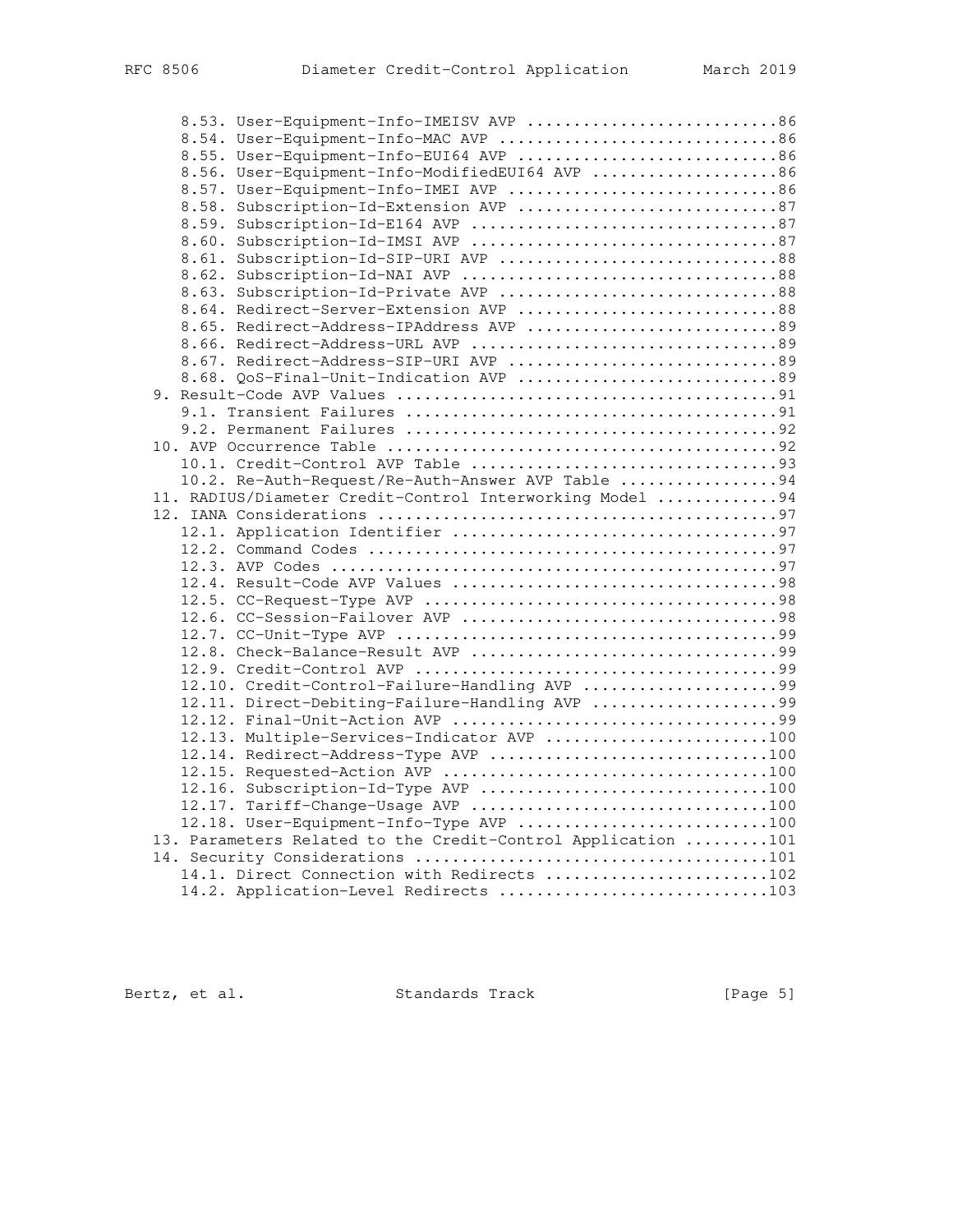```
      8.53. User-Equipment-Info-IMEISV AVP ...........................86
      8.54. User-Equipment-Info-MAC AVP ..............................86
      8.55. User-Equipment-Info-EUI64 AVP ............................86
      8.56. User-Equipment-Info-ModifiedEUI64 AVP ....................86
      8.57. User-Equipment-Info-IMEI AVP .............................86
      8.58. Subscription-Id-Extension AVP ............................87
      8.59. Subscription-Id-E164 AVP .................................87
      8.60. Subscription-Id-IMSI AVP .................................87
      8.61. Subscription-Id-SIP-URI AVP ..............................88
      8.62. Subscription-Id-NAI AVP ..................................88
      8.63. Subscription-Id-Private AVP ..............................88
      8.64. Redirect-Server-Extension AVP ............................88
      8.65. Redirect-Address-IPAddress AVP ...........................89
      8.66. Redirect-Address-URL AVP .................................89
      8.67. Redirect-Address-SIP-URI AVP .............................89
      8.68. QoS-Final-Unit-Indication AVP ............................89
   9. Result-Code AVP Values .........................................91
      9.1. Transient Failures ........................................91
      9.2. Permanent Failures ........................................92
   10. AVP Occurrence Table ..........................................92
      10.1. Credit-Control AVP Table .................................93
      10.2. Re-Auth-Request/Re-Auth-Answer AVP Table .................94
   11. RADIUS/Diameter Credit-Control Interworking Model .............94
   12. IANA Considerations ...........................................97
      12.1. Application Identifier ...................................97
      12.2. Command Codes ............................................97
      12.3. AVP Codes ................................................97
      12.4. Result-Code AVP Values ...................................98
      12.5. CC-Request-Type AVP ......................................98
      12.6. CC-Session-Failover AVP ..................................98
      12.7. CC-Unit-Type AVP .........................................99
      12.8. Check-Balance-Result AVP .................................99
      12.9. Credit-Control AVP .......................................99
      12.10. Credit-Control-Failure-Handling AVP .....................99
      12.11. Direct-Debiting-Failure-Handling AVP ....................99
      12.12. Final-Unit-Action AVP ...................................99
      12.13. Multiple-Services-Indicator AVP ........................100
      12.14. Redirect-Address-Type AVP ..............................100
      12.15. Requested-Action AVP ...................................100
      12.16. Subscription-Id-Type AVP ...............................100
      12.17. Tariff-Change-Usage AVP ................................100
      12.18. User-Equipment-Info-Type AVP ...........................100
   13. Parameters Related to the Credit-Control Application .........101
   14. Security Considerations ......................................101
      14.1. Direct Connection with Redirects ........................102
      14.2. Application-Level Redirects .............................103
```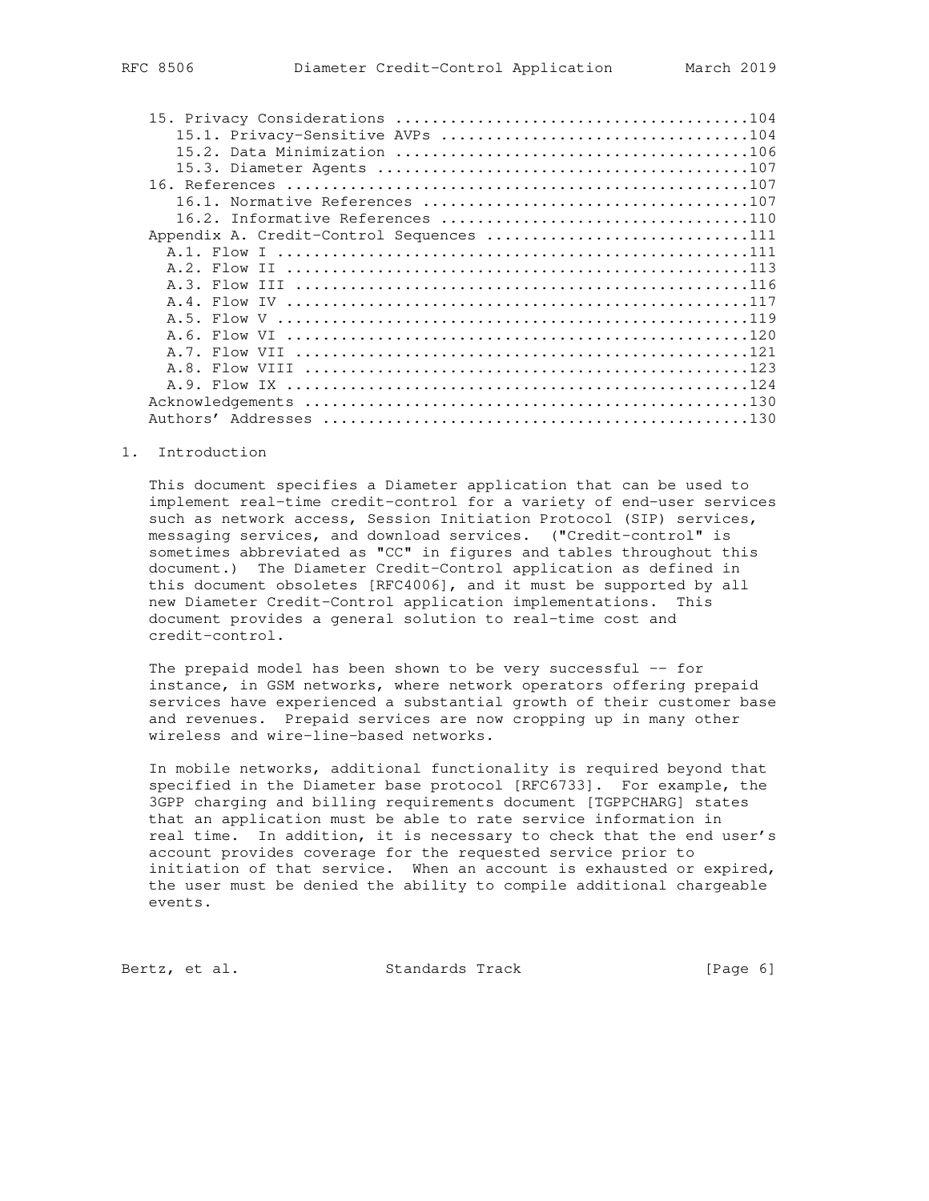15. Privacy Considerations ......................................104
   15.1. Privacy-Sensitive AVPs .................................104
   15.2. Data Minimization ......................................106
   15.3. Diameter Agents ........................................107
16. References ..................................................107
   16.1. Normative References ...................................107
   16.2. Informative References .................................110
Appendix A. Credit-Control Sequences ............................111
   A.1. Flow I ..................................................111
   A.2. Flow II .................................................113
   A.3. Flow III ................................................116
   A.4. Flow IV .................................................117
   A.5. Flow V ..................................................119
   A.6. Flow VI .................................................120
   A.7. Flow VII ................................................121
   A.8. Flow VIII ...............................................123
   A.9. Flow IX .................................................124
Acknowledgements ................................................130
Authors' Addresses ..............................................130

# 1. Introduction

This document specifies a Diameter application that can be used to implement real-time credit-control for a variety of end-user services such as network access, Session Initiation Protocol (SIP) services, messaging services, and download services. ("Credit-control" is sometimes abbreviated as "CC" in figures and tables throughout this document.) The Diameter Credit-Control application as defined in this document obsoletes [RFC4006], and it must be supported by all new Diameter Credit-Control application implementations. This document provides a general solution to real-time cost and credit-control.

The prepaid model has been shown to be very successful -- for instance, in GSM networks, where network operators offering prepaid services have experienced a substantial growth of their customer base and revenues. Prepaid services are now cropping up in many other wireless and wire-line-based networks.

In mobile networks, additional functionality is required beyond that specified in the Diameter base protocol [RFC6733]. For example, the 3GPP charging and billing requirements document [TGPPCHARG] states that an application must be able to rate service information in real time. In addition, it is necessary to check that the end user's account provides coverage for the requested service prior to initiation of that service. When an account is exhausted or expired, the user must be denied the ability to compile additional chargeable events.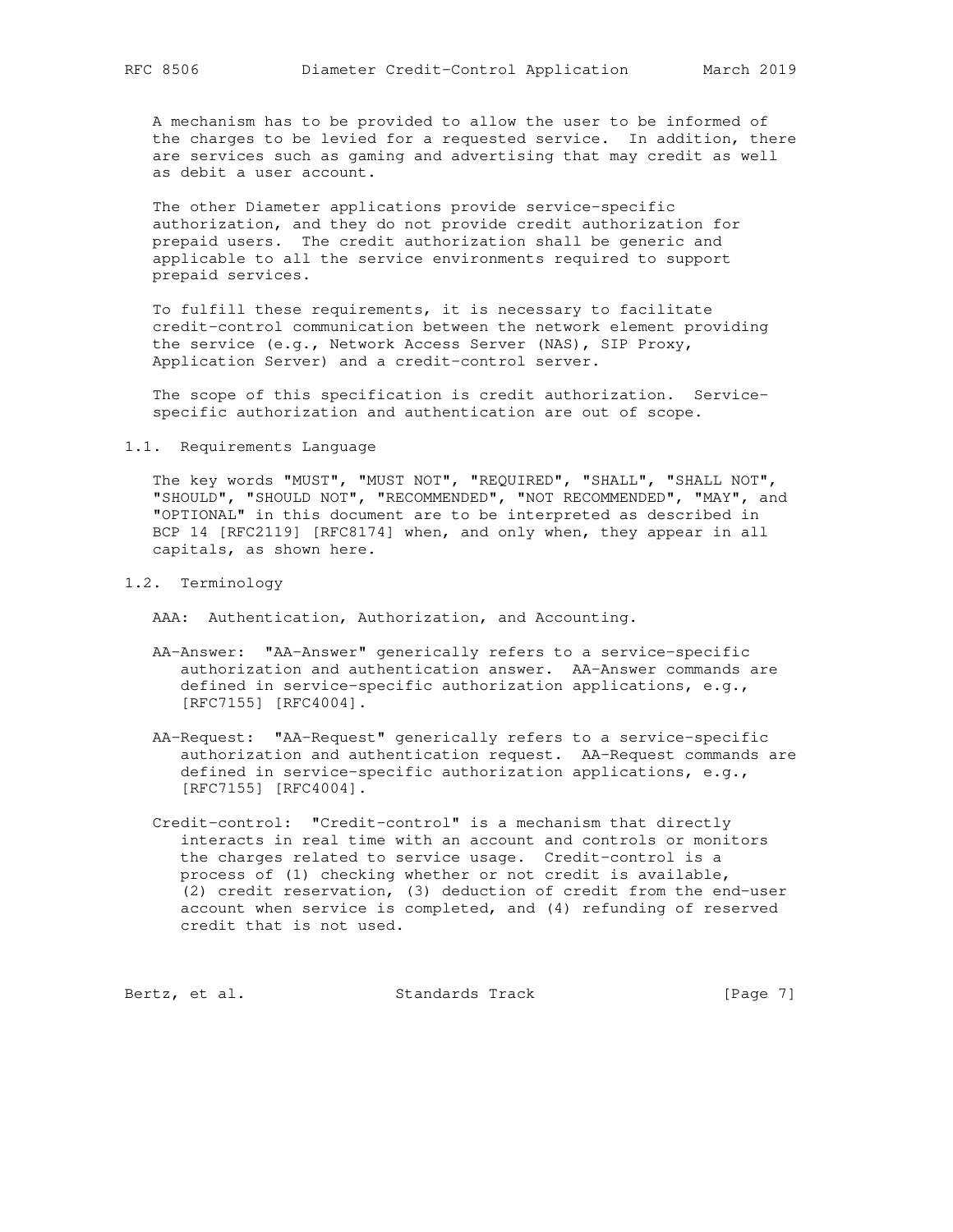A mechanism has to be provided to allow the user to be informed of the charges to be levied for a requested service. In addition, there are services such as gaming and advertising that may credit as well as debit a user account.

The other Diameter applications provide service-specific authorization, and they do not provide credit authorization for prepaid users. The credit authorization shall be generic and applicable to all the service environments required to support prepaid services.

To fulfill these requirements, it is necessary to facilitate credit-control communication between the network element providing the service (e.g., Network Access Server (NAS), SIP Proxy, Application Server) and a credit-control server.

The scope of this specification is credit authorization. Service-specific authorization and authentication are out of scope.

## 1.1. Requirements Language

The key words "MUST", "MUST NOT", "REQUIRED", "SHALL", "SHALL NOT", "SHOULD", "SHOULD NOT", "RECOMMENDED", "NOT RECOMMENDED", "MAY", and "OPTIONAL" in this document are to be interpreted as described in BCP 14 [RFC2119] [RFC8174] when, and only when, they appear in all capitals, as shown here.

## 1.2. Terminology

AAA: Authentication, Authorization, and Accounting.

AA-Answer: "AA-Answer" generically refers to a service-specific authorization and authentication answer. AA-Answer commands are defined in service-specific authorization applications, e.g., [RFC7155] [RFC4004].

AA-Request: "AA-Request" generically refers to a service-specific authorization and authentication request. AA-Request commands are defined in service-specific authorization applications, e.g., [RFC7155] [RFC4004].

Credit-control: "Credit-control" is a mechanism that directly interacts in real time with an account and controls or monitors the charges related to service usage. Credit-control is a process of (1) checking whether or not credit is available, (2) credit reservation, (3) deduction of credit from the end-user account when service is completed, and (4) refunding of reserved credit that is not used.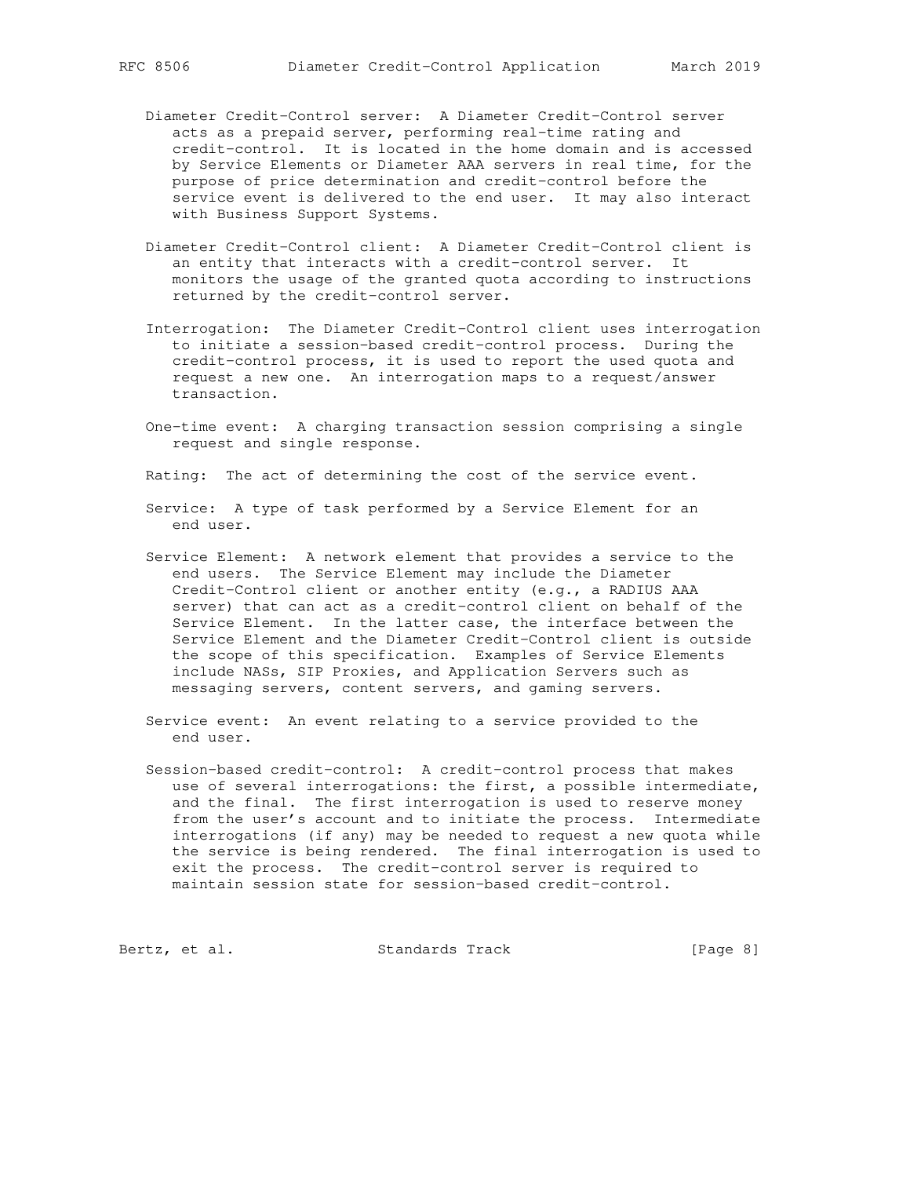Diameter Credit-Control server: A Diameter Credit-Control server acts as a prepaid server, performing real-time rating and credit-control. It is located in the home domain and is accessed by Service Elements or Diameter AAA servers in real time, for the purpose of price determination and credit-control before the service event is delivered to the end user. It may also interact with Business Support Systems.

Diameter Credit-Control client: A Diameter Credit-Control client is an entity that interacts with a credit-control server. It monitors the usage of the granted quota according to instructions returned by the credit-control server.

Interrogation: The Diameter Credit-Control client uses interrogation to initiate a session-based credit-control process. During the credit-control process, it is used to report the used quota and request a new one. An interrogation maps to a request/answer transaction.

One-time event: A charging transaction session comprising a single request and single response.

Rating: The act of determining the cost of the service event.

Service: A type of task performed by a Service Element for an end user.

Service Element: A network element that provides a service to the end users. The Service Element may include the Diameter Credit-Control client or another entity (e.g., a RADIUS AAA server) that can act as a credit-control client on behalf of the Service Element. In the latter case, the interface between the Service Element and the Diameter Credit-Control client is outside the scope of this specification. Examples of Service Elements include NASs, SIP Proxies, and Application Servers such as messaging servers, content servers, and gaming servers.

Service event: An event relating to a service provided to the end user.

Session-based credit-control: A credit-control process that makes use of several interrogations: the first, a possible intermediate, and the final. The first interrogation is used to reserve money from the user's account and to initiate the process. Intermediate interrogations (if any) may be needed to request a new quota while the service is being rendered. The final interrogation is used to exit the process. The credit-control server is required to maintain session state for session-based credit-control.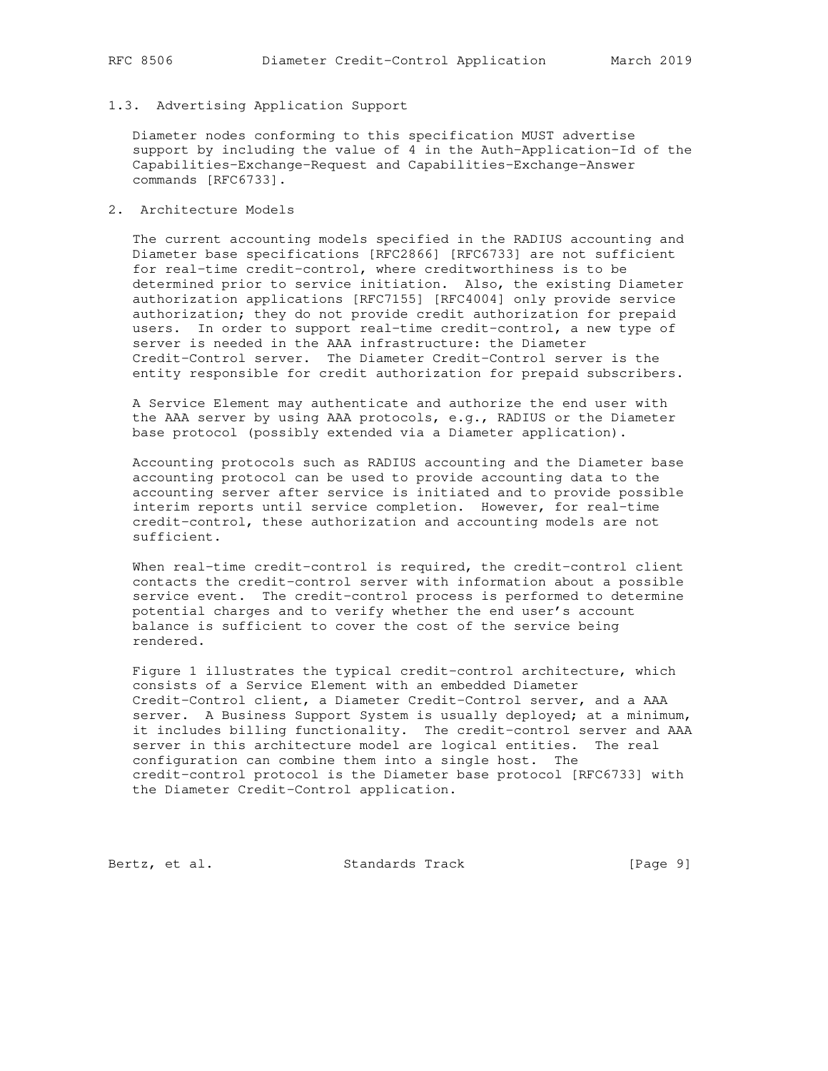### 1.3. Advertising Application Support

Diameter nodes conforming to this specification MUST advertise support by including the value of 4 in the Auth-Application-Id of the Capabilities-Exchange-Request and Capabilities-Exchange-Answer commands [RFC6733].

## 2. Architecture Models

The current accounting models specified in the RADIUS accounting and Diameter base specifications [RFC2866] [RFC6733] are not sufficient for real-time credit-control, where creditworthiness is to be determined prior to service initiation. Also, the existing Diameter authorization applications [RFC7155] [RFC4004] only provide service authorization; they do not provide credit authorization for prepaid users. In order to support real-time credit-control, a new type of server is needed in the AAA infrastructure: the Diameter Credit-Control server. The Diameter Credit-Control server is the entity responsible for credit authorization for prepaid subscribers.

A Service Element may authenticate and authorize the end user with the AAA server by using AAA protocols, e.g., RADIUS or the Diameter base protocol (possibly extended via a Diameter application).

Accounting protocols such as RADIUS accounting and the Diameter base accounting protocol can be used to provide accounting data to the accounting server after service is initiated and to provide possible interim reports until service completion. However, for real-time credit-control, these authorization and accounting models are not sufficient.

When real-time credit-control is required, the credit-control client contacts the credit-control server with information about a possible service event. The credit-control process is performed to determine potential charges and to verify whether the end user's account balance is sufficient to cover the cost of the service being rendered.

Figure 1 illustrates the typical credit-control architecture, which consists of a Service Element with an embedded Diameter Credit-Control client, a Diameter Credit-Control server, and a AAA server. A Business Support System is usually deployed; at a minimum, it includes billing functionality. The credit-control server and AAA server in this architecture model are logical entities. The real configuration can combine them into a single host. The credit-control protocol is the Diameter base protocol [RFC6733] with the Diameter Credit-Control application.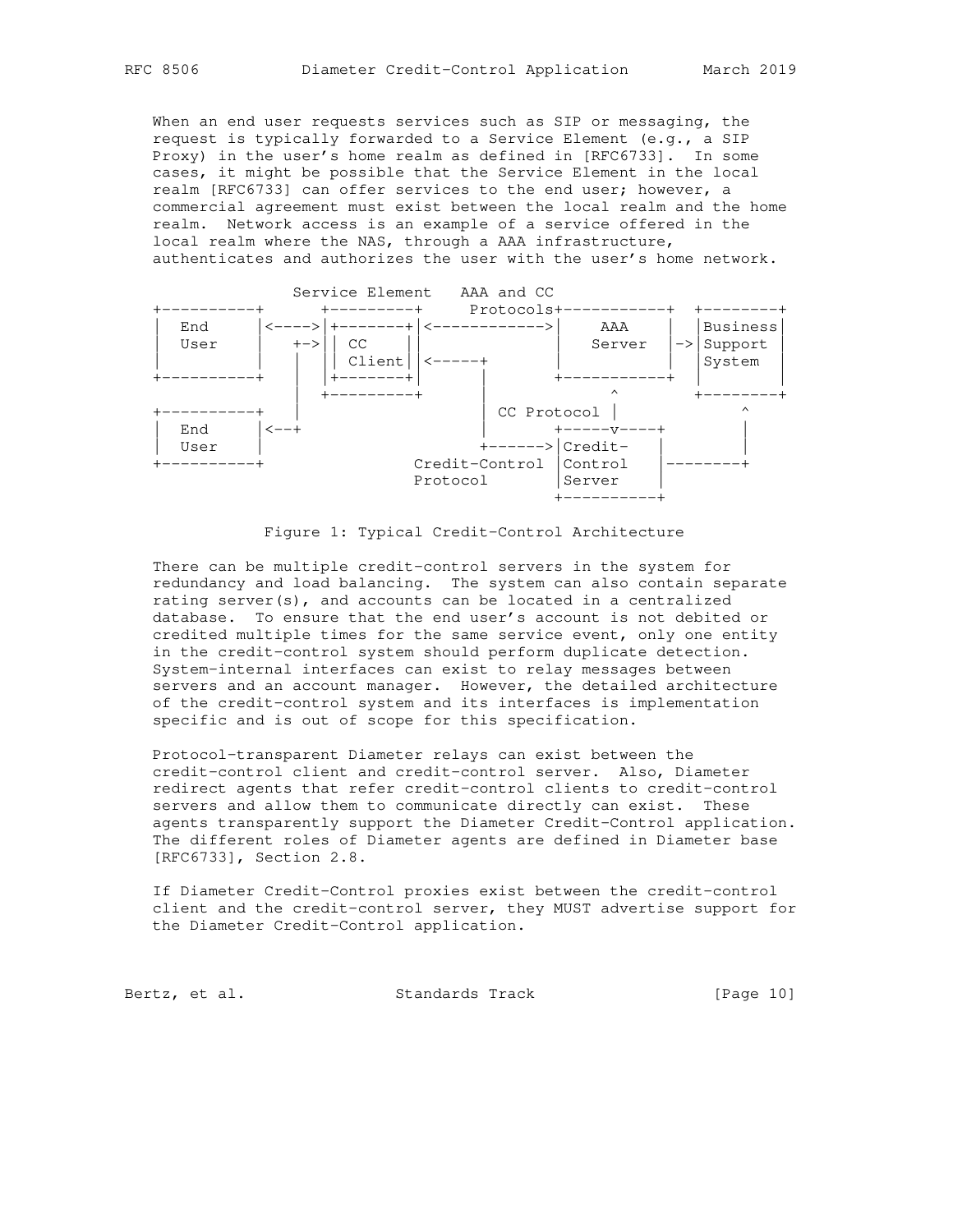When an end user requests services such as SIP or messaging, the request is typically forwarded to a Service Element (e.g., a SIP Proxy) in the user's home realm as defined in [RFC6733]. In some cases, it might be possible that the Service Element in the local realm [RFC6733] can offer services to the end user; however, a commercial agreement must exist between the local realm and the home realm. Network access is an example of a service offered in the local realm where the NAS, through a AAA infrastructure, authenticates and authorizes the user with the user's home network.

```
                     Service Element   AAA and CC
+----------+      +---------+       Protocols+-----------+  +--------+
|  End     |<---->|+-------+|<------------>|    AAA    |  |Business|
|  User    |    +->|| CC    ||              |   Server  |->|Support |
|          |    |  || Client||<-----+       |           |  |System  |
+----------+    |  |+-------+|      |       +-----------+  |        |
                |  +---------+      |             ^      +--------+
+----------+    |                   | CC Protocol |           ^
|  End     |<--+                   |       +-----v----+      |
|  User    |                        +------>|Credit-   |      |
+----------+                  Credit-Control |Control   |--------+
                              Protocol       |Server    |
                                             +----------+
```

Figure 1: Typical Credit-Control Architecture

There can be multiple credit-control servers in the system for redundancy and load balancing. The system can also contain separate rating server(s), and accounts can be located in a centralized database. To ensure that the end user's account is not debited or credited multiple times for the same service event, only one entity in the credit-control system should perform duplicate detection. System-internal interfaces can exist to relay messages between servers and an account manager. However, the detailed architecture of the credit-control system and its interfaces is implementation specific and is out of scope for this specification.

Protocol-transparent Diameter relays can exist between the credit-control client and credit-control server. Also, Diameter redirect agents that refer credit-control clients to credit-control servers and allow them to communicate directly can exist. These agents transparently support the Diameter Credit-Control application. The different roles of Diameter agents are defined in Diameter base [RFC6733], Section 2.8.

If Diameter Credit-Control proxies exist between the credit-control client and the credit-control server, they MUST advertise support for the Diameter Credit-Control application.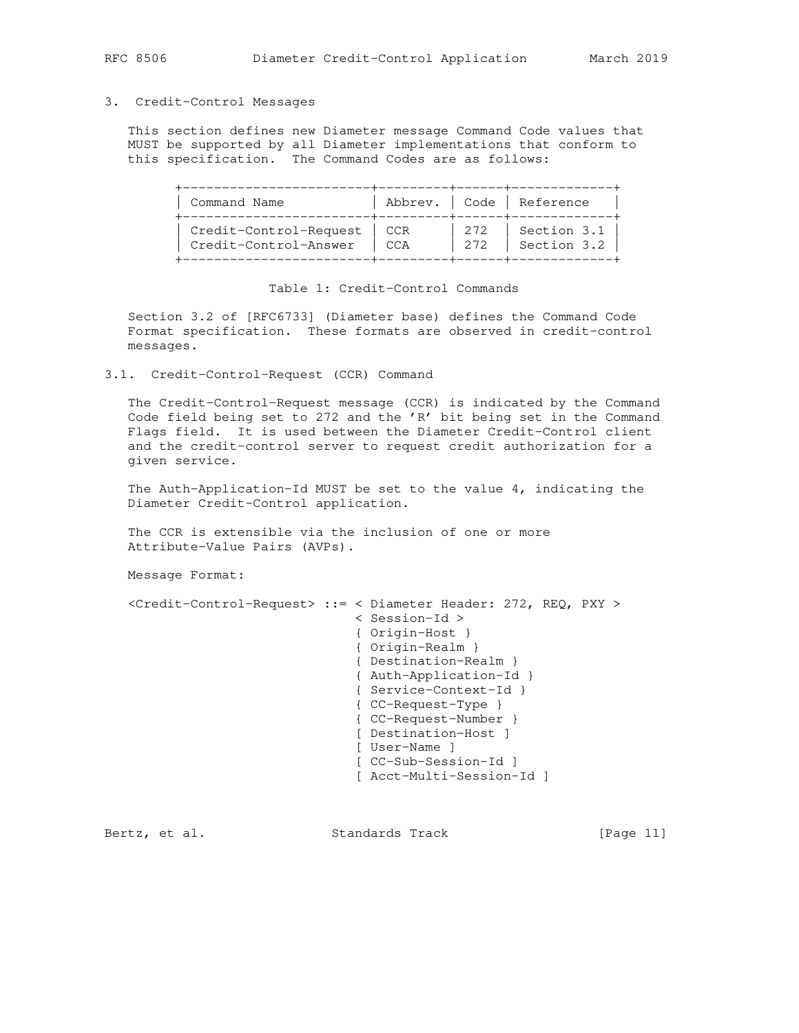## 3. Credit-Control Messages

This section defines new Diameter message Command Code values that MUST be supported by all Diameter implementations that conform to this specification. The Command Codes are as follows:

| Command Name | Abbrev. | Code | Reference |
|---|---|---|---|
| Credit-Control-Request | CCR | 272 | Section 3.1 |
| Credit-Control-Answer | CCA | 272 | Section 3.2 |

Table 1: Credit-Control Commands

Section 3.2 of [RFC6733] (Diameter base) defines the Command Code Format specification. These formats are observed in credit-control messages.

### 3.1. Credit-Control-Request (CCR) Command

The Credit-Control-Request message (CCR) is indicated by the Command Code field being set to 272 and the 'R' bit being set in the Command Flags field. It is used between the Diameter Credit-Control client and the credit-control server to request credit authorization for a given service.

The Auth-Application-Id MUST be set to the value 4, indicating the Diameter Credit-Control application.

The CCR is extensible via the inclusion of one or more Attribute-Value Pairs (AVPs).

Message Format:

```
<Credit-Control-Request> ::= < Diameter Header: 272, REQ, PXY >
                             < Session-Id >
                             { Origin-Host }
                             { Origin-Realm }
                             { Destination-Realm }
                             { Auth-Application-Id }
                             { Service-Context-Id }
                             { CC-Request-Type }
                             { CC-Request-Number }
                             [ Destination-Host ]
                             [ User-Name ]
                             [ CC-Sub-Session-Id ]
                             [ Acct-Multi-Session-Id ]
```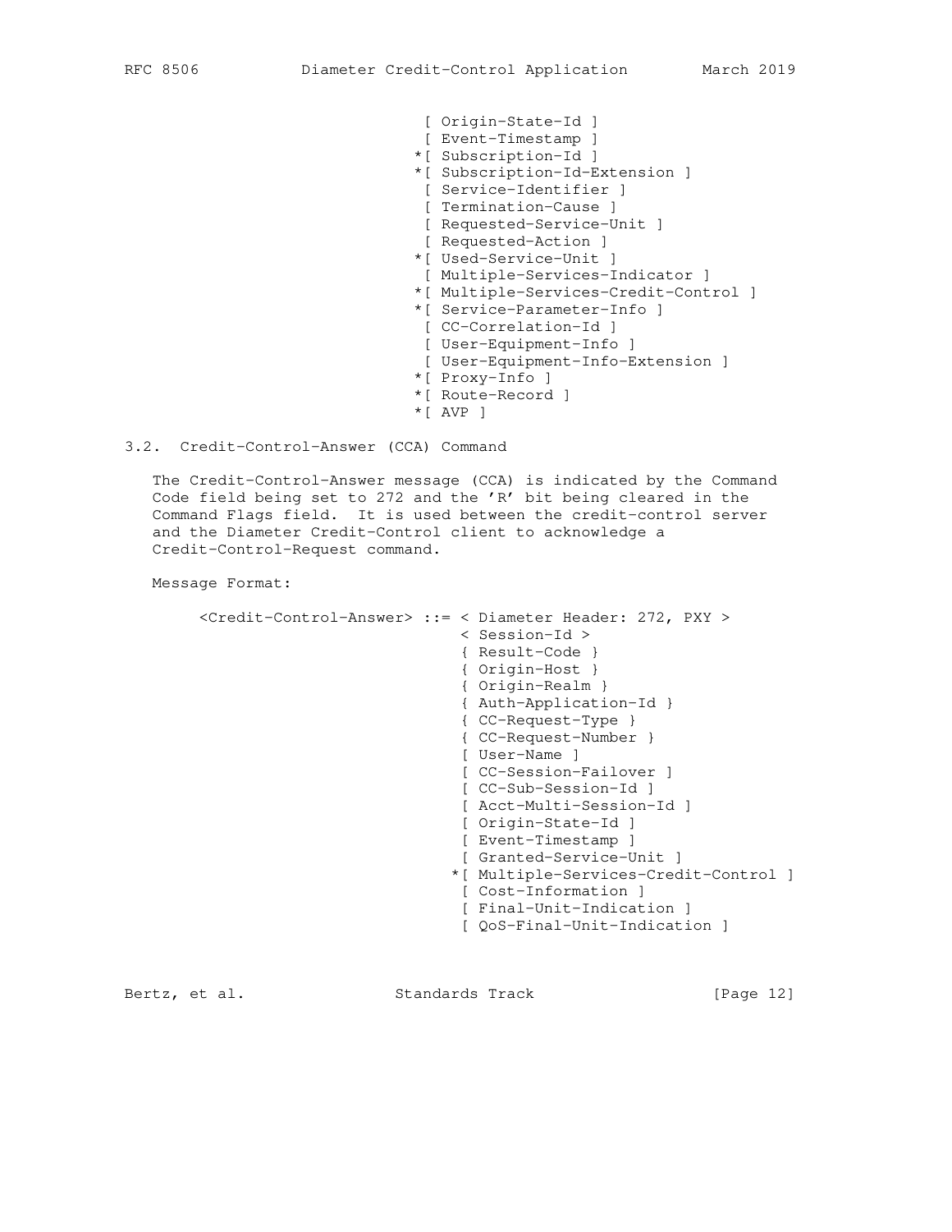```
                                 [ Origin-State-Id ]
                                 [ Event-Timestamp ]
                                *[ Subscription-Id ]
                                *[ Subscription-Id-Extension ]
                                 [ Service-Identifier ]
                                 [ Termination-Cause ]
                                 [ Requested-Service-Unit ]
                                 [ Requested-Action ]
                                *[ Used-Service-Unit ]
                                 [ Multiple-Services-Indicator ]
                                *[ Multiple-Services-Credit-Control ]
                                *[ Service-Parameter-Info ]
                                 [ CC-Correlation-Id ]
                                 [ User-Equipment-Info ]
                                 [ User-Equipment-Info-Extension ]
                                *[ Proxy-Info ]
                                *[ Route-Record ]
                                *[ AVP ]
```

### 3.2. Credit-Control-Answer (CCA) Command

The Credit-Control-Answer message (CCA) is indicated by the Command Code field being set to 272 and the 'R' bit being cleared in the Command Flags field. It is used between the credit-control server and the Diameter Credit-Control client to acknowledge a Credit-Control-Request command.

Message Format:

```
      <Credit-Control-Answer> ::= < Diameter Header: 272, PXY >
                                  < Session-Id >
                                  { Result-Code }
                                  { Origin-Host }
                                  { Origin-Realm }
                                  { Auth-Application-Id }
                                  { CC-Request-Type }
                                  { CC-Request-Number }
                                  [ User-Name ]
                                  [ CC-Session-Failover ]
                                  [ CC-Sub-Session-Id ]
                                  [ Acct-Multi-Session-Id ]
                                  [ Origin-State-Id ]
                                  [ Event-Timestamp ]
                                  [ Granted-Service-Unit ]
                                 *[ Multiple-Services-Credit-Control ]
                                  [ Cost-Information ]
                                  [ Final-Unit-Indication ]
                                  [ QoS-Final-Unit-Indication ]
```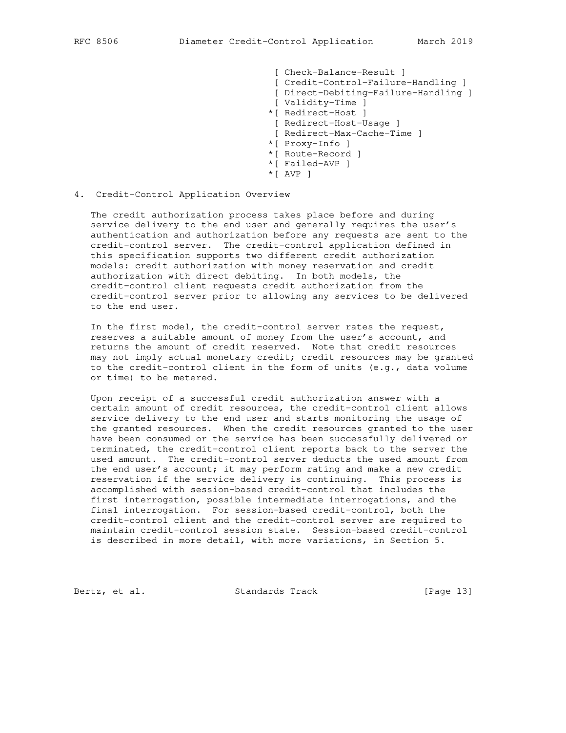```
                                 [ Check-Balance-Result ]
                                 [ Credit-Control-Failure-Handling ]
                                 [ Direct-Debiting-Failure-Handling ]
                                 [ Validity-Time ]
                                *[ Redirect-Host ]
                                 [ Redirect-Host-Usage ]
                                 [ Redirect-Max-Cache-Time ]
                                *[ Proxy-Info ]
                                *[ Route-Record ]
                                *[ Failed-AVP ]
                                *[ AVP ]
```

## 4. Credit-Control Application Overview

The credit authorization process takes place before and during service delivery to the end user and generally requires the user's authentication and authorization before any requests are sent to the credit-control server. The credit-control application defined in this specification supports two different credit authorization models: credit authorization with money reservation and credit authorization with direct debiting. In both models, the credit-control client requests credit authorization from the credit-control server prior to allowing any services to be delivered to the end user.

In the first model, the credit-control server rates the request, reserves a suitable amount of money from the user's account, and returns the amount of credit reserved. Note that credit resources may not imply actual monetary credit; credit resources may be granted to the credit-control client in the form of units (e.g., data volume or time) to be metered.

Upon receipt of a successful credit authorization answer with a certain amount of credit resources, the credit-control client allows service delivery to the end user and starts monitoring the usage of the granted resources. When the credit resources granted to the user have been consumed or the service has been successfully delivered or terminated, the credit-control client reports back to the server the used amount. The credit-control server deducts the used amount from the end user's account; it may perform rating and make a new credit reservation if the service delivery is continuing. This process is accomplished with session-based credit-control that includes the first interrogation, possible intermediate interrogations, and the final interrogation. For session-based credit-control, both the credit-control client and the credit-control server are required to maintain credit-control session state. Session-based credit-control is described in more detail, with more variations, in Section 5.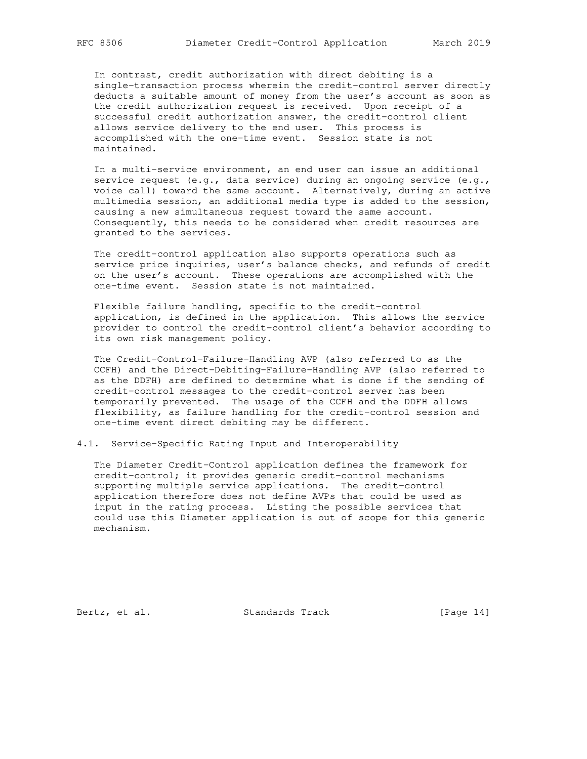In contrast, credit authorization with direct debiting is a single-transaction process wherein the credit-control server directly deducts a suitable amount of money from the user's account as soon as the credit authorization request is received. Upon receipt of a successful credit authorization answer, the credit-control client allows service delivery to the end user. This process is accomplished with the one-time event. Session state is not maintained.

In a multi-service environment, an end user can issue an additional service request (e.g., data service) during an ongoing service (e.g., voice call) toward the same account. Alternatively, during an active multimedia session, an additional media type is added to the session, causing a new simultaneous request toward the same account. Consequently, this needs to be considered when credit resources are granted to the services.

The credit-control application also supports operations such as service price inquiries, user's balance checks, and refunds of credit on the user's account. These operations are accomplished with the one-time event. Session state is not maintained.

Flexible failure handling, specific to the credit-control application, is defined in the application. This allows the service provider to control the credit-control client's behavior according to its own risk management policy.

The Credit-Control-Failure-Handling AVP (also referred to as the CCFH) and the Direct-Debiting-Failure-Handling AVP (also referred to as the DDFH) are defined to determine what is done if the sending of credit-control messages to the credit-control server has been temporarily prevented. The usage of the CCFH and the DDFH allows flexibility, as failure handling for the credit-control session and one-time event direct debiting may be different.

### 4.1. Service-Specific Rating Input and Interoperability

The Diameter Credit-Control application defines the framework for credit-control; it provides generic credit-control mechanisms supporting multiple service applications. The credit-control application therefore does not define AVPs that could be used as input in the rating process. Listing the possible services that could use this Diameter application is out of scope for this generic mechanism.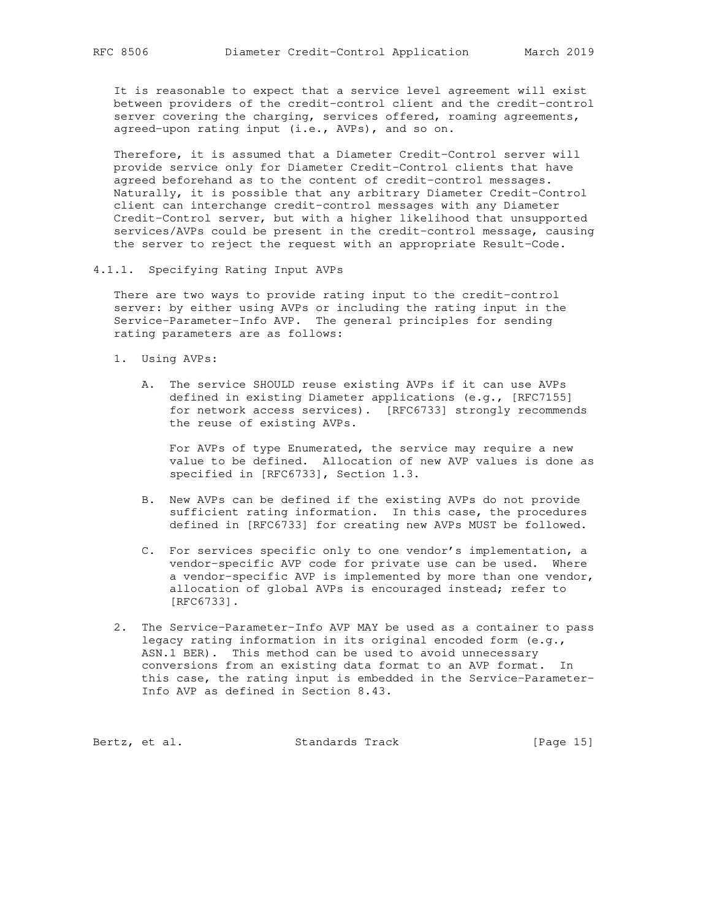It is reasonable to expect that a service level agreement will exist between providers of the credit-control client and the credit-control server covering the charging, services offered, roaming agreements, agreed-upon rating input (i.e., AVPs), and so on.

Therefore, it is assumed that a Diameter Credit-Control server will provide service only for Diameter Credit-Control clients that have agreed beforehand as to the content of credit-control messages. Naturally, it is possible that any arbitrary Diameter Credit-Control client can interchange credit-control messages with any Diameter Credit-Control server, but with a higher likelihood that unsupported services/AVPs could be present in the credit-control message, causing the server to reject the request with an appropriate Result-Code.

#### 4.1.1. Specifying Rating Input AVPs

There are two ways to provide rating input to the credit-control server: by either using AVPs or including the rating input in the Service-Parameter-Info AVP. The general principles for sending rating parameters are as follows:

1. Using AVPs:

   A. The service SHOULD reuse existing AVPs if it can use AVPs defined in existing Diameter applications (e.g., [RFC7155] for network access services). [RFC6733] strongly recommends the reuse of existing AVPs.

      For AVPs of type Enumerated, the service may require a new value to be defined. Allocation of new AVP values is done as specified in [RFC6733], Section 1.3.

   B. New AVPs can be defined if the existing AVPs do not provide sufficient rating information. In this case, the procedures defined in [RFC6733] for creating new AVPs MUST be followed.

   C. For services specific only to one vendor's implementation, a vendor-specific AVP code for private use can be used. Where a vendor-specific AVP is implemented by more than one vendor, allocation of global AVPs is encouraged instead; refer to [RFC6733].

2. The Service-Parameter-Info AVP MAY be used as a container to pass legacy rating information in its original encoded form (e.g., ASN.1 BER). This method can be used to avoid unnecessary conversions from an existing data format to an AVP format. In this case, the rating input is embedded in the Service-Parameter-Info AVP as defined in Section 8.43.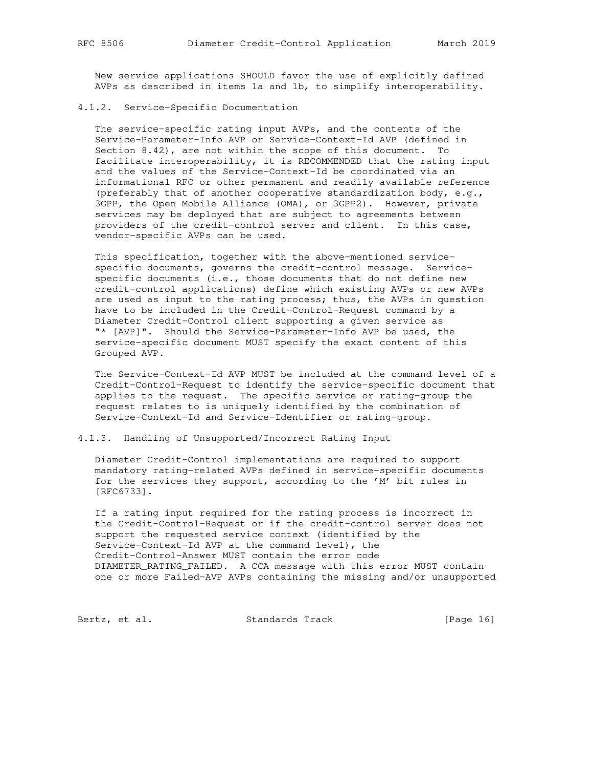New service applications SHOULD favor the use of explicitly defined AVPs as described in items 1a and 1b, to simplify interoperability.

### 4.1.2. Service-Specific Documentation

The service-specific rating input AVPs, and the contents of the Service-Parameter-Info AVP or Service-Context-Id AVP (defined in Section 8.42), are not within the scope of this document. To facilitate interoperability, it is RECOMMENDED that the rating input and the values of the Service-Context-Id be coordinated via an informational RFC or other permanent and readily available reference (preferably that of another cooperative standardization body, e.g., 3GPP, the Open Mobile Alliance (OMA), or 3GPP2). However, private services may be deployed that are subject to agreements between providers of the credit-control server and client. In this case, vendor-specific AVPs can be used.

This specification, together with the above-mentioned service-specific documents, governs the credit-control message. Service-specific documents (i.e., those documents that do not define new credit-control applications) define which existing AVPs or new AVPs are used as input to the rating process; thus, the AVPs in question have to be included in the Credit-Control-Request command by a Diameter Credit-Control client supporting a given service as "* [AVP]". Should the Service-Parameter-Info AVP be used, the service-specific document MUST specify the exact content of this Grouped AVP.

The Service-Context-Id AVP MUST be included at the command level of a Credit-Control-Request to identify the service-specific document that applies to the request. The specific service or rating-group the request relates to is uniquely identified by the combination of Service-Context-Id and Service-Identifier or rating-group.

### 4.1.3. Handling of Unsupported/Incorrect Rating Input

Diameter Credit-Control implementations are required to support mandatory rating-related AVPs defined in service-specific documents for the services they support, according to the 'M' bit rules in [RFC6733].

If a rating input required for the rating process is incorrect in the Credit-Control-Request or if the credit-control server does not support the requested service context (identified by the Service-Context-Id AVP at the command level), the Credit-Control-Answer MUST contain the error code DIAMETER_RATING_FAILED. A CCA message with this error MUST contain one or more Failed-AVP AVPs containing the missing and/or unsupported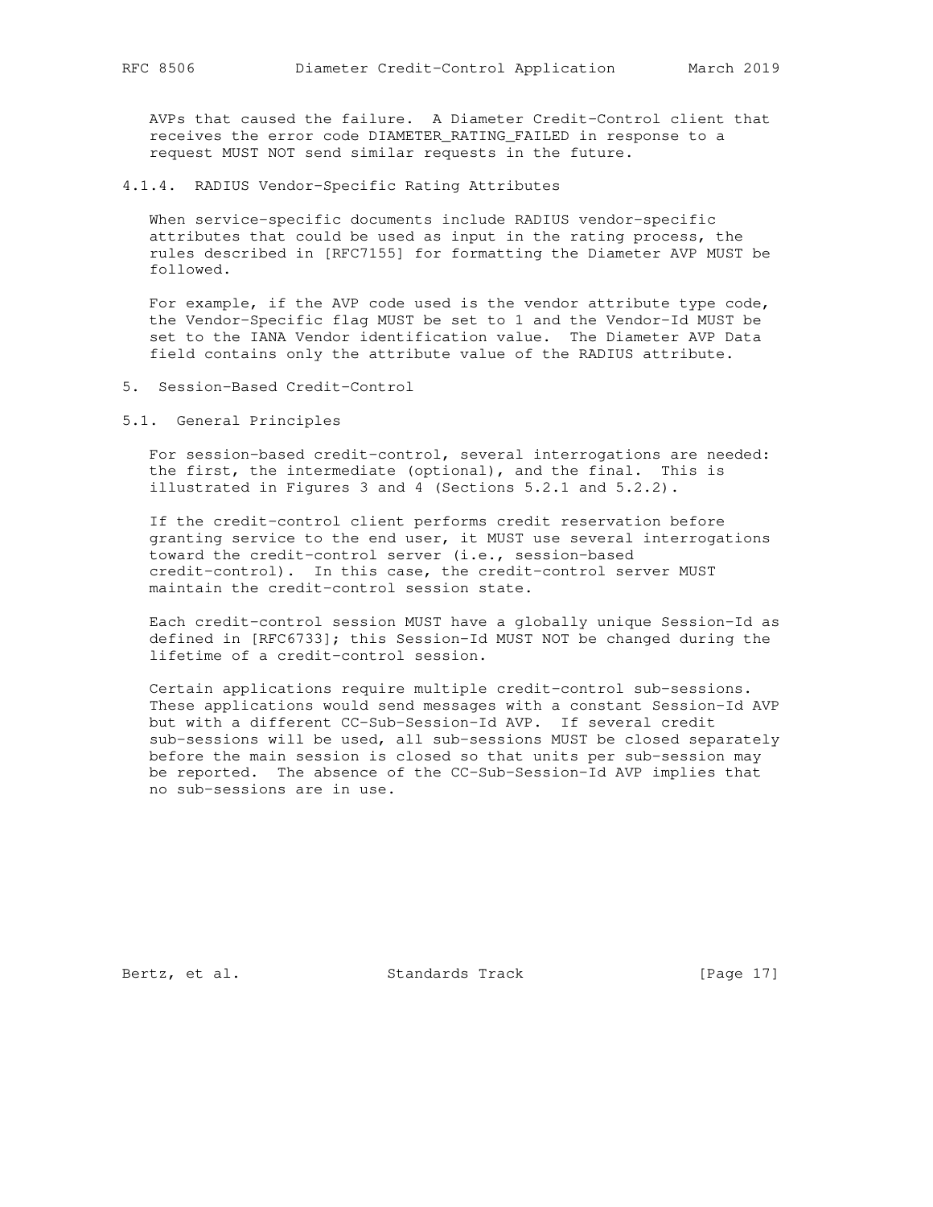AVPs that caused the failure. A Diameter Credit-Control client that receives the error code DIAMETER_RATING_FAILED in response to a request MUST NOT send similar requests in the future.

#### 4.1.4. RADIUS Vendor-Specific Rating Attributes

When service-specific documents include RADIUS vendor-specific attributes that could be used as input in the rating process, the rules described in [RFC7155] for formatting the Diameter AVP MUST be followed.

For example, if the AVP code used is the vendor attribute type code, the Vendor-Specific flag MUST be set to 1 and the Vendor-Id MUST be set to the IANA Vendor identification value. The Diameter AVP Data field contains only the attribute value of the RADIUS attribute.

## 5. Session-Based Credit-Control

### 5.1. General Principles

For session-based credit-control, several interrogations are needed: the first, the intermediate (optional), and the final. This is illustrated in Figures 3 and 4 (Sections 5.2.1 and 5.2.2).

If the credit-control client performs credit reservation before granting service to the end user, it MUST use several interrogations toward the credit-control server (i.e., session-based credit-control). In this case, the credit-control server MUST maintain the credit-control session state.

Each credit-control session MUST have a globally unique Session-Id as defined in [RFC6733]; this Session-Id MUST NOT be changed during the lifetime of a credit-control session.

Certain applications require multiple credit-control sub-sessions. These applications would send messages with a constant Session-Id AVP but with a different CC-Sub-Session-Id AVP. If several credit sub-sessions will be used, all sub-sessions MUST be closed separately before the main session is closed so that units per sub-session may be reported. The absence of the CC-Sub-Session-Id AVP implies that no sub-sessions are in use.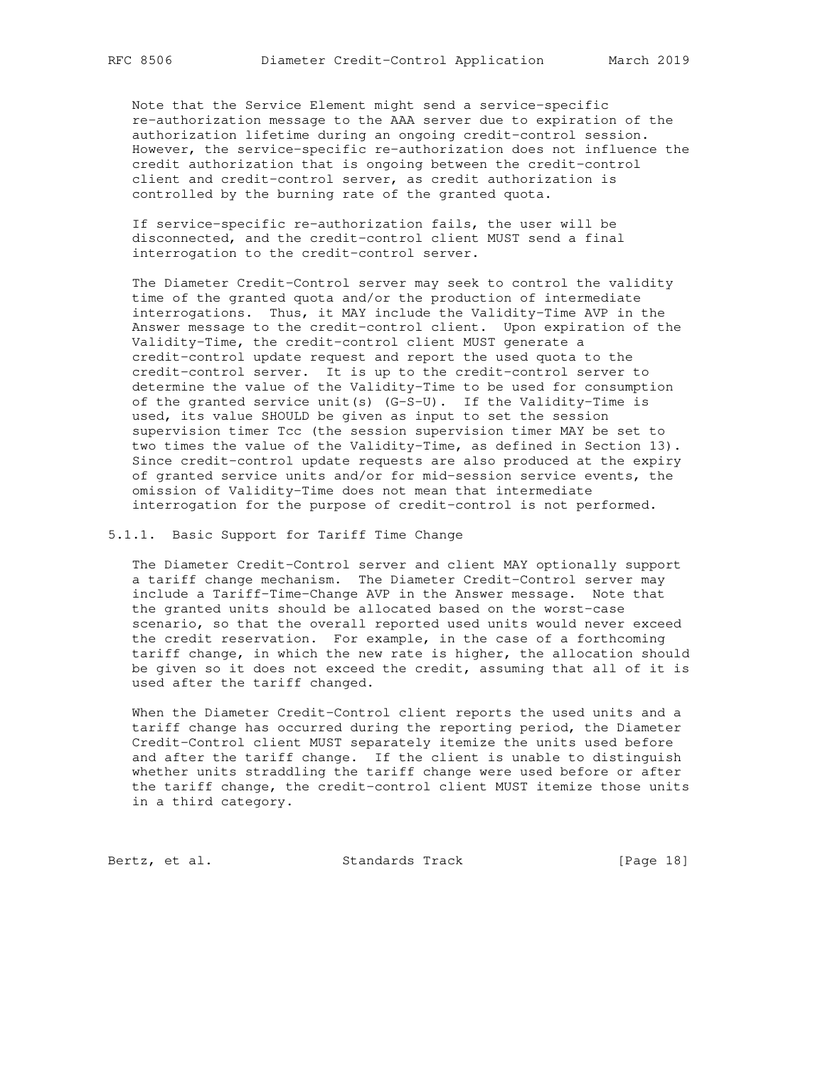Note that the Service Element might send a service-specific re-authorization message to the AAA server due to expiration of the authorization lifetime during an ongoing credit-control session. However, the service-specific re-authorization does not influence the credit authorization that is ongoing between the credit-control client and credit-control server, as credit authorization is controlled by the burning rate of the granted quota.

If service-specific re-authorization fails, the user will be disconnected, and the credit-control client MUST send a final interrogation to the credit-control server.

The Diameter Credit-Control server may seek to control the validity time of the granted quota and/or the production of intermediate interrogations. Thus, it MAY include the Validity-Time AVP in the Answer message to the credit-control client. Upon expiration of the Validity-Time, the credit-control client MUST generate a credit-control update request and report the used quota to the credit-control server. It is up to the credit-control server to determine the value of the Validity-Time to be used for consumption of the granted service unit(s) (G-S-U). If the Validity-Time is used, its value SHOULD be given as input to set the session supervision timer Tcc (the session supervision timer MAY be set to two times the value of the Validity-Time, as defined in Section 13). Since credit-control update requests are also produced at the expiry of granted service units and/or for mid-session service events, the omission of Validity-Time does not mean that intermediate interrogation for the purpose of credit-control is not performed.

### 5.1.1. Basic Support for Tariff Time Change

The Diameter Credit-Control server and client MAY optionally support a tariff change mechanism. The Diameter Credit-Control server may include a Tariff-Time-Change AVP in the Answer message. Note that the granted units should be allocated based on the worst-case scenario, so that the overall reported used units would never exceed the credit reservation. For example, in the case of a forthcoming tariff change, in which the new rate is higher, the allocation should be given so it does not exceed the credit, assuming that all of it is used after the tariff changed.

When the Diameter Credit-Control client reports the used units and a tariff change has occurred during the reporting period, the Diameter Credit-Control client MUST separately itemize the units used before and after the tariff change. If the client is unable to distinguish whether units straddling the tariff change were used before or after the tariff change, the credit-control client MUST itemize those units in a third category.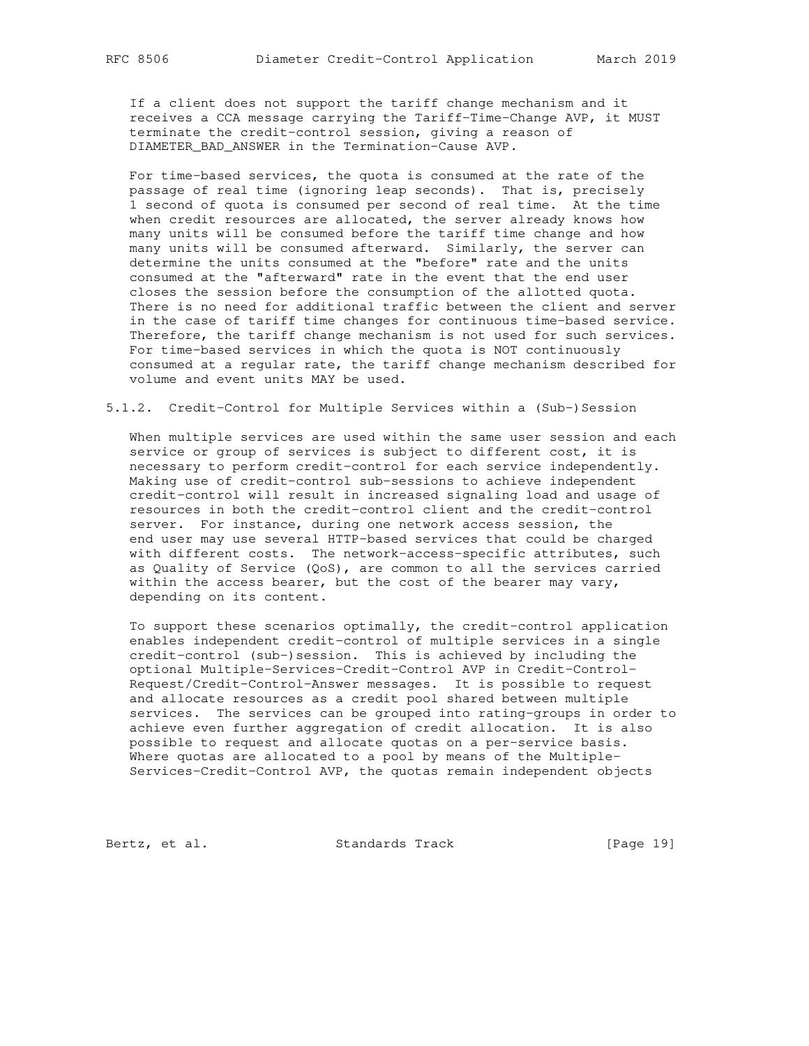If a client does not support the tariff change mechanism and it receives a CCA message carrying the Tariff-Time-Change AVP, it MUST terminate the credit-control session, giving a reason of DIAMETER_BAD_ANSWER in the Termination-Cause AVP.

For time-based services, the quota is consumed at the rate of the passage of real time (ignoring leap seconds). That is, precisely 1 second of quota is consumed per second of real time. At the time when credit resources are allocated, the server already knows how many units will be consumed before the tariff time change and how many units will be consumed afterward. Similarly, the server can determine the units consumed at the "before" rate and the units consumed at the "afterward" rate in the event that the end user closes the session before the consumption of the allotted quota. There is no need for additional traffic between the client and server in the case of tariff time changes for continuous time-based service. Therefore, the tariff change mechanism is not used for such services. For time-based services in which the quota is NOT continuously consumed at a regular rate, the tariff change mechanism described for volume and event units MAY be used.

### 5.1.2. Credit-Control for Multiple Services within a (Sub-)Session

When multiple services are used within the same user session and each service or group of services is subject to different cost, it is necessary to perform credit-control for each service independently. Making use of credit-control sub-sessions to achieve independent credit-control will result in increased signaling load and usage of resources in both the credit-control client and the credit-control server. For instance, during one network access session, the end user may use several HTTP-based services that could be charged with different costs. The network-access-specific attributes, such as Quality of Service (QoS), are common to all the services carried within the access bearer, but the cost of the bearer may vary, depending on its content.

To support these scenarios optimally, the credit-control application enables independent credit-control of multiple services in a single credit-control (sub-)session. This is achieved by including the optional Multiple-Services-Credit-Control AVP in Credit-Control-Request/Credit-Control-Answer messages. It is possible to request and allocate resources as a credit pool shared between multiple services. The services can be grouped into rating-groups in order to achieve even further aggregation of credit allocation. It is also possible to request and allocate quotas on a per-service basis. Where quotas are allocated to a pool by means of the Multiple-Services-Credit-Control AVP, the quotas remain independent objects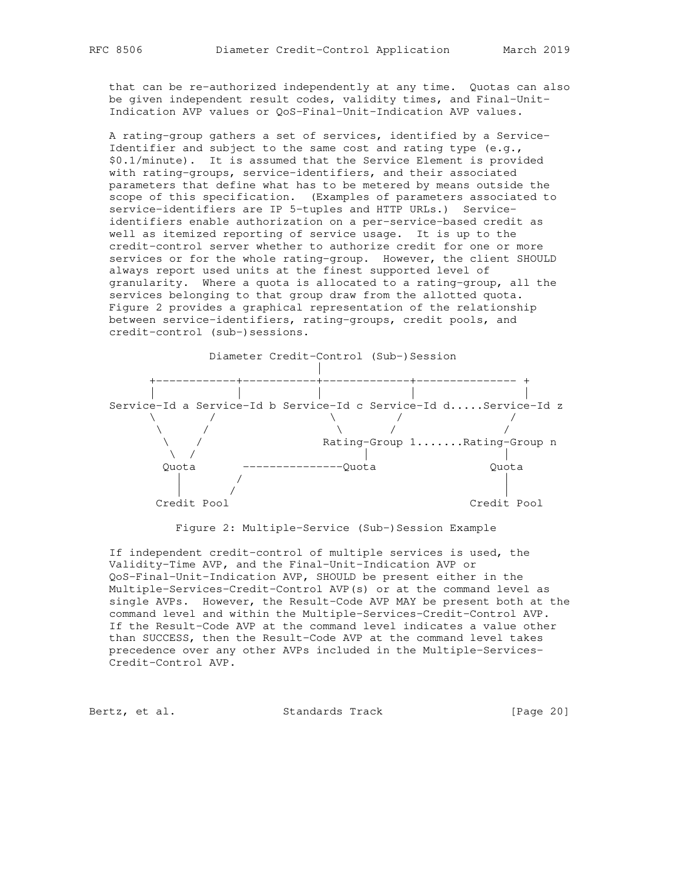that can be re-authorized independently at any time. Quotas can also be given independent result codes, validity times, and Final-Unit-Indication AVP values or QoS-Final-Unit-Indication AVP values.

A rating-group gathers a set of services, identified by a Service-Identifier and subject to the same cost and rating type (e.g., $0.1/minute). It is assumed that the Service Element is provided with rating-groups, service-identifiers, and their associated parameters that define what has to be metered by means outside the scope of this specification. (Examples of parameters associated to service-identifiers are IP 5-tuples and HTTP URLs.) Service-identifiers enable authorization on a per-service-based credit as well as itemized reporting of service usage. It is up to the credit-control server whether to authorize credit for one or more services or for the whole rating-group. However, the client SHOULD always report used units at the finest supported level of granularity. Where a quota is allocated to a rating-group, all the services belonging to that group draw from the allotted quota. Figure 2 provides a graphical representation of the relationship between service-identifiers, rating-groups, credit pools, and credit-control (sub-)sessions.

```
               Diameter Credit-Control (Sub-)Session
                               |
      +------------+-----------+-------------+--------------- +
      |            |           |             |                |
Service-Id a Service-Id b Service-Id c Service-Id d.....Service-Id z
      \          /               \           /                /
       \        /                 \         /                /
        \      /                 Rating-Group 1.......Rating-Group n
         \    /                        |                    |
        Quota       ---------------Quota                  Quota
          |           /                                     |
          |          /                                      |
       Credit Pool                                      Credit Pool
```

Figure 2: Multiple-Service (Sub-)Session Example

If independent credit-control of multiple services is used, the Validity-Time AVP, and the Final-Unit-Indication AVP or QoS-Final-Unit-Indication AVP, SHOULD be present either in the Multiple-Services-Credit-Control AVP(s) or at the command level as single AVPs. However, the Result-Code AVP MAY be present both at the command level and within the Multiple-Services-Credit-Control AVP. If the Result-Code AVP at the command level indicates a value other than SUCCESS, then the Result-Code AVP at the command level takes precedence over any other AVPs included in the Multiple-Services-Credit-Control AVP.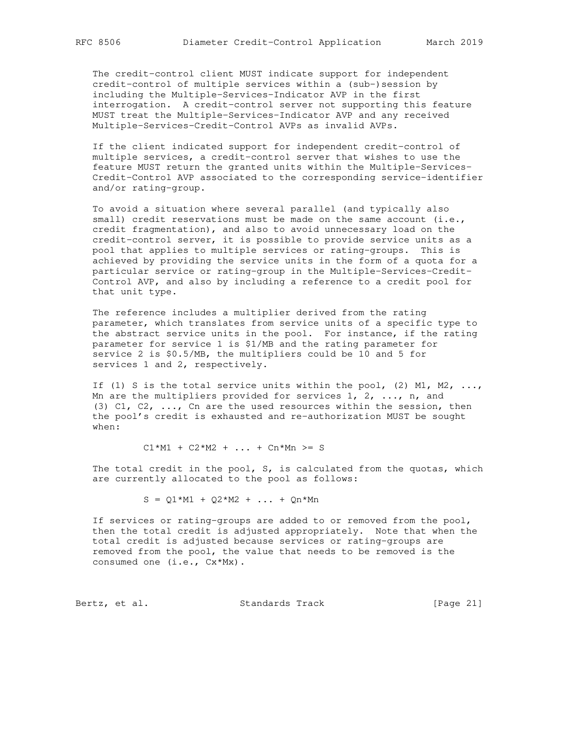The credit-control client MUST indicate support for independent credit-control of multiple services within a (sub-)session by including the Multiple-Services-Indicator AVP in the first interrogation. A credit-control server not supporting this feature MUST treat the Multiple-Services-Indicator AVP and any received Multiple-Services-Credit-Control AVPs as invalid AVPs.

If the client indicated support for independent credit-control of multiple services, a credit-control server that wishes to use the feature MUST return the granted units within the Multiple-Services-Credit-Control AVP associated to the corresponding service-identifier and/or rating-group.

To avoid a situation where several parallel (and typically also small) credit reservations must be made on the same account (i.e., credit fragmentation), and also to avoid unnecessary load on the credit-control server, it is possible to provide service units as a pool that applies to multiple services or rating-groups. This is achieved by providing the service units in the form of a quota for a particular service or rating-group in the Multiple-Services-Credit-Control AVP, and also by including a reference to a credit pool for that unit type.

The reference includes a multiplier derived from the rating parameter, which translates from service units of a specific type to the abstract service units in the pool. For instance, if the rating parameter for service 1 is $1/MB and the rating parameter for service 2 is $0.5/MB, the multipliers could be 10 and 5 for services 1 and 2, respectively.

If (1) S is the total service units within the pool, (2) $M1, M2, \ldots, Mn$ are the multipliers provided for services 1, 2, ..., n, and (3) $C1, C2, \ldots, Cn$ are the used resources within the session, then the pool's credit is exhausted and re-authorization MUST be sought when:

$$C1*M1 + C2*M2 + \ldots + Cn*Mn \geq S$$

The total credit in the pool, S, is calculated from the quotas, which are currently allocated to the pool as follows:

$$S = Q1*M1 + Q2*M2 + \ldots + Qn*Mn$$

If services or rating-groups are added to or removed from the pool, then the total credit is adjusted appropriately. Note that when the total credit is adjusted because services or rating-groups are removed from the pool, the value that needs to be removed is the consumed one (i.e., $Cx*Mx$).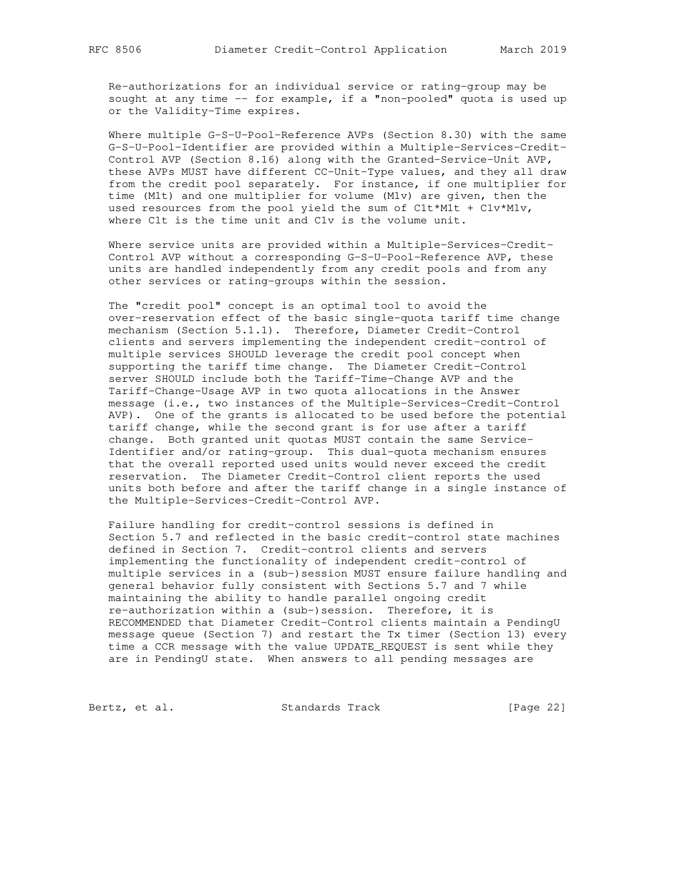Re-authorizations for an individual service or rating-group may be sought at any time -- for example, if a "non-pooled" quota is used up or the Validity-Time expires.

Where multiple G-S-U-Pool-Reference AVPs (Section 8.30) with the same G-S-U-Pool-Identifier are provided within a Multiple-Services-Credit-Control AVP (Section 8.16) along with the Granted-Service-Unit AVP, these AVPs MUST have different CC-Unit-Type values, and they all draw from the credit pool separately. For instance, if one multiplier for time (M1t) and one multiplier for volume (M1v) are given, then the used resources from the pool yield the sum of C1t*M1t + C1v*M1v, where C1t is the time unit and C1v is the volume unit.

Where service units are provided within a Multiple-Services-Credit-Control AVP without a corresponding G-S-U-Pool-Reference AVP, these units are handled independently from any credit pools and from any other services or rating-groups within the session.

The "credit pool" concept is an optimal tool to avoid the over-reservation effect of the basic single-quota tariff time change mechanism (Section 5.1.1). Therefore, Diameter Credit-Control clients and servers implementing the independent credit-control of multiple services SHOULD leverage the credit pool concept when supporting the tariff time change. The Diameter Credit-Control server SHOULD include both the Tariff-Time-Change AVP and the Tariff-Change-Usage AVP in two quota allocations in the Answer message (i.e., two instances of the Multiple-Services-Credit-Control AVP). One of the grants is allocated to be used before the potential tariff change, while the second grant is for use after a tariff change. Both granted unit quotas MUST contain the same Service-Identifier and/or rating-group. This dual-quota mechanism ensures that the overall reported used units would never exceed the credit reservation. The Diameter Credit-Control client reports the used units both before and after the tariff change in a single instance of the Multiple-Services-Credit-Control AVP.

Failure handling for credit-control sessions is defined in Section 5.7 and reflected in the basic credit-control state machines defined in Section 7. Credit-control clients and servers implementing the functionality of independent credit-control of multiple services in a (sub-)session MUST ensure failure handling and general behavior fully consistent with Sections 5.7 and 7 while maintaining the ability to handle parallel ongoing credit re-authorization within a (sub-)session. Therefore, it is RECOMMENDED that Diameter Credit-Control clients maintain a PendingU message queue (Section 7) and restart the Tx timer (Section 13) every time a CCR message with the value UPDATE_REQUEST is sent while they are in PendingU state. When answers to all pending messages are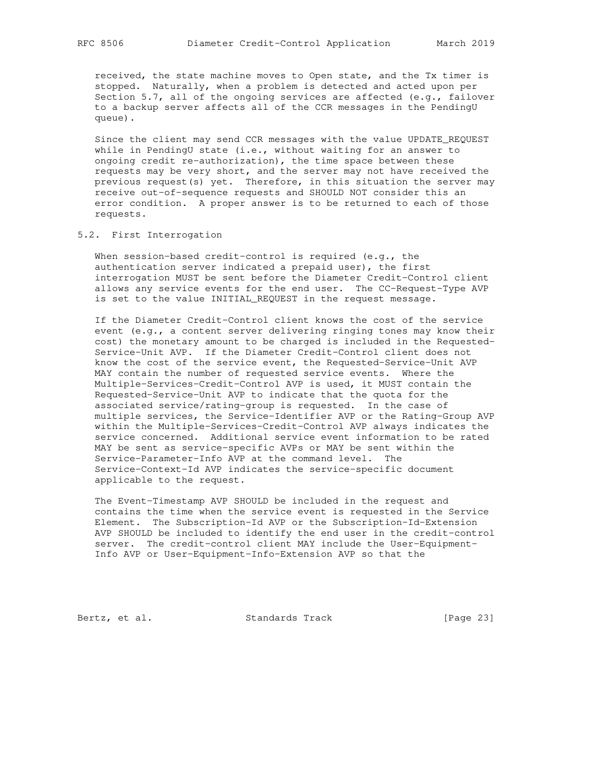received, the state machine moves to Open state, and the Tx timer is stopped. Naturally, when a problem is detected and acted upon per Section 5.7, all of the ongoing services are affected (e.g., failover to a backup server affects all of the CCR messages in the PendingU queue).

Since the client may send CCR messages with the value UPDATE_REQUEST while in PendingU state (i.e., without waiting for an answer to ongoing credit re-authorization), the time space between these requests may be very short, and the server may not have received the previous request(s) yet. Therefore, in this situation the server may receive out-of-sequence requests and SHOULD NOT consider this an error condition. A proper answer is to be returned to each of those requests.

## 5.2. First Interrogation

When session-based credit-control is required (e.g., the authentication server indicated a prepaid user), the first interrogation MUST be sent before the Diameter Credit-Control client allows any service events for the end user. The CC-Request-Type AVP is set to the value INITIAL_REQUEST in the request message.

If the Diameter Credit-Control client knows the cost of the service event (e.g., a content server delivering ringing tones may know their cost) the monetary amount to be charged is included in the Requested-Service-Unit AVP. If the Diameter Credit-Control client does not know the cost of the service event, the Requested-Service-Unit AVP MAY contain the number of requested service events. Where the Multiple-Services-Credit-Control AVP is used, it MUST contain the Requested-Service-Unit AVP to indicate that the quota for the associated service/rating-group is requested. In the case of multiple services, the Service-Identifier AVP or the Rating-Group AVP within the Multiple-Services-Credit-Control AVP always indicates the service concerned. Additional service event information to be rated MAY be sent as service-specific AVPs or MAY be sent within the Service-Parameter-Info AVP at the command level. The Service-Context-Id AVP indicates the service-specific document applicable to the request.

The Event-Timestamp AVP SHOULD be included in the request and contains the time when the service event is requested in the Service Element. The Subscription-Id AVP or the Subscription-Id-Extension AVP SHOULD be included to identify the end user in the credit-control server. The credit-control client MAY include the User-Equipment-Info AVP or User-Equipment-Info-Extension AVP so that the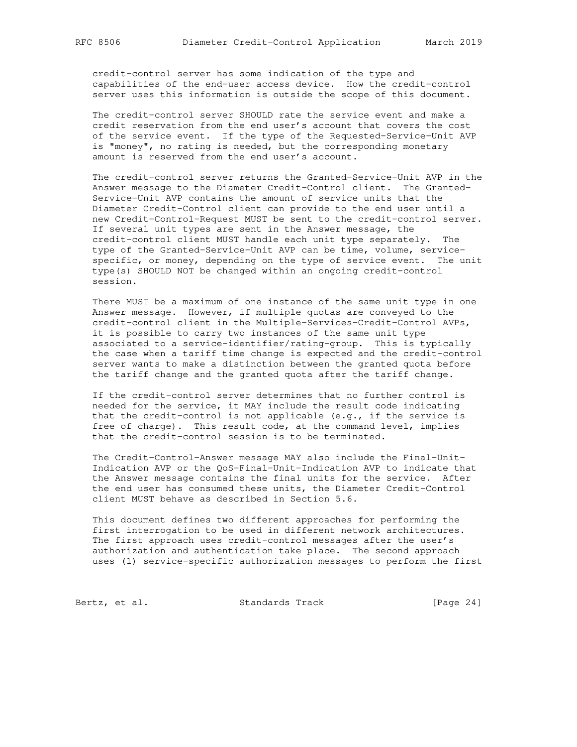credit-control server has some indication of the type and capabilities of the end-user access device. How the credit-control server uses this information is outside the scope of this document.

The credit-control server SHOULD rate the service event and make a credit reservation from the end user's account that covers the cost of the service event. If the type of the Requested-Service-Unit AVP is "money", no rating is needed, but the corresponding monetary amount is reserved from the end user's account.

The credit-control server returns the Granted-Service-Unit AVP in the Answer message to the Diameter Credit-Control client. The Granted-Service-Unit AVP contains the amount of service units that the Diameter Credit-Control client can provide to the end user until a new Credit-Control-Request MUST be sent to the credit-control server. If several unit types are sent in the Answer message, the credit-control client MUST handle each unit type separately. The type of the Granted-Service-Unit AVP can be time, volume, service-specific, or money, depending on the type of service event. The unit type(s) SHOULD NOT be changed within an ongoing credit-control session.

There MUST be a maximum of one instance of the same unit type in one Answer message. However, if multiple quotas are conveyed to the credit-control client in the Multiple-Services-Credit-Control AVPs, it is possible to carry two instances of the same unit type associated to a service-identifier/rating-group. This is typically the case when a tariff time change is expected and the credit-control server wants to make a distinction between the granted quota before the tariff change and the granted quota after the tariff change.

If the credit-control server determines that no further control is needed for the service, it MAY include the result code indicating that the credit-control is not applicable (e.g., if the service is free of charge). This result code, at the command level, implies that the credit-control session is to be terminated.

The Credit-Control-Answer message MAY also include the Final-Unit-Indication AVP or the QoS-Final-Unit-Indication AVP to indicate that the Answer message contains the final units for the service. After the end user has consumed these units, the Diameter Credit-Control client MUST behave as described in Section 5.6.

This document defines two different approaches for performing the first interrogation to be used in different network architectures. The first approach uses credit-control messages after the user's authorization and authentication take place. The second approach uses (1) service-specific authorization messages to perform the first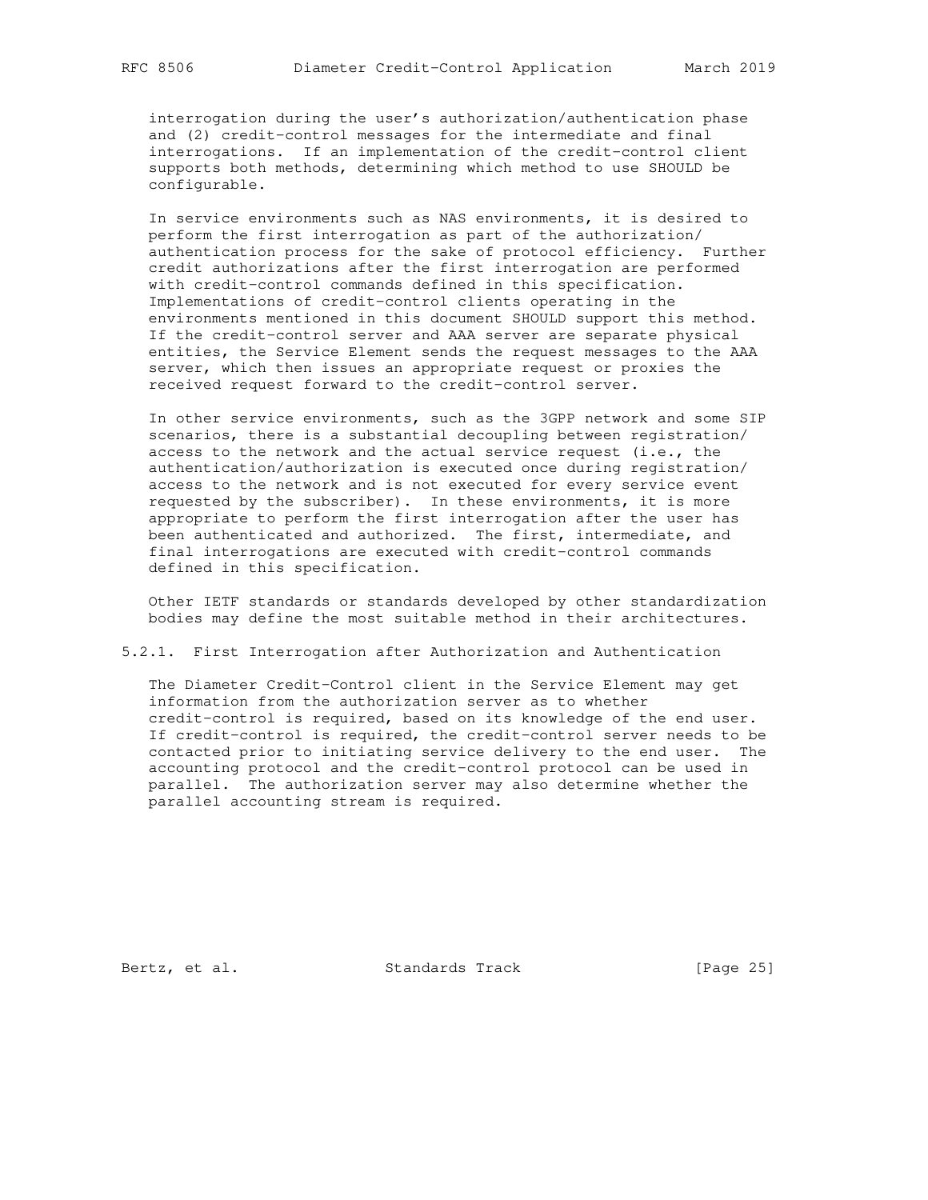interrogation during the user's authorization/authentication phase and (2) credit-control messages for the intermediate and final interrogations. If an implementation of the credit-control client supports both methods, determining which method to use SHOULD be configurable.

In service environments such as NAS environments, it is desired to perform the first interrogation as part of the authorization/authentication process for the sake of protocol efficiency. Further credit authorizations after the first interrogation are performed with credit-control commands defined in this specification. Implementations of credit-control clients operating in the environments mentioned in this document SHOULD support this method. If the credit-control server and AAA server are separate physical entities, the Service Element sends the request messages to the AAA server, which then issues an appropriate request or proxies the received request forward to the credit-control server.

In other service environments, such as the 3GPP network and some SIP scenarios, there is a substantial decoupling between registration/access to the network and the actual service request (i.e., the authentication/authorization is executed once during registration/access to the network and is not executed for every service event requested by the subscriber). In these environments, it is more appropriate to perform the first interrogation after the user has been authenticated and authorized. The first, intermediate, and final interrogations are executed with credit-control commands defined in this specification.

Other IETF standards or standards developed by other standardization bodies may define the most suitable method in their architectures.

### 5.2.1. First Interrogation after Authorization and Authentication

The Diameter Credit-Control client in the Service Element may get information from the authorization server as to whether credit-control is required, based on its knowledge of the end user. If credit-control is required, the credit-control server needs to be contacted prior to initiating service delivery to the end user. The accounting protocol and the credit-control protocol can be used in parallel. The authorization server may also determine whether the parallel accounting stream is required.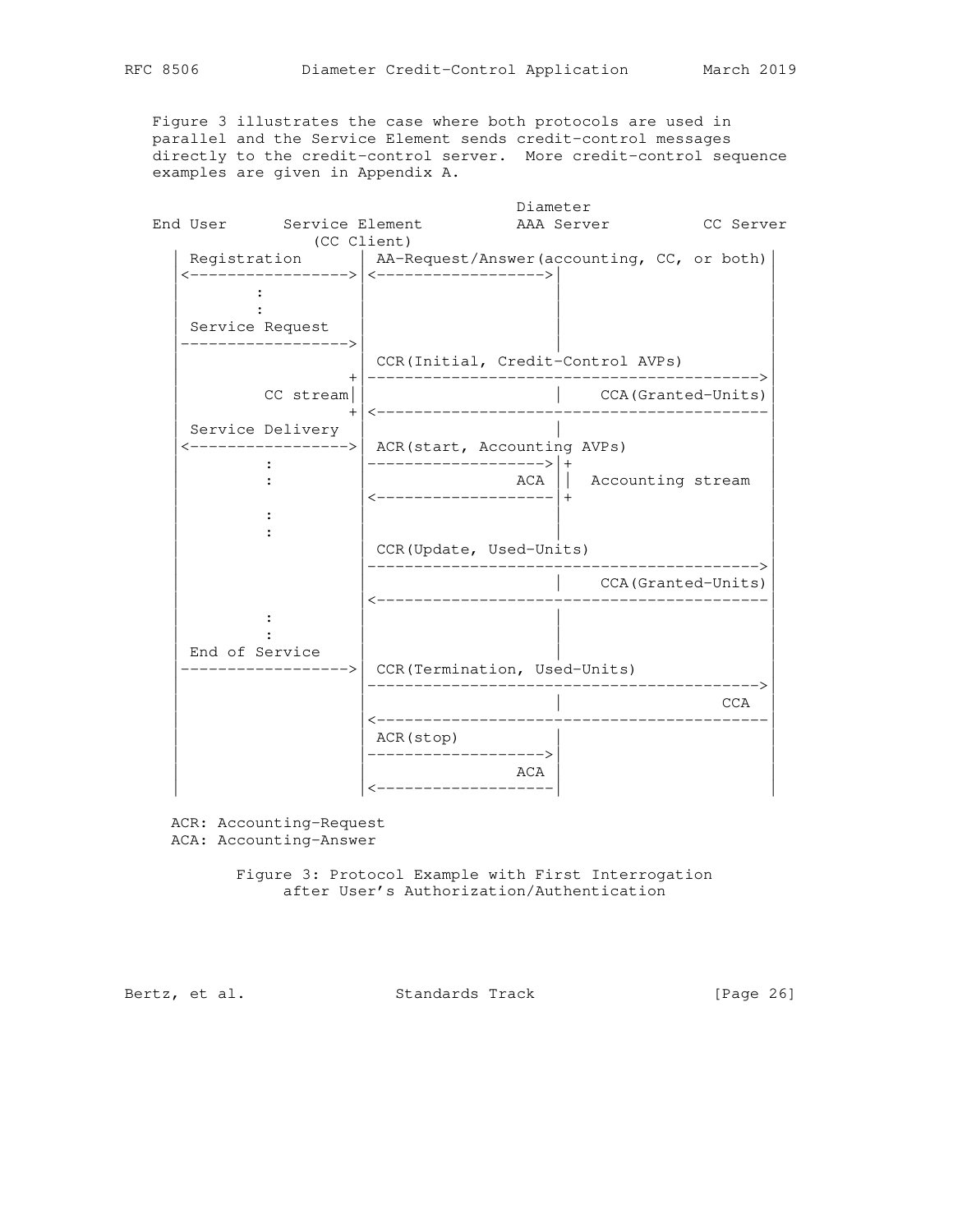Figure 3 illustrates the case where both protocols are used in parallel and the Service Element sends credit-control messages directly to the credit-control server. More credit-control sequence examples are given in Appendix A.

```
                                         Diameter
End User      Service Element          AAA Server          CC Server
                   (CC Client)
   | Registration       | AA-Request/Answer(accounting, CC, or both)|
   |<------------------>|<------------------>|                      |
   |        :           |                    |                      |
   |        :           |                    |                      |
   | Service Request    |                    |                      |
   |------------------->|                    |                      |
   |                    | CCR(Initial, Credit-Control AVPs)         |
   |                   +|------------------------------------------>|
   |         CC stream| |                    |    CCA(Granted-Units)|
   |                   +|<------------------------------------------|
   | Service Delivery   |                    |                      |
   |<------------------>| ACR(start, Accounting AVPs)               |
   |         :          |------------------->|+                     |
   |         :          |                ACA ||  Accounting stream  |
   |                    |<-------------------|+                     |
   |         :          |                    |                      |
   |         :          |                    |                      |
   |                    | CCR(Update, Used-Units)                   |
   |                    |------------------------------------------>|
   |                    |                    |    CCA(Granted-Units)|
   |                    |<------------------------------------------|
   |         :          |                    |                      |
   |         :          |                    |                      |
   | End of Service     |                    |                      |
   |------------------->| CCR(Termination, Used-Units)              |
   |                    |------------------------------------------>|
   |                    |                    |                   CCA|
   |                    |<------------------------------------------|
   |                    | ACR(stop)          |                      |
   |                    |------------------->|                      |
   |                    |                ACA |                      |
   |                    |<-------------------|                      |

ACR: Accounting-Request
ACA: Accounting-Answer
```

Figure 3: Protocol Example with First Interrogation after User's Authorization/Authentication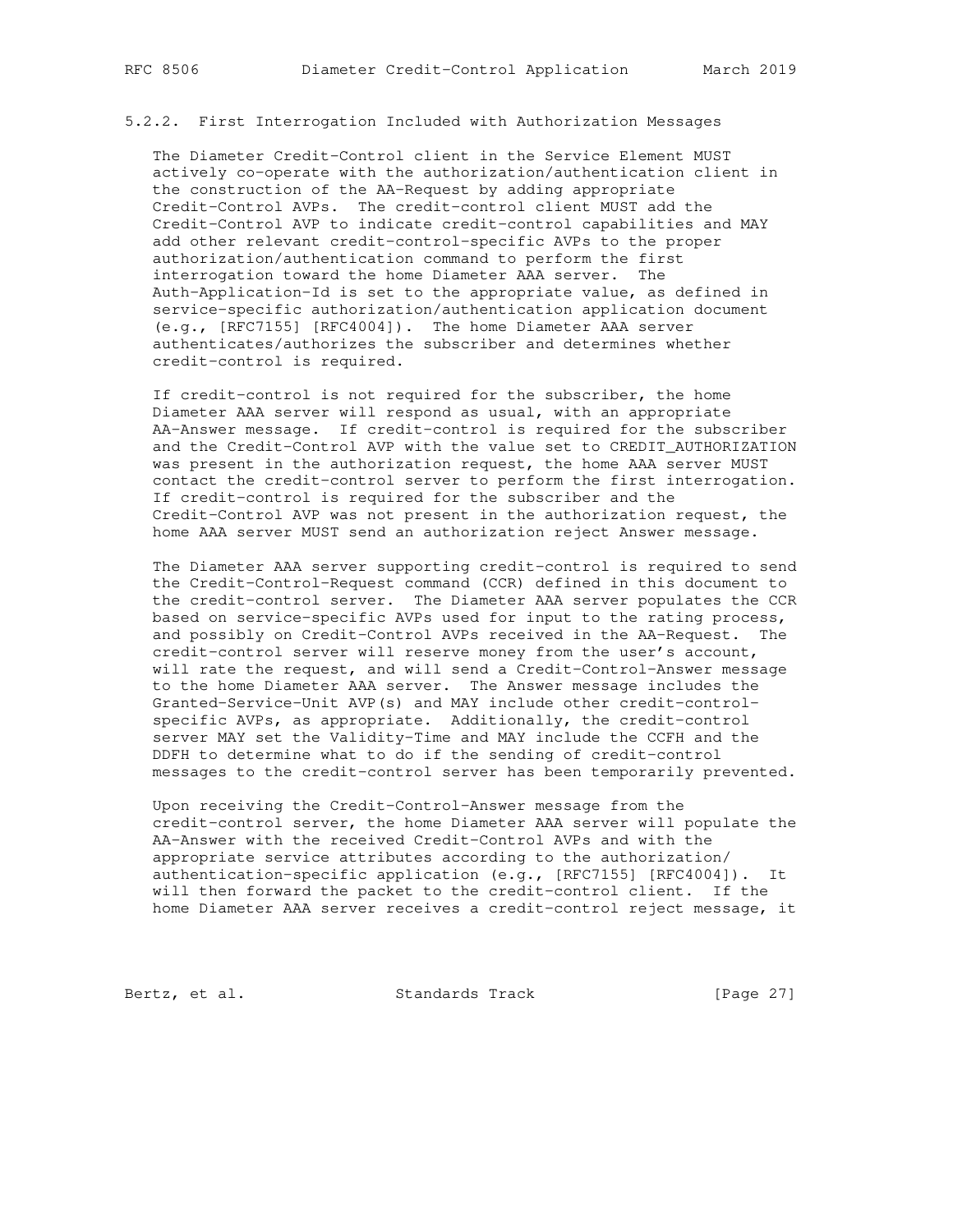### 5.2.2. First Interrogation Included with Authorization Messages

The Diameter Credit-Control client in the Service Element MUST actively co-operate with the authorization/authentication client in the construction of the AA-Request by adding appropriate Credit-Control AVPs. The credit-control client MUST add the Credit-Control AVP to indicate credit-control capabilities and MAY add other relevant credit-control-specific AVPs to the proper authorization/authentication command to perform the first interrogation toward the home Diameter AAA server. The Auth-Application-Id is set to the appropriate value, as defined in service-specific authorization/authentication application document (e.g., [RFC7155] [RFC4004]). The home Diameter AAA server authenticates/authorizes the subscriber and determines whether credit-control is required.

If credit-control is not required for the subscriber, the home Diameter AAA server will respond as usual, with an appropriate AA-Answer message. If credit-control is required for the subscriber and the Credit-Control AVP with the value set to CREDIT_AUTHORIZATION was present in the authorization request, the home AAA server MUST contact the credit-control server to perform the first interrogation. If credit-control is required for the subscriber and the Credit-Control AVP was not present in the authorization request, the home AAA server MUST send an authorization reject Answer message.

The Diameter AAA server supporting credit-control is required to send the Credit-Control-Request command (CCR) defined in this document to the credit-control server. The Diameter AAA server populates the CCR based on service-specific AVPs used for input to the rating process, and possibly on Credit-Control AVPs received in the AA-Request. The credit-control server will reserve money from the user's account, will rate the request, and will send a Credit-Control-Answer message to the home Diameter AAA server. The Answer message includes the Granted-Service-Unit AVP(s) and MAY include other credit-control-specific AVPs, as appropriate. Additionally, the credit-control server MAY set the Validity-Time and MAY include the CCFH and the DDFH to determine what to do if the sending of credit-control messages to the credit-control server has been temporarily prevented.

Upon receiving the Credit-Control-Answer message from the credit-control server, the home Diameter AAA server will populate the AA-Answer with the received Credit-Control AVPs and with the appropriate service attributes according to the authorization/authentication-specific application (e.g., [RFC7155] [RFC4004]). It will then forward the packet to the credit-control client. If the home Diameter AAA server receives a credit-control reject message, it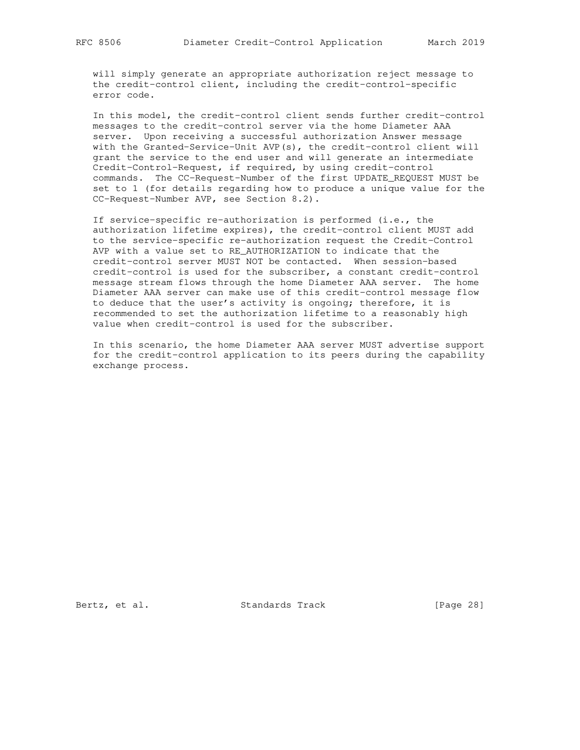will simply generate an appropriate authorization reject message to the credit-control client, including the credit-control-specific error code.

In this model, the credit-control client sends further credit-control messages to the credit-control server via the home Diameter AAA server. Upon receiving a successful authorization Answer message with the Granted-Service-Unit AVP(s), the credit-control client will grant the service to the end user and will generate an intermediate Credit-Control-Request, if required, by using credit-control commands. The CC-Request-Number of the first UPDATE_REQUEST MUST be set to 1 (for details regarding how to produce a unique value for the CC-Request-Number AVP, see Section 8.2).

If service-specific re-authorization is performed (i.e., the authorization lifetime expires), the credit-control client MUST add to the service-specific re-authorization request the Credit-Control AVP with a value set to RE_AUTHORIZATION to indicate that the credit-control server MUST NOT be contacted. When session-based credit-control is used for the subscriber, a constant credit-control message stream flows through the home Diameter AAA server. The home Diameter AAA server can make use of this credit-control message flow to deduce that the user's activity is ongoing; therefore, it is recommended to set the authorization lifetime to a reasonably high value when credit-control is used for the subscriber.

In this scenario, the home Diameter AAA server MUST advertise support for the credit-control application to its peers during the capability exchange process.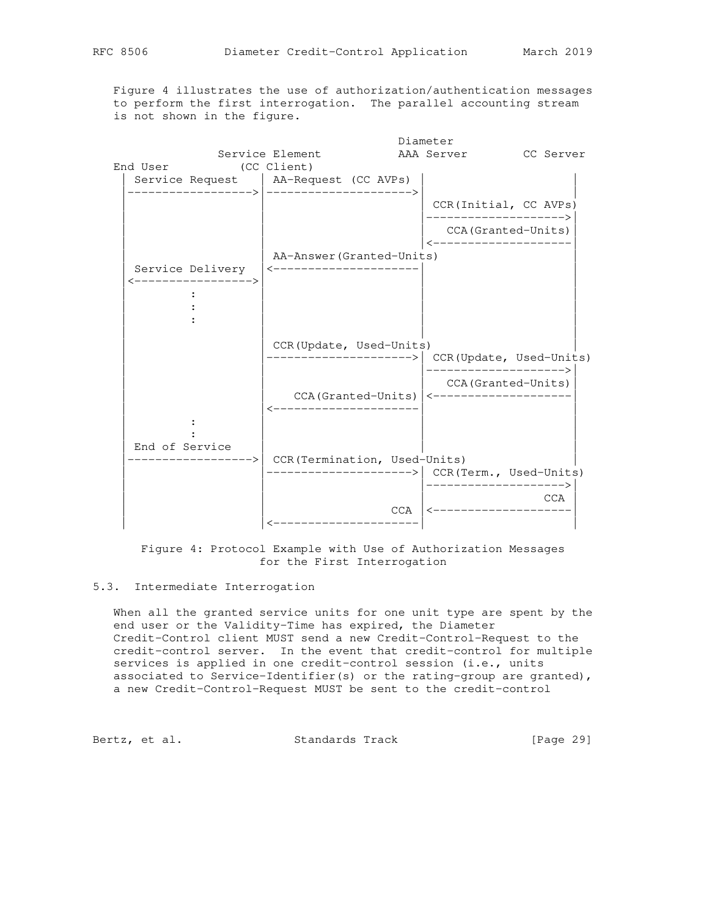Figure 4 illustrates the use of authorization/authentication messages to perform the first interrogation. The parallel accounting stream is not shown in the figure.

```
                                             Diameter
                Service Element            AAA Server        CC Server
   End User          (CC Client)
    | Service Request    | AA-Request (CC AVPs) |                    |
    |------------------->|---------------------->|                    |
    |                    |                      | CCR(Initial, CC AVPs)
    |                    |                      |------------------->|
    |                    |                      |   CCA(Granted-Units)
    |                    |                      |<-------------------|
    |                    | AA-Answer(Granted-Units)                  |
    | Service Delivery   |<---------------------|                    |
    |<------------------>|                      |                    |
    |         :          |                      |                    |
    |         :          |                      |                    |
    |         :          |                      |                    |
    |                    |                      |                    |
    |                    | CCR(Update, Used-Units)                   |
    |                    |--------------------->| CCR(Update, Used-Units)
    |                    |                      |------------------->|
    |                    |                      |   CCA(Granted-Units)
    |                    |    CCA(Granted-Units)|<-------------------|
    |                    |<---------------------|                    |
    |         :          |                      |                    |
    |         :          |                      |                    |
    | End of Service     |                      |                    |
    |------------------->| CCR(Termination, Used-Units)              |
    |                    |--------------------->| CCR(Term., Used-Units)
    |                    |                      |------------------->|
    |                    |                      |                 CCA|
    |                    |                  CCA |<-------------------|
    |                    |<---------------------|                    |
```

Figure 4: Protocol Example with Use of Authorization Messages for the First Interrogation

## 5.3. Intermediate Interrogation

When all the granted service units for one unit type are spent by the end user or the Validity-Time has expired, the Diameter Credit-Control client MUST send a new Credit-Control-Request to the credit-control server. In the event that credit-control for multiple services is applied in one credit-control session (i.e., units associated to Service-Identifier(s) or the rating-group are granted), a new Credit-Control-Request MUST be sent to the credit-control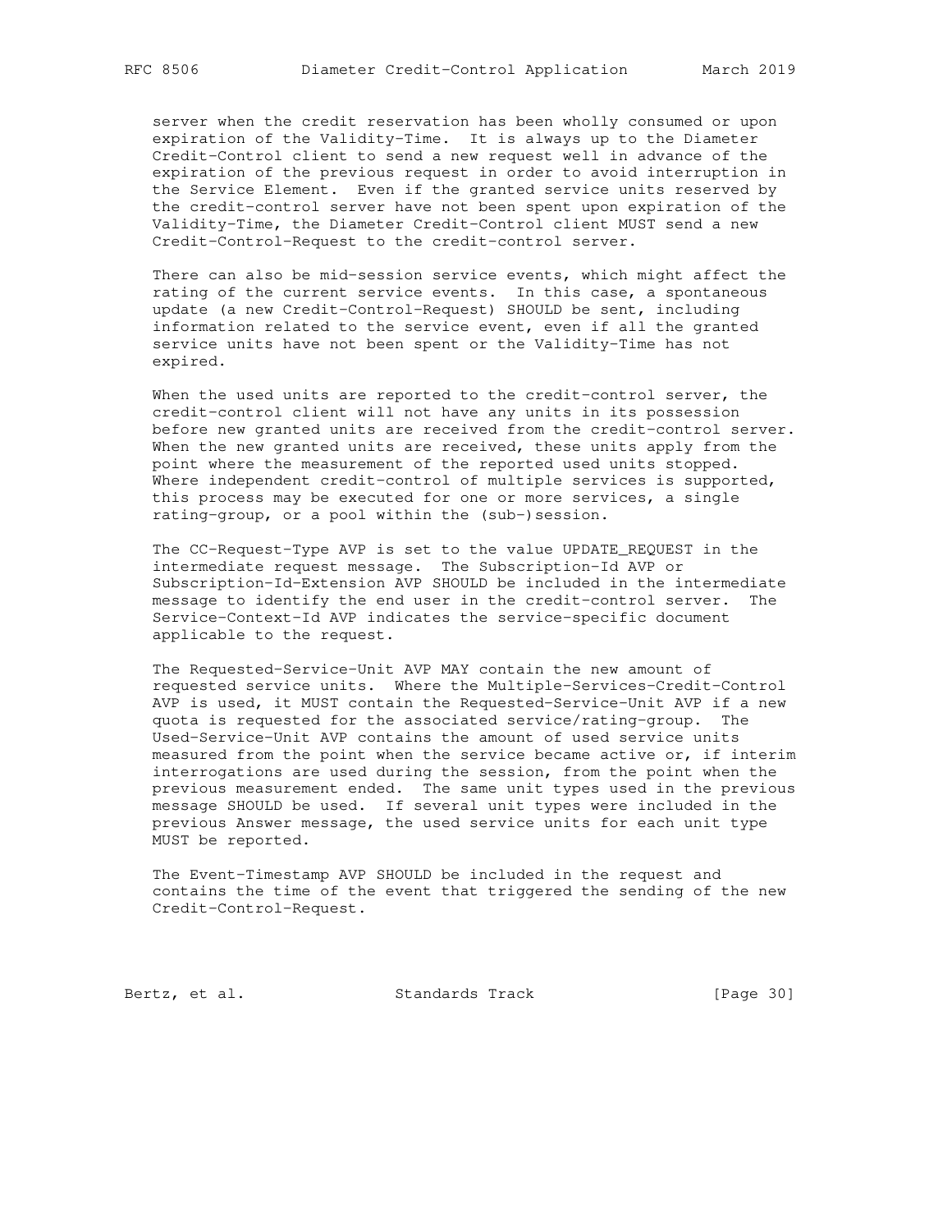server when the credit reservation has been wholly consumed or upon expiration of the Validity-Time. It is always up to the Diameter Credit-Control client to send a new request well in advance of the expiration of the previous request in order to avoid interruption in the Service Element. Even if the granted service units reserved by the credit-control server have not been spent upon expiration of the Validity-Time, the Diameter Credit-Control client MUST send a new Credit-Control-Request to the credit-control server.

There can also be mid-session service events, which might affect the rating of the current service events. In this case, a spontaneous update (a new Credit-Control-Request) SHOULD be sent, including information related to the service event, even if all the granted service units have not been spent or the Validity-Time has not expired.

When the used units are reported to the credit-control server, the credit-control client will not have any units in its possession before new granted units are received from the credit-control server. When the new granted units are received, these units apply from the point where the measurement of the reported used units stopped. Where independent credit-control of multiple services is supported, this process may be executed for one or more services, a single rating-group, or a pool within the (sub-)session.

The CC-Request-Type AVP is set to the value UPDATE_REQUEST in the intermediate request message. The Subscription-Id AVP or Subscription-Id-Extension AVP SHOULD be included in the intermediate message to identify the end user in the credit-control server. The Service-Context-Id AVP indicates the service-specific document applicable to the request.

The Requested-Service-Unit AVP MAY contain the new amount of requested service units. Where the Multiple-Services-Credit-Control AVP is used, it MUST contain the Requested-Service-Unit AVP if a new quota is requested for the associated service/rating-group. The Used-Service-Unit AVP contains the amount of used service units measured from the point when the service became active or, if interim interrogations are used during the session, from the point when the previous measurement ended. The same unit types used in the previous message SHOULD be used. If several unit types were included in the previous Answer message, the used service units for each unit type MUST be reported.

The Event-Timestamp AVP SHOULD be included in the request and contains the time of the event that triggered the sending of the new Credit-Control-Request.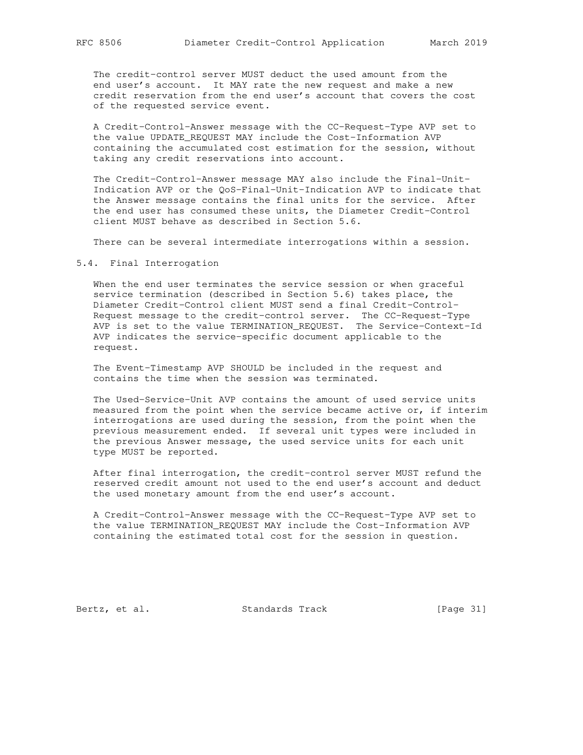The credit-control server MUST deduct the used amount from the end user's account. It MAY rate the new request and make a new credit reservation from the end user's account that covers the cost of the requested service event.

A Credit-Control-Answer message with the CC-Request-Type AVP set to the value UPDATE_REQUEST MAY include the Cost-Information AVP containing the accumulated cost estimation for the session, without taking any credit reservations into account.

The Credit-Control-Answer message MAY also include the Final-Unit-Indication AVP or the QoS-Final-Unit-Indication AVP to indicate that the Answer message contains the final units for the service. After the end user has consumed these units, the Diameter Credit-Control client MUST behave as described in Section 5.6.

There can be several intermediate interrogations within a session.

## 5.4. Final Interrogation

When the end user terminates the service session or when graceful service termination (described in Section 5.6) takes place, the Diameter Credit-Control client MUST send a final Credit-Control-Request message to the credit-control server. The CC-Request-Type AVP is set to the value TERMINATION_REQUEST. The Service-Context-Id AVP indicates the service-specific document applicable to the request.

The Event-Timestamp AVP SHOULD be included in the request and contains the time when the session was terminated.

The Used-Service-Unit AVP contains the amount of used service units measured from the point when the service became active or, if interim interrogations are used during the session, from the point when the previous measurement ended. If several unit types were included in the previous Answer message, the used service units for each unit type MUST be reported.

After final interrogation, the credit-control server MUST refund the reserved credit amount not used to the end user's account and deduct the used monetary amount from the end user's account.

A Credit-Control-Answer message with the CC-Request-Type AVP set to the value TERMINATION_REQUEST MAY include the Cost-Information AVP containing the estimated total cost for the session in question.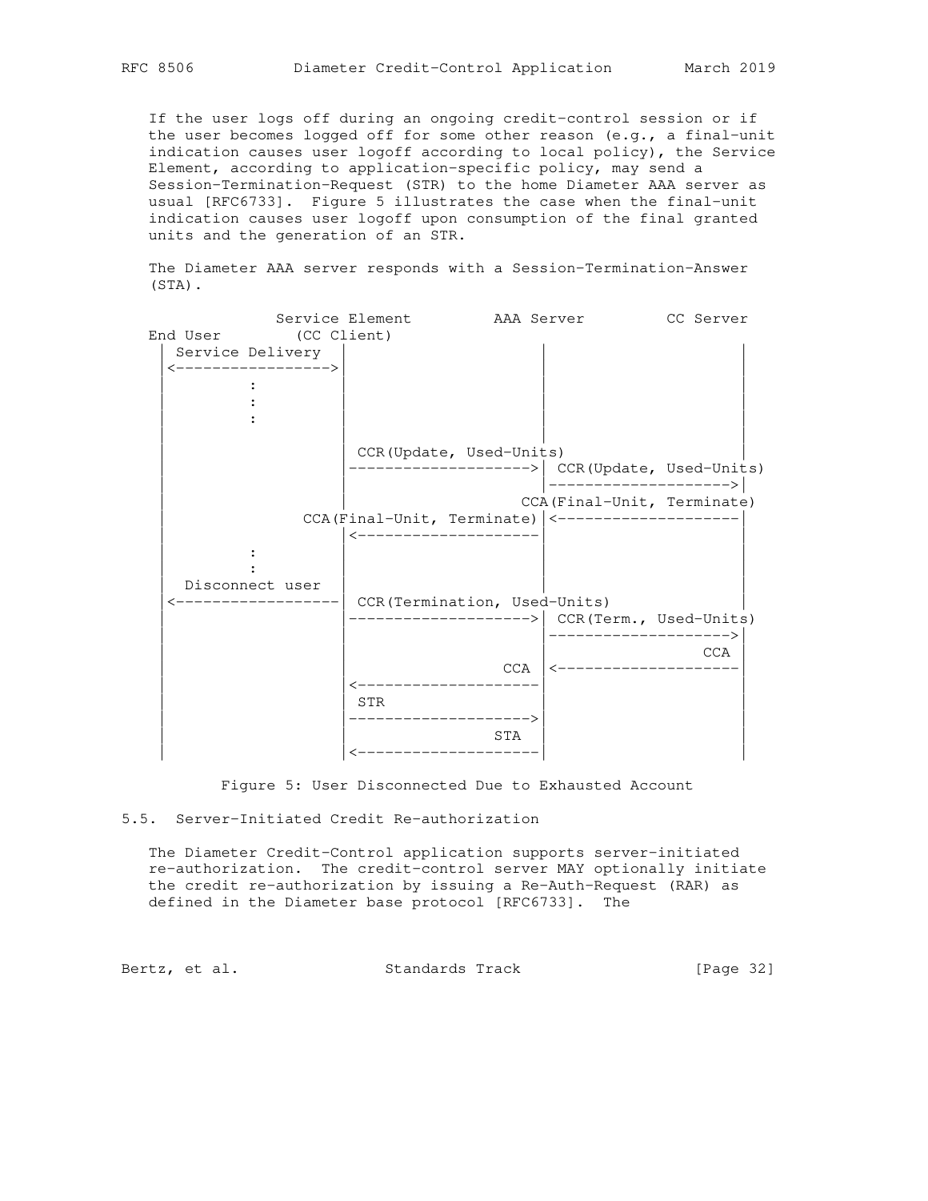If the user logs off during an ongoing credit-control session or if the user becomes logged off for some other reason (e.g., a final-unit indication causes user logoff according to local policy), the Service Element, according to application-specific policy, may send a Session-Termination-Request (STR) to the home Diameter AAA server as usual [RFC6733]. Figure 5 illustrates the case when the final-unit indication causes user logoff upon consumption of the final granted units and the generation of an STR.

The Diameter AAA server responds with a Session-Termination-Answer (STA).

```
              Service Element         AAA Server         CC Server
End User        (CC Client)
   | Service Delivery |                    |                    |
   |<---------------->|                    |                    |
   |         :        |                    |                    |
   |         :        |                    |                    |
   |         :        |                    |                    |
   |                  |                    |                    |
   |                  | CCR(Update, Used-Units)                 |
   |                  |------------------->| CCR(Update, Used-Units)
   |                  |                    |------------------->|
   |                  |                  CCA(Final-Unit, Terminate)
   |            CCA(Final-Unit, Terminate) |<-------------------|
   |                  |<-------------------|                    |
   |         :        |                    |                    |
   |         :        |                    |                    |
   |  Disconnect user |                    |                    |
   |<-----------------| CCR(Termination, Used-Units)            |
   |                  |------------------->| CCR(Term., Used-Units)
   |                  |                    |------------------->|
   |                  |                    |                CCA |
   |                  |                CCA |<-------------------|
   |                  |<-------------------|                    |
   |                  | STR                |                    |
   |                  |------------------->|                    |
   |                  |                STA |                    |
   |                  |<-------------------|                    |
```

Figure 5: User Disconnected Due to Exhausted Account

### 5.5. Server-Initiated Credit Re-authorization

The Diameter Credit-Control application supports server-initiated re-authorization. The credit-control server MAY optionally initiate the credit re-authorization by issuing a Re-Auth-Request (RAR) as defined in the Diameter base protocol [RFC6733]. The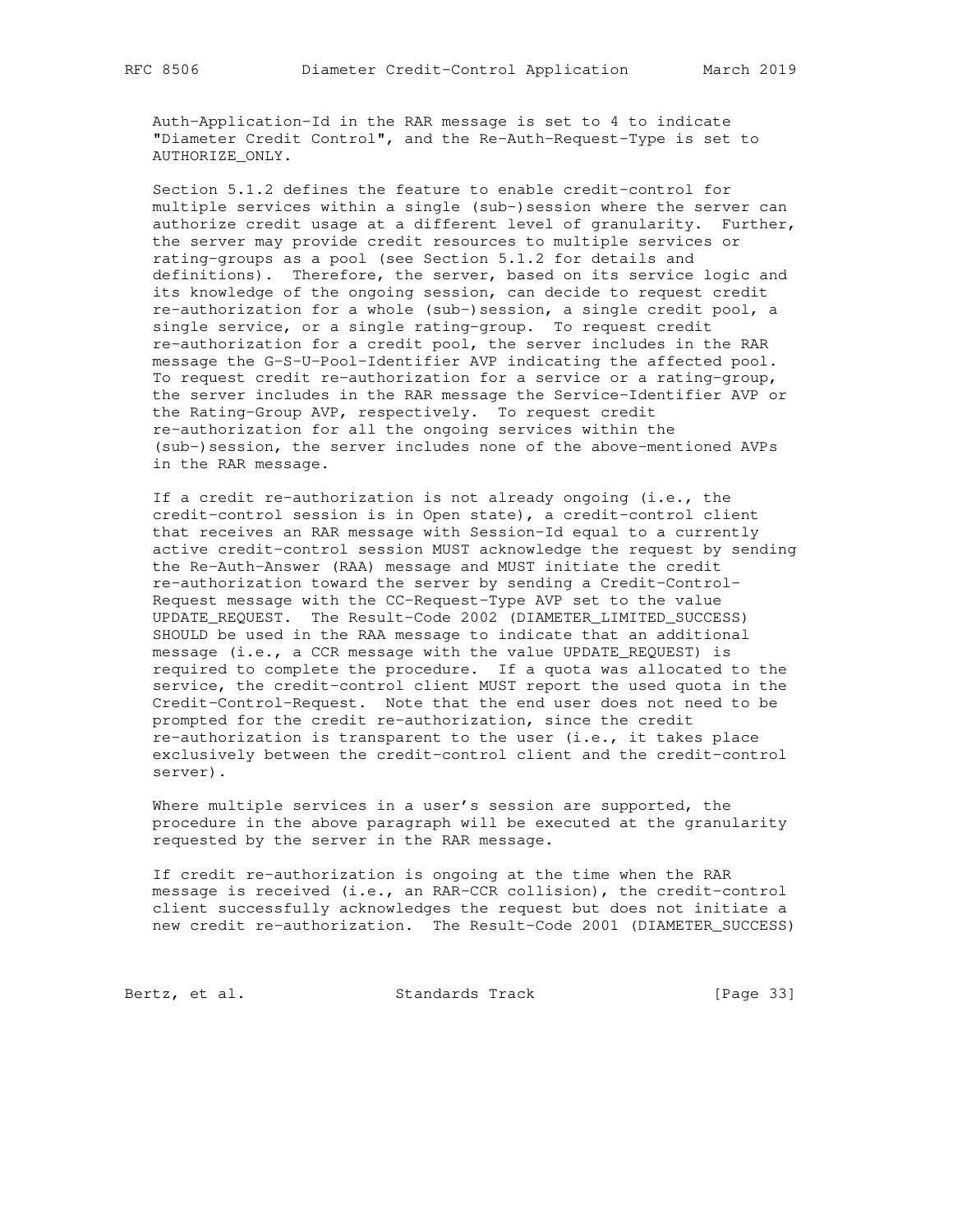Auth-Application-Id in the RAR message is set to 4 to indicate "Diameter Credit Control", and the Re-Auth-Request-Type is set to AUTHORIZE_ONLY.

Section 5.1.2 defines the feature to enable credit-control for multiple services within a single (sub-)session where the server can authorize credit usage at a different level of granularity. Further, the server may provide credit resources to multiple services or rating-groups as a pool (see Section 5.1.2 for details and definitions). Therefore, the server, based on its service logic and its knowledge of the ongoing session, can decide to request credit re-authorization for a whole (sub-)session, a single credit pool, a single service, or a single rating-group. To request credit re-authorization for a credit pool, the server includes in the RAR message the G-S-U-Pool-Identifier AVP indicating the affected pool. To request credit re-authorization for a service or a rating-group, the server includes in the RAR message the Service-Identifier AVP or the Rating-Group AVP, respectively. To request credit re-authorization for all the ongoing services within the (sub-)session, the server includes none of the above-mentioned AVPs in the RAR message.

If a credit re-authorization is not already ongoing (i.e., the credit-control session is in Open state), a credit-control client that receives an RAR message with Session-Id equal to a currently active credit-control session MUST acknowledge the request by sending the Re-Auth-Answer (RAA) message and MUST initiate the credit re-authorization toward the server by sending a Credit-Control-Request message with the CC-Request-Type AVP set to the value UPDATE_REQUEST. The Result-Code 2002 (DIAMETER_LIMITED_SUCCESS) SHOULD be used in the RAA message to indicate that an additional message (i.e., a CCR message with the value UPDATE_REQUEST) is required to complete the procedure. If a quota was allocated to the service, the credit-control client MUST report the used quota in the Credit-Control-Request. Note that the end user does not need to be prompted for the credit re-authorization, since the credit re-authorization is transparent to the user (i.e., it takes place exclusively between the credit-control client and the credit-control server).

Where multiple services in a user's session are supported, the procedure in the above paragraph will be executed at the granularity requested by the server in the RAR message.

If credit re-authorization is ongoing at the time when the RAR message is received (i.e., an RAR-CCR collision), the credit-control client successfully acknowledges the request but does not initiate a new credit re-authorization. The Result-Code 2001 (DIAMETER_SUCCESS)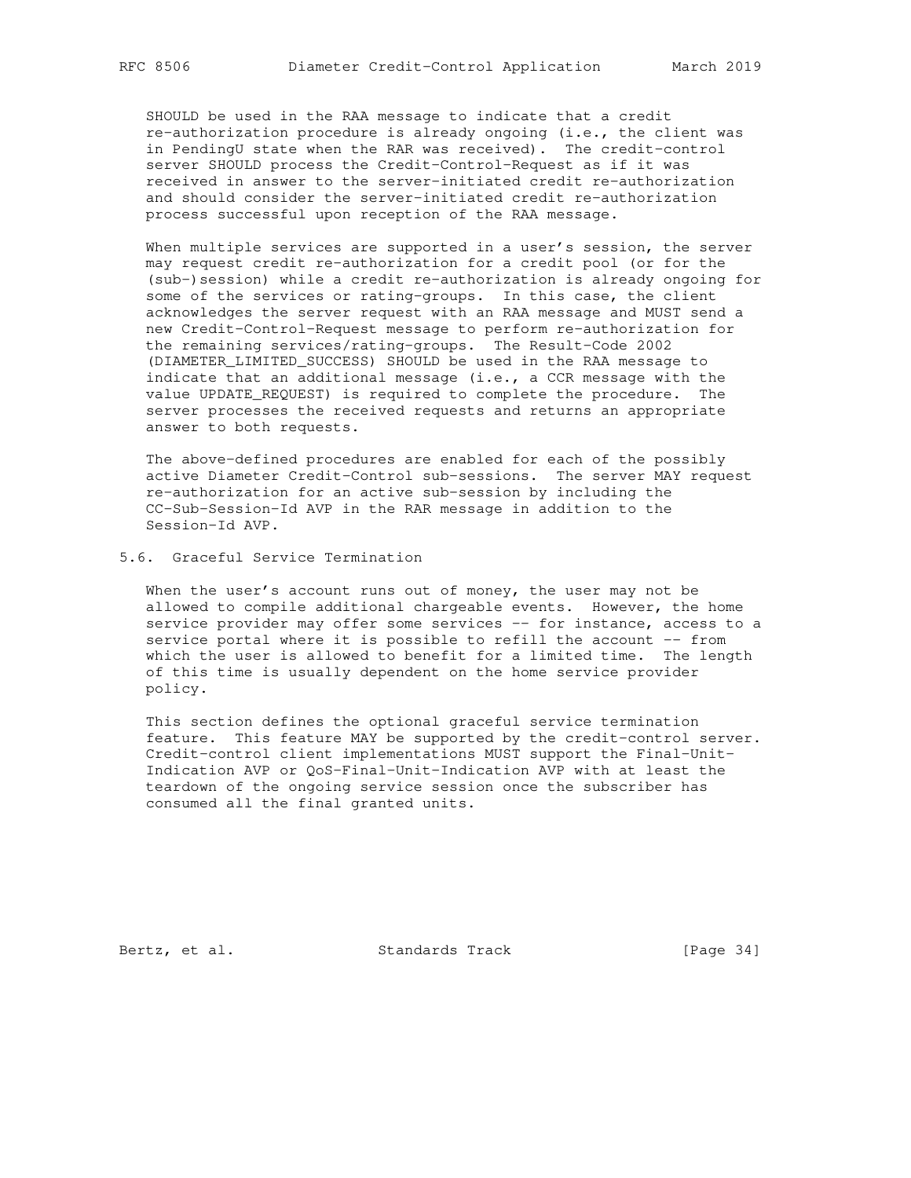SHOULD be used in the RAA message to indicate that a credit re-authorization procedure is already ongoing (i.e., the client was in PendingU state when the RAR was received). The credit-control server SHOULD process the Credit-Control-Request as if it was received in answer to the server-initiated credit re-authorization and should consider the server-initiated credit re-authorization process successful upon reception of the RAA message.

When multiple services are supported in a user's session, the server may request credit re-authorization for a credit pool (or for the (sub-)session) while a credit re-authorization is already ongoing for some of the services or rating-groups. In this case, the client acknowledges the server request with an RAA message and MUST send a new Credit-Control-Request message to perform re-authorization for the remaining services/rating-groups. The Result-Code 2002 (DIAMETER_LIMITED_SUCCESS) SHOULD be used in the RAA message to indicate that an additional message (i.e., a CCR message with the value UPDATE_REQUEST) is required to complete the procedure. The server processes the received requests and returns an appropriate answer to both requests.

The above-defined procedures are enabled for each of the possibly active Diameter Credit-Control sub-sessions. The server MAY request re-authorization for an active sub-session by including the CC-Sub-Session-Id AVP in the RAR message in addition to the Session-Id AVP.

## 5.6. Graceful Service Termination

When the user's account runs out of money, the user may not be allowed to compile additional chargeable events. However, the home service provider may offer some services -- for instance, access to a service portal where it is possible to refill the account -- from which the user is allowed to benefit for a limited time. The length of this time is usually dependent on the home service provider policy.

This section defines the optional graceful service termination feature. This feature MAY be supported by the credit-control server. Credit-control client implementations MUST support the Final-Unit-Indication AVP or QoS-Final-Unit-Indication AVP with at least the teardown of the ongoing service session once the subscriber has consumed all the final granted units.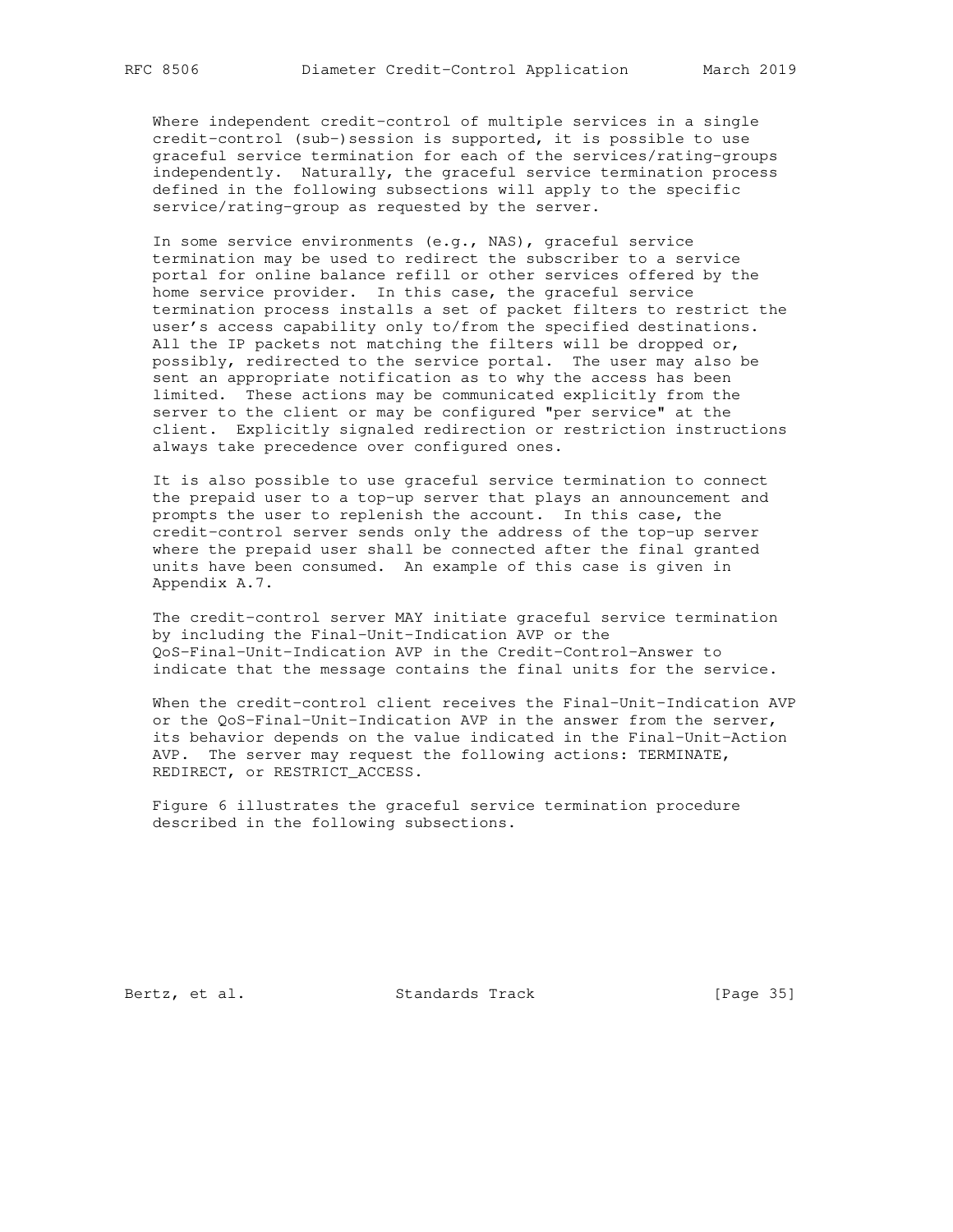Where independent credit-control of multiple services in a single credit-control (sub-)session is supported, it is possible to use graceful service termination for each of the services/rating-groups independently. Naturally, the graceful service termination process defined in the following subsections will apply to the specific service/rating-group as requested by the server.

In some service environments (e.g., NAS), graceful service termination may be used to redirect the subscriber to a service portal for online balance refill or other services offered by the home service provider. In this case, the graceful service termination process installs a set of packet filters to restrict the user's access capability only to/from the specified destinations. All the IP packets not matching the filters will be dropped or, possibly, redirected to the service portal. The user may also be sent an appropriate notification as to why the access has been limited. These actions may be communicated explicitly from the server to the client or may be configured "per service" at the client. Explicitly signaled redirection or restriction instructions always take precedence over configured ones.

It is also possible to use graceful service termination to connect the prepaid user to a top-up server that plays an announcement and prompts the user to replenish the account. In this case, the credit-control server sends only the address of the top-up server where the prepaid user shall be connected after the final granted units have been consumed. An example of this case is given in Appendix A.7.

The credit-control server MAY initiate graceful service termination by including the Final-Unit-Indication AVP or the QoS-Final-Unit-Indication AVP in the Credit-Control-Answer to indicate that the message contains the final units for the service.

When the credit-control client receives the Final-Unit-Indication AVP or the QoS-Final-Unit-Indication AVP in the answer from the server, its behavior depends on the value indicated in the Final-Unit-Action AVP. The server may request the following actions: TERMINATE, REDIRECT, or RESTRICT_ACCESS.

Figure 6 illustrates the graceful service termination procedure described in the following subsections.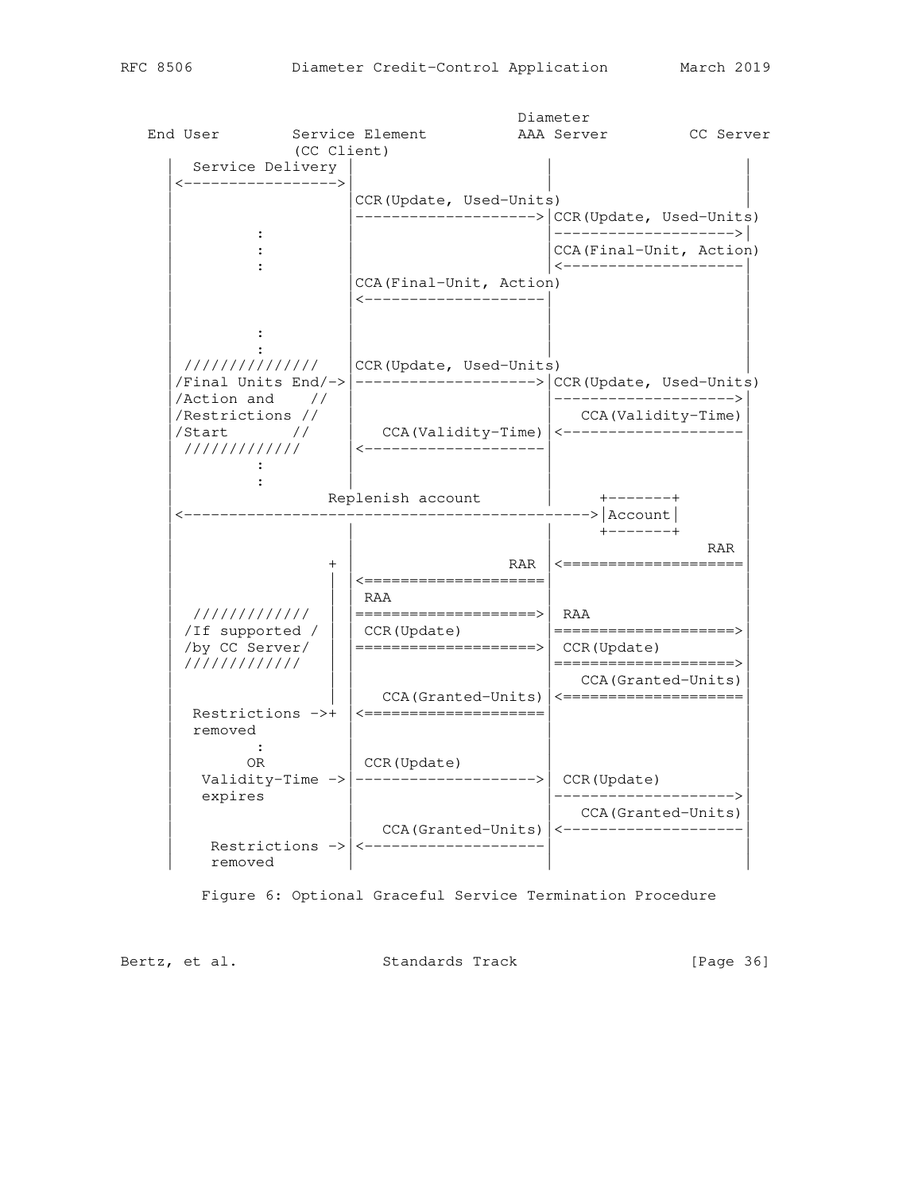```
                                               Diameter
   End User        Service Element         AAA Server          CC Server
                   (CC Client)
      |   Service Delivery |                      |                     |
      |<------------------>|                      |                     |
      |                    |CCR(Update, Used-Units)                     |
      |                    |--------------------->|CCR(Update, Used-Units)
      |          :         |                      |-------------------->|
      |          :         |                      |CCA(Final-Unit, Action)
      |          :         |                      |<--------------------|
      |                    |CCA(Final-Unit, Action)                     |
      |                    |<---------------------|                     |
      |                    |                      |                     |
      |          :         |                      |                     |
      |          :         |                      |                     |
      | //////////////     |CCR(Update, Used-Units)                     |
      |/Final Units End/-> |--------------------->|CCR(Update, Used-Units)
      |/Action and    //   |                      |-------------------->|
      |/Restrictions //    |                      |   CCA(Validity-Time)|
      |/Start       //     |   CCA(Validity-Time) |<--------------------|
      | ////////////       |<---------------------|                     |
      |          :         |                      |                     |
      |          :         |                      |                     |
      |                 Replenish account         |      +-------+      |
      |<-------------------------------------------------->|Account|    |
      |                    |                      |      +-------+      |
      |                    |                      |                 RAR |
      |                 +  |                 RAR  |<====================|
      |                 |  |<=====================|                     |
      |                 |  | RAA                  |                     |
      |  ////////////   |  |=====================>| RAA                 |
      | /If supported / |  | CCR(Update)          |====================>|
      | /by CC Server/  |  |=====================>| CCR(Update)         |
      | ////////////    |  |                      |====================>|
      |                 |  |                      |   CCA(Granted-Units)|
      |                 |  |   CCA(Granted-Units) |<====================|
      |  Restrictions ->+  |<=====================|                     |
      |  removed           |                      |                     |
      |          :         |                      |                     |
      |         OR         | CCR(Update)          |                     |
      |   Validity-Time -> |--------------------->| CCR(Update)         |
      |   expires          |                      |-------------------->|
      |                    |                      |   CCA(Granted-Units)|
      |                    |   CCA(Granted-Units) |<--------------------|
      |    Restrictions -> |<---------------------|                     |
      |    removed         |                      |                     |
```

Figure 6: Optional Graceful Service Termination Procedure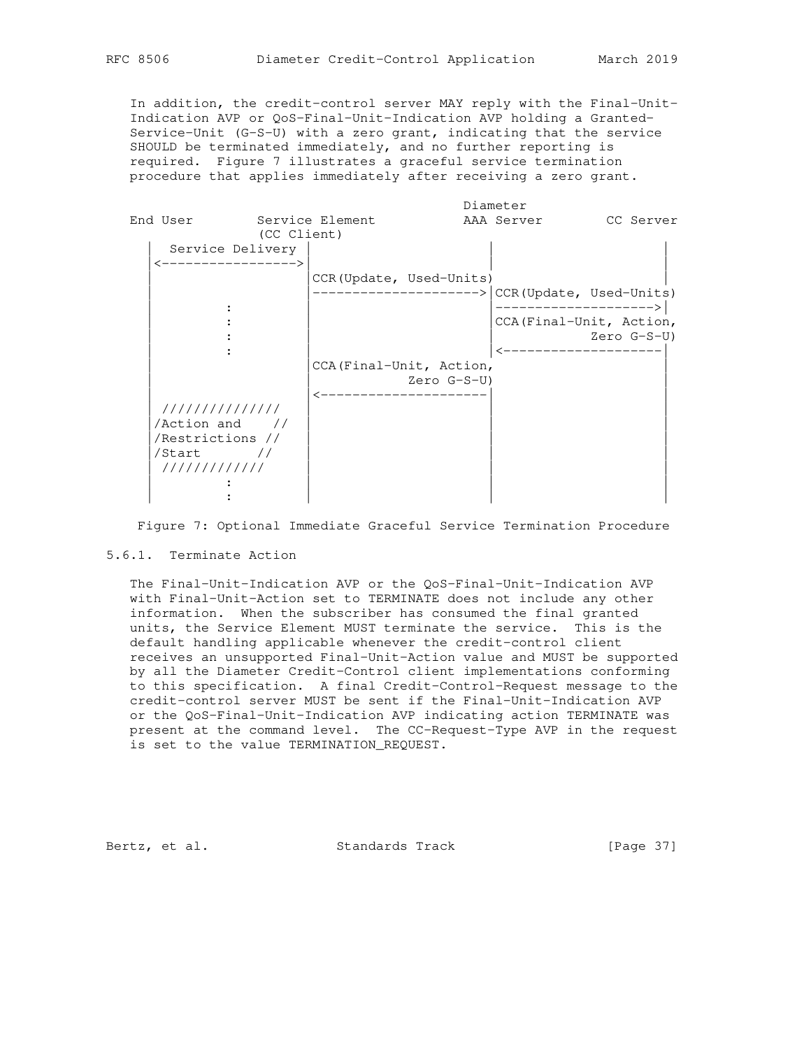In addition, the credit-control server MAY reply with the Final-Unit-Indication AVP or QoS-Final-Unit-Indication AVP holding a Granted-Service-Unit (G-S-U) with a zero grant, indicating that the service SHOULD be terminated immediately, and no further reporting is required. Figure 7 illustrates a graceful service termination procedure that applies immediately after receiving a zero grant.

```
                                             Diameter
End User        Service Element          AAA Server        CC Server
                (CC Client)
   |   Service Delivery |                      |                    |
   |<----------------->|                      |                    |
   |                    |CCR(Update, Used-Units)                    |
   |                    |--------------------->|CCR(Update, Used-Units)
   |         :          |                      |------------------->|
   |         :          |                      |CCA(Final-Unit, Action,
   |         :          |                      |         Zero G-S-U)
   |         :          |                      |<-------------------|
   |                    |CCA(Final-Unit, Action,                    |
   |                    |          Zero G-S-U)                      |
   |                    |<---------------------|                    |
   | //////////////     |                      |                    |
   |/Action and    //   |                      |                    |
   |/Restrictions //    |                      |                    |
   |/Start       //     |                      |                    |
   | ////////////       |                      |                    |
   |         :          |                      |                    |
   |         :          |                      |                    |
```

Figure 7: Optional Immediate Graceful Service Termination Procedure

### 5.6.1. Terminate Action

The Final-Unit-Indication AVP or the QoS-Final-Unit-Indication AVP with Final-Unit-Action set to TERMINATE does not include any other information. When the subscriber has consumed the final granted units, the Service Element MUST terminate the service. This is the default handling applicable whenever the credit-control client receives an unsupported Final-Unit-Action value and MUST be supported by all the Diameter Credit-Control client implementations conforming to this specification. A final Credit-Control-Request message to the credit-control server MUST be sent if the Final-Unit-Indication AVP or the QoS-Final-Unit-Indication AVP indicating action TERMINATE was present at the command level. The CC-Request-Type AVP in the request is set to the value TERMINATION_REQUEST.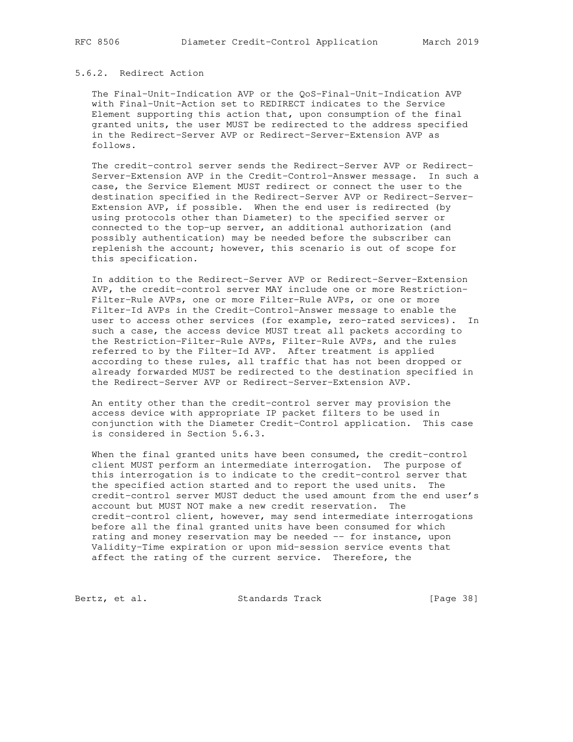### 5.6.2. Redirect Action

The Final-Unit-Indication AVP or the QoS-Final-Unit-Indication AVP with Final-Unit-Action set to REDIRECT indicates to the Service Element supporting this action that, upon consumption of the final granted units, the user MUST be redirected to the address specified in the Redirect-Server AVP or Redirect-Server-Extension AVP as follows.

The credit-control server sends the Redirect-Server AVP or Redirect-Server-Extension AVP in the Credit-Control-Answer message. In such a case, the Service Element MUST redirect or connect the user to the destination specified in the Redirect-Server AVP or Redirect-Server-Extension AVP, if possible. When the end user is redirected (by using protocols other than Diameter) to the specified server or connected to the top-up server, an additional authorization (and possibly authentication) may be needed before the subscriber can replenish the account; however, this scenario is out of scope for this specification.

In addition to the Redirect-Server AVP or Redirect-Server-Extension AVP, the credit-control server MAY include one or more Restriction-Filter-Rule AVPs, one or more Filter-Rule AVPs, or one or more Filter-Id AVPs in the Credit-Control-Answer message to enable the user to access other services (for example, zero-rated services). In such a case, the access device MUST treat all packets according to the Restriction-Filter-Rule AVPs, Filter-Rule AVPs, and the rules referred to by the Filter-Id AVP. After treatment is applied according to these rules, all traffic that has not been dropped or already forwarded MUST be redirected to the destination specified in the Redirect-Server AVP or Redirect-Server-Extension AVP.

An entity other than the credit-control server may provision the access device with appropriate IP packet filters to be used in conjunction with the Diameter Credit-Control application. This case is considered in Section 5.6.3.

When the final granted units have been consumed, the credit-control client MUST perform an intermediate interrogation. The purpose of this interrogation is to indicate to the credit-control server that the specified action started and to report the used units. The credit-control server MUST deduct the used amount from the end user's account but MUST NOT make a new credit reservation. The credit-control client, however, may send intermediate interrogations before all the final granted units have been consumed for which rating and money reservation may be needed -- for instance, upon Validity-Time expiration or upon mid-session service events that affect the rating of the current service. Therefore, the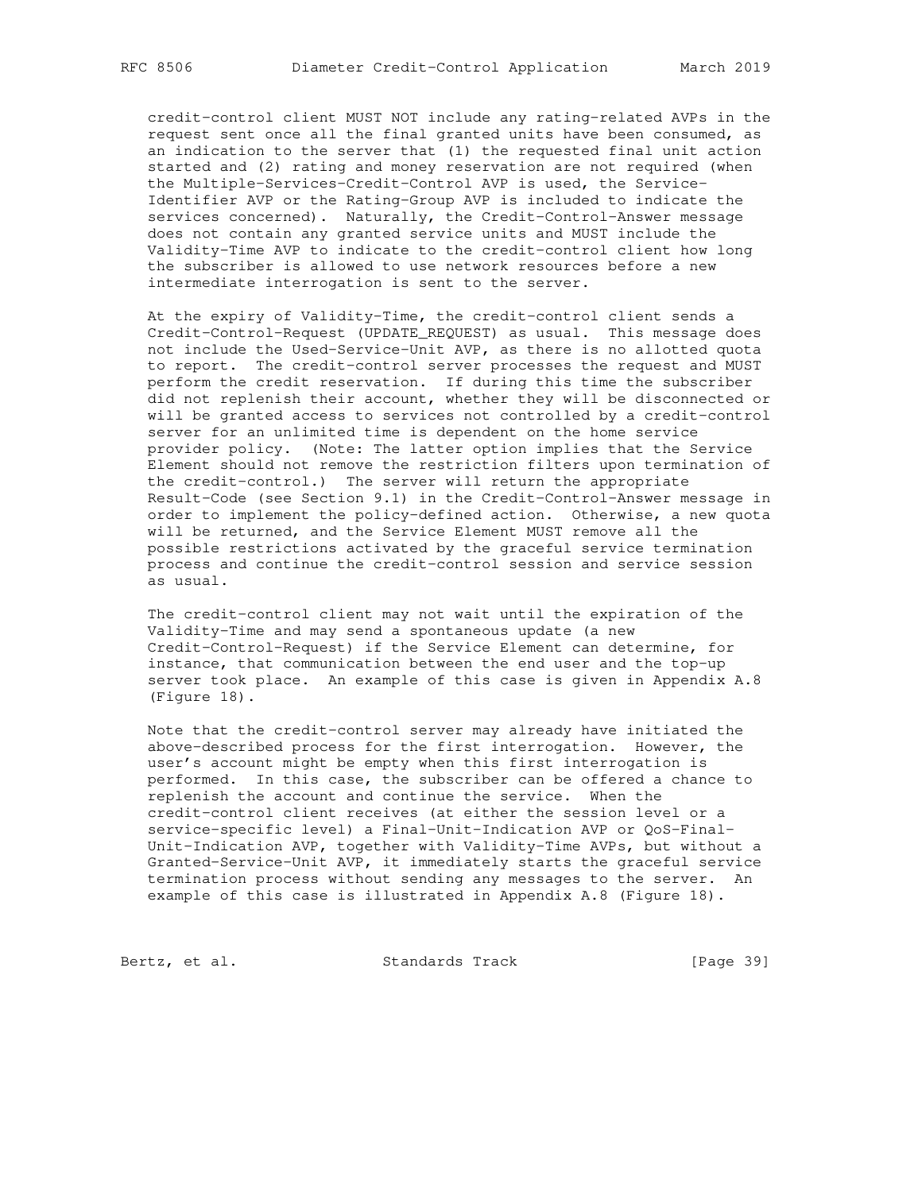credit-control client MUST NOT include any rating-related AVPs in the request sent once all the final granted units have been consumed, as an indication to the server that (1) the requested final unit action started and (2) rating and money reservation are not required (when the Multiple-Services-Credit-Control AVP is used, the Service-Identifier AVP or the Rating-Group AVP is included to indicate the services concerned). Naturally, the Credit-Control-Answer message does not contain any granted service units and MUST include the Validity-Time AVP to indicate to the credit-control client how long the subscriber is allowed to use network resources before a new intermediate interrogation is sent to the server.

At the expiry of Validity-Time, the credit-control client sends a Credit-Control-Request (UPDATE_REQUEST) as usual. This message does not include the Used-Service-Unit AVP, as there is no allotted quota to report. The credit-control server processes the request and MUST perform the credit reservation. If during this time the subscriber did not replenish their account, whether they will be disconnected or will be granted access to services not controlled by a credit-control server for an unlimited time is dependent on the home service provider policy. (Note: The latter option implies that the Service Element should not remove the restriction filters upon termination of the credit-control.) The server will return the appropriate Result-Code (see Section 9.1) in the Credit-Control-Answer message in order to implement the policy-defined action. Otherwise, a new quota will be returned, and the Service Element MUST remove all the possible restrictions activated by the graceful service termination process and continue the credit-control session and service session as usual.

The credit-control client may not wait until the expiration of the Validity-Time and may send a spontaneous update (a new Credit-Control-Request) if the Service Element can determine, for instance, that communication between the end user and the top-up server took place. An example of this case is given in Appendix A.8 (Figure 18).

Note that the credit-control server may already have initiated the above-described process for the first interrogation. However, the user's account might be empty when this first interrogation is performed. In this case, the subscriber can be offered a chance to replenish the account and continue the service. When the credit-control client receives (at either the session level or a service-specific level) a Final-Unit-Indication AVP or QoS-Final-Unit-Indication AVP, together with Validity-Time AVPs, but without a Granted-Service-Unit AVP, it immediately starts the graceful service termination process without sending any messages to the server. An example of this case is illustrated in Appendix A.8 (Figure 18).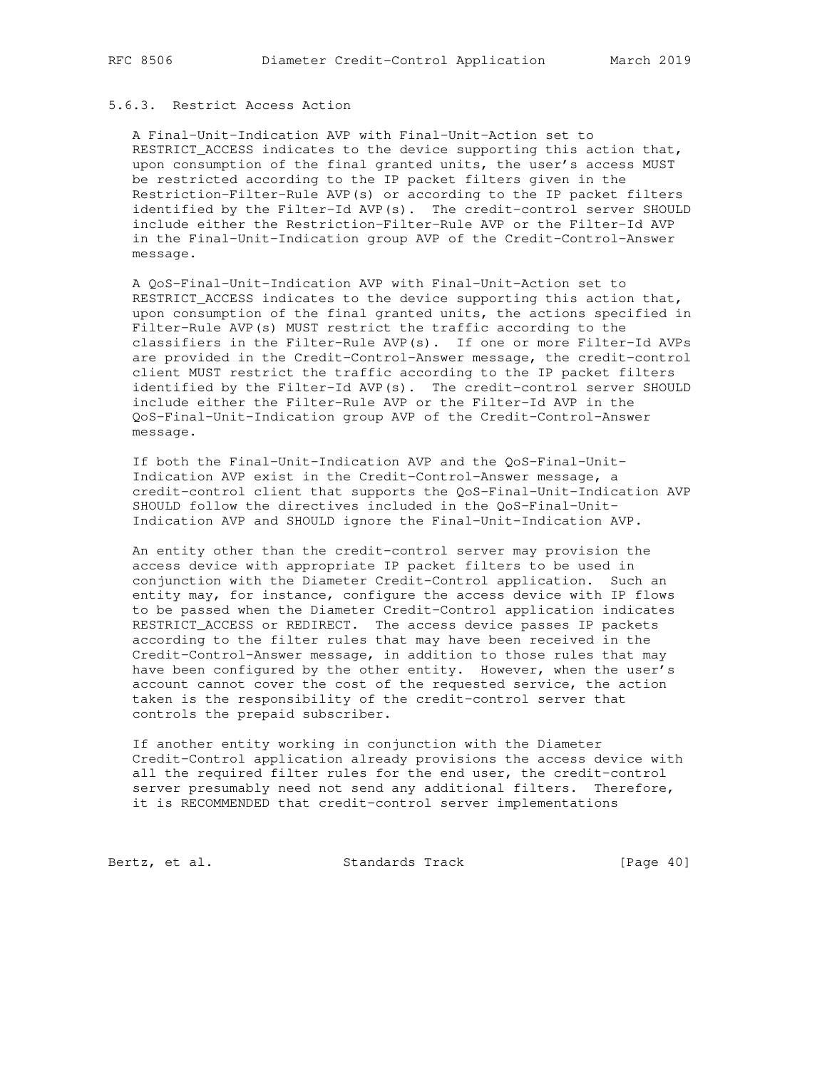### 5.6.3. Restrict Access Action

A Final-Unit-Indication AVP with Final-Unit-Action set to RESTRICT_ACCESS indicates to the device supporting this action that, upon consumption of the final granted units, the user's access MUST be restricted according to the IP packet filters given in the Restriction-Filter-Rule AVP(s) or according to the IP packet filters identified by the Filter-Id AVP(s). The credit-control server SHOULD include either the Restriction-Filter-Rule AVP or the Filter-Id AVP in the Final-Unit-Indication group AVP of the Credit-Control-Answer message.

A QoS-Final-Unit-Indication AVP with Final-Unit-Action set to RESTRICT_ACCESS indicates to the device supporting this action that, upon consumption of the final granted units, the actions specified in Filter-Rule AVP(s) MUST restrict the traffic according to the classifiers in the Filter-Rule AVP(s). If one or more Filter-Id AVPs are provided in the Credit-Control-Answer message, the credit-control client MUST restrict the traffic according to the IP packet filters identified by the Filter-Id AVP(s). The credit-control server SHOULD include either the Filter-Rule AVP or the Filter-Id AVP in the QoS-Final-Unit-Indication group AVP of the Credit-Control-Answer message.

If both the Final-Unit-Indication AVP and the QoS-Final-Unit-Indication AVP exist in the Credit-Control-Answer message, a credit-control client that supports the QoS-Final-Unit-Indication AVP SHOULD follow the directives included in the QoS-Final-Unit-Indication AVP and SHOULD ignore the Final-Unit-Indication AVP.

An entity other than the credit-control server may provision the access device with appropriate IP packet filters to be used in conjunction with the Diameter Credit-Control application. Such an entity may, for instance, configure the access device with IP flows to be passed when the Diameter Credit-Control application indicates RESTRICT_ACCESS or REDIRECT. The access device passes IP packets according to the filter rules that may have been received in the Credit-Control-Answer message, in addition to those rules that may have been configured by the other entity. However, when the user's account cannot cover the cost of the requested service, the action taken is the responsibility of the credit-control server that controls the prepaid subscriber.

If another entity working in conjunction with the Diameter Credit-Control application already provisions the access device with all the required filter rules for the end user, the credit-control server presumably need not send any additional filters. Therefore, it is RECOMMENDED that credit-control server implementations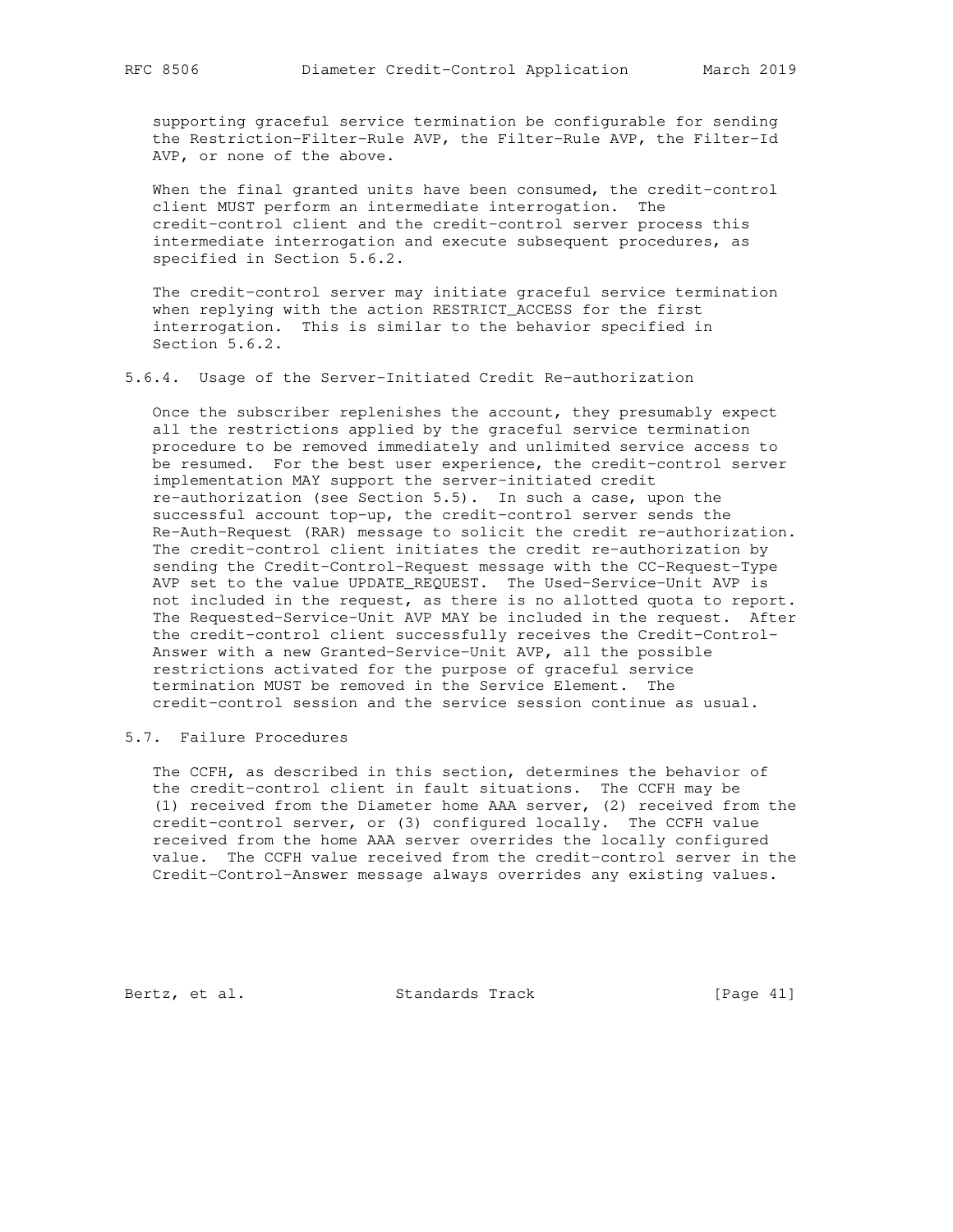supporting graceful service termination be configurable for sending the Restriction-Filter-Rule AVP, the Filter-Rule AVP, the Filter-Id AVP, or none of the above.

When the final granted units have been consumed, the credit-control client MUST perform an intermediate interrogation. The credit-control client and the credit-control server process this intermediate interrogation and execute subsequent procedures, as specified in Section 5.6.2.

The credit-control server may initiate graceful service termination when replying with the action RESTRICT_ACCESS for the first interrogation. This is similar to the behavior specified in Section 5.6.2.

### 5.6.4. Usage of the Server-Initiated Credit Re-authorization

Once the subscriber replenishes the account, they presumably expect all the restrictions applied by the graceful service termination procedure to be removed immediately and unlimited service access to be resumed. For the best user experience, the credit-control server implementation MAY support the server-initiated credit re-authorization (see Section 5.5). In such a case, upon the successful account top-up, the credit-control server sends the Re-Auth-Request (RAR) message to solicit the credit re-authorization. The credit-control client initiates the credit re-authorization by sending the Credit-Control-Request message with the CC-Request-Type AVP set to the value UPDATE_REQUEST. The Used-Service-Unit AVP is not included in the request, as there is no allotted quota to report. The Requested-Service-Unit AVP MAY be included in the request. After the credit-control client successfully receives the Credit-Control-Answer with a new Granted-Service-Unit AVP, all the possible restrictions activated for the purpose of graceful service termination MUST be removed in the Service Element. The credit-control session and the service session continue as usual.

## 5.7. Failure Procedures

The CCFH, as described in this section, determines the behavior of the credit-control client in fault situations. The CCFH may be (1) received from the Diameter home AAA server, (2) received from the credit-control server, or (3) configured locally. The CCFH value received from the home AAA server overrides the locally configured value. The CCFH value received from the credit-control server in the Credit-Control-Answer message always overrides any existing values.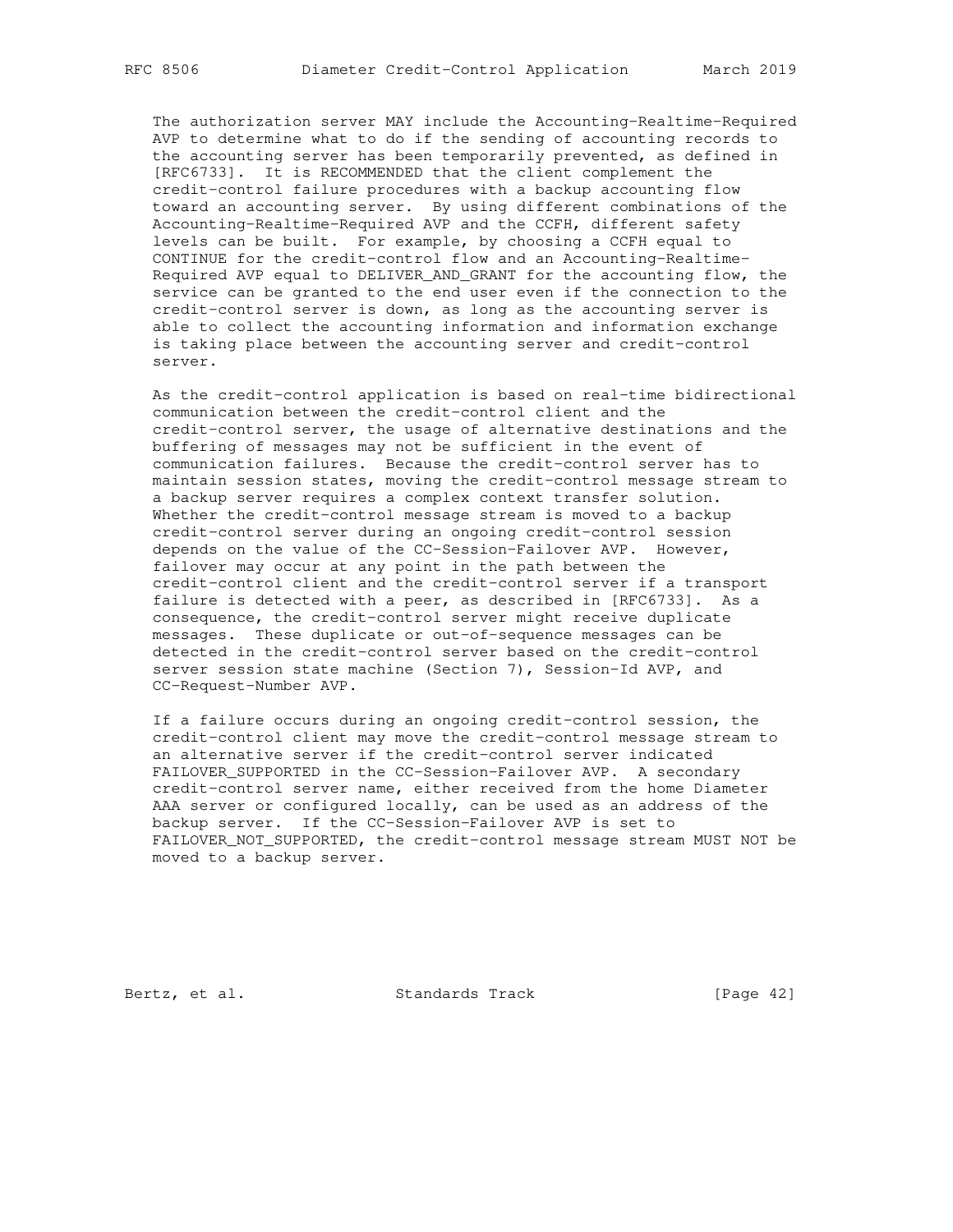The authorization server MAY include the Accounting-Realtime-Required AVP to determine what to do if the sending of accounting records to the accounting server has been temporarily prevented, as defined in [RFC6733]. It is RECOMMENDED that the client complement the credit-control failure procedures with a backup accounting flow toward an accounting server. By using different combinations of the Accounting-Realtime-Required AVP and the CCFH, different safety levels can be built. For example, by choosing a CCFH equal to CONTINUE for the credit-control flow and an Accounting-Realtime-Required AVP equal to DELIVER_AND_GRANT for the accounting flow, the service can be granted to the end user even if the connection to the credit-control server is down, as long as the accounting server is able to collect the accounting information and information exchange is taking place between the accounting server and credit-control server.

As the credit-control application is based on real-time bidirectional communication between the credit-control client and the credit-control server, the usage of alternative destinations and the buffering of messages may not be sufficient in the event of communication failures. Because the credit-control server has to maintain session states, moving the credit-control message stream to a backup server requires a complex context transfer solution. Whether the credit-control message stream is moved to a backup credit-control server during an ongoing credit-control session depends on the value of the CC-Session-Failover AVP. However, failover may occur at any point in the path between the credit-control client and the credit-control server if a transport failure is detected with a peer, as described in [RFC6733]. As a consequence, the credit-control server might receive duplicate messages. These duplicate or out-of-sequence messages can be detected in the credit-control server based on the credit-control server session state machine (Section 7), Session-Id AVP, and CC-Request-Number AVP.

If a failure occurs during an ongoing credit-control session, the credit-control client may move the credit-control message stream to an alternative server if the credit-control server indicated FAILOVER_SUPPORTED in the CC-Session-Failover AVP. A secondary credit-control server name, either received from the home Diameter AAA server or configured locally, can be used as an address of the backup server. If the CC-Session-Failover AVP is set to FAILOVER_NOT_SUPPORTED, the credit-control message stream MUST NOT be moved to a backup server.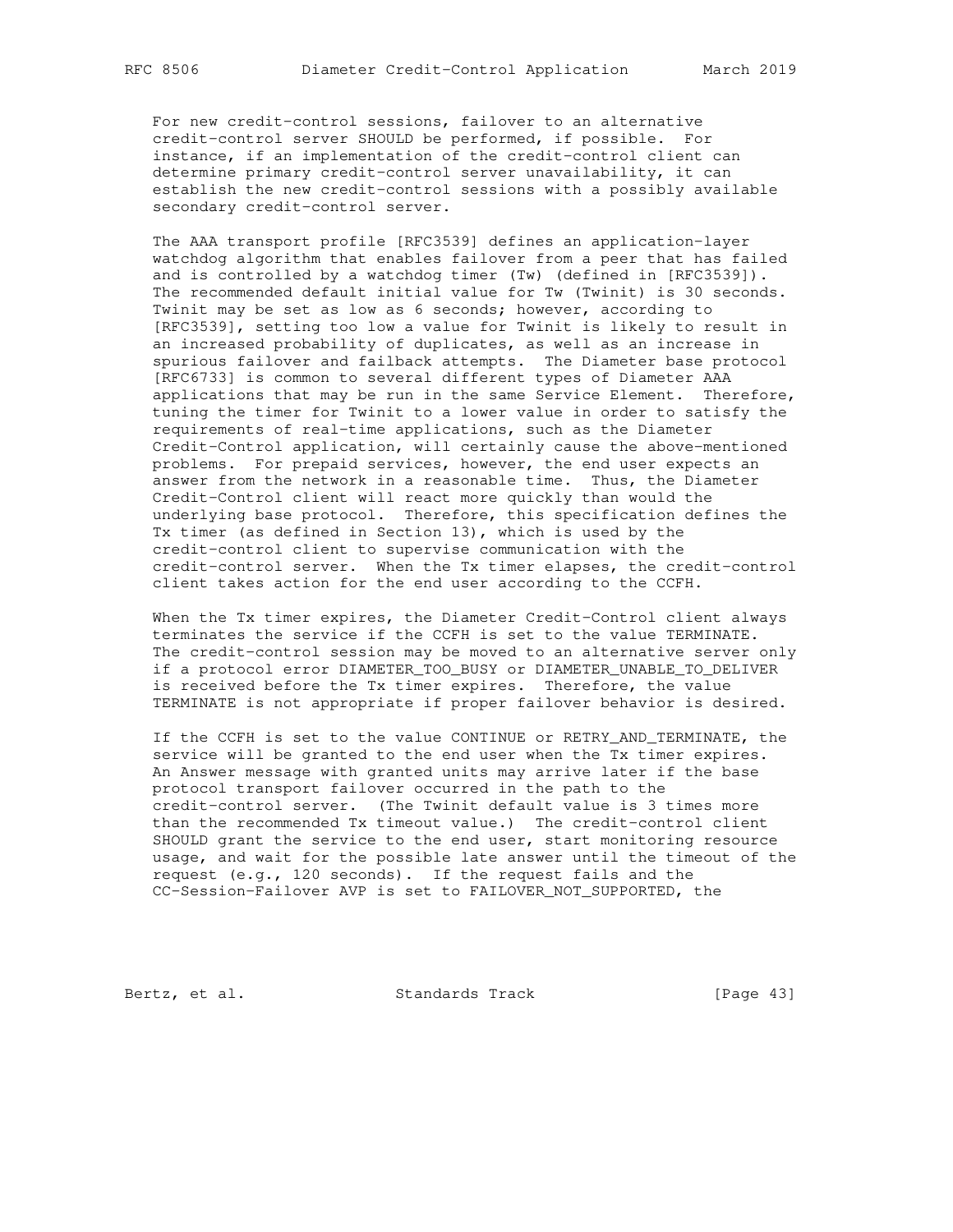For new credit-control sessions, failover to an alternative credit-control server SHOULD be performed, if possible. For instance, if an implementation of the credit-control client can determine primary credit-control server unavailability, it can establish the new credit-control sessions with a possibly available secondary credit-control server.

The AAA transport profile [RFC3539] defines an application-layer watchdog algorithm that enables failover from a peer that has failed and is controlled by a watchdog timer (Tw) (defined in [RFC3539]). The recommended default initial value for Tw (Twinit) is 30 seconds. Twinit may be set as low as 6 seconds; however, according to [RFC3539], setting too low a value for Twinit is likely to result in an increased probability of duplicates, as well as an increase in spurious failover and failback attempts. The Diameter base protocol [RFC6733] is common to several different types of Diameter AAA applications that may be run in the same Service Element. Therefore, tuning the timer for Twinit to a lower value in order to satisfy the requirements of real-time applications, such as the Diameter Credit-Control application, will certainly cause the above-mentioned problems. For prepaid services, however, the end user expects an answer from the network in a reasonable time. Thus, the Diameter Credit-Control client will react more quickly than would the underlying base protocol. Therefore, this specification defines the Tx timer (as defined in Section 13), which is used by the credit-control client to supervise communication with the credit-control server. When the Tx timer elapses, the credit-control client takes action for the end user according to the CCFH.

When the Tx timer expires, the Diameter Credit-Control client always terminates the service if the CCFH is set to the value TERMINATE. The credit-control session may be moved to an alternative server only if a protocol error DIAMETER_TOO_BUSY or DIAMETER_UNABLE_TO_DELIVER is received before the Tx timer expires. Therefore, the value TERMINATE is not appropriate if proper failover behavior is desired.

If the CCFH is set to the value CONTINUE or RETRY_AND_TERMINATE, the service will be granted to the end user when the Tx timer expires. An Answer message with granted units may arrive later if the base protocol transport failover occurred in the path to the credit-control server. (The Twinit default value is 3 times more than the recommended Tx timeout value.) The credit-control client SHOULD grant the service to the end user, start monitoring resource usage, and wait for the possible late answer until the timeout of the request (e.g., 120 seconds). If the request fails and the CC-Session-Failover AVP is set to FAILOVER_NOT_SUPPORTED, the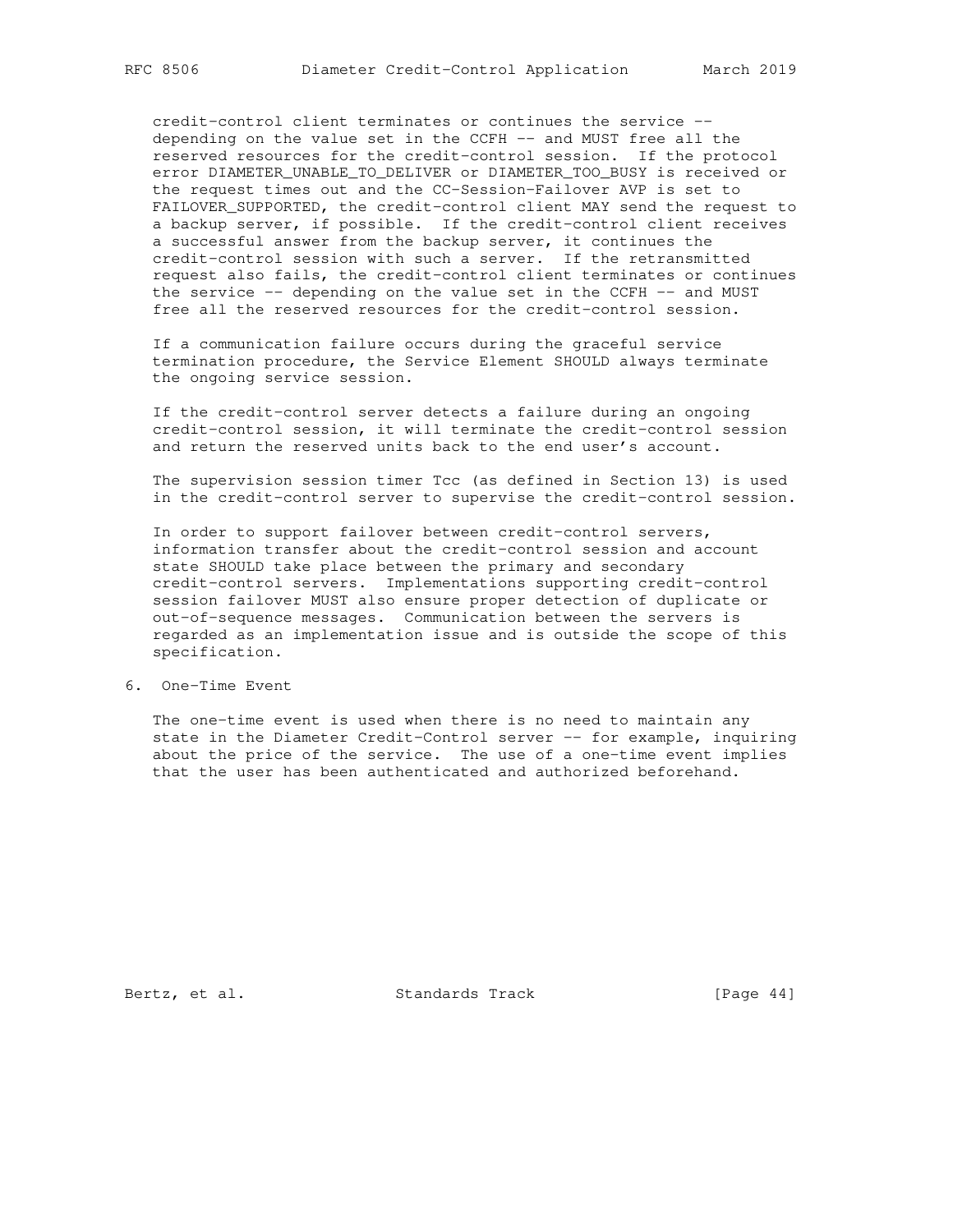credit-control client terminates or continues the service -- depending on the value set in the CCFH -- and MUST free all the reserved resources for the credit-control session. If the protocol error DIAMETER_UNABLE_TO_DELIVER or DIAMETER_TOO_BUSY is received or the request times out and the CC-Session-Failover AVP is set to FAILOVER_SUPPORTED, the credit-control client MAY send the request to a backup server, if possible. If the credit-control client receives a successful answer from the backup server, it continues the credit-control session with such a server. If the retransmitted request also fails, the credit-control client terminates or continues the service -- depending on the value set in the CCFH -- and MUST free all the reserved resources for the credit-control session.

If a communication failure occurs during the graceful service termination procedure, the Service Element SHOULD always terminate the ongoing service session.

If the credit-control server detects a failure during an ongoing credit-control session, it will terminate the credit-control session and return the reserved units back to the end user's account.

The supervision session timer Tcc (as defined in Section 13) is used in the credit-control server to supervise the credit-control session.

In order to support failover between credit-control servers, information transfer about the credit-control session and account state SHOULD take place between the primary and secondary credit-control servers. Implementations supporting credit-control session failover MUST also ensure proper detection of duplicate or out-of-sequence messages. Communication between the servers is regarded as an implementation issue and is outside the scope of this specification.

# 6. One-Time Event

The one-time event is used when there is no need to maintain any state in the Diameter Credit-Control server -- for example, inquiring about the price of the service. The use of a one-time event implies that the user has been authenticated and authorized beforehand.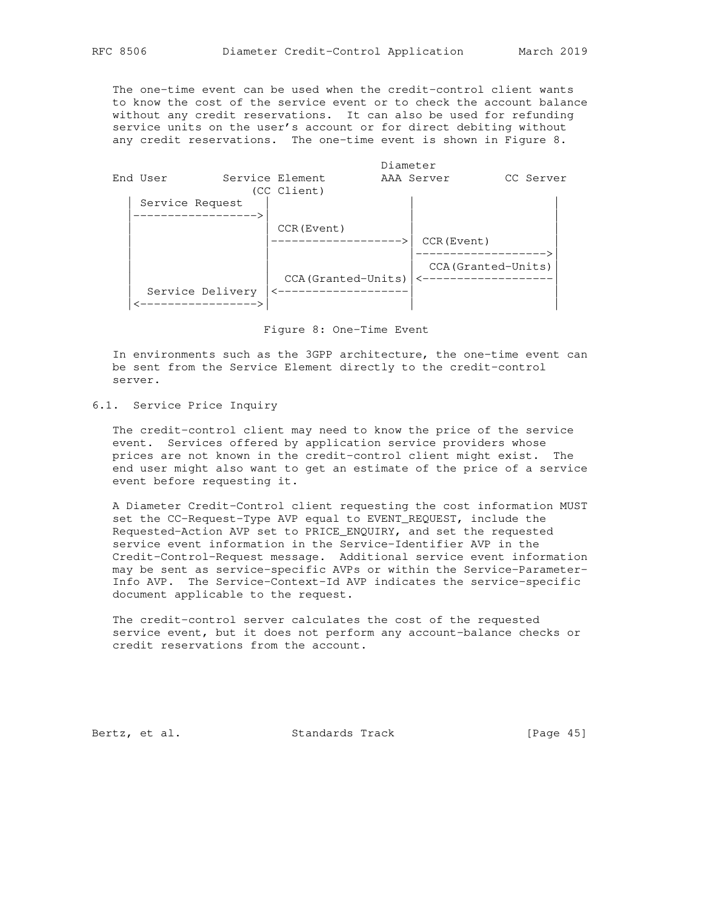The one-time event can be used when the credit-control client wants to know the cost of the service event or to check the account balance without any credit reservations. It can also be used for refunding service units on the user's account or for direct debiting without any credit reservations. The one-time event is shown in Figure 8.

```
                                            Diameter
   End User        Service Element       AAA Server        CC Server
                     (CC Client)
      | Service Request  |                    |                   |
      |----------------->|                    |                   |
      |                  | CCR(Event)         |                   |
      |                  |------------------->| CCR(Event)        |
      |                  |                    |------------------>|
      |                  |                    | CCA(Granted-Units)|
      |                  | CCA(Granted-Units) |<------------------|
      |  Service Delivery|<-------------------|                   |
      |<---------------->|                    |                   |
```

Figure 8: One-Time Event

In environments such as the 3GPP architecture, the one-time event can be sent from the Service Element directly to the credit-control server.

## 6.1. Service Price Inquiry

The credit-control client may need to know the price of the service event. Services offered by application service providers whose prices are not known in the credit-control client might exist. The end user might also want to get an estimate of the price of a service event before requesting it.

A Diameter Credit-Control client requesting the cost information MUST set the CC-Request-Type AVP equal to EVENT_REQUEST, include the Requested-Action AVP set to PRICE_ENQUIRY, and set the requested service event information in the Service-Identifier AVP in the Credit-Control-Request message. Additional service event information may be sent as service-specific AVPs or within the Service-Parameter-Info AVP. The Service-Context-Id AVP indicates the service-specific document applicable to the request.

The credit-control server calculates the cost of the requested service event, but it does not perform any account-balance checks or credit reservations from the account.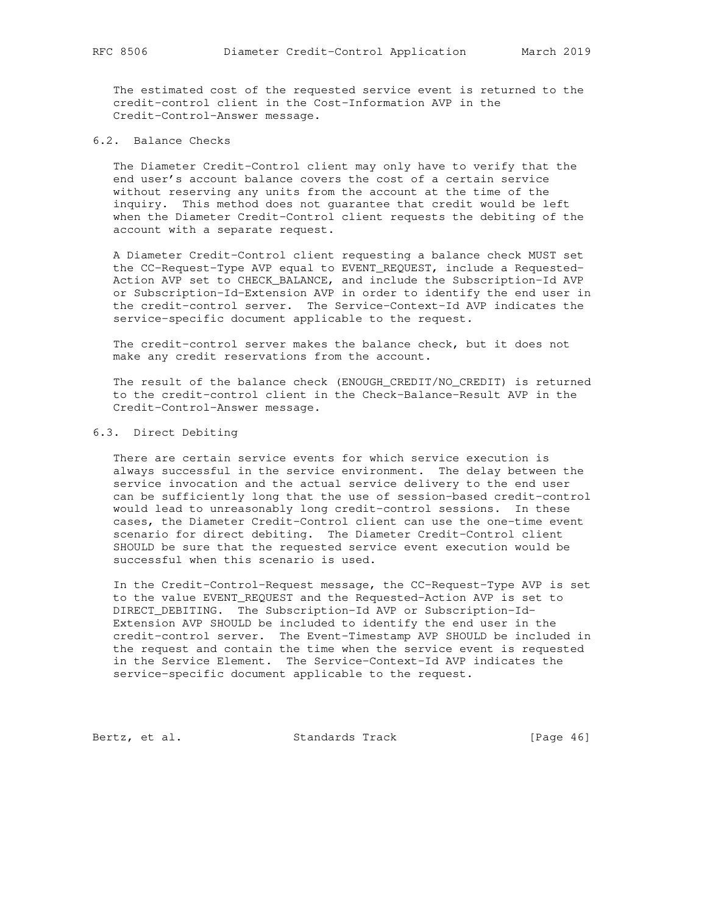The estimated cost of the requested service event is returned to the credit-control client in the Cost-Information AVP in the Credit-Control-Answer message.

## 6.2. Balance Checks

The Diameter Credit-Control client may only have to verify that the end user's account balance covers the cost of a certain service without reserving any units from the account at the time of the inquiry. This method does not guarantee that credit would be left when the Diameter Credit-Control client requests the debiting of the account with a separate request.

A Diameter Credit-Control client requesting a balance check MUST set the CC-Request-Type AVP equal to EVENT_REQUEST, include a Requested-Action AVP set to CHECK_BALANCE, and include the Subscription-Id AVP or Subscription-Id-Extension AVP in order to identify the end user in the credit-control server. The Service-Context-Id AVP indicates the service-specific document applicable to the request.

The credit-control server makes the balance check, but it does not make any credit reservations from the account.

The result of the balance check (ENOUGH_CREDIT/NO_CREDIT) is returned to the credit-control client in the Check-Balance-Result AVP in the Credit-Control-Answer message.

## 6.3. Direct Debiting

There are certain service events for which service execution is always successful in the service environment. The delay between the service invocation and the actual service delivery to the end user can be sufficiently long that the use of session-based credit-control would lead to unreasonably long credit-control sessions. In these cases, the Diameter Credit-Control client can use the one-time event scenario for direct debiting. The Diameter Credit-Control client SHOULD be sure that the requested service event execution would be successful when this scenario is used.

In the Credit-Control-Request message, the CC-Request-Type AVP is set to the value EVENT_REQUEST and the Requested-Action AVP is set to DIRECT_DEBITING. The Subscription-Id AVP or Subscription-Id-Extension AVP SHOULD be included to identify the end user in the credit-control server. The Event-Timestamp AVP SHOULD be included in the request and contain the time when the service event is requested in the Service Element. The Service-Context-Id AVP indicates the service-specific document applicable to the request.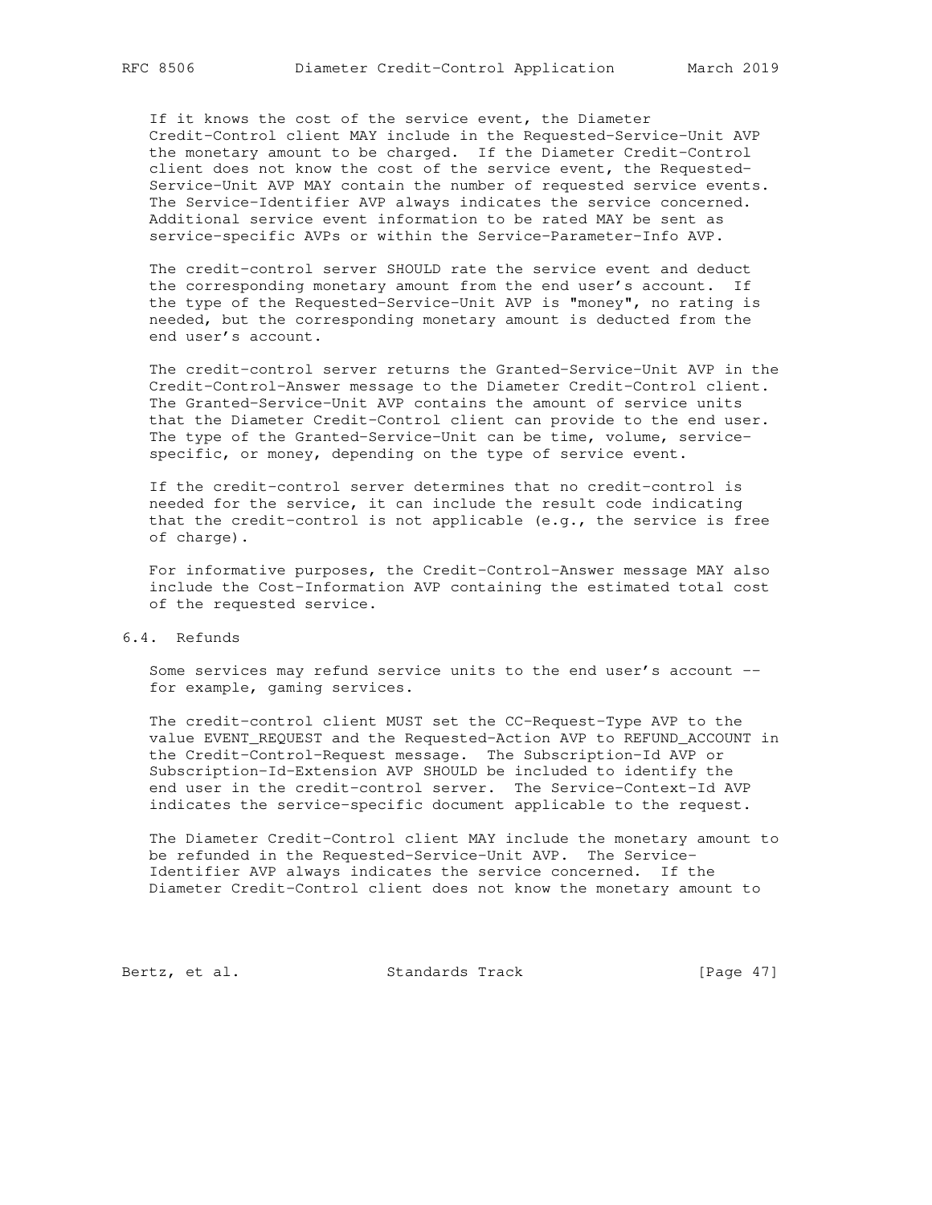If it knows the cost of the service event, the Diameter Credit-Control client MAY include in the Requested-Service-Unit AVP the monetary amount to be charged. If the Diameter Credit-Control client does not know the cost of the service event, the Requested-Service-Unit AVP MAY contain the number of requested service events. The Service-Identifier AVP always indicates the service concerned. Additional service event information to be rated MAY be sent as service-specific AVPs or within the Service-Parameter-Info AVP.

The credit-control server SHOULD rate the service event and deduct the corresponding monetary amount from the end user's account. If the type of the Requested-Service-Unit AVP is "money", no rating is needed, but the corresponding monetary amount is deducted from the end user's account.

The credit-control server returns the Granted-Service-Unit AVP in the Credit-Control-Answer message to the Diameter Credit-Control client. The Granted-Service-Unit AVP contains the amount of service units that the Diameter Credit-Control client can provide to the end user. The type of the Granted-Service-Unit can be time, volume, service-specific, or money, depending on the type of service event.

If the credit-control server determines that no credit-control is needed for the service, it can include the result code indicating that the credit-control is not applicable (e.g., the service is free of charge).

For informative purposes, the Credit-Control-Answer message MAY also include the Cost-Information AVP containing the estimated total cost of the requested service.

## 6.4. Refunds

Some services may refund service units to the end user's account -- for example, gaming services.

The credit-control client MUST set the CC-Request-Type AVP to the value EVENT_REQUEST and the Requested-Action AVP to REFUND_ACCOUNT in the Credit-Control-Request message. The Subscription-Id AVP or Subscription-Id-Extension AVP SHOULD be included to identify the end user in the credit-control server. The Service-Context-Id AVP indicates the service-specific document applicable to the request.

The Diameter Credit-Control client MAY include the monetary amount to be refunded in the Requested-Service-Unit AVP. The Service-Identifier AVP always indicates the service concerned. If the Diameter Credit-Control client does not know the monetary amount to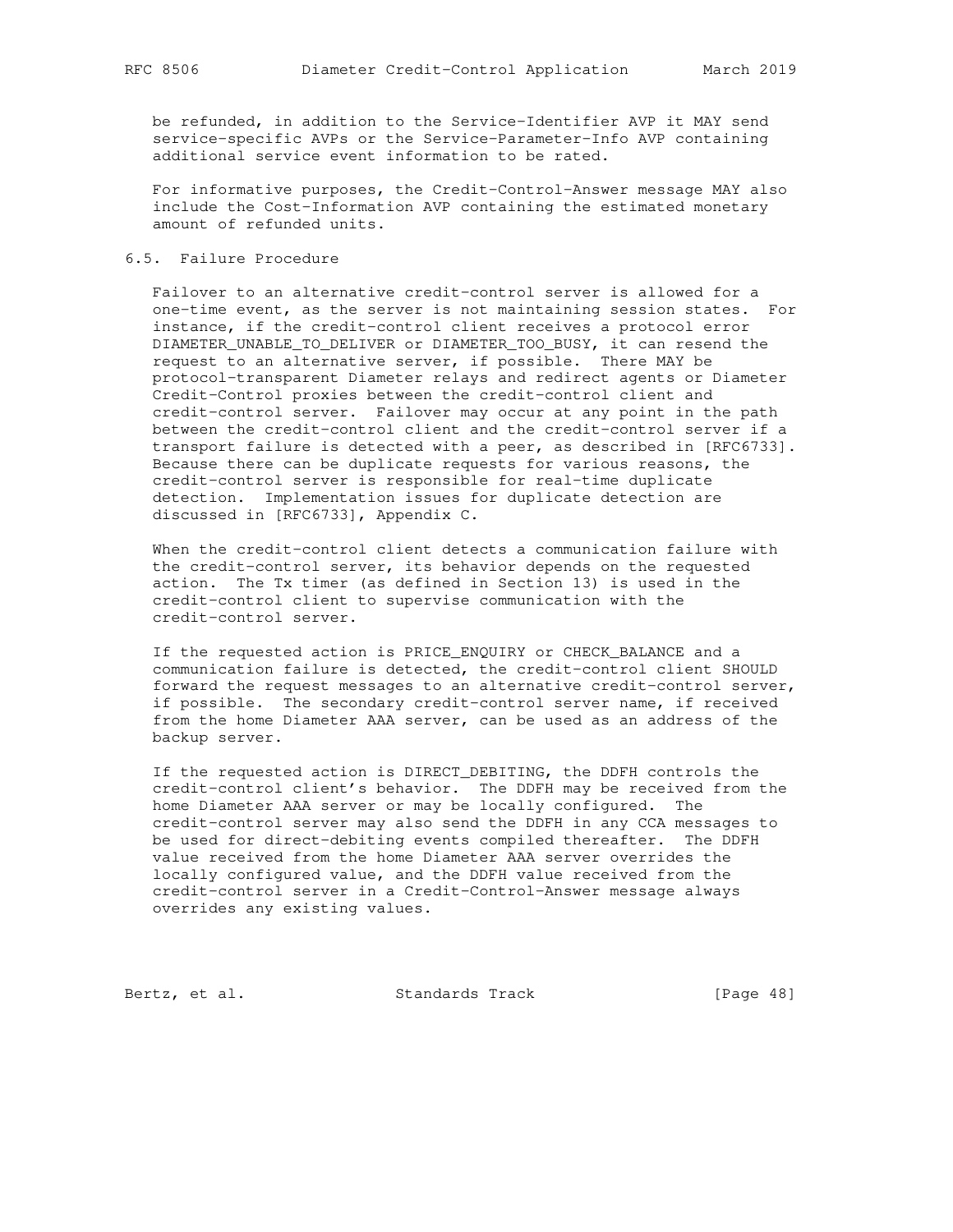be refunded, in addition to the Service-Identifier AVP it MAY send service-specific AVPs or the Service-Parameter-Info AVP containing additional service event information to be rated.

For informative purposes, the Credit-Control-Answer message MAY also include the Cost-Information AVP containing the estimated monetary amount of refunded units.

### 6.5. Failure Procedure

Failover to an alternative credit-control server is allowed for a one-time event, as the server is not maintaining session states. For instance, if the credit-control client receives a protocol error DIAMETER_UNABLE_TO_DELIVER or DIAMETER_TOO_BUSY, it can resend the request to an alternative server, if possible. There MAY be protocol-transparent Diameter relays and redirect agents or Diameter Credit-Control proxies between the credit-control client and credit-control server. Failover may occur at any point in the path between the credit-control client and the credit-control server if a transport failure is detected with a peer, as described in [RFC6733]. Because there can be duplicate requests for various reasons, the credit-control server is responsible for real-time duplicate detection. Implementation issues for duplicate detection are discussed in [RFC6733], Appendix C.

When the credit-control client detects a communication failure with the credit-control server, its behavior depends on the requested action. The Tx timer (as defined in Section 13) is used in the credit-control client to supervise communication with the credit-control server.

If the requested action is PRICE_ENQUIRY or CHECK_BALANCE and a communication failure is detected, the credit-control client SHOULD forward the request messages to an alternative credit-control server, if possible. The secondary credit-control server name, if received from the home Diameter AAA server, can be used as an address of the backup server.

If the requested action is DIRECT_DEBITING, the DDFH controls the credit-control client's behavior. The DDFH may be received from the home Diameter AAA server or may be locally configured. The credit-control server may also send the DDFH in any CCA messages to be used for direct-debiting events compiled thereafter. The DDFH value received from the home Diameter AAA server overrides the locally configured value, and the DDFH value received from the credit-control server in a Credit-Control-Answer message always overrides any existing values.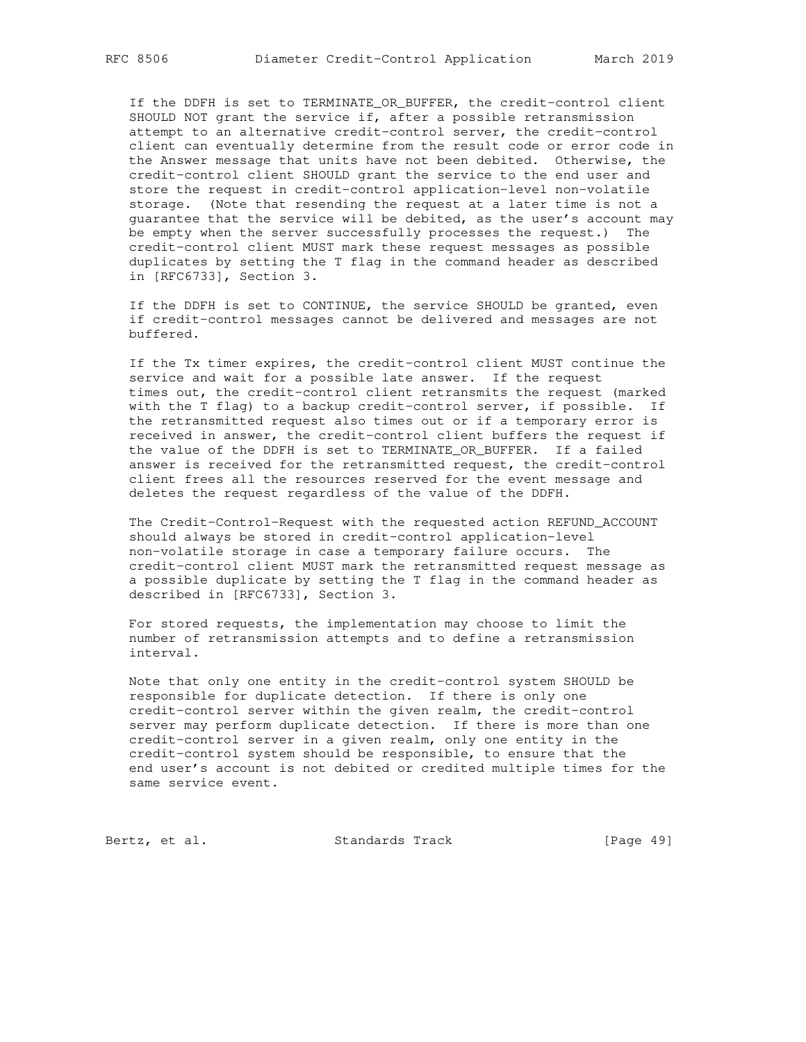If the DDFH is set to TERMINATE_OR_BUFFER, the credit-control client SHOULD NOT grant the service if, after a possible retransmission attempt to an alternative credit-control server, the credit-control client can eventually determine from the result code or error code in the Answer message that units have not been debited. Otherwise, the credit-control client SHOULD grant the service to the end user and store the request in credit-control application-level non-volatile storage. (Note that resending the request at a later time is not a guarantee that the service will be debited, as the user's account may be empty when the server successfully processes the request.) The credit-control client MUST mark these request messages as possible duplicates by setting the T flag in the command header as described in [RFC6733], Section 3.

If the DDFH is set to CONTINUE, the service SHOULD be granted, even if credit-control messages cannot be delivered and messages are not buffered.

If the Tx timer expires, the credit-control client MUST continue the service and wait for a possible late answer. If the request times out, the credit-control client retransmits the request (marked with the T flag) to a backup credit-control server, if possible. If the retransmitted request also times out or if a temporary error is received in answer, the credit-control client buffers the request if the value of the DDFH is set to TERMINATE_OR_BUFFER. If a failed answer is received for the retransmitted request, the credit-control client frees all the resources reserved for the event message and deletes the request regardless of the value of the DDFH.

The Credit-Control-Request with the requested action REFUND_ACCOUNT should always be stored in credit-control application-level non-volatile storage in case a temporary failure occurs. The credit-control client MUST mark the retransmitted request message as a possible duplicate by setting the T flag in the command header as described in [RFC6733], Section 3.

For stored requests, the implementation may choose to limit the number of retransmission attempts and to define a retransmission interval.

Note that only one entity in the credit-control system SHOULD be responsible for duplicate detection. If there is only one credit-control server within the given realm, the credit-control server may perform duplicate detection. If there is more than one credit-control server in a given realm, only one entity in the credit-control system should be responsible, to ensure that the end user's account is not debited or credited multiple times for the same service event.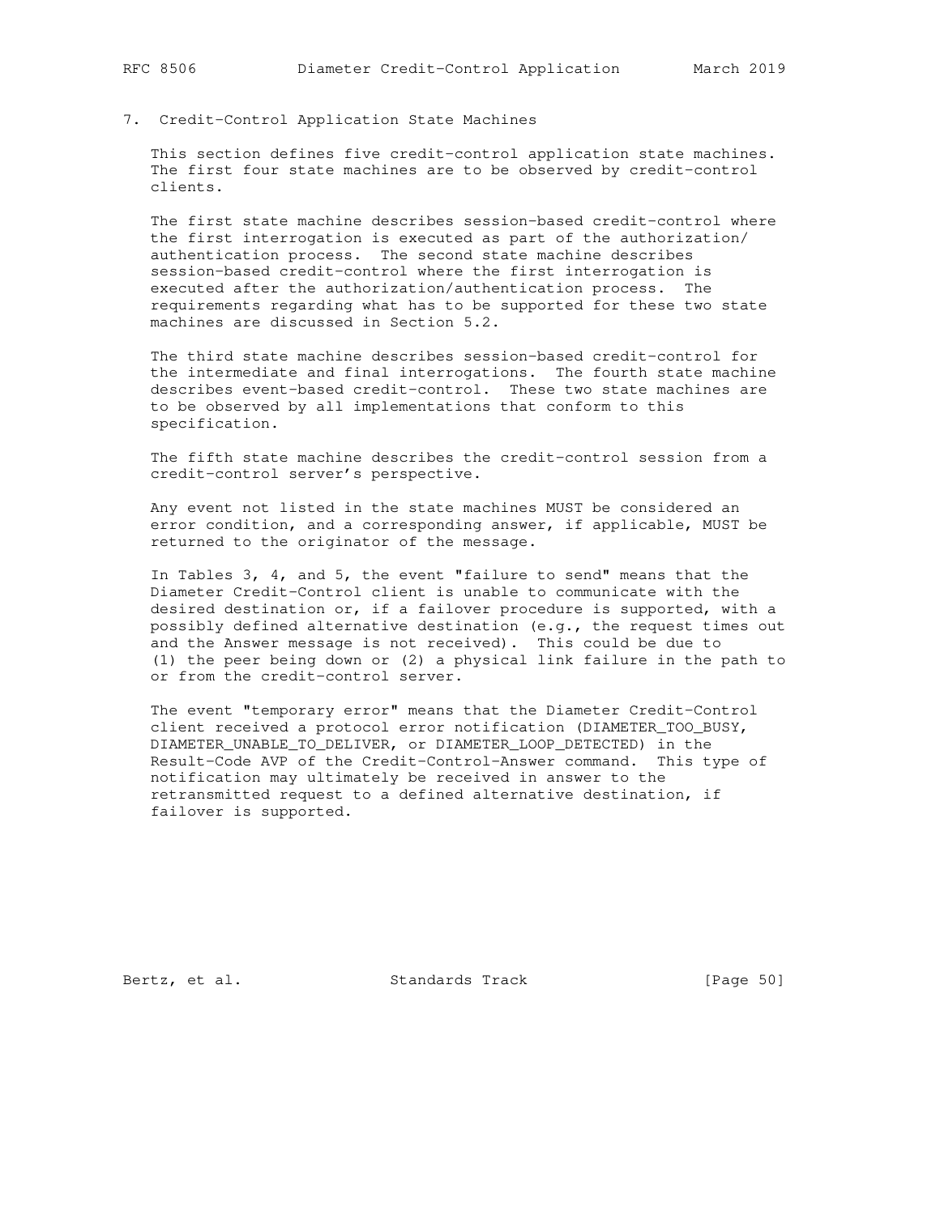## 7. Credit-Control Application State Machines

This section defines five credit-control application state machines. The first four state machines are to be observed by credit-control clients.

The first state machine describes session-based credit-control where the first interrogation is executed as part of the authorization/authentication process. The second state machine describes session-based credit-control where the first interrogation is executed after the authorization/authentication process. The requirements regarding what has to be supported for these two state machines are discussed in Section 5.2.

The third state machine describes session-based credit-control for the intermediate and final interrogations. The fourth state machine describes event-based credit-control. These two state machines are to be observed by all implementations that conform to this specification.

The fifth state machine describes the credit-control session from a credit-control server's perspective.

Any event not listed in the state machines MUST be considered an error condition, and a corresponding answer, if applicable, MUST be returned to the originator of the message.

In Tables 3, 4, and 5, the event "failure to send" means that the Diameter Credit-Control client is unable to communicate with the desired destination or, if a failover procedure is supported, with a possibly defined alternative destination (e.g., the request times out and the Answer message is not received). This could be due to (1) the peer being down or (2) a physical link failure in the path to or from the credit-control server.

The event "temporary error" means that the Diameter Credit-Control client received a protocol error notification (DIAMETER_TOO_BUSY, DIAMETER_UNABLE_TO_DELIVER, or DIAMETER_LOOP_DETECTED) in the Result-Code AVP of the Credit-Control-Answer command. This type of notification may ultimately be received in answer to the retransmitted request to a defined alternative destination, if failover is supported.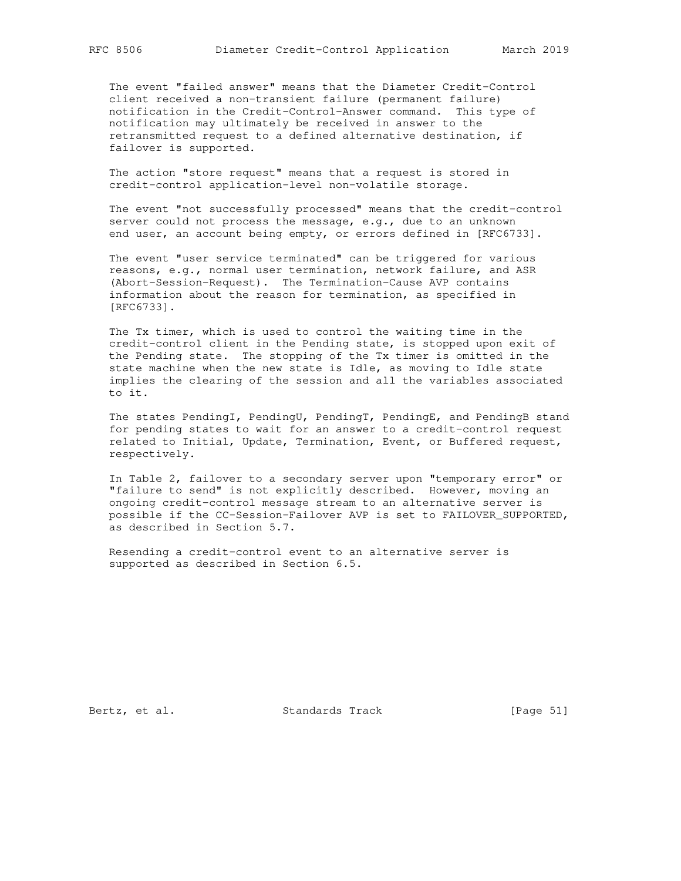The event "failed answer" means that the Diameter Credit-Control client received a non-transient failure (permanent failure) notification in the Credit-Control-Answer command. This type of notification may ultimately be received in answer to the retransmitted request to a defined alternative destination, if failover is supported.

The action "store request" means that a request is stored in credit-control application-level non-volatile storage.

The event "not successfully processed" means that the credit-control server could not process the message, e.g., due to an unknown end user, an account being empty, or errors defined in [RFC6733].

The event "user service terminated" can be triggered for various reasons, e.g., normal user termination, network failure, and ASR (Abort-Session-Request). The Termination-Cause AVP contains information about the reason for termination, as specified in [RFC6733].

The Tx timer, which is used to control the waiting time in the credit-control client in the Pending state, is stopped upon exit of the Pending state. The stopping of the Tx timer is omitted in the state machine when the new state is Idle, as moving to Idle state implies the clearing of the session and all the variables associated to it.

The states PendingI, PendingU, PendingT, PendingE, and PendingB stand for pending states to wait for an answer to a credit-control request related to Initial, Update, Termination, Event, or Buffered request, respectively.

In Table 2, failover to a secondary server upon "temporary error" or "failure to send" is not explicitly described. However, moving an ongoing credit-control message stream to an alternative server is possible if the CC-Session-Failover AVP is set to FAILOVER_SUPPORTED, as described in Section 5.7.

Resending a credit-control event to an alternative server is supported as described in Section 6.5.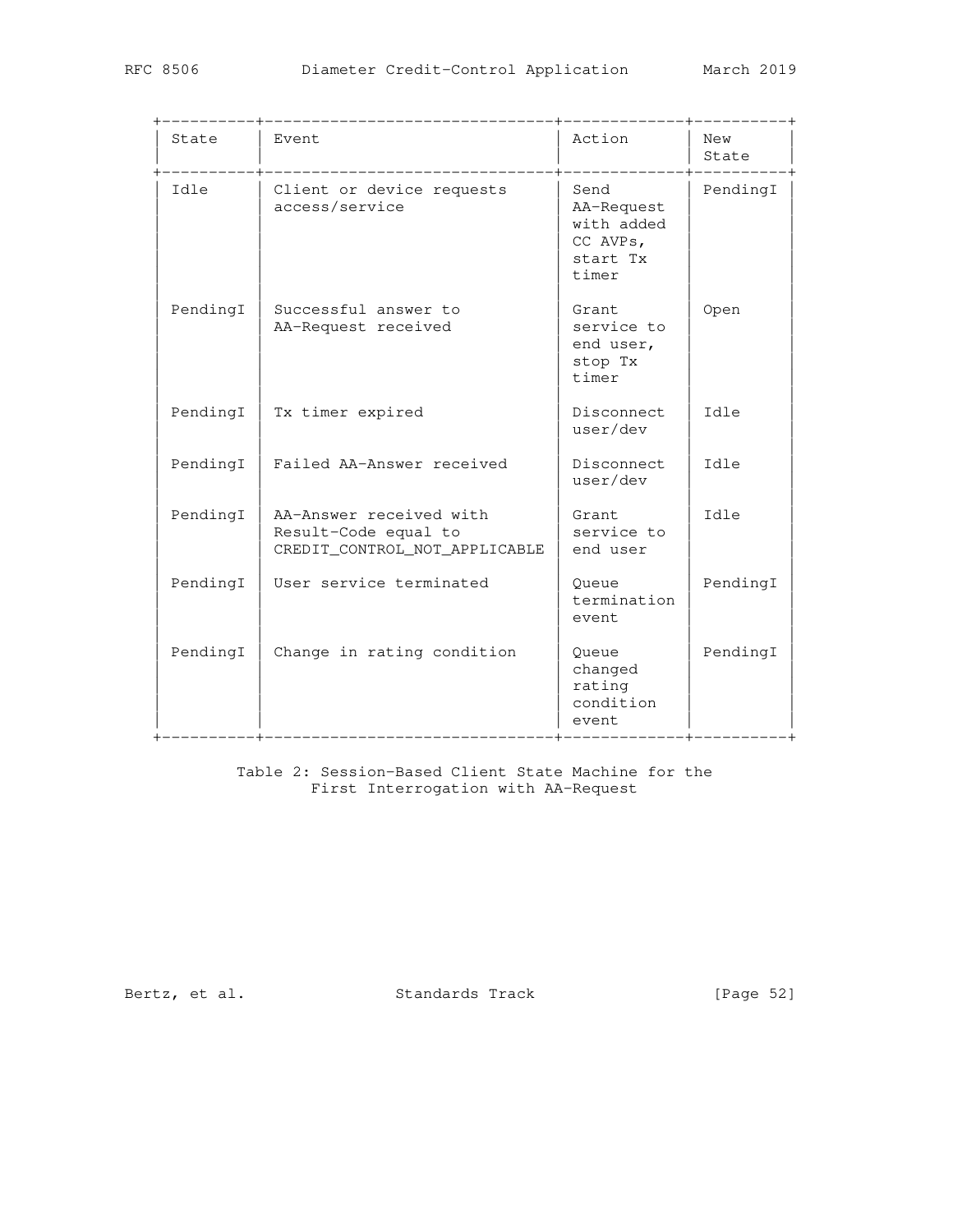| State | Event | Action | New State |
|---|---|---|---|
| Idle | Client or device requests access/service | Send AA-Request with added CC AVPs, start Tx timer | PendingI |
| PendingI | Successful answer to AA-Request received | Grant service to end user, stop Tx timer | Open |
| PendingI | Tx timer expired | Disconnect user/dev | Idle |
| PendingI | Failed AA-Answer received | Disconnect user/dev | Idle |
| PendingI | AA-Answer received with Result-Code equal to CREDIT_CONTROL_NOT_APPLICABLE | Grant service to end user | Idle |
| PendingI | User service terminated | Queue termination event | PendingI |
| PendingI | Change in rating condition | Queue changed rating condition event | PendingI |

Table 2: Session-Based Client State Machine for the First Interrogation with AA-Request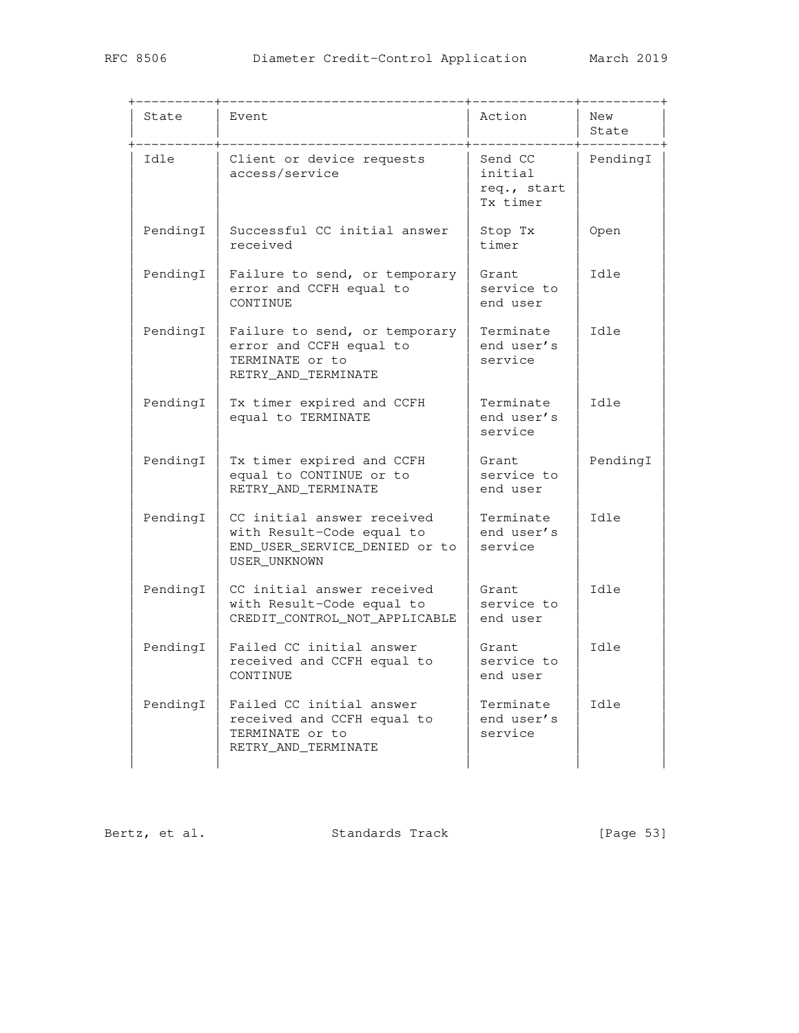| State | Event | Action | New State |
|---|---|---|---|
| Idle | Client or device requests access/service | Send CC initial req., start Tx timer | PendingI |
| PendingI | Successful CC initial answer received | Stop Tx timer | Open |
| PendingI | Failure to send, or temporary error and CCFH equal to CONTINUE | Grant service to end user | Idle |
| PendingI | Failure to send, or temporary error and CCFH equal to TERMINATE or to RETRY_AND_TERMINATE | Terminate end user's service | Idle |
| PendingI | Tx timer expired and CCFH equal to TERMINATE | Terminate end user's service | Idle |
| PendingI | Tx timer expired and CCFH equal to CONTINUE or to RETRY_AND_TERMINATE | Grant service to end user | PendingI |
| PendingI | CC initial answer received with Result-Code equal to END_USER_SERVICE_DENIED or to USER_UNKNOWN | Terminate end user's service | Idle |
| PendingI | CC initial answer received with Result-Code equal to CREDIT_CONTROL_NOT_APPLICABLE | Grant service to end user | Idle |
| PendingI | Failed CC initial answer received and CCFH equal to CONTINUE | Grant service to end user | Idle |
| PendingI | Failed CC initial answer received and CCFH equal to TERMINATE or to RETRY_AND_TERMINATE | Terminate end user's service | Idle |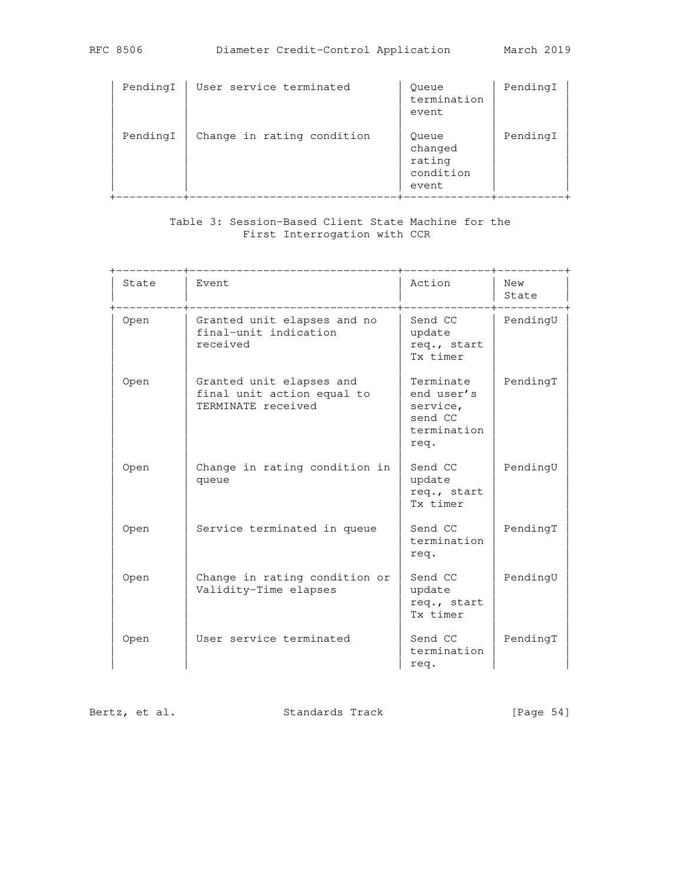| State | Event | Action | New State |
|---|---|---|---|
| PendingI | User service terminated | Queue termination event | PendingI |
| PendingI | Change in rating condition | Queue changed rating condition event | PendingI |

Table 3: Session-Based Client State Machine for the First Interrogation with CCR

| State | Event | Action | New State |
|---|---|---|---|
| Open | Granted unit elapses and no final-unit indication received | Send CC update req., start Tx timer | PendingU |
| Open | Granted unit elapses and final unit action equal to TERMINATE received | Terminate end user's service, send CC termination req. | PendingT |
| Open | Change in rating condition in queue | Send CC update req., start Tx timer | PendingU |
| Open | Service terminated in queue | Send CC termination req. | PendingT |
| Open | Change in rating condition or Validity-Time elapses | Send CC update req., start Tx timer | PendingU |
| Open | User service terminated | Send CC termination req. | PendingT |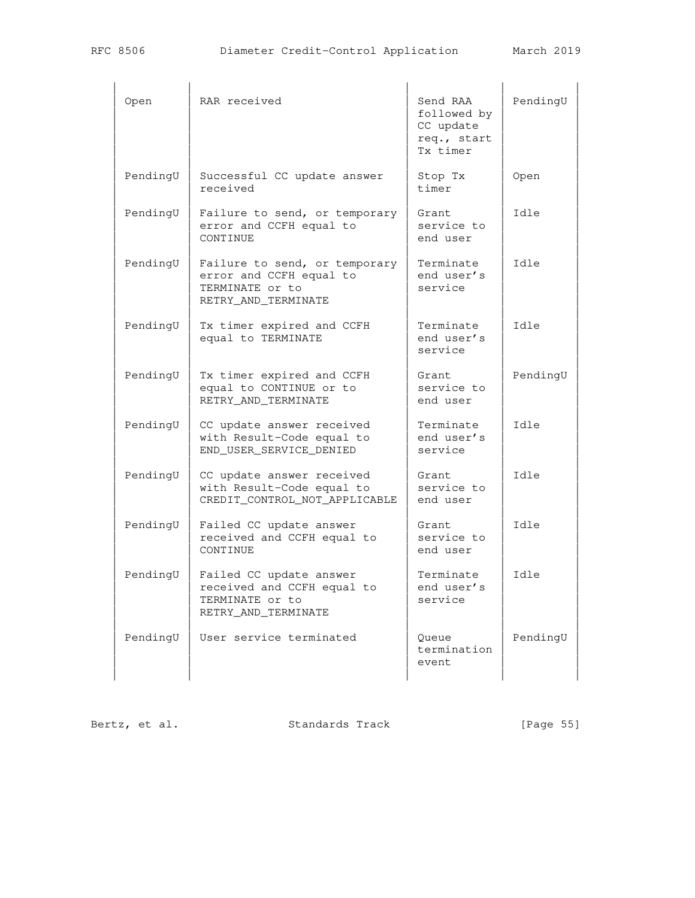| State | Event | Action | New State |
|---|---|---|---|
| Open | RAR received | Send RAA followed by CC update req., start Tx timer | PendingU |
| PendingU | Successful CC update answer received | Stop Tx timer | Open |
| PendingU | Failure to send, or temporary error and CCFH equal to CONTINUE | Grant service to end user | Idle |
| PendingU | Failure to send, or temporary error and CCFH equal to TERMINATE or to RETRY_AND_TERMINATE | Terminate end user's service | Idle |
| PendingU | Tx timer expired and CCFH equal to TERMINATE | Terminate end user's service | Idle |
| PendingU | Tx timer expired and CCFH equal to CONTINUE or to RETRY_AND_TERMINATE | Grant service to end user | PendingU |
| PendingU | CC update answer received with Result-Code equal to END_USER_SERVICE_DENIED | Terminate end user's service | Idle |
| PendingU | CC update answer received with Result-Code equal to CREDIT_CONTROL_NOT_APPLICABLE | Grant service to end user | Idle |
| PendingU | Failed CC update answer received and CCFH equal to CONTINUE | Grant service to end user | Idle |
| PendingU | Failed CC update answer received and CCFH equal to TERMINATE or to RETRY_AND_TERMINATE | Terminate end user's service | Idle |
| PendingU | User service terminated | Queue termination event | PendingU |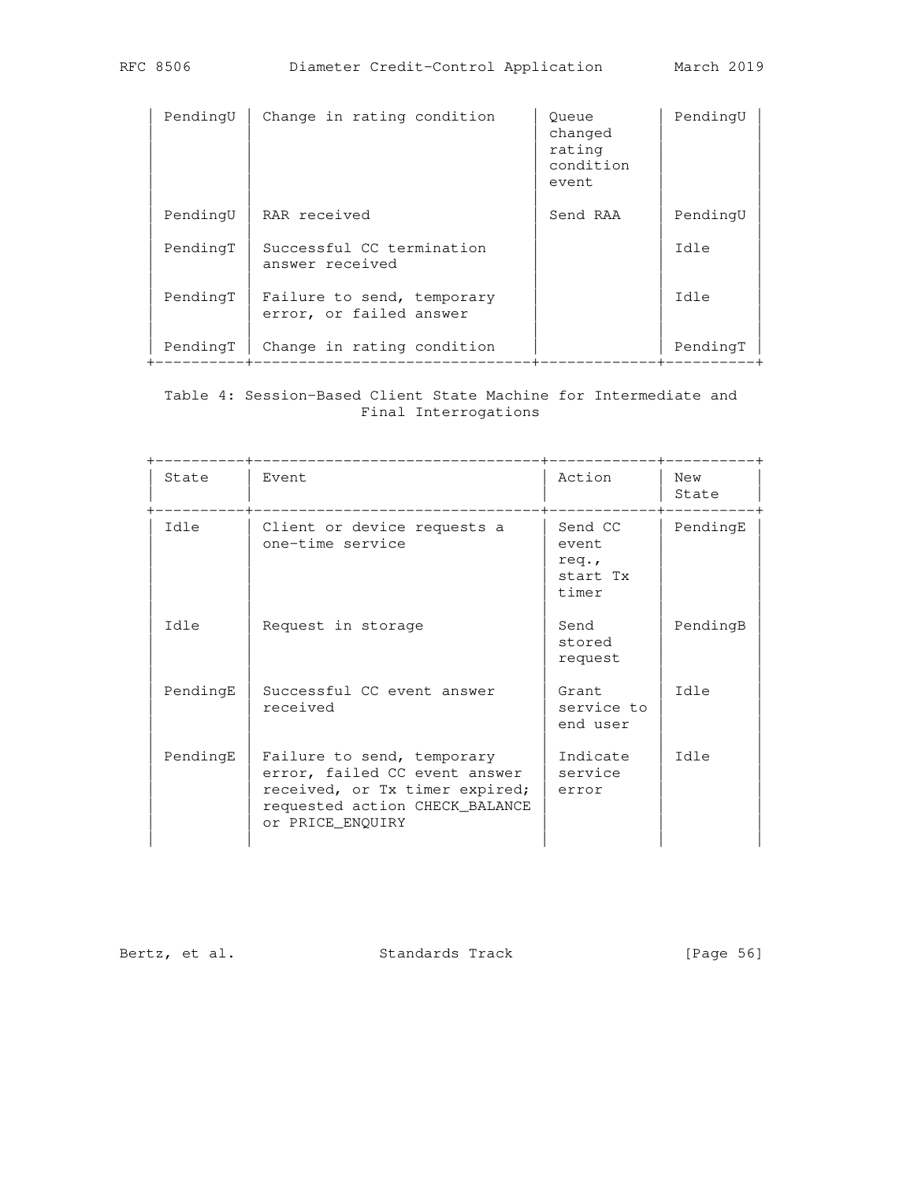| State | Event | Action | New State |
|---|---|---|---|
| PendingU | Change in rating condition | Queue changed rating condition event | PendingU |
| PendingU | RAR received | Send RAA | PendingU |
| PendingT | Successful CC termination answer received | | Idle |
| PendingT | Failure to send, temporary error, or failed answer | | Idle |
| PendingT | Change in rating condition | | PendingT |

Table 4: Session-Based Client State Machine for Intermediate and Final Interrogations

| State | Event | Action | New State |
|---|---|---|---|
| Idle | Client or device requests a one-time service | Send CC event req., start Tx timer | PendingE |
| Idle | Request in storage | Send stored request | PendingB |
| PendingE | Successful CC event answer received | Grant service to end user | Idle |
| PendingE | Failure to send, temporary error, failed CC event answer received, or Tx timer expired; requested action CHECK_BALANCE or PRICE_ENQUIRY | Indicate service error | Idle |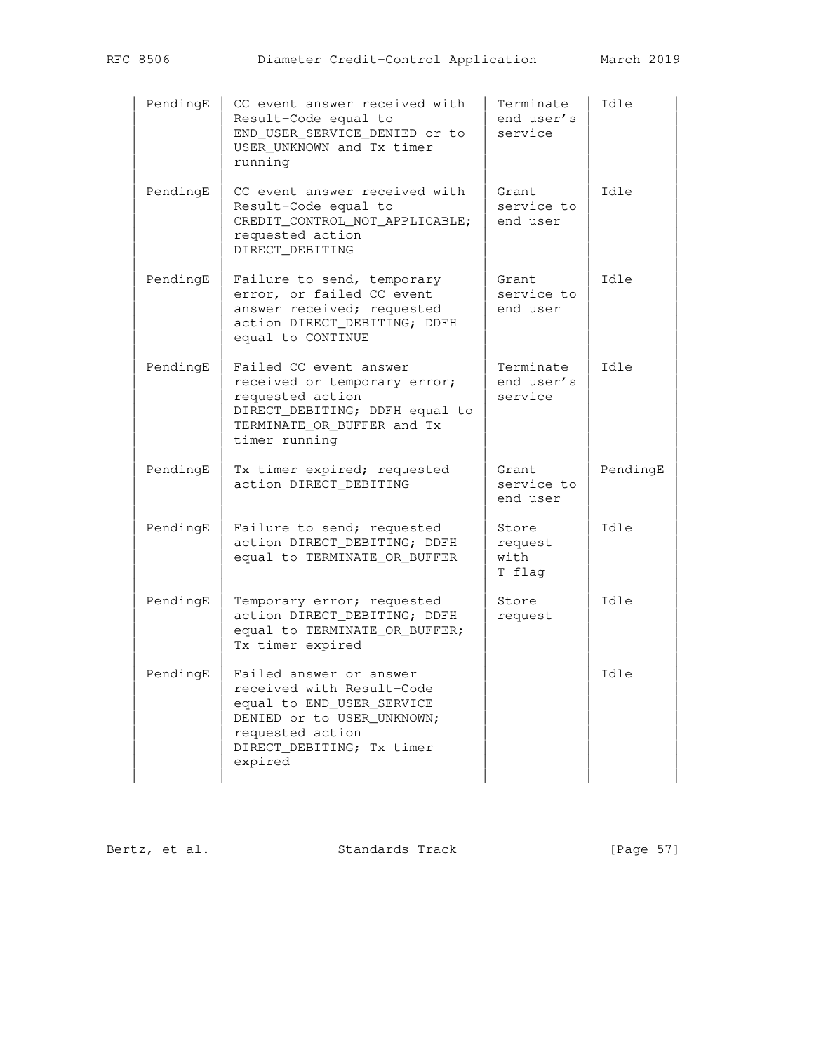| State | Event | Action | New State |
|---|---|---|---|
| PendingE | CC event answer received with Result-Code equal to END_USER_SERVICE_DENIED or to USER_UNKNOWN and Tx timer running | Terminate end user's service | Idle |
| PendingE | CC event answer received with Result-Code equal to CREDIT_CONTROL_NOT_APPLICABLE; requested action DIRECT_DEBITING | Grant service to end user | Idle |
| PendingE | Failure to send, temporary error, or failed CC event answer received; requested action DIRECT_DEBITING; DDFH equal to CONTINUE | Grant service to end user | Idle |
| PendingE | Failed CC event answer received or temporary error; requested action DIRECT_DEBITING; DDFH equal to TERMINATE_OR_BUFFER and Tx timer running | Terminate end user's service | Idle |
| PendingE | Tx timer expired; requested action DIRECT_DEBITING | Grant service to end user | PendingE |
| PendingE | Failure to send; requested action DIRECT_DEBITING; DDFH equal to TERMINATE_OR_BUFFER | Store request with T flag | Idle |
| PendingE | Temporary error; requested action DIRECT_DEBITING; DDFH equal to TERMINATE_OR_BUFFER; Tx timer expired | Store request | Idle |
| PendingE | Failed answer or answer received with Result-Code equal to END_USER_SERVICE DENIED or to USER_UNKNOWN; requested action DIRECT_DEBITING; Tx timer expired | | Idle |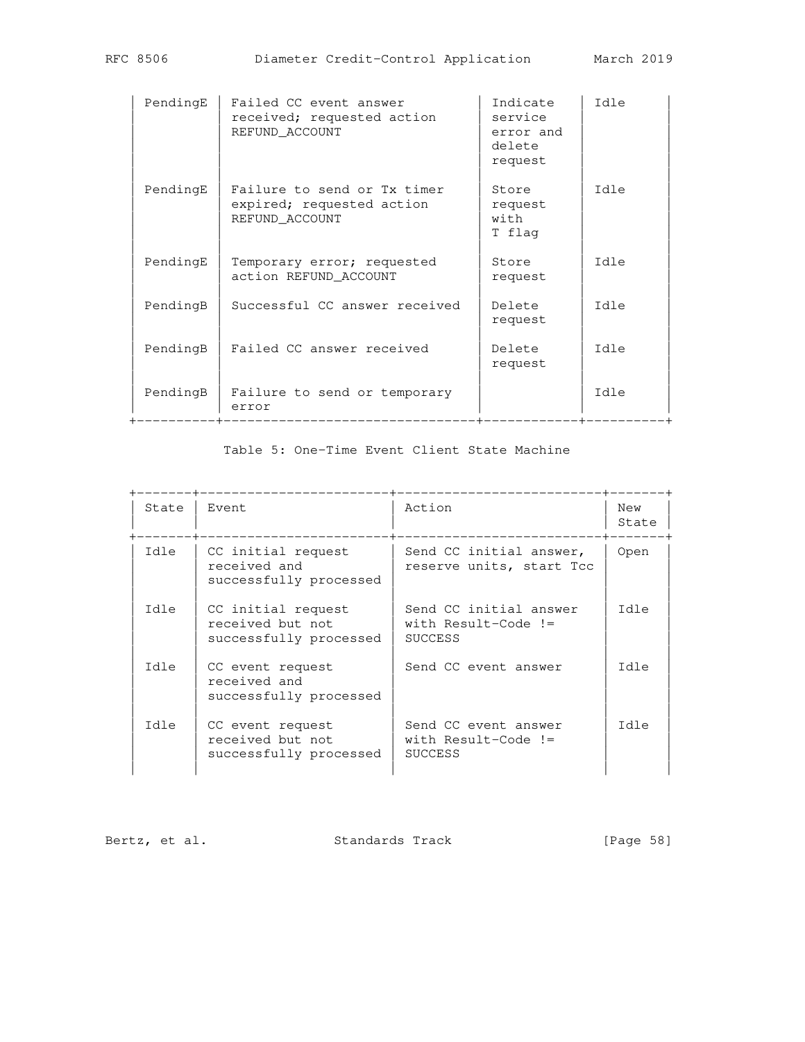| State | Event | Action | New State |
|---|---|---|---|
| PendingE | Failed CC event answer received; requested action REFUND_ACCOUNT | Indicate service error and delete request | Idle |
| PendingE | Failure to send or Tx timer expired; requested action REFUND_ACCOUNT | Store request with T flag | Idle |
| PendingE | Temporary error; requested action REFUND_ACCOUNT | Store request | Idle |
| PendingB | Successful CC answer received | Delete request | Idle |
| PendingB | Failed CC answer received | Delete request | Idle |
| PendingB | Failure to send or temporary error | | Idle |

Table 5: One-Time Event Client State Machine

| State | Event | Action | New State |
|---|---|---|---|
| Idle | CC initial request received and successfully processed | Send CC initial answer, reserve units, start Tcc | Open |
| Idle | CC initial request received but not successfully processed | Send CC initial answer with Result-Code != SUCCESS | Idle |
| Idle | CC event request received and successfully processed | Send CC event answer | Idle |
| Idle | CC event request received but not successfully processed | Send CC event answer with Result-Code != SUCCESS | Idle |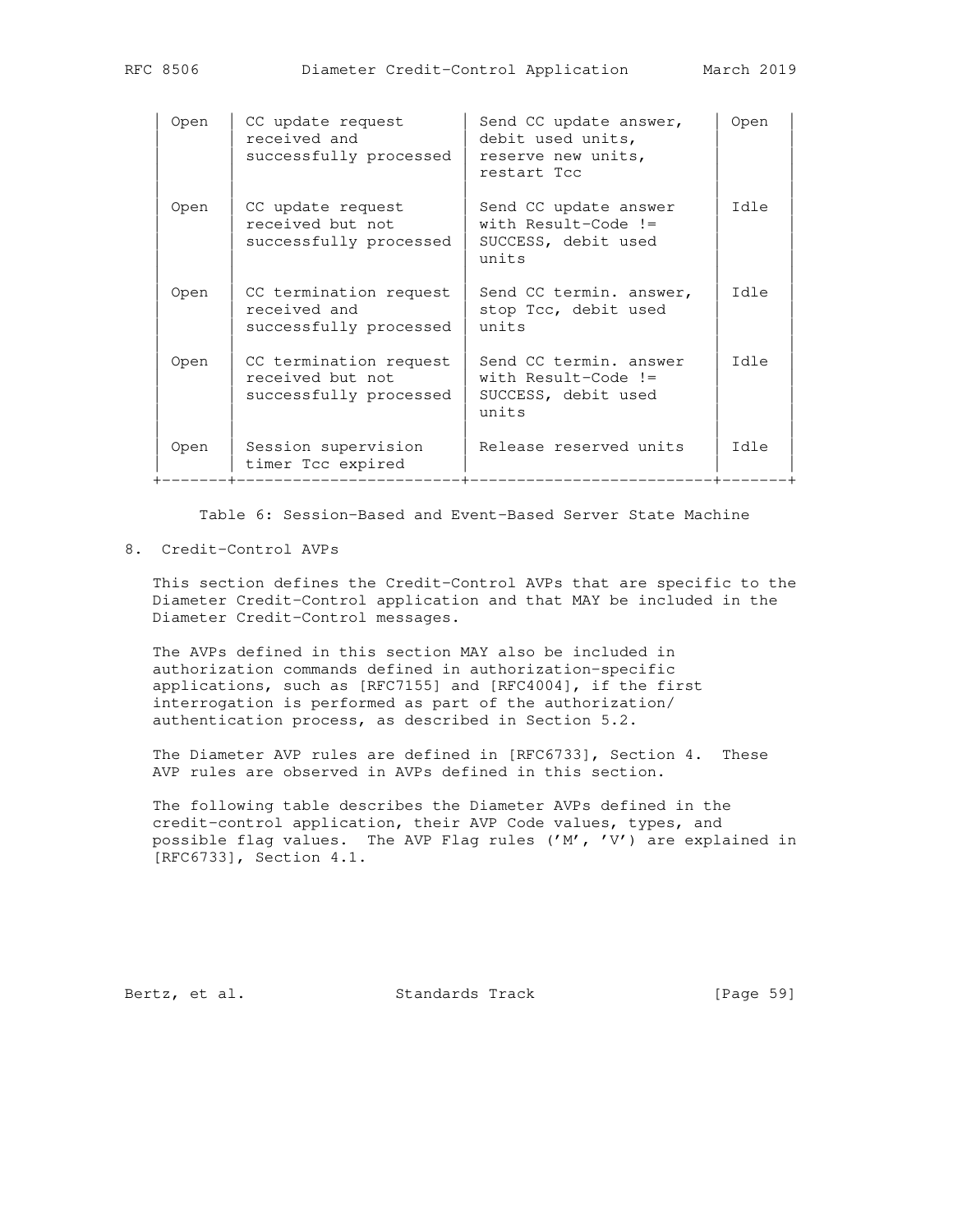| State | Event | Action | New State |
|---|---|---|---|
| Open | CC update request received and successfully processed | Send CC update answer, debit used units, reserve new units, restart Tcc | Open |
| Open | CC update request received but not successfully processed | Send CC update answer with Result-Code != SUCCESS, debit used units | Idle |
| Open | CC termination request received and successfully processed | Send CC termin. answer, stop Tcc, debit used units | Idle |
| Open | CC termination request received but not successfully processed | Send CC termin. answer with Result-Code != SUCCESS, debit used units | Idle |
| Open | Session supervision timer Tcc expired | Release reserved units | Idle |

Table 6: Session-Based and Event-Based Server State Machine

## 8. Credit-Control AVPs

This section defines the Credit-Control AVPs that are specific to the Diameter Credit-Control application and that MAY be included in the Diameter Credit-Control messages.

The AVPs defined in this section MAY also be included in authorization commands defined in authorization-specific applications, such as [RFC7155] and [RFC4004], if the first interrogation is performed as part of the authorization/authentication process, as described in Section 5.2.

The Diameter AVP rules are defined in [RFC6733], Section 4. These AVP rules are observed in AVPs defined in this section.

The following table describes the Diameter AVPs defined in the credit-control application, their AVP Code values, types, and possible flag values. The AVP Flag rules ('M', 'V') are explained in [RFC6733], Section 4.1.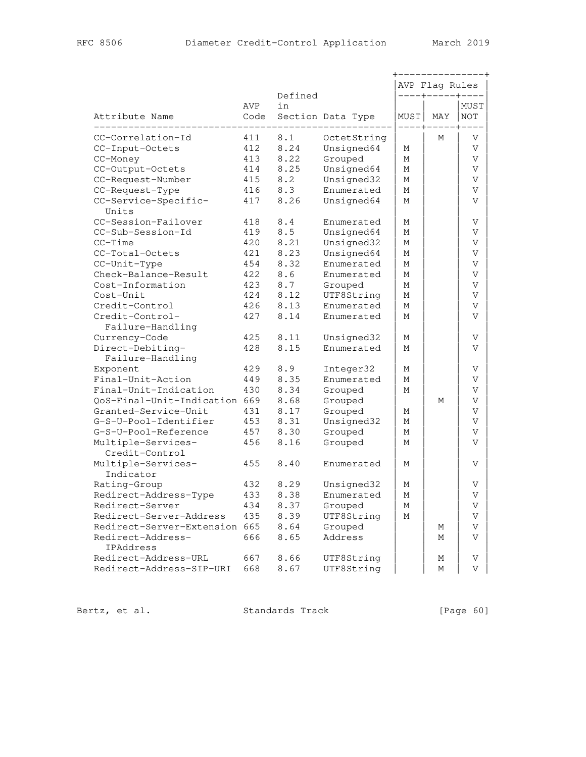| Attribute Name | AVP Code | Defined in Section | Data Type | AVP Flag Rules MUST | MAY | MUST NOT |
|---|---|---|---|---|---|---|
| CC-Correlation-Id | 411 | 8.1 | OctetString | | M | V |
| CC-Input-Octets | 412 | 8.24 | Unsigned64 | M | | V |
| CC-Money | 413 | 8.22 | Grouped | M | | V |
| CC-Output-Octets | 414 | 8.25 | Unsigned64 | M | | V |
| CC-Request-Number | 415 | 8.2 | Unsigned32 | M | | V |
| CC-Request-Type | 416 | 8.3 | Enumerated | M | | V |
| CC-Service-Specific-Units | 417 | 8.26 | Unsigned64 | M | | V |
| CC-Session-Failover | 418 | 8.4 | Enumerated | M | | V |
| CC-Sub-Session-Id | 419 | 8.5 | Unsigned64 | M | | V |
| CC-Time | 420 | 8.21 | Unsigned32 | M | | V |
| CC-Total-Octets | 421 | 8.23 | Unsigned64 | M | | V |
| CC-Unit-Type | 454 | 8.32 | Enumerated | M | | V |
| Check-Balance-Result | 422 | 8.6 | Enumerated | M | | V |
| Cost-Information | 423 | 8.7 | Grouped | M | | V |
| Cost-Unit | 424 | 8.12 | UTF8String | M | | V |
| Credit-Control | 426 | 8.13 | Enumerated | M | | V |
| Credit-Control-Failure-Handling | 427 | 8.14 | Enumerated | M | | V |
| Currency-Code | 425 | 8.11 | Unsigned32 | M | | V |
| Direct-Debiting-Failure-Handling | 428 | 8.15 | Enumerated | M | | V |
| Exponent | 429 | 8.9 | Integer32 | M | | V |
| Final-Unit-Action | 449 | 8.35 | Enumerated | M | | V |
| Final-Unit-Indication | 430 | 8.34 | Grouped | M | | V |
| QoS-Final-Unit-Indication | 669 | 8.68 | Grouped | | M | V |
| Granted-Service-Unit | 431 | 8.17 | Grouped | M | | V |
| G-S-U-Pool-Identifier | 453 | 8.31 | Unsigned32 | M | | V |
| G-S-U-Pool-Reference | 457 | 8.30 | Grouped | M | | V |
| Multiple-Services-Credit-Control | 456 | 8.16 | Grouped | M | | V |
| Multiple-Services-Indicator | 455 | 8.40 | Enumerated | M | | V |
| Rating-Group | 432 | 8.29 | Unsigned32 | M | | V |
| Redirect-Address-Type | 433 | 8.38 | Enumerated | M | | V |
| Redirect-Server | 434 | 8.37 | Grouped | M | | V |
| Redirect-Server-Address | 435 | 8.39 | UTF8String | M | | V |
| Redirect-Server-Extension | 665 | 8.64 | Grouped | | M | V |
| Redirect-Address-IPAddress | 666 | 8.65 | Address | | M | V |
| Redirect-Address-URL | 667 | 8.66 | UTF8String | | M | V |
| Redirect-Address-SIP-URI | 668 | 8.67 | UTF8String | | M | V |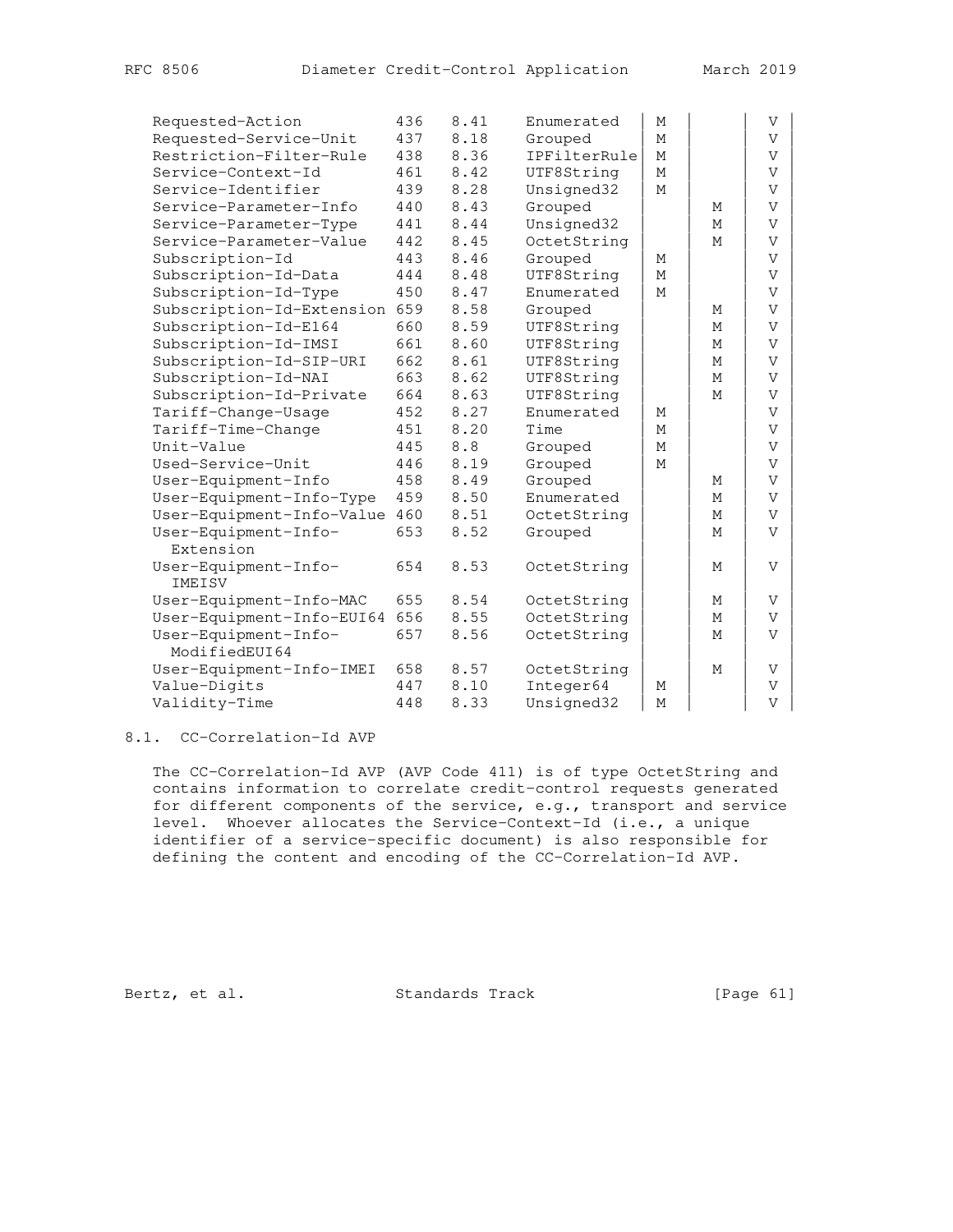| Attribute Name | AVP Code | Section Defined | Data Type | MUST | MAY | MUST NOT |
|---|---|---|---|---|---|---|
| Requested-Action | 436 | 8.41 | Enumerated | M | | V |
| Requested-Service-Unit | 437 | 8.18 | Grouped | M | | V |
| Restriction-Filter-Rule | 438 | 8.36 | IPFilterRule | M | | V |
| Service-Context-Id | 461 | 8.42 | UTF8String | M | | V |
| Service-Identifier | 439 | 8.28 | Unsigned32 | M | | V |
| Service-Parameter-Info | 440 | 8.43 | Grouped | | M | V |
| Service-Parameter-Type | 441 | 8.44 | Unsigned32 | | M | V |
| Service-Parameter-Value | 442 | 8.45 | OctetString | | M | V |
| Subscription-Id | 443 | 8.46 | Grouped | M | | V |
| Subscription-Id-Data | 444 | 8.48 | UTF8String | M | | V |
| Subscription-Id-Type | 450 | 8.47 | Enumerated | M | | V |
| Subscription-Id-Extension | 659 | 8.58 | Grouped | | M | V |
| Subscription-Id-E164 | 660 | 8.59 | UTF8String | | M | V |
| Subscription-Id-IMSI | 661 | 8.60 | UTF8String | | M | V |
| Subscription-Id-SIP-URI | 662 | 8.61 | UTF8String | | M | V |
| Subscription-Id-NAI | 663 | 8.62 | UTF8String | | M | V |
| Subscription-Id-Private | 664 | 8.63 | UTF8String | | M | V |
| Tariff-Change-Usage | 452 | 8.27 | Enumerated | M | | V |
| Tariff-Time-Change | 451 | 8.20 | Time | M | | V |
| Unit-Value | 445 | 8.8 | Grouped | M | | V |
| Used-Service-Unit | 446 | 8.19 | Grouped | M | | V |
| User-Equipment-Info | 458 | 8.49 | Grouped | | M | V |
| User-Equipment-Info-Type | 459 | 8.50 | Enumerated | | M | V |
| User-Equipment-Info-Value | 460 | 8.51 | OctetString | | M | V |
| User-Equipment-Info-Extension | 653 | 8.52 | Grouped | | M | V |
| User-Equipment-Info-IMEISV | 654 | 8.53 | OctetString | | M | V |
| User-Equipment-Info-MAC | 655 | 8.54 | OctetString | | M | V |
| User-Equipment-Info-EUI64 | 656 | 8.55 | OctetString | | M | V |
| User-Equipment-Info-ModifiedEUI64 | 657 | 8.56 | OctetString | | M | V |
| User-Equipment-Info-IMEI | 658 | 8.57 | OctetString | | M | V |
| Value-Digits | 447 | 8.10 | Integer64 | M | | V |
| Validity-Time | 448 | 8.33 | Unsigned32 | M | | V |

## 8.1. CC-Correlation-Id AVP

The CC-Correlation-Id AVP (AVP Code 411) is of type OctetString and contains information to correlate credit-control requests generated for different components of the service, e.g., transport and service level. Whoever allocates the Service-Context-Id (i.e., a unique identifier of a service-specific document) is also responsible for defining the content and encoding of the CC-Correlation-Id AVP.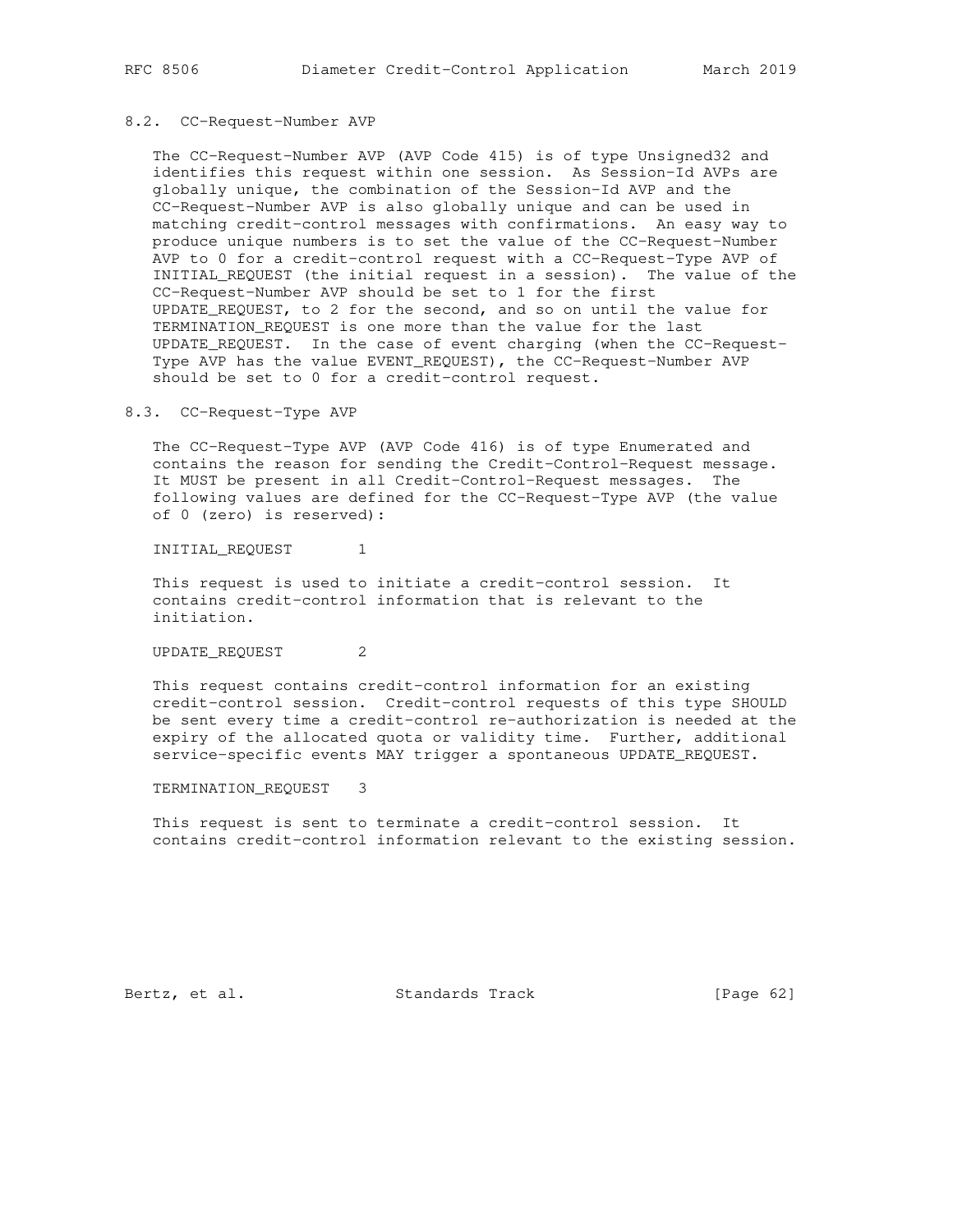### 8.2. CC-Request-Number AVP

The CC-Request-Number AVP (AVP Code 415) is of type Unsigned32 and identifies this request within one session. As Session-Id AVPs are globally unique, the combination of the Session-Id AVP and the CC-Request-Number AVP is also globally unique and can be used in matching credit-control messages with confirmations. An easy way to produce unique numbers is to set the value of the CC-Request-Number AVP to 0 for a credit-control request with a CC-Request-Type AVP of INITIAL_REQUEST (the initial request in a session). The value of the CC-Request-Number AVP should be set to 1 for the first UPDATE_REQUEST, to 2 for the second, and so on until the value for TERMINATION_REQUEST is one more than the value for the last UPDATE_REQUEST. In the case of event charging (when the CC-Request-Type AVP has the value EVENT_REQUEST), the CC-Request-Number AVP should be set to 0 for a credit-control request.

### 8.3. CC-Request-Type AVP

The CC-Request-Type AVP (AVP Code 416) is of type Enumerated and contains the reason for sending the Credit-Control-Request message. It MUST be present in all Credit-Control-Request messages. The following values are defined for the CC-Request-Type AVP (the value of 0 (zero) is reserved):

INITIAL_REQUEST 1

This request is used to initiate a credit-control session. It contains credit-control information that is relevant to the initiation.

UPDATE_REQUEST 2

This request contains credit-control information for an existing credit-control session. Credit-control requests of this type SHOULD be sent every time a credit-control re-authorization is needed at the expiry of the allocated quota or validity time. Further, additional service-specific events MAY trigger a spontaneous UPDATE_REQUEST.

TERMINATION_REQUEST 3

This request is sent to terminate a credit-control session. It contains credit-control information relevant to the existing session.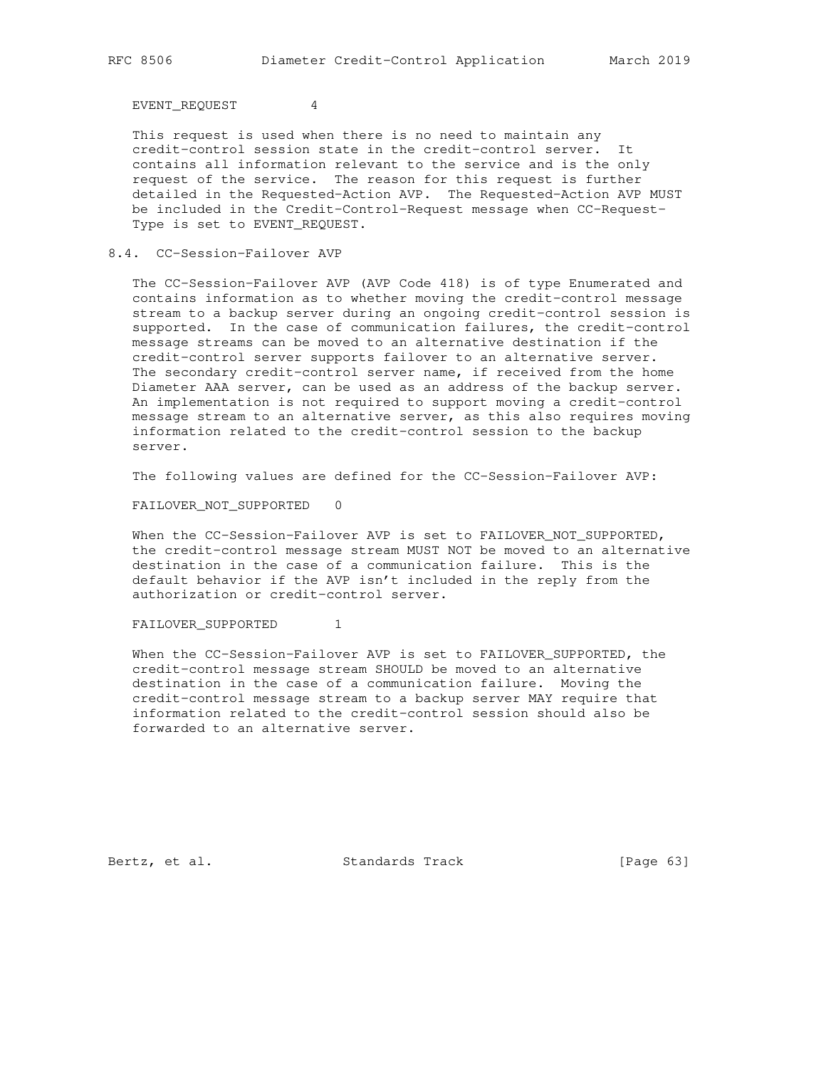EVENT_REQUEST 4

This request is used when there is no need to maintain any credit-control session state in the credit-control server. It contains all information relevant to the service and is the only request of the service. The reason for this request is further detailed in the Requested-Action AVP. The Requested-Action AVP MUST be included in the Credit-Control-Request message when CC-Request-Type is set to EVENT_REQUEST.

## 8.4. CC-Session-Failover AVP

The CC-Session-Failover AVP (AVP Code 418) is of type Enumerated and contains information as to whether moving the credit-control message stream to a backup server during an ongoing credit-control session is supported. In the case of communication failures, the credit-control message streams can be moved to an alternative destination if the credit-control server supports failover to an alternative server. The secondary credit-control server name, if received from the home Diameter AAA server, can be used as an address of the backup server. An implementation is not required to support moving a credit-control message stream to an alternative server, as this also requires moving information related to the credit-control session to the backup server.

The following values are defined for the CC-Session-Failover AVP:

FAILOVER_NOT_SUPPORTED 0

When the CC-Session-Failover AVP is set to FAILOVER_NOT_SUPPORTED, the credit-control message stream MUST NOT be moved to an alternative destination in the case of a communication failure. This is the default behavior if the AVP isn't included in the reply from the authorization or credit-control server.

FAILOVER_SUPPORTED 1

When the CC-Session-Failover AVP is set to FAILOVER_SUPPORTED, the credit-control message stream SHOULD be moved to an alternative destination in the case of a communication failure. Moving the credit-control message stream to a backup server MAY require that information related to the credit-control session should also be forwarded to an alternative server.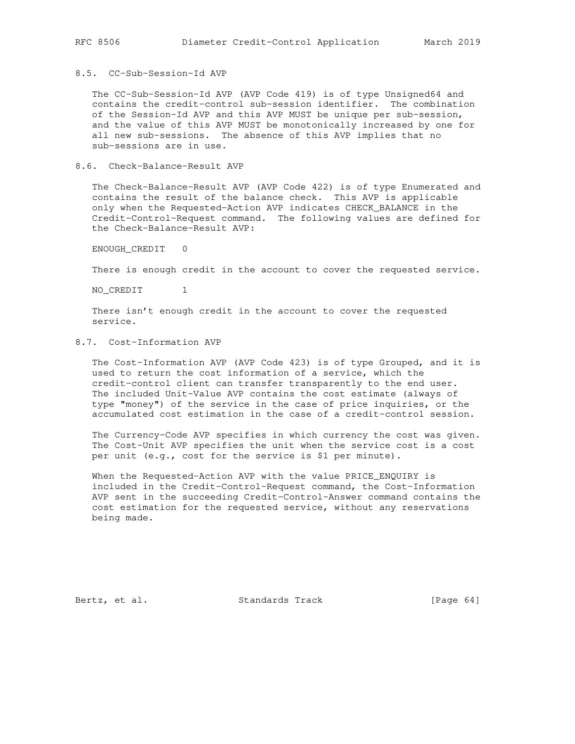### 8.5. CC-Sub-Session-Id AVP

The CC-Sub-Session-Id AVP (AVP Code 419) is of type Unsigned64 and contains the credit-control sub-session identifier. The combination of the Session-Id AVP and this AVP MUST be unique per sub-session, and the value of this AVP MUST be monotonically increased by one for all new sub-sessions. The absence of this AVP implies that no sub-sessions are in use.

### 8.6. Check-Balance-Result AVP

The Check-Balance-Result AVP (AVP Code 422) is of type Enumerated and contains the result of the balance check. This AVP is applicable only when the Requested-Action AVP indicates CHECK_BALANCE in the Credit-Control-Request command. The following values are defined for the Check-Balance-Result AVP:

ENOUGH_CREDIT 0

There is enough credit in the account to cover the requested service.

NO_CREDIT 1

There isn't enough credit in the account to cover the requested service.

### 8.7. Cost-Information AVP

The Cost-Information AVP (AVP Code 423) is of type Grouped, and it is used to return the cost information of a service, which the credit-control client can transfer transparently to the end user. The included Unit-Value AVP contains the cost estimate (always of type "money") of the service in the case of price inquiries, or the accumulated cost estimation in the case of a credit-control session.

The Currency-Code AVP specifies in which currency the cost was given. The Cost-Unit AVP specifies the unit when the service cost is a cost per unit (e.g., cost for the service is $1 per minute).

When the Requested-Action AVP with the value PRICE_ENQUIRY is included in the Credit-Control-Request command, the Cost-Information AVP sent in the succeeding Credit-Control-Answer command contains the cost estimation for the requested service, without any reservations being made.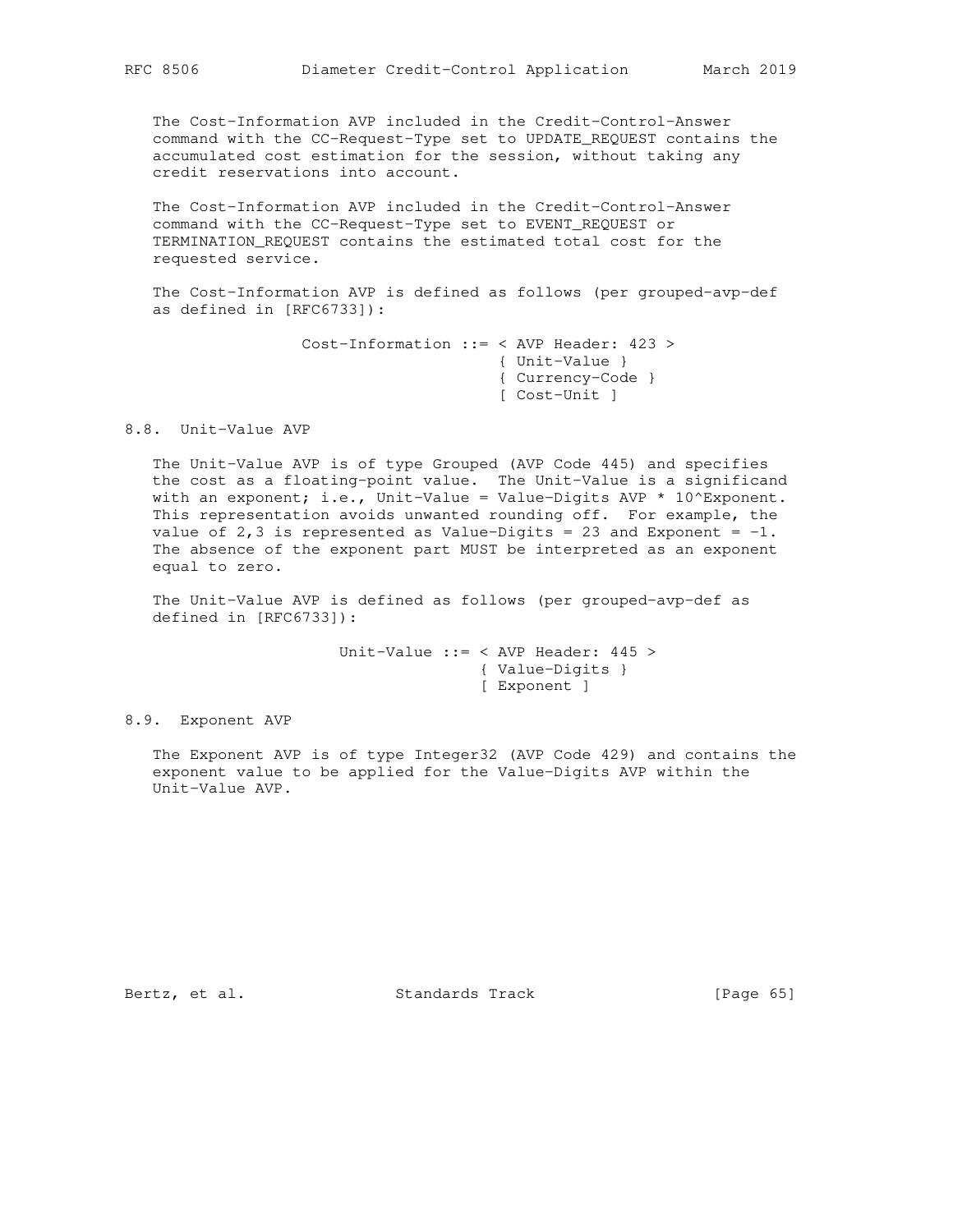The Cost-Information AVP included in the Credit-Control-Answer command with the CC-Request-Type set to UPDATE_REQUEST contains the accumulated cost estimation for the session, without taking any credit reservations into account.

The Cost-Information AVP included in the Credit-Control-Answer command with the CC-Request-Type set to EVENT_REQUEST or TERMINATION_REQUEST contains the estimated total cost for the requested service.

The Cost-Information AVP is defined as follows (per grouped-avp-def as defined in [RFC6733]):

```
                Cost-Information ::= < AVP Header: 423 >
                                     { Unit-Value }
                                     { Currency-Code }
                                     [ Cost-Unit ]
```

## 8.8. Unit-Value AVP

The Unit-Value AVP is of type Grouped (AVP Code 445) and specifies the cost as a floating-point value. The Unit-Value is a significand with an exponent; i.e., Unit-Value = Value-Digits AVP * 10^Exponent. This representation avoids unwanted rounding off. For example, the value of 2,3 is represented as Value-Digits = 23 and Exponent = -1. The absence of the exponent part MUST be interpreted as an exponent equal to zero.

The Unit-Value AVP is defined as follows (per grouped-avp-def as defined in [RFC6733]):

```
                    Unit-Value ::= < AVP Header: 445 >
                                   { Value-Digits }
                                   [ Exponent ]
```

## 8.9. Exponent AVP

The Exponent AVP is of type Integer32 (AVP Code 429) and contains the exponent value to be applied for the Value-Digits AVP within the Unit-Value AVP.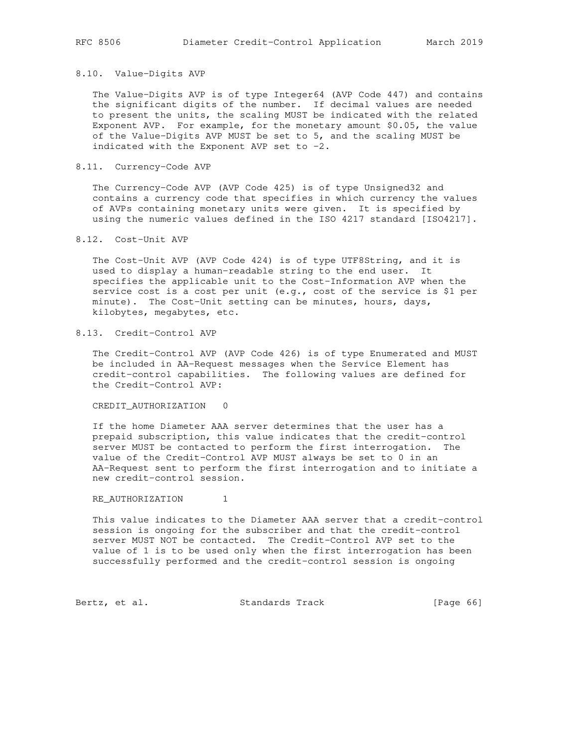### 8.10. Value-Digits AVP

The Value-Digits AVP is of type Integer64 (AVP Code 447) and contains the significant digits of the number. If decimal values are needed to present the units, the scaling MUST be indicated with the related Exponent AVP. For example, for the monetary amount $0.05, the value of the Value-Digits AVP MUST be set to 5, and the scaling MUST be indicated with the Exponent AVP set to -2.

### 8.11. Currency-Code AVP

The Currency-Code AVP (AVP Code 425) is of type Unsigned32 and contains a currency code that specifies in which currency the values of AVPs containing monetary units were given. It is specified by using the numeric values defined in the ISO 4217 standard [ISO4217].

### 8.12. Cost-Unit AVP

The Cost-Unit AVP (AVP Code 424) is of type UTF8String, and it is used to display a human-readable string to the end user. It specifies the applicable unit to the Cost-Information AVP when the service cost is a cost per unit (e.g., cost of the service is $1 per minute). The Cost-Unit setting can be minutes, hours, days, kilobytes, megabytes, etc.

### 8.13. Credit-Control AVP

The Credit-Control AVP (AVP Code 426) is of type Enumerated and MUST be included in AA-Request messages when the Service Element has credit-control capabilities. The following values are defined for the Credit-Control AVP:

CREDIT_AUTHORIZATION 0

If the home Diameter AAA server determines that the user has a prepaid subscription, this value indicates that the credit-control server MUST be contacted to perform the first interrogation. The value of the Credit-Control AVP MUST always be set to 0 in an AA-Request sent to perform the first interrogation and to initiate a new credit-control session.

RE_AUTHORIZATION 1

This value indicates to the Diameter AAA server that a credit-control session is ongoing for the subscriber and that the credit-control server MUST NOT be contacted. The Credit-Control AVP set to the value of 1 is to be used only when the first interrogation has been successfully performed and the credit-control session is ongoing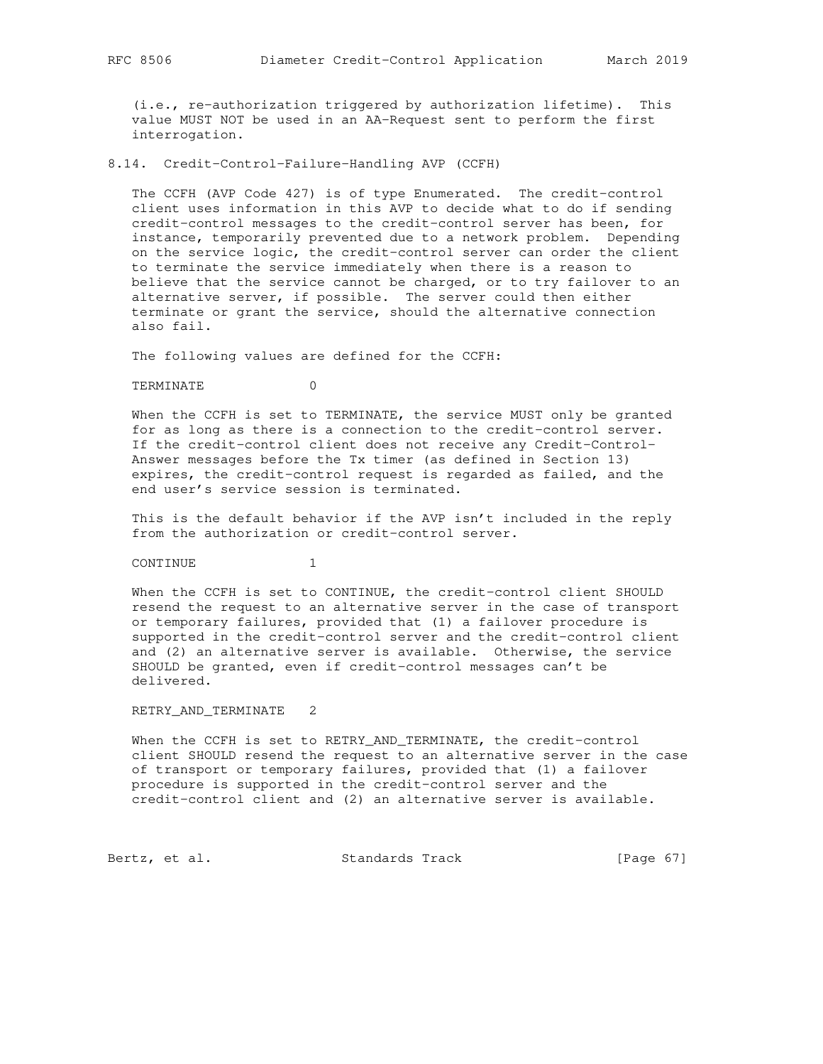(i.e., re-authorization triggered by authorization lifetime). This value MUST NOT be used in an AA-Request sent to perform the first interrogation.

### 8.14. Credit-Control-Failure-Handling AVP (CCFH)

The CCFH (AVP Code 427) is of type Enumerated. The credit-control client uses information in this AVP to decide what to do if sending credit-control messages to the credit-control server has been, for instance, temporarily prevented due to a network problem. Depending on the service logic, the credit-control server can order the client to terminate the service immediately when there is a reason to believe that the service cannot be charged, or to try failover to an alternative server, if possible. The server could then either terminate or grant the service, should the alternative connection also fail.

The following values are defined for the CCFH:

TERMINATE 0

When the CCFH is set to TERMINATE, the service MUST only be granted for as long as there is a connection to the credit-control server. If the credit-control client does not receive any Credit-Control-Answer messages before the Tx timer (as defined in Section 13) expires, the credit-control request is regarded as failed, and the end user's service session is terminated.

This is the default behavior if the AVP isn't included in the reply from the authorization or credit-control server.

CONTINUE 1

When the CCFH is set to CONTINUE, the credit-control client SHOULD resend the request to an alternative server in the case of transport or temporary failures, provided that (1) a failover procedure is supported in the credit-control server and the credit-control client and (2) an alternative server is available. Otherwise, the service SHOULD be granted, even if credit-control messages can't be delivered.

RETRY_AND_TERMINATE 2

When the CCFH is set to RETRY_AND_TERMINATE, the credit-control client SHOULD resend the request to an alternative server in the case of transport or temporary failures, provided that (1) a failover procedure is supported in the credit-control server and the credit-control client and (2) an alternative server is available.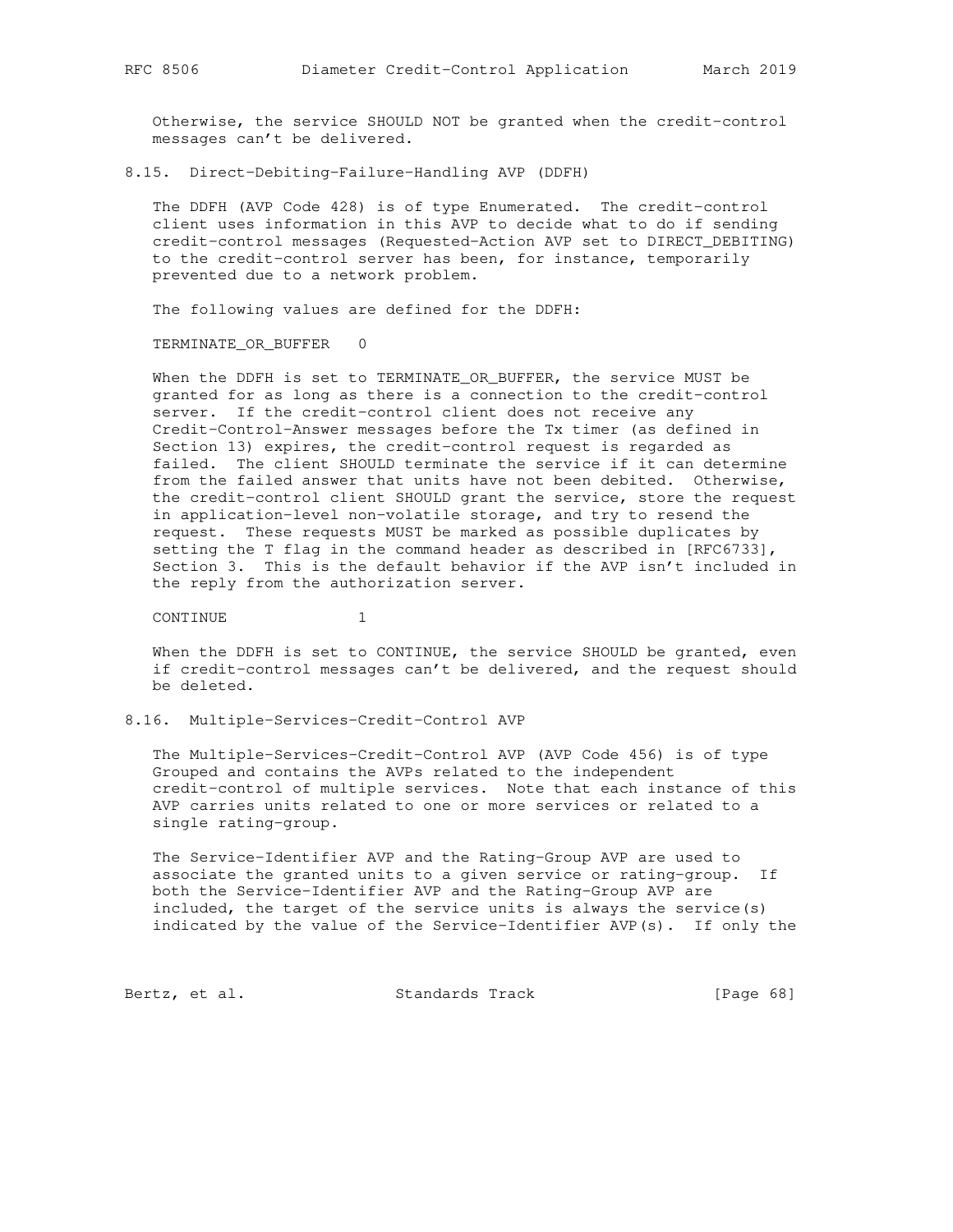Otherwise, the service SHOULD NOT be granted when the credit-control messages can't be delivered.

### 8.15. Direct-Debiting-Failure-Handling AVP (DDFH)

The DDFH (AVP Code 428) is of type Enumerated. The credit-control client uses information in this AVP to decide what to do if sending credit-control messages (Requested-Action AVP set to DIRECT_DEBITING) to the credit-control server has been, for instance, temporarily prevented due to a network problem.

The following values are defined for the DDFH:

TERMINATE_OR_BUFFER 0

When the DDFH is set to TERMINATE_OR_BUFFER, the service MUST be granted for as long as there is a connection to the credit-control server. If the credit-control client does not receive any Credit-Control-Answer messages before the Tx timer (as defined in Section 13) expires, the credit-control request is regarded as failed. The client SHOULD terminate the service if it can determine from the failed answer that units have not been debited. Otherwise, the credit-control client SHOULD grant the service, store the request in application-level non-volatile storage, and try to resend the request. These requests MUST be marked as possible duplicates by setting the T flag in the command header as described in [RFC6733], Section 3. This is the default behavior if the AVP isn't included in the reply from the authorization server.

CONTINUE 1

When the DDFH is set to CONTINUE, the service SHOULD be granted, even if credit-control messages can't be delivered, and the request should be deleted.

### 8.16. Multiple-Services-Credit-Control AVP

The Multiple-Services-Credit-Control AVP (AVP Code 456) is of type Grouped and contains the AVPs related to the independent credit-control of multiple services. Note that each instance of this AVP carries units related to one or more services or related to a single rating-group.

The Service-Identifier AVP and the Rating-Group AVP are used to associate the granted units to a given service or rating-group. If both the Service-Identifier AVP and the Rating-Group AVP are included, the target of the service units is always the service(s) indicated by the value of the Service-Identifier AVP(s). If only the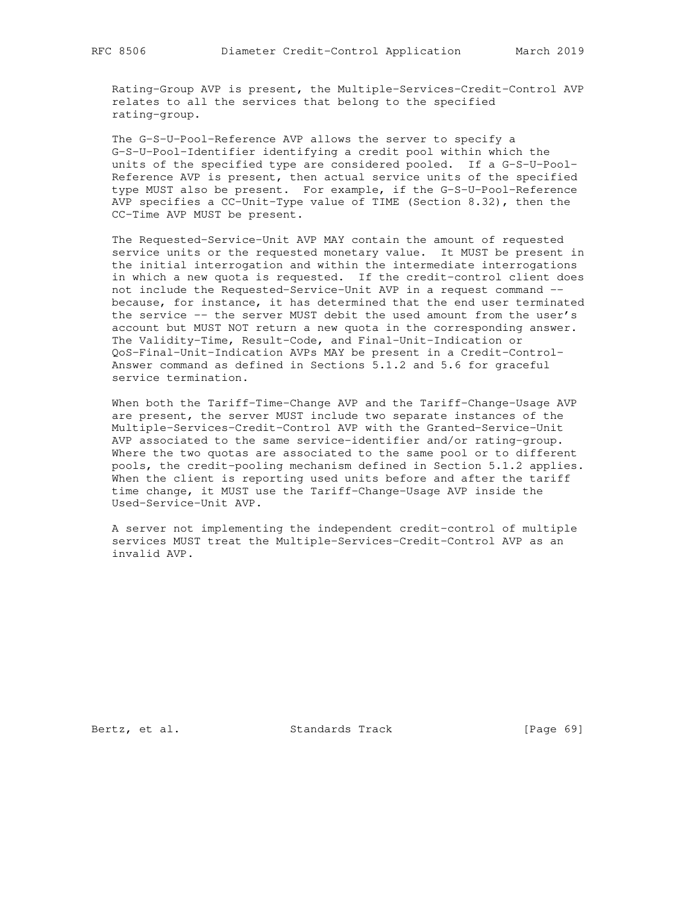Rating-Group AVP is present, the Multiple-Services-Credit-Control AVP relates to all the services that belong to the specified rating-group.

The G-S-U-Pool-Reference AVP allows the server to specify a G-S-U-Pool-Identifier identifying a credit pool within which the units of the specified type are considered pooled. If a G-S-U-Pool-Reference AVP is present, then actual service units of the specified type MUST also be present. For example, if the G-S-U-Pool-Reference AVP specifies a CC-Unit-Type value of TIME (Section 8.32), then the CC-Time AVP MUST be present.

The Requested-Service-Unit AVP MAY contain the amount of requested service units or the requested monetary value. It MUST be present in the initial interrogation and within the intermediate interrogations in which a new quota is requested. If the credit-control client does not include the Requested-Service-Unit AVP in a request command -- because, for instance, it has determined that the end user terminated the service -- the server MUST debit the used amount from the user's account but MUST NOT return a new quota in the corresponding answer. The Validity-Time, Result-Code, and Final-Unit-Indication or QoS-Final-Unit-Indication AVPs MAY be present in a Credit-Control-Answer command as defined in Sections 5.1.2 and 5.6 for graceful service termination.

When both the Tariff-Time-Change AVP and the Tariff-Change-Usage AVP are present, the server MUST include two separate instances of the Multiple-Services-Credit-Control AVP with the Granted-Service-Unit AVP associated to the same service-identifier and/or rating-group. Where the two quotas are associated to the same pool or to different pools, the credit-pooling mechanism defined in Section 5.1.2 applies. When the client is reporting used units before and after the tariff time change, it MUST use the Tariff-Change-Usage AVP inside the Used-Service-Unit AVP.

A server not implementing the independent credit-control of multiple services MUST treat the Multiple-Services-Credit-Control AVP as an invalid AVP.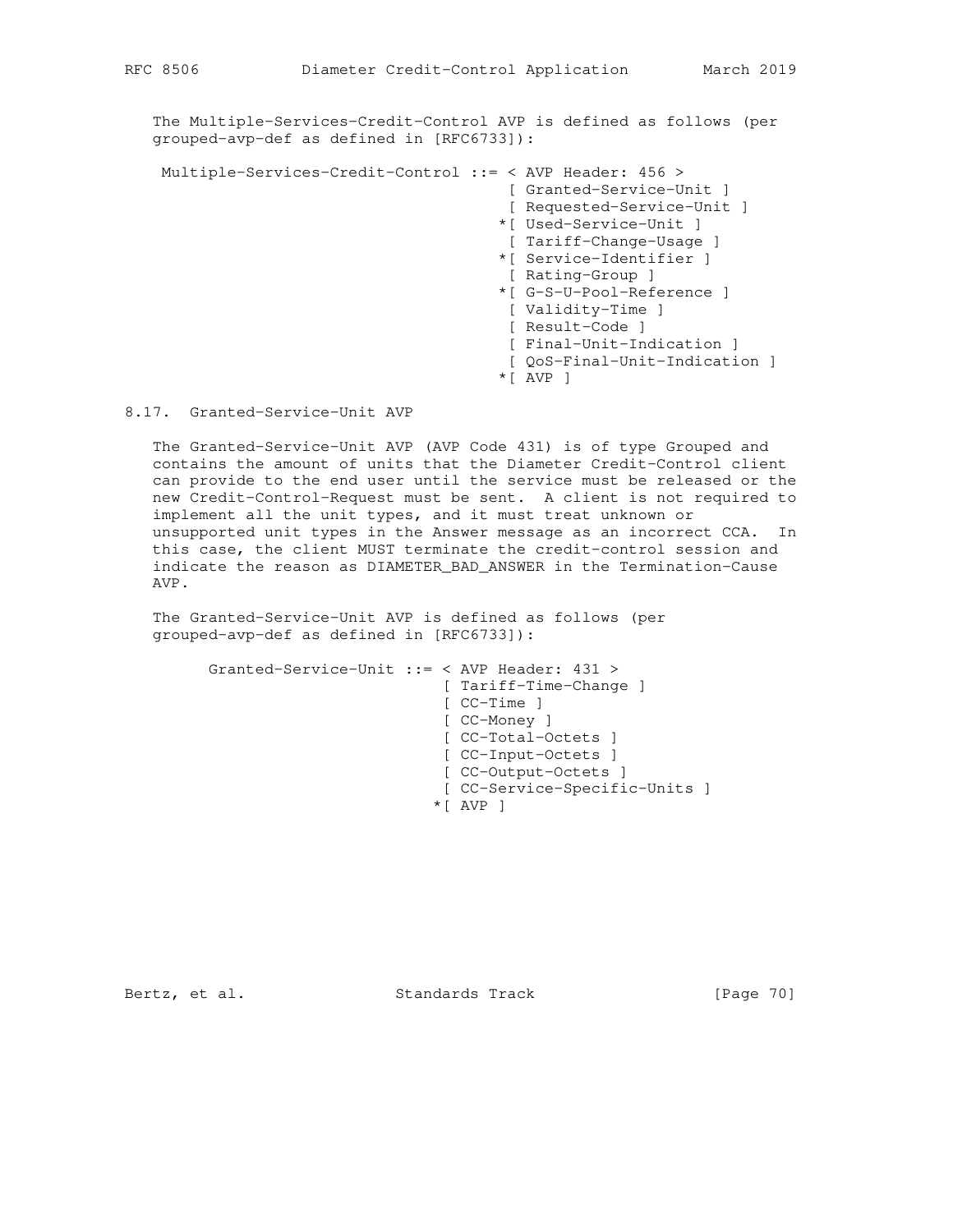The Multiple-Services-Credit-Control AVP is defined as follows (per grouped-avp-def as defined in [RFC6733]):

```
 Multiple-Services-Credit-Control ::= < AVP Header: 456 >
                                       [ Granted-Service-Unit ]
                                       [ Requested-Service-Unit ]
                                      *[ Used-Service-Unit ]
                                       [ Tariff-Change-Usage ]
                                      *[ Service-Identifier ]
                                       [ Rating-Group ]
                                      *[ G-S-U-Pool-Reference ]
                                       [ Validity-Time ]
                                       [ Result-Code ]
                                       [ Final-Unit-Indication ]
                                       [ QoS-Final-Unit-Indication ]
                                      *[ AVP ]
```

### 8.17. Granted-Service-Unit AVP

The Granted-Service-Unit AVP (AVP Code 431) is of type Grouped and contains the amount of units that the Diameter Credit-Control client can provide to the end user until the service must be released or the new Credit-Control-Request must be sent. A client is not required to implement all the unit types, and it must treat unknown or unsupported unit types in the Answer message as an incorrect CCA. In this case, the client MUST terminate the credit-control session and indicate the reason as DIAMETER_BAD_ANSWER in the Termination-Cause AVP.

The Granted-Service-Unit AVP is defined as follows (per grouped-avp-def as defined in [RFC6733]):

```
      Granted-Service-Unit ::= < AVP Header: 431 >
                                 [ Tariff-Time-Change ]
                                 [ CC-Time ]
                                 [ CC-Money ]
                                 [ CC-Total-Octets ]
                                 [ CC-Input-Octets ]
                                 [ CC-Output-Octets ]
                                 [ CC-Service-Specific-Units ]
                                *[ AVP ]
```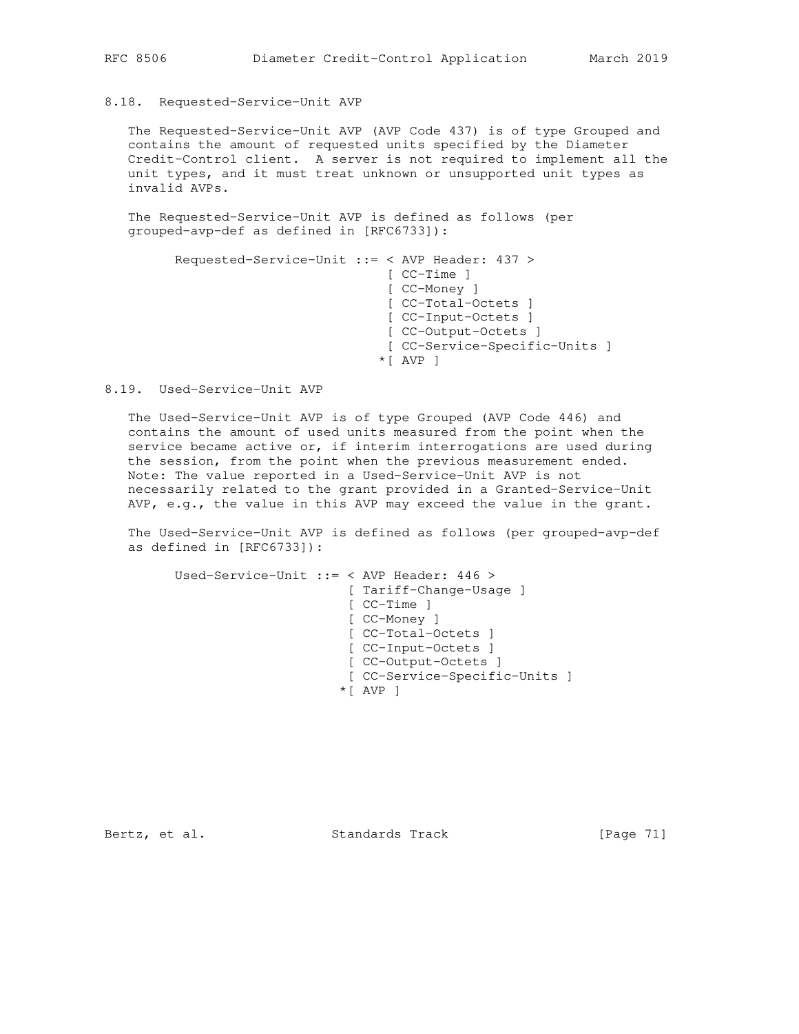## 8.18. Requested-Service-Unit AVP

The Requested-Service-Unit AVP (AVP Code 437) is of type Grouped and contains the amount of requested units specified by the Diameter Credit-Control client. A server is not required to implement all the unit types, and it must treat unknown or unsupported unit types as invalid AVPs.

The Requested-Service-Unit AVP is defined as follows (per grouped-avp-def as defined in [RFC6733]):

```
Requested-Service-Unit ::= < AVP Header: 437 >
                             [ CC-Time ]
                             [ CC-Money ]
                             [ CC-Total-Octets ]
                             [ CC-Input-Octets ]
                             [ CC-Output-Octets ]
                             [ CC-Service-Specific-Units ]
                            *[ AVP ]
```

## 8.19. Used-Service-Unit AVP

The Used-Service-Unit AVP is of type Grouped (AVP Code 446) and contains the amount of used units measured from the point when the service became active or, if interim interrogations are used during the session, from the point when the previous measurement ended. Note: The value reported in a Used-Service-Unit AVP is not necessarily related to the grant provided in a Granted-Service-Unit AVP, e.g., the value in this AVP may exceed the value in the grant.

The Used-Service-Unit AVP is defined as follows (per grouped-avp-def as defined in [RFC6733]):

```
Used-Service-Unit ::= < AVP Header: 446 >
                        [ Tariff-Change-Usage ]
                        [ CC-Time ]
                        [ CC-Money ]
                        [ CC-Total-Octets ]
                        [ CC-Input-Octets ]
                        [ CC-Output-Octets ]
                        [ CC-Service-Specific-Units ]
                       *[ AVP ]
```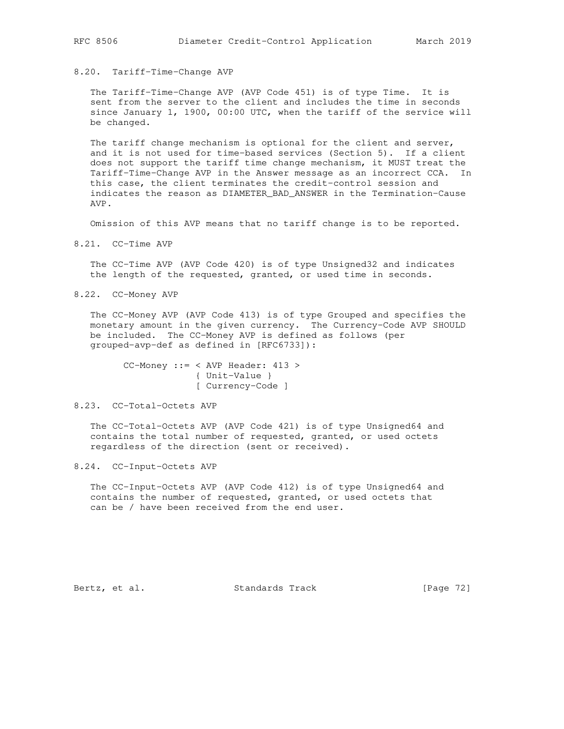### 8.20. Tariff-Time-Change AVP

The Tariff-Time-Change AVP (AVP Code 451) is of type Time. It is sent from the server to the client and includes the time in seconds since January 1, 1900, 00:00 UTC, when the tariff of the service will be changed.

The tariff change mechanism is optional for the client and server, and it is not used for time-based services (Section 5). If a client does not support the tariff time change mechanism, it MUST treat the Tariff-Time-Change AVP in the Answer message as an incorrect CCA. In this case, the client terminates the credit-control session and indicates the reason as DIAMETER_BAD_ANSWER in the Termination-Cause AVP.

Omission of this AVP means that no tariff change is to be reported.

### 8.21. CC-Time AVP

The CC-Time AVP (AVP Code 420) is of type Unsigned32 and indicates the length of the requested, granted, or used time in seconds.

### 8.22. CC-Money AVP

The CC-Money AVP (AVP Code 413) is of type Grouped and specifies the monetary amount in the given currency. The Currency-Code AVP SHOULD be included. The CC-Money AVP is defined as follows (per grouped-avp-def as defined in [RFC6733]):

```
CC-Money ::= < AVP Header: 413 >
             { Unit-Value }
             [ Currency-Code ]
```

### 8.23. CC-Total-Octets AVP

The CC-Total-Octets AVP (AVP Code 421) is of type Unsigned64 and contains the total number of requested, granted, or used octets regardless of the direction (sent or received).

### 8.24. CC-Input-Octets AVP

The CC-Input-Octets AVP (AVP Code 412) is of type Unsigned64 and contains the number of requested, granted, or used octets that can be / have been received from the end user.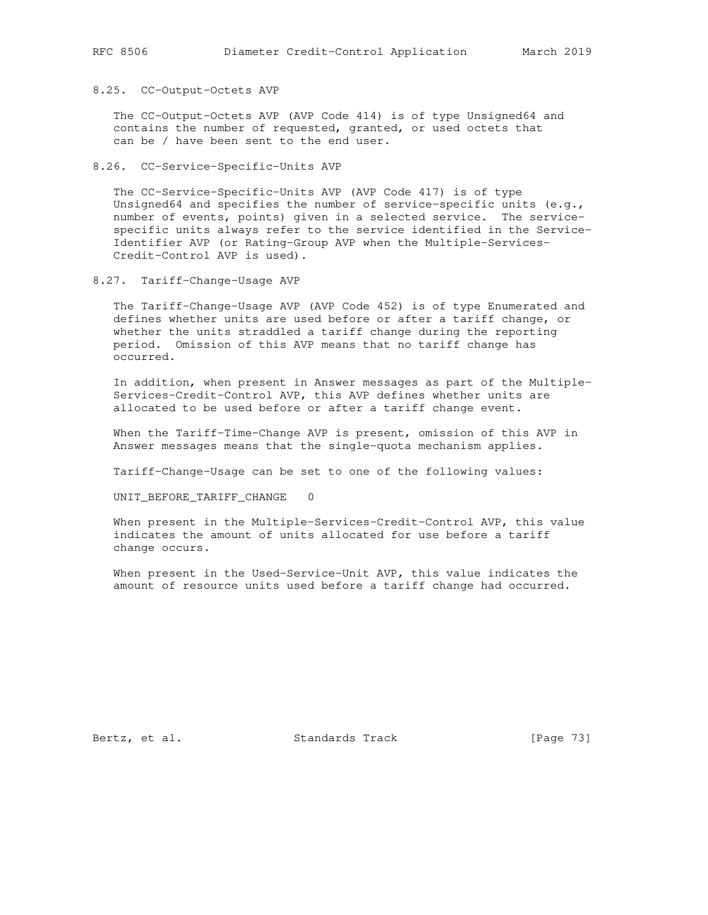### 8.25. CC-Output-Octets AVP

The CC-Output-Octets AVP (AVP Code 414) is of type Unsigned64 and contains the number of requested, granted, or used octets that can be / have been sent to the end user.

### 8.26. CC-Service-Specific-Units AVP

The CC-Service-Specific-Units AVP (AVP Code 417) is of type Unsigned64 and specifies the number of service-specific units (e.g., number of events, points) given in a selected service. The service-specific units always refer to the service identified in the Service-Identifier AVP (or Rating-Group AVP when the Multiple-Services-Credit-Control AVP is used).

### 8.27. Tariff-Change-Usage AVP

The Tariff-Change-Usage AVP (AVP Code 452) is of type Enumerated and defines whether units are used before or after a tariff change, or whether the units straddled a tariff change during the reporting period. Omission of this AVP means that no tariff change has occurred.

In addition, when present in Answer messages as part of the Multiple-Services-Credit-Control AVP, this AVP defines whether units are allocated to be used before or after a tariff change event.

When the Tariff-Time-Change AVP is present, omission of this AVP in Answer messages means that the single-quota mechanism applies.

Tariff-Change-Usage can be set to one of the following values:

UNIT_BEFORE_TARIFF_CHANGE 0

When present in the Multiple-Services-Credit-Control AVP, this value indicates the amount of units allocated for use before a tariff change occurs.

When present in the Used-Service-Unit AVP, this value indicates the amount of resource units used before a tariff change had occurred.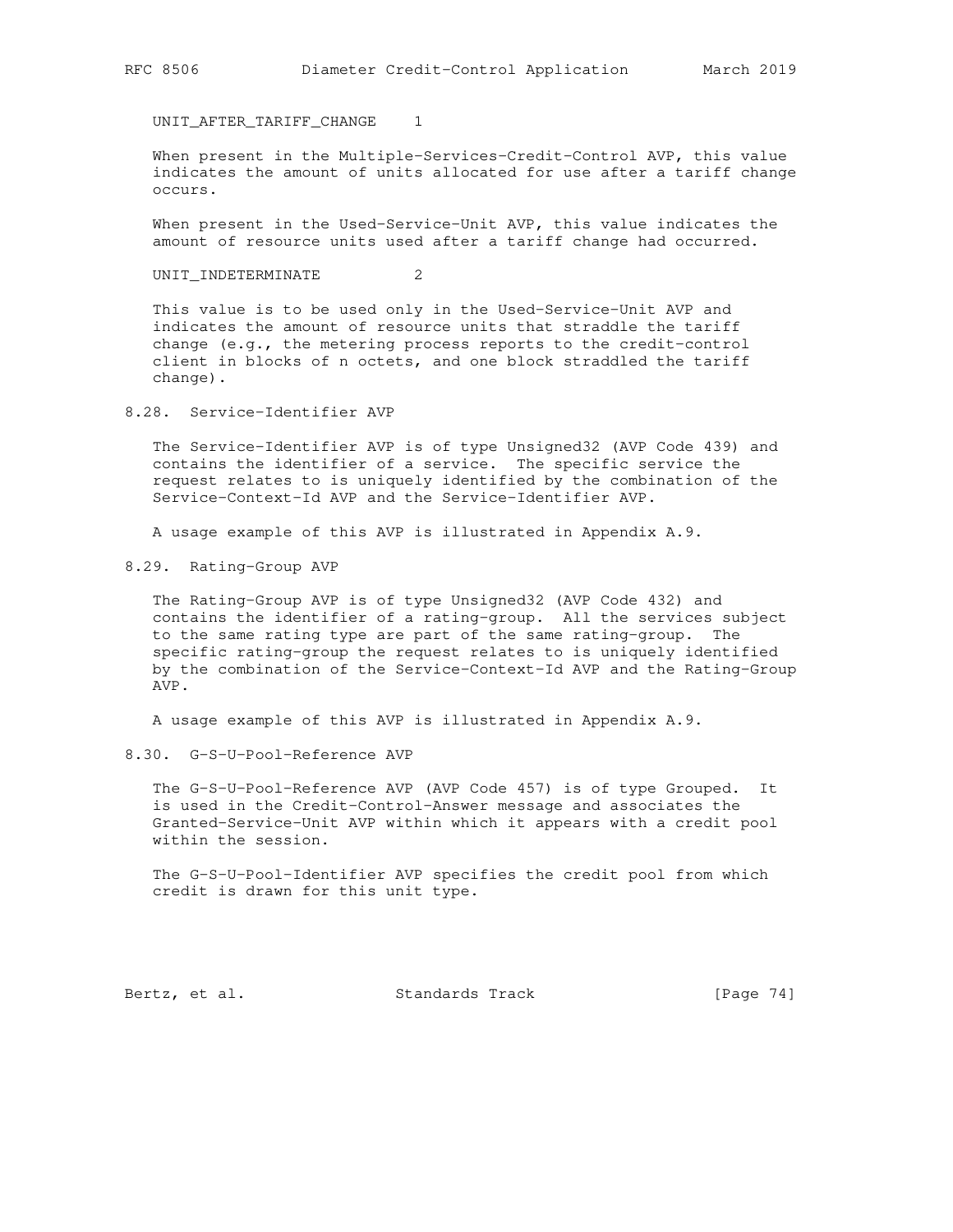UNIT_AFTER_TARIFF_CHANGE    1

When present in the Multiple-Services-Credit-Control AVP, this value indicates the amount of units allocated for use after a tariff change occurs.

When present in the Used-Service-Unit AVP, this value indicates the amount of resource units used after a tariff change had occurred.

UNIT_INDETERMINATE          2

This value is to be used only in the Used-Service-Unit AVP and indicates the amount of resource units that straddle the tariff change (e.g., the metering process reports to the credit-control client in blocks of n octets, and one block straddled the tariff change).

### 8.28. Service-Identifier AVP

The Service-Identifier AVP is of type Unsigned32 (AVP Code 439) and contains the identifier of a service. The specific service the request relates to is uniquely identified by the combination of the Service-Context-Id AVP and the Service-Identifier AVP.

A usage example of this AVP is illustrated in Appendix A.9.

### 8.29. Rating-Group AVP

The Rating-Group AVP is of type Unsigned32 (AVP Code 432) and contains the identifier of a rating-group. All the services subject to the same rating type are part of the same rating-group. The specific rating-group the request relates to is uniquely identified by the combination of the Service-Context-Id AVP and the Rating-Group AVP.

A usage example of this AVP is illustrated in Appendix A.9.

### 8.30. G-S-U-Pool-Reference AVP

The G-S-U-Pool-Reference AVP (AVP Code 457) is of type Grouped. It is used in the Credit-Control-Answer message and associates the Granted-Service-Unit AVP within which it appears with a credit pool within the session.

The G-S-U-Pool-Identifier AVP specifies the credit pool from which credit is drawn for this unit type.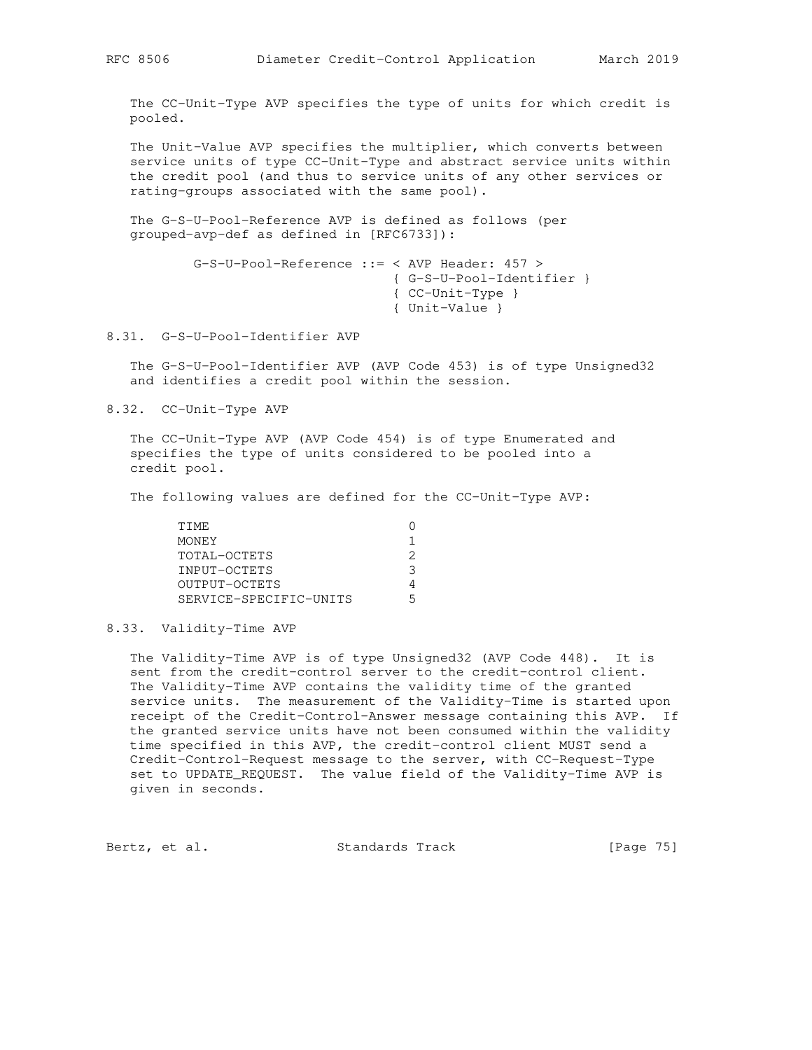The CC-Unit-Type AVP specifies the type of units for which credit is pooled.

The Unit-Value AVP specifies the multiplier, which converts between service units of type CC-Unit-Type and abstract service units within the credit pool (and thus to service units of any other services or rating-groups associated with the same pool).

The G-S-U-Pool-Reference AVP is defined as follows (per grouped-avp-def as defined in [RFC6733]):

```
G-S-U-Pool-Reference ::= < AVP Header: 457 >
                         { G-S-U-Pool-Identifier }
                         { CC-Unit-Type }
                         { Unit-Value }
```

## 8.31. G-S-U-Pool-Identifier AVP

The G-S-U-Pool-Identifier AVP (AVP Code 453) is of type Unsigned32 and identifies a credit pool within the session.

## 8.32. CC-Unit-Type AVP

The CC-Unit-Type AVP (AVP Code 454) is of type Enumerated and specifies the type of units considered to be pooled into a credit pool.

The following values are defined for the CC-Unit-Type AVP:

```
TIME                        0
MONEY                       1
TOTAL-OCTETS                2
INPUT-OCTETS                3
OUTPUT-OCTETS               4
SERVICE-SPECIFIC-UNITS      5
```

## 8.33. Validity-Time AVP

The Validity-Time AVP is of type Unsigned32 (AVP Code 448). It is sent from the credit-control server to the credit-control client. The Validity-Time AVP contains the validity time of the granted service units. The measurement of the Validity-Time is started upon receipt of the Credit-Control-Answer message containing this AVP. If the granted service units have not been consumed within the validity time specified in this AVP, the credit-control client MUST send a Credit-Control-Request message to the server, with CC-Request-Type set to UPDATE_REQUEST. The value field of the Validity-Time AVP is given in seconds.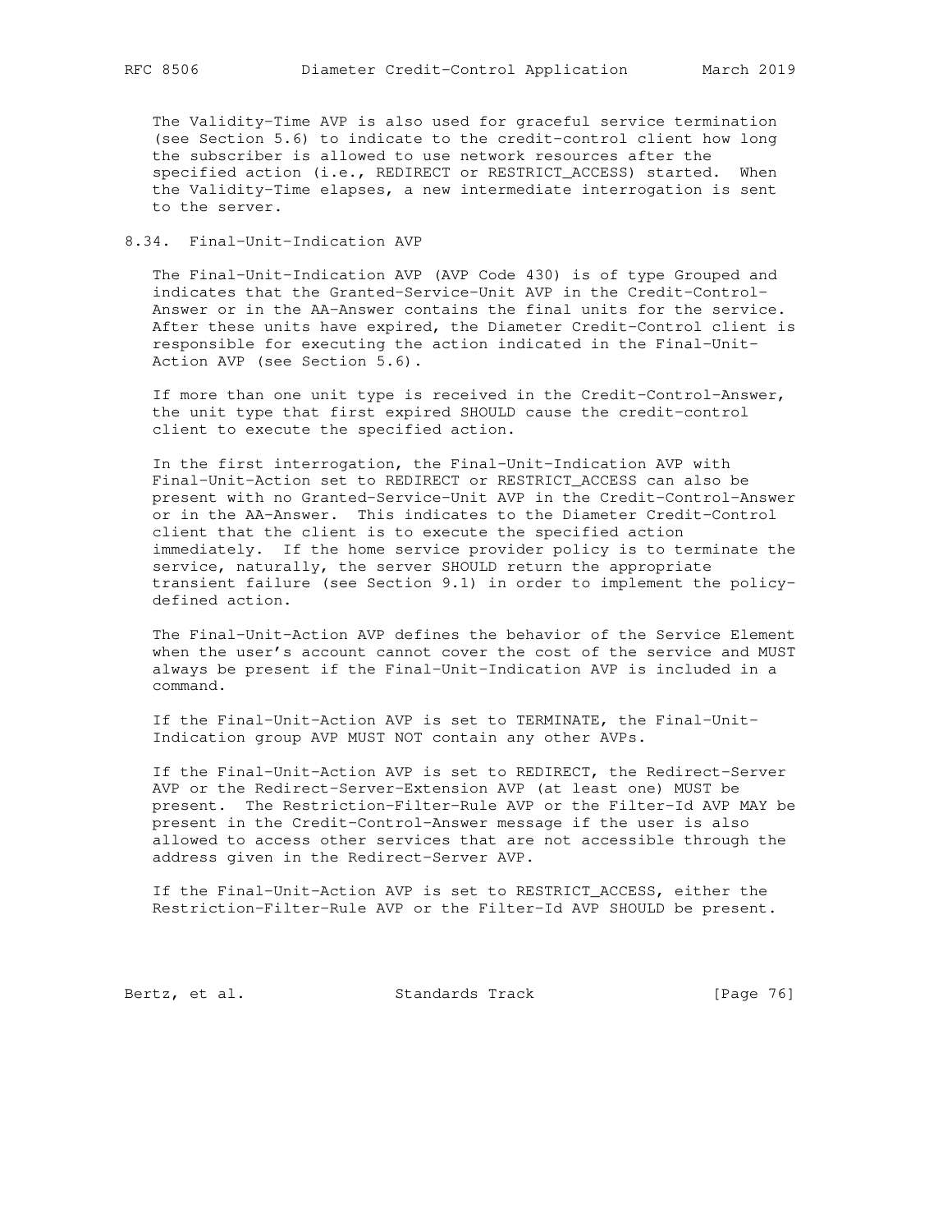The Validity-Time AVP is also used for graceful service termination (see Section 5.6) to indicate to the credit-control client how long the subscriber is allowed to use network resources after the specified action (i.e., REDIRECT or RESTRICT_ACCESS) started. When the Validity-Time elapses, a new intermediate interrogation is sent to the server.

## 8.34. Final-Unit-Indication AVP

The Final-Unit-Indication AVP (AVP Code 430) is of type Grouped and indicates that the Granted-Service-Unit AVP in the Credit-Control-Answer or in the AA-Answer contains the final units for the service. After these units have expired, the Diameter Credit-Control client is responsible for executing the action indicated in the Final-Unit-Action AVP (see Section 5.6).

If more than one unit type is received in the Credit-Control-Answer, the unit type that first expired SHOULD cause the credit-control client to execute the specified action.

In the first interrogation, the Final-Unit-Indication AVP with Final-Unit-Action set to REDIRECT or RESTRICT_ACCESS can also be present with no Granted-Service-Unit AVP in the Credit-Control-Answer or in the AA-Answer. This indicates to the Diameter Credit-Control client that the client is to execute the specified action immediately. If the home service provider policy is to terminate the service, naturally, the server SHOULD return the appropriate transient failure (see Section 9.1) in order to implement the policy-defined action.

The Final-Unit-Action AVP defines the behavior of the Service Element when the user's account cannot cover the cost of the service and MUST always be present if the Final-Unit-Indication AVP is included in a command.

If the Final-Unit-Action AVP is set to TERMINATE, the Final-Unit-Indication group AVP MUST NOT contain any other AVPs.

If the Final-Unit-Action AVP is set to REDIRECT, the Redirect-Server AVP or the Redirect-Server-Extension AVP (at least one) MUST be present. The Restriction-Filter-Rule AVP or the Filter-Id AVP MAY be present in the Credit-Control-Answer message if the user is also allowed to access other services that are not accessible through the address given in the Redirect-Server AVP.

If the Final-Unit-Action AVP is set to RESTRICT_ACCESS, either the Restriction-Filter-Rule AVP or the Filter-Id AVP SHOULD be present.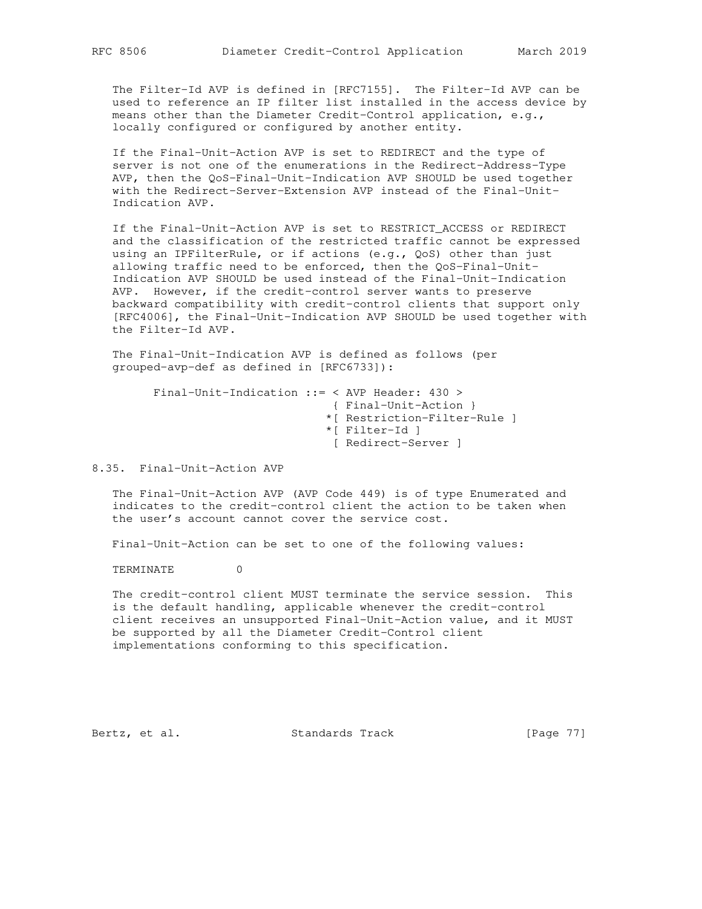The Filter-Id AVP is defined in [RFC7155]. The Filter-Id AVP can be used to reference an IP filter list installed in the access device by means other than the Diameter Credit-Control application, e.g., locally configured or configured by another entity.

If the Final-Unit-Action AVP is set to REDIRECT and the type of server is not one of the enumerations in the Redirect-Address-Type AVP, then the QoS-Final-Unit-Indication AVP SHOULD be used together with the Redirect-Server-Extension AVP instead of the Final-Unit-Indication AVP.

If the Final-Unit-Action AVP is set to RESTRICT_ACCESS or REDIRECT and the classification of the restricted traffic cannot be expressed using an IPFilterRule, or if actions (e.g., QoS) other than just allowing traffic need to be enforced, then the QoS-Final-Unit-Indication AVP SHOULD be used instead of the Final-Unit-Indication AVP. However, if the credit-control server wants to preserve backward compatibility with credit-control clients that support only [RFC4006], the Final-Unit-Indication AVP SHOULD be used together with the Filter-Id AVP.

The Final-Unit-Indication AVP is defined as follows (per grouped-avp-def as defined in [RFC6733]):

```
Final-Unit-Indication ::= < AVP Header: 430 >
                           { Final-Unit-Action }
                          *[ Restriction-Filter-Rule ]
                          *[ Filter-Id ]
                           [ Redirect-Server ]
```

## 8.35. Final-Unit-Action AVP

The Final-Unit-Action AVP (AVP Code 449) is of type Enumerated and indicates to the credit-control client the action to be taken when the user's account cannot cover the service cost.

Final-Unit-Action can be set to one of the following values:

TERMINATE 0

The credit-control client MUST terminate the service session. This is the default handling, applicable whenever the credit-control client receives an unsupported Final-Unit-Action value, and it MUST be supported by all the Diameter Credit-Control client implementations conforming to this specification.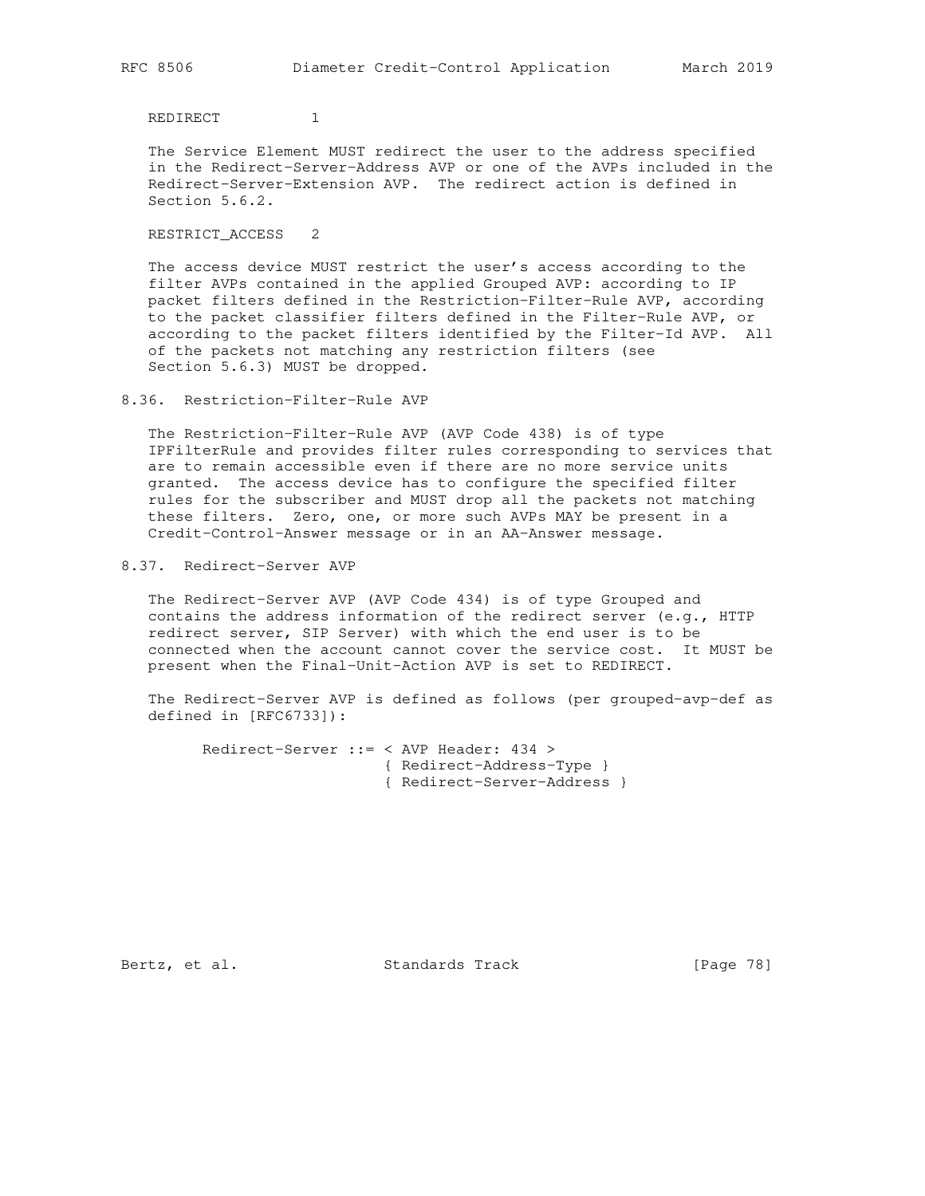REDIRECT 1

The Service Element MUST redirect the user to the address specified in the Redirect-Server-Address AVP or one of the AVPs included in the Redirect-Server-Extension AVP. The redirect action is defined in Section 5.6.2.

RESTRICT_ACCESS 2

The access device MUST restrict the user's access according to the filter AVPs contained in the applied Grouped AVP: according to IP packet filters defined in the Restriction-Filter-Rule AVP, according to the packet classifier filters defined in the Filter-Rule AVP, or according to the packet filters identified by the Filter-Id AVP. All of the packets not matching any restriction filters (see Section 5.6.3) MUST be dropped.

## 8.36. Restriction-Filter-Rule AVP

The Restriction-Filter-Rule AVP (AVP Code 438) is of type IPFilterRule and provides filter rules corresponding to services that are to remain accessible even if there are no more service units granted. The access device has to configure the specified filter rules for the subscriber and MUST drop all the packets not matching these filters. Zero, one, or more such AVPs MAY be present in a Credit-Control-Answer message or in an AA-Answer message.

## 8.37. Redirect-Server AVP

The Redirect-Server AVP (AVP Code 434) is of type Grouped and contains the address information of the redirect server (e.g., HTTP redirect server, SIP Server) with which the end user is to be connected when the account cannot cover the service cost. It MUST be present when the Final-Unit-Action AVP is set to REDIRECT.

The Redirect-Server AVP is defined as follows (per grouped-avp-def as defined in [RFC6733]):

```
Redirect-Server ::= < AVP Header: 434 >
                    { Redirect-Address-Type }
                    { Redirect-Server-Address }
```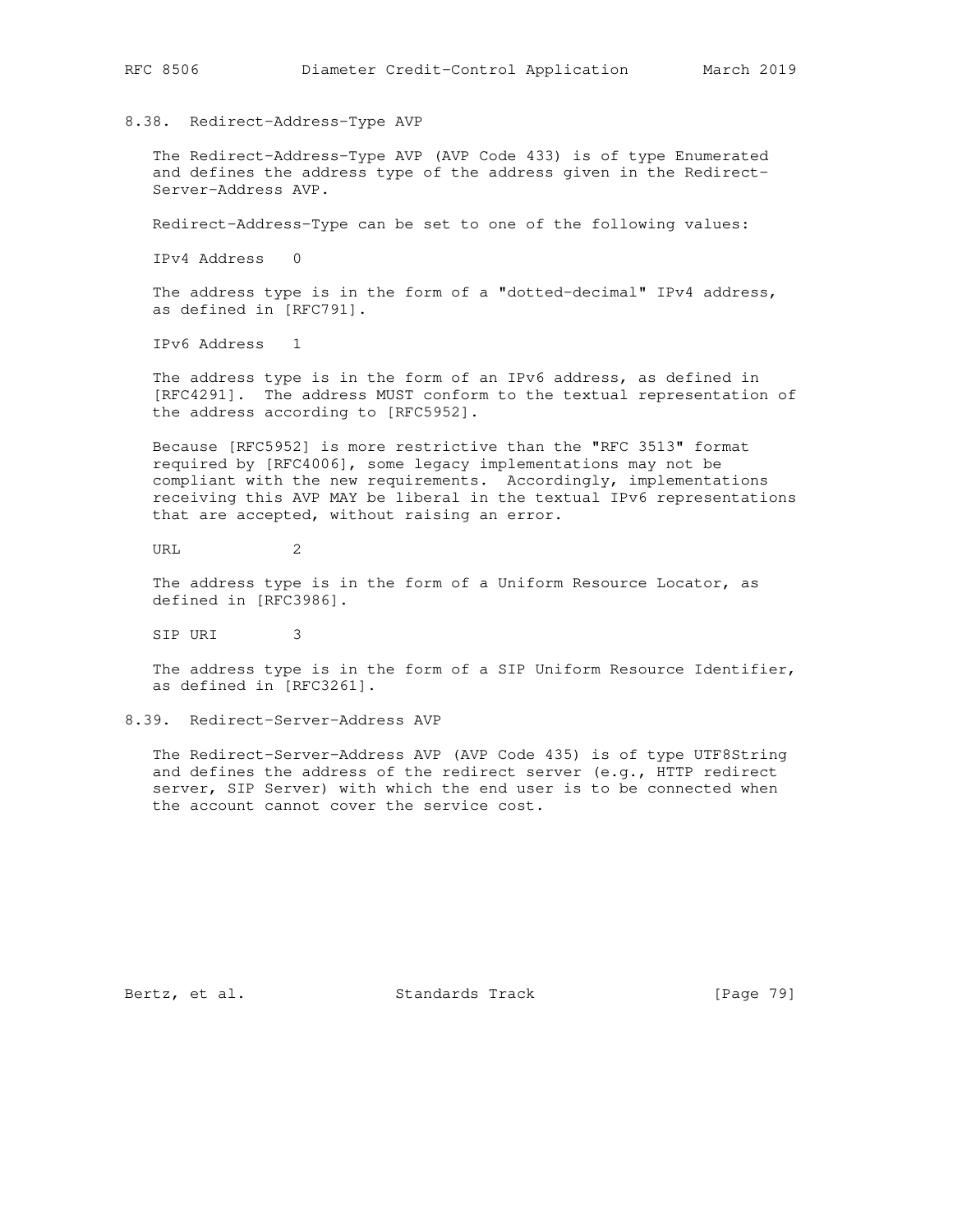### 8.38. Redirect-Address-Type AVP

The Redirect-Address-Type AVP (AVP Code 433) is of type Enumerated and defines the address type of the address given in the Redirect-Server-Address AVP.

Redirect-Address-Type can be set to one of the following values:

IPv4 Address 0

The address type is in the form of a "dotted-decimal" IPv4 address, as defined in [RFC791].

IPv6 Address 1

The address type is in the form of an IPv6 address, as defined in [RFC4291]. The address MUST conform to the textual representation of the address according to [RFC5952].

Because [RFC5952] is more restrictive than the "RFC 3513" format required by [RFC4006], some legacy implementations may not be compliant with the new requirements. Accordingly, implementations receiving this AVP MAY be liberal in the textual IPv6 representations that are accepted, without raising an error.

URL 2

The address type is in the form of a Uniform Resource Locator, as defined in [RFC3986].

SIP URI 3

The address type is in the form of a SIP Uniform Resource Identifier, as defined in [RFC3261].

### 8.39. Redirect-Server-Address AVP

The Redirect-Server-Address AVP (AVP Code 435) is of type UTF8String and defines the address of the redirect server (e.g., HTTP redirect server, SIP Server) with which the end user is to be connected when the account cannot cover the service cost.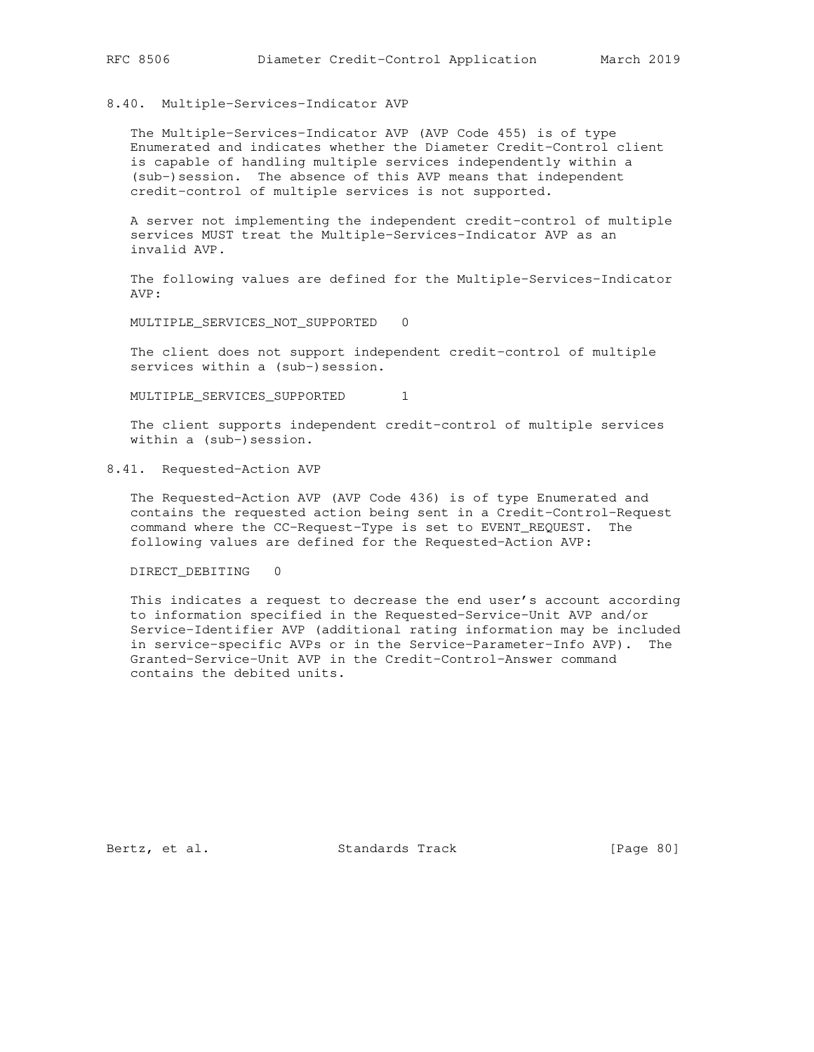### 8.40. Multiple-Services-Indicator AVP

The Multiple-Services-Indicator AVP (AVP Code 455) is of type Enumerated and indicates whether the Diameter Credit-Control client is capable of handling multiple services independently within a (sub-)session. The absence of this AVP means that independent credit-control of multiple services is not supported.

A server not implementing the independent credit-control of multiple services MUST treat the Multiple-Services-Indicator AVP as an invalid AVP.

The following values are defined for the Multiple-Services-Indicator AVP:

MULTIPLE_SERVICES_NOT_SUPPORTED   0

The client does not support independent credit-control of multiple services within a (sub-)session.

MULTIPLE_SERVICES_SUPPORTED       1

The client supports independent credit-control of multiple services within a (sub-)session.

### 8.41. Requested-Action AVP

The Requested-Action AVP (AVP Code 436) is of type Enumerated and contains the requested action being sent in a Credit-Control-Request command where the CC-Request-Type is set to EVENT_REQUEST. The following values are defined for the Requested-Action AVP:

DIRECT_DEBITING   0

This indicates a request to decrease the end user's account according to information specified in the Requested-Service-Unit AVP and/or Service-Identifier AVP (additional rating information may be included in service-specific AVPs or in the Service-Parameter-Info AVP). The Granted-Service-Unit AVP in the Credit-Control-Answer command contains the debited units.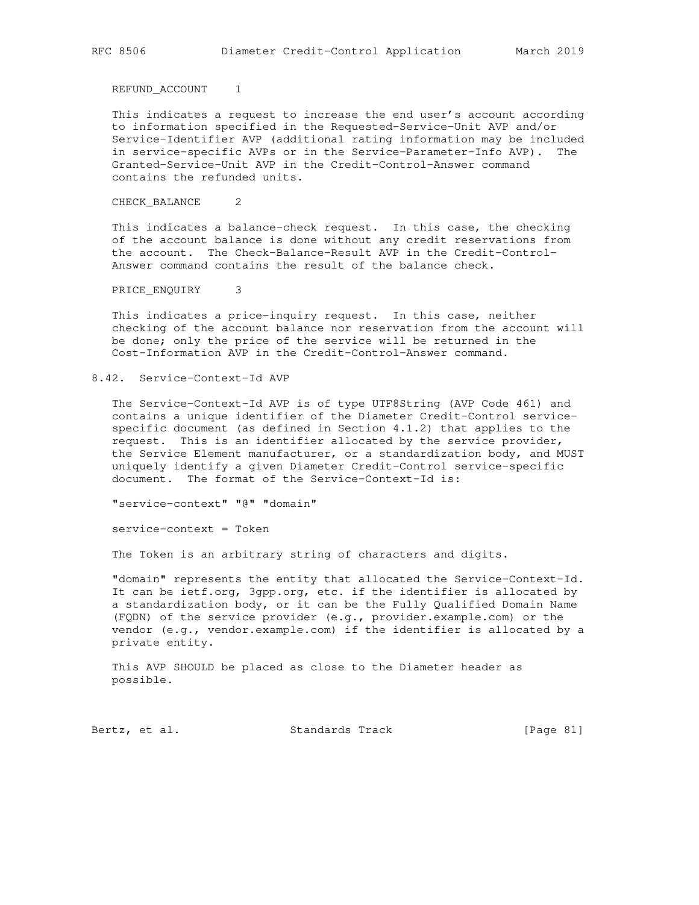REFUND_ACCOUNT    1

This indicates a request to increase the end user's account according to information specified in the Requested-Service-Unit AVP and/or Service-Identifier AVP (additional rating information may be included in service-specific AVPs or in the Service-Parameter-Info AVP). The Granted-Service-Unit AVP in the Credit-Control-Answer command contains the refunded units.

CHECK_BALANCE     2

This indicates a balance-check request. In this case, the checking of the account balance is done without any credit reservations from the account. The Check-Balance-Result AVP in the Credit-Control-Answer command contains the result of the balance check.

PRICE_ENQUIRY     3

This indicates a price-inquiry request. In this case, neither checking of the account balance nor reservation from the account will be done; only the price of the service will be returned in the Cost-Information AVP in the Credit-Control-Answer command.

## 8.42. Service-Context-Id AVP

The Service-Context-Id AVP is of type UTF8String (AVP Code 461) and contains a unique identifier of the Diameter Credit-Control service-specific document (as defined in Section 4.1.2) that applies to the request. This is an identifier allocated by the service provider, the Service Element manufacturer, or a standardization body, and MUST uniquely identify a given Diameter Credit-Control service-specific document. The format of the Service-Context-Id is:

```
"service-context" "@" "domain"

service-context = Token
```

The Token is an arbitrary string of characters and digits.

"domain" represents the entity that allocated the Service-Context-Id. It can be ietf.org, 3gpp.org, etc. if the identifier is allocated by a standardization body, or it can be the Fully Qualified Domain Name (FQDN) of the service provider (e.g., provider.example.com) or the vendor (e.g., vendor.example.com) if the identifier is allocated by a private entity.

This AVP SHOULD be placed as close to the Diameter header as possible.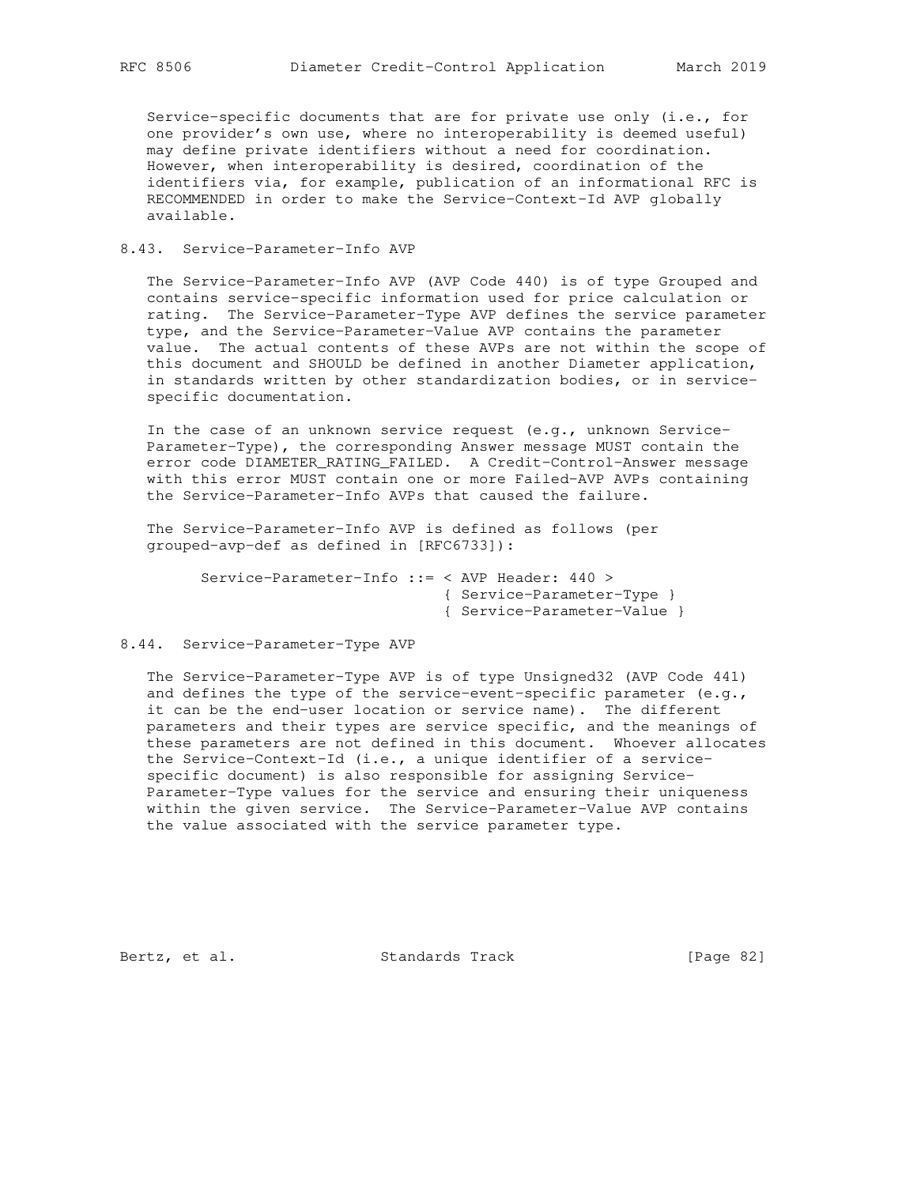Service-specific documents that are for private use only (i.e., for one provider's own use, where no interoperability is deemed useful) may define private identifiers without a need for coordination. However, when interoperability is desired, coordination of the identifiers via, for example, publication of an informational RFC is RECOMMENDED in order to make the Service-Context-Id AVP globally available.

### 8.43. Service-Parameter-Info AVP

The Service-Parameter-Info AVP (AVP Code 440) is of type Grouped and contains service-specific information used for price calculation or rating. The Service-Parameter-Type AVP defines the service parameter type, and the Service-Parameter-Value AVP contains the parameter value. The actual contents of these AVPs are not within the scope of this document and SHOULD be defined in another Diameter application, in standards written by other standardization bodies, or in service-specific documentation.

In the case of an unknown service request (e.g., unknown Service-Parameter-Type), the corresponding Answer message MUST contain the error code DIAMETER_RATING_FAILED. A Credit-Control-Answer message with this error MUST contain one or more Failed-AVP AVPs containing the Service-Parameter-Info AVPs that caused the failure.

The Service-Parameter-Info AVP is defined as follows (per grouped-avp-def as defined in [RFC6733]):

```
Service-Parameter-Info ::= < AVP Header: 440 >
                           { Service-Parameter-Type }
                           { Service-Parameter-Value }
```

### 8.44. Service-Parameter-Type AVP

The Service-Parameter-Type AVP is of type Unsigned32 (AVP Code 441) and defines the type of the service-event-specific parameter (e.g., it can be the end-user location or service name). The different parameters and their types are service specific, and the meanings of these parameters are not defined in this document. Whoever allocates the Service-Context-Id (i.e., a unique identifier of a service-specific document) is also responsible for assigning Service-Parameter-Type values for the service and ensuring their uniqueness within the given service. The Service-Parameter-Value AVP contains the value associated with the service parameter type.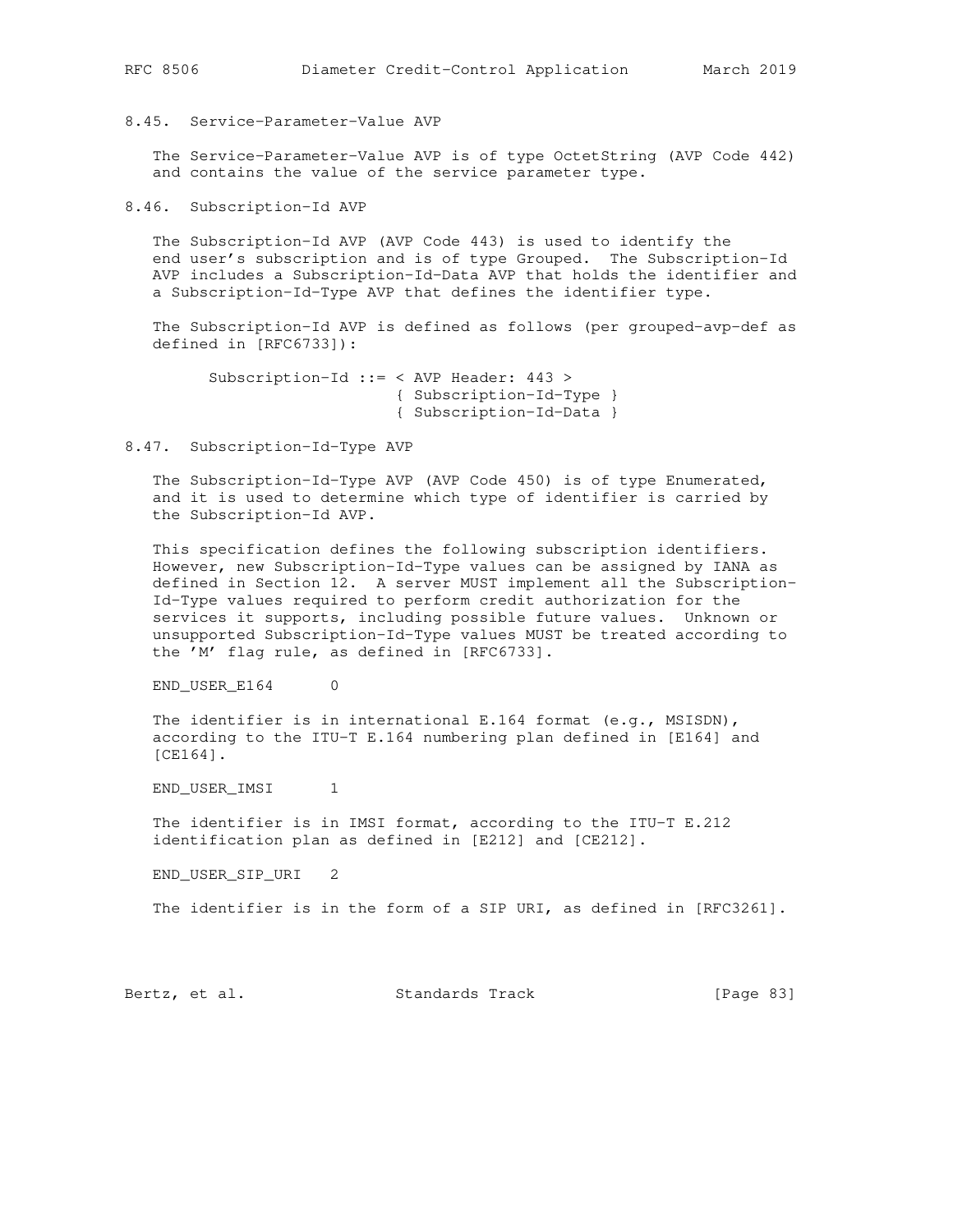### 8.45. Service-Parameter-Value AVP

The Service-Parameter-Value AVP is of type OctetString (AVP Code 442) and contains the value of the service parameter type.

### 8.46. Subscription-Id AVP

The Subscription-Id AVP (AVP Code 443) is used to identify the end user's subscription and is of type Grouped. The Subscription-Id AVP includes a Subscription-Id-Data AVP that holds the identifier and a Subscription-Id-Type AVP that defines the identifier type.

The Subscription-Id AVP is defined as follows (per grouped-avp-def as defined in [RFC6733]):

```
Subscription-Id ::= < AVP Header: 443 >
                    { Subscription-Id-Type }
                    { Subscription-Id-Data }
```

### 8.47. Subscription-Id-Type AVP

The Subscription-Id-Type AVP (AVP Code 450) is of type Enumerated, and it is used to determine which type of identifier is carried by the Subscription-Id AVP.

This specification defines the following subscription identifiers. However, new Subscription-Id-Type values can be assigned by IANA as defined in Section 12. A server MUST implement all the Subscription-Id-Type values required to perform credit authorization for the services it supports, including possible future values. Unknown or unsupported Subscription-Id-Type values MUST be treated according to the 'M' flag rule, as defined in [RFC6733].

END_USER_E164 0

The identifier is in international E.164 format (e.g., MSISDN), according to the ITU-T E.164 numbering plan defined in [E164] and [CE164].

END_USER_IMSI 1

The identifier is in IMSI format, according to the ITU-T E.212 identification plan as defined in [E212] and [CE212].

END_USER_SIP_URI 2

The identifier is in the form of a SIP URI, as defined in [RFC3261].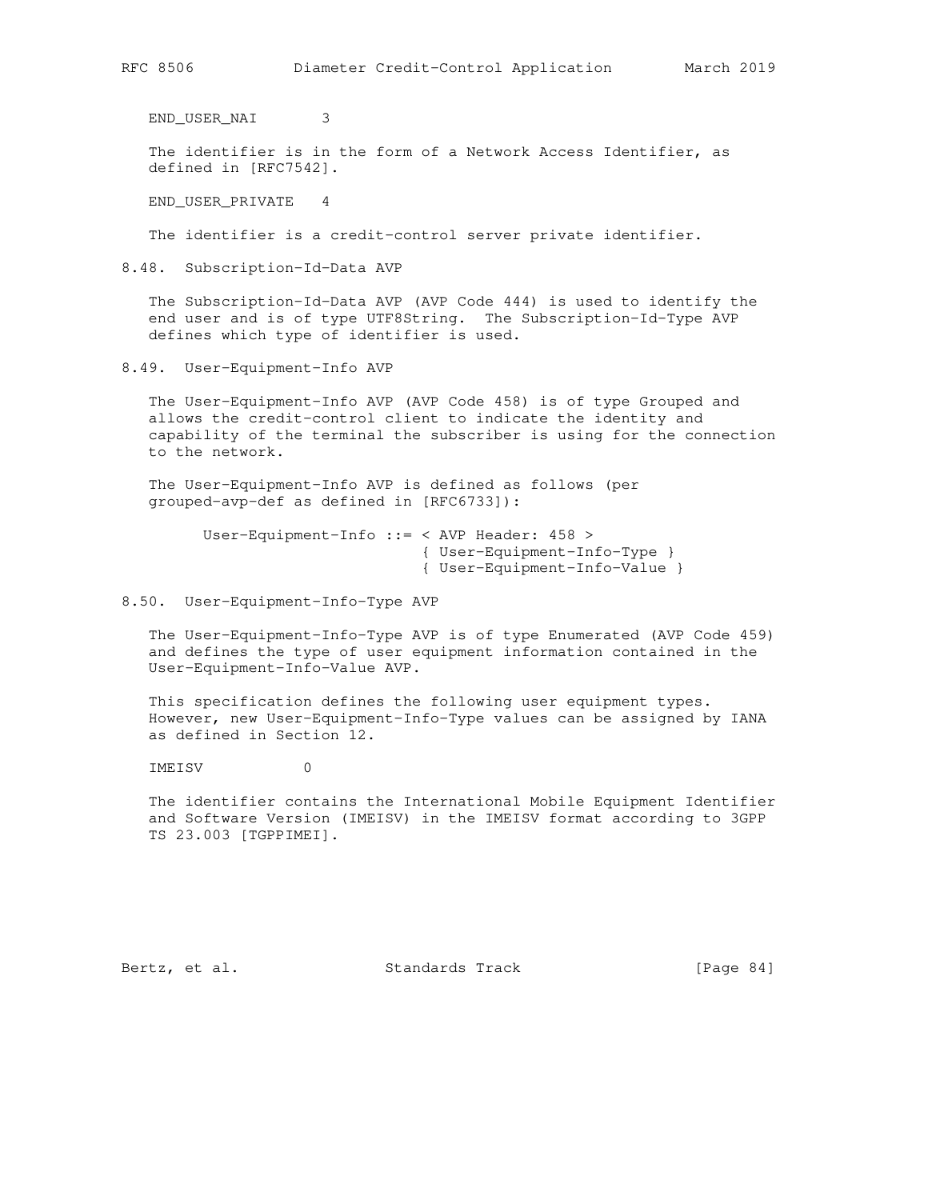END_USER_NAI       3

The identifier is in the form of a Network Access Identifier, as defined in [RFC7542].

END_USER_PRIVATE   4

The identifier is a credit-control server private identifier.

### 8.48. Subscription-Id-Data AVP

The Subscription-Id-Data AVP (AVP Code 444) is used to identify the end user and is of type UTF8String. The Subscription-Id-Type AVP defines which type of identifier is used.

### 8.49. User-Equipment-Info AVP

The User-Equipment-Info AVP (AVP Code 458) is of type Grouped and allows the credit-control client to indicate the identity and capability of the terminal the subscriber is using for the connection to the network.

The User-Equipment-Info AVP is defined as follows (per grouped-avp-def as defined in [RFC6733]):

```
User-Equipment-Info ::= < AVP Header: 458 >
                        { User-Equipment-Info-Type }
                        { User-Equipment-Info-Value }
```

### 8.50. User-Equipment-Info-Type AVP

The User-Equipment-Info-Type AVP is of type Enumerated (AVP Code 459) and defines the type of user equipment information contained in the User-Equipment-Info-Value AVP.

This specification defines the following user equipment types. However, new User-Equipment-Info-Type values can be assigned by IANA as defined in Section 12.

IMEISV           0

The identifier contains the International Mobile Equipment Identifier and Software Version (IMEISV) in the IMEISV format according to 3GPP TS 23.003 [TGPPIMEI].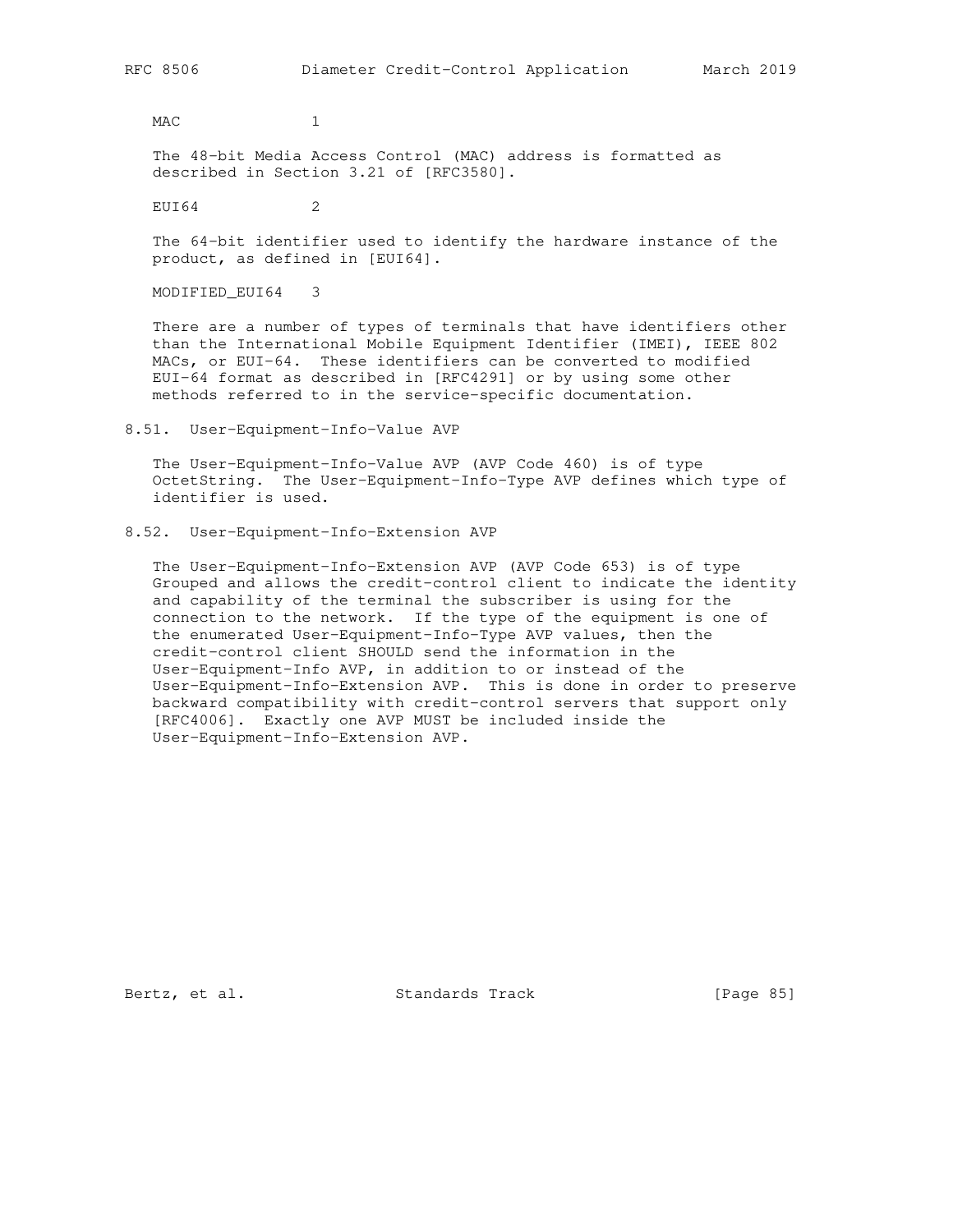MAC 1

The 48-bit Media Access Control (MAC) address is formatted as described in Section 3.21 of [RFC3580].

EUI64 2

The 64-bit identifier used to identify the hardware instance of the product, as defined in [EUI64].

MODIFIED_EUI64 3

There are a number of types of terminals that have identifiers other than the International Mobile Equipment Identifier (IMEI), IEEE 802 MACs, or EUI-64. These identifiers can be converted to modified EUI-64 format as described in [RFC4291] or by using some other methods referred to in the service-specific documentation.

## 8.51. User-Equipment-Info-Value AVP

The User-Equipment-Info-Value AVP (AVP Code 460) is of type OctetString. The User-Equipment-Info-Type AVP defines which type of identifier is used.

## 8.52. User-Equipment-Info-Extension AVP

The User-Equipment-Info-Extension AVP (AVP Code 653) is of type Grouped and allows the credit-control client to indicate the identity and capability of the terminal the subscriber is using for the connection to the network. If the type of the equipment is one of the enumerated User-Equipment-Info-Type AVP values, then the credit-control client SHOULD send the information in the User-Equipment-Info AVP, in addition to or instead of the User-Equipment-Info-Extension AVP. This is done in order to preserve backward compatibility with credit-control servers that support only [RFC4006]. Exactly one AVP MUST be included inside the User-Equipment-Info-Extension AVP.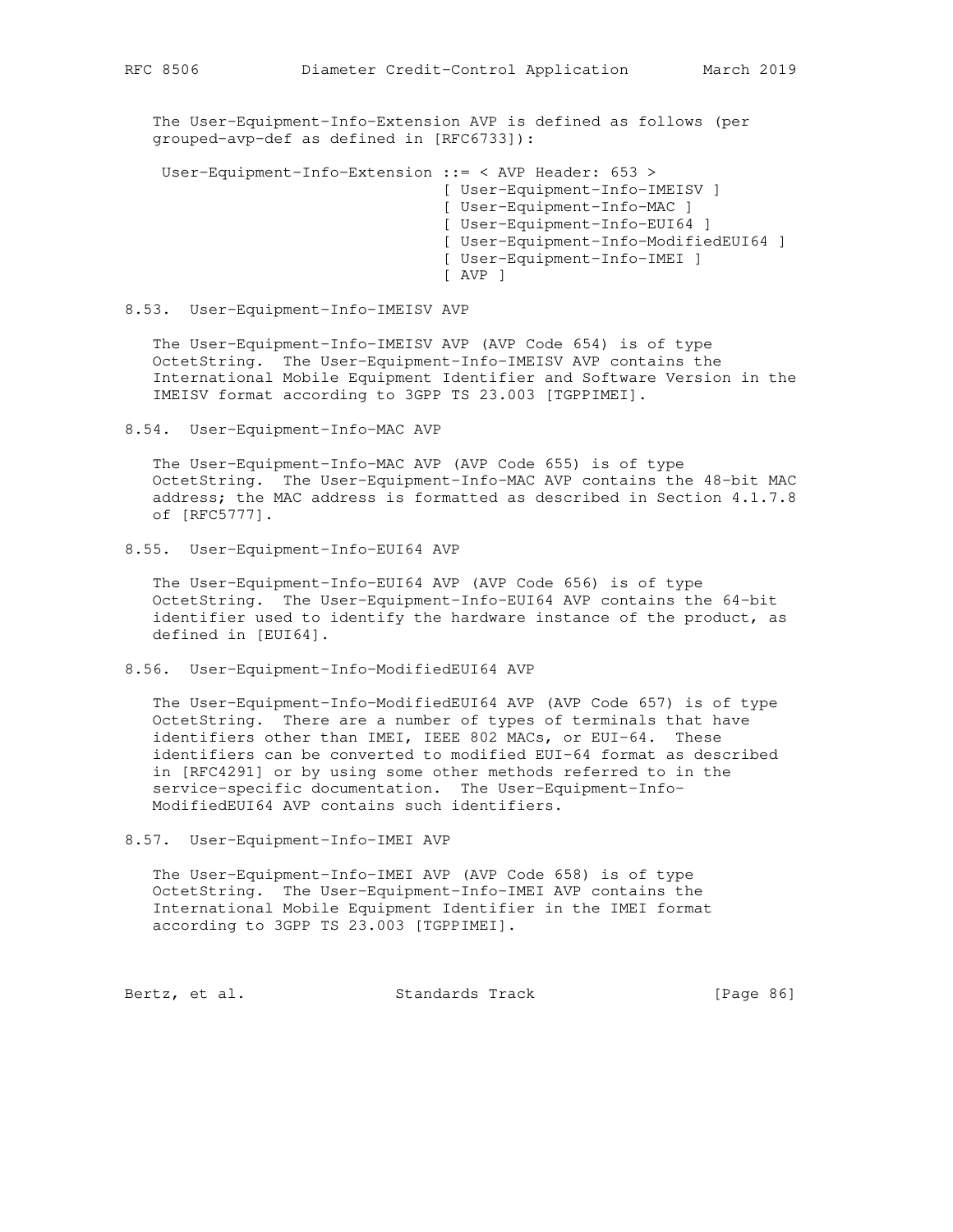The User-Equipment-Info-Extension AVP is defined as follows (per grouped-avp-def as defined in [RFC6733]):

```
User-Equipment-Info-Extension ::= < AVP Header: 653 >
                                  [ User-Equipment-Info-IMEISV ]
                                  [ User-Equipment-Info-MAC ]
                                  [ User-Equipment-Info-EUI64 ]
                                  [ User-Equipment-Info-ModifiedEUI64 ]
                                  [ User-Equipment-Info-IMEI ]
                                  [ AVP ]
```

### 8.53. User-Equipment-Info-IMEISV AVP

The User-Equipment-Info-IMEISV AVP (AVP Code 654) is of type OctetString. The User-Equipment-Info-IMEISV AVP contains the International Mobile Equipment Identifier and Software Version in the IMEISV format according to 3GPP TS 23.003 [TGPPIMEI].

### 8.54. User-Equipment-Info-MAC AVP

The User-Equipment-Info-MAC AVP (AVP Code 655) is of type OctetString. The User-Equipment-Info-MAC AVP contains the 48-bit MAC address; the MAC address is formatted as described in Section 4.1.7.8 of [RFC5777].

### 8.55. User-Equipment-Info-EUI64 AVP

The User-Equipment-Info-EUI64 AVP (AVP Code 656) is of type OctetString. The User-Equipment-Info-EUI64 AVP contains the 64-bit identifier used to identify the hardware instance of the product, as defined in [EUI64].

### 8.56. User-Equipment-Info-ModifiedEUI64 AVP

The User-Equipment-Info-ModifiedEUI64 AVP (AVP Code 657) is of type OctetString. There are a number of types of terminals that have identifiers other than IMEI, IEEE 802 MACs, or EUI-64. These identifiers can be converted to modified EUI-64 format as described in [RFC4291] or by using some other methods referred to in the service-specific documentation. The User-Equipment-Info-ModifiedEUI64 AVP contains such identifiers.

### 8.57. User-Equipment-Info-IMEI AVP

The User-Equipment-Info-IMEI AVP (AVP Code 658) is of type OctetString. The User-Equipment-Info-IMEI AVP contains the International Mobile Equipment Identifier in the IMEI format according to 3GPP TS 23.003 [TGPPIMEI].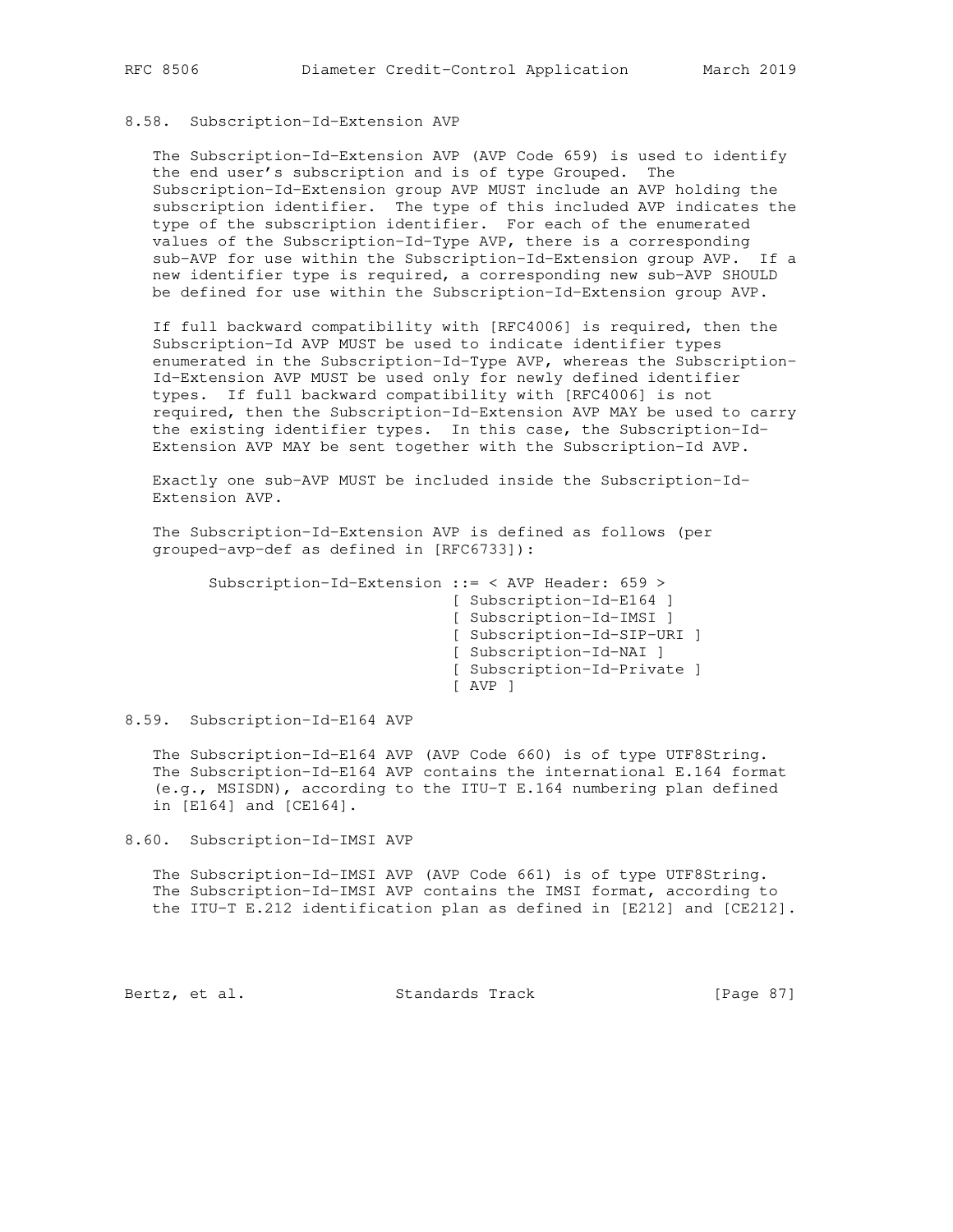### 8.58. Subscription-Id-Extension AVP

The Subscription-Id-Extension AVP (AVP Code 659) is used to identify the end user's subscription and is of type Grouped. The Subscription-Id-Extension group AVP MUST include an AVP holding the subscription identifier. The type of this included AVP indicates the type of the subscription identifier. For each of the enumerated values of the Subscription-Id-Type AVP, there is a corresponding sub-AVP for use within the Subscription-Id-Extension group AVP. If a new identifier type is required, a corresponding new sub-AVP SHOULD be defined for use within the Subscription-Id-Extension group AVP.

If full backward compatibility with [RFC4006] is required, then the Subscription-Id AVP MUST be used to indicate identifier types enumerated in the Subscription-Id-Type AVP, whereas the Subscription-Id-Extension AVP MUST be used only for newly defined identifier types. If full backward compatibility with [RFC4006] is not required, then the Subscription-Id-Extension AVP MAY be used to carry the existing identifier types. In this case, the Subscription-Id-Extension AVP MAY be sent together with the Subscription-Id AVP.

Exactly one sub-AVP MUST be included inside the Subscription-Id-Extension AVP.

The Subscription-Id-Extension AVP is defined as follows (per grouped-avp-def as defined in [RFC6733]):

```
Subscription-Id-Extension ::= < AVP Header: 659 >
                              [ Subscription-Id-E164 ]
                              [ Subscription-Id-IMSI ]
                              [ Subscription-Id-SIP-URI ]
                              [ Subscription-Id-NAI ]
                              [ Subscription-Id-Private ]
                              [ AVP ]
```

### 8.59. Subscription-Id-E164 AVP

The Subscription-Id-E164 AVP (AVP Code 660) is of type UTF8String. The Subscription-Id-E164 AVP contains the international E.164 format (e.g., MSISDN), according to the ITU-T E.164 numbering plan defined in [E164] and [CE164].

### 8.60. Subscription-Id-IMSI AVP

The Subscription-Id-IMSI AVP (AVP Code 661) is of type UTF8String. The Subscription-Id-IMSI AVP contains the IMSI format, according to the ITU-T E.212 identification plan as defined in [E212] and [CE212].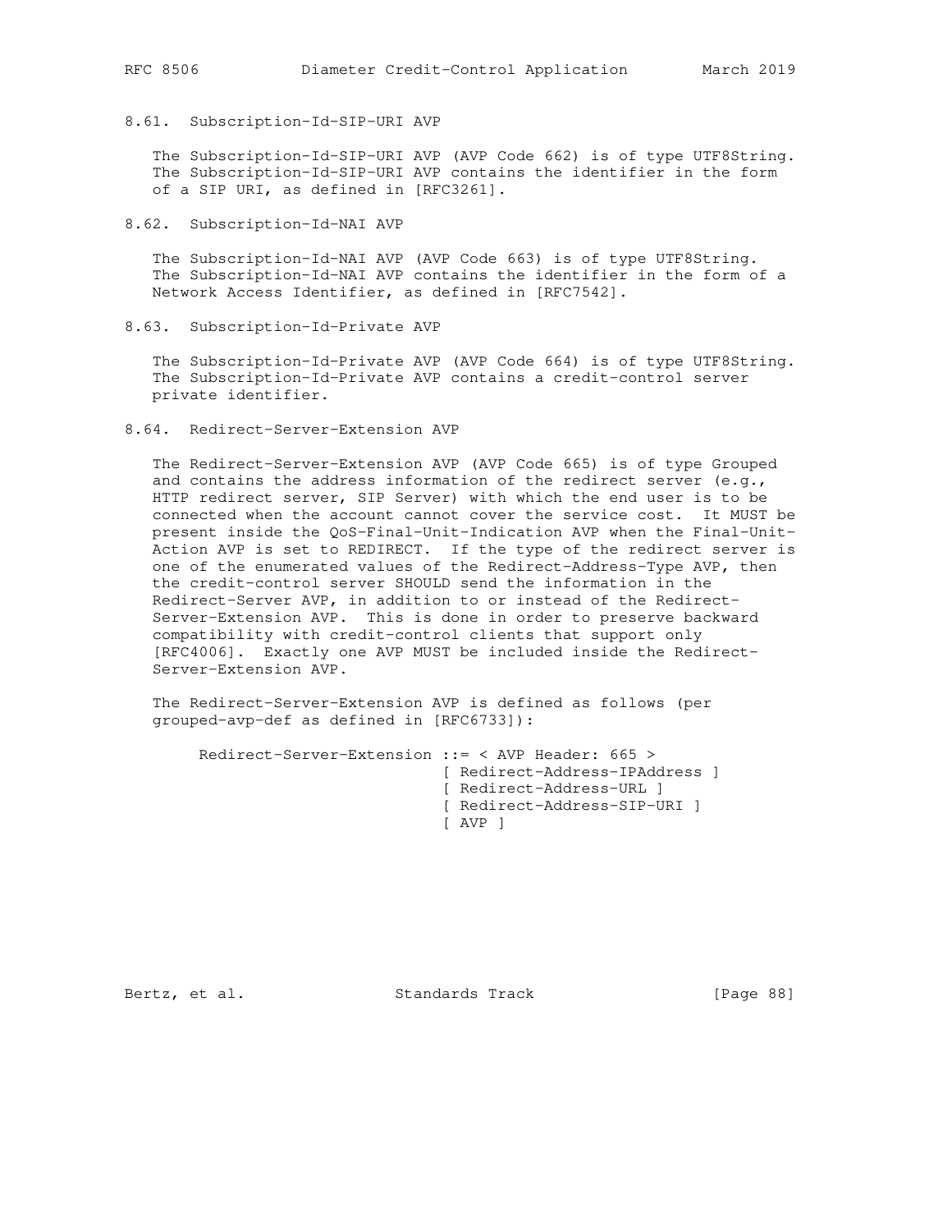### 8.61. Subscription-Id-SIP-URI AVP

The Subscription-Id-SIP-URI AVP (AVP Code 662) is of type UTF8String. The Subscription-Id-SIP-URI AVP contains the identifier in the form of a SIP URI, as defined in [RFC3261].

### 8.62. Subscription-Id-NAI AVP

The Subscription-Id-NAI AVP (AVP Code 663) is of type UTF8String. The Subscription-Id-NAI AVP contains the identifier in the form of a Network Access Identifier, as defined in [RFC7542].

### 8.63. Subscription-Id-Private AVP

The Subscription-Id-Private AVP (AVP Code 664) is of type UTF8String. The Subscription-Id-Private AVP contains a credit-control server private identifier.

### 8.64. Redirect-Server-Extension AVP

The Redirect-Server-Extension AVP (AVP Code 665) is of type Grouped and contains the address information of the redirect server (e.g., HTTP redirect server, SIP Server) with which the end user is to be connected when the account cannot cover the service cost. It MUST be present inside the QoS-Final-Unit-Indication AVP when the Final-Unit-Action AVP is set to REDIRECT. If the type of the redirect server is one of the enumerated values of the Redirect-Address-Type AVP, then the credit-control server SHOULD send the information in the Redirect-Server AVP, in addition to or instead of the Redirect-Server-Extension AVP. This is done in order to preserve backward compatibility with credit-control clients that support only [RFC4006]. Exactly one AVP MUST be included inside the Redirect-Server-Extension AVP.

The Redirect-Server-Extension AVP is defined as follows (per grouped-avp-def as defined in [RFC6733]):

```
Redirect-Server-Extension ::= < AVP Header: 665 >
                              [ Redirect-Address-IPAddress ]
                              [ Redirect-Address-URL ]
                              [ Redirect-Address-SIP-URI ]
                              [ AVP ]
```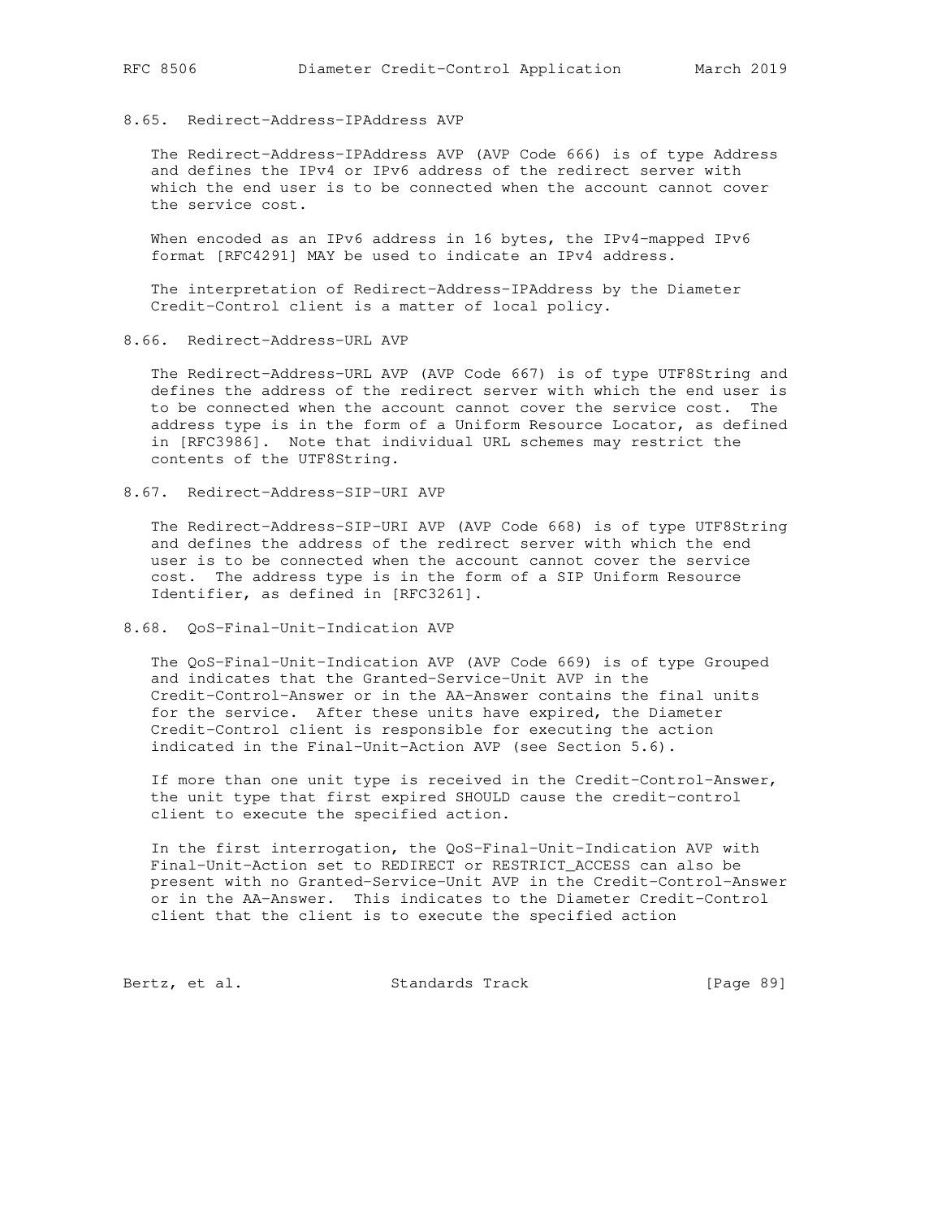### 8.65. Redirect-Address-IPAddress AVP

The Redirect-Address-IPAddress AVP (AVP Code 666) is of type Address and defines the IPv4 or IPv6 address of the redirect server with which the end user is to be connected when the account cannot cover the service cost.

When encoded as an IPv6 address in 16 bytes, the IPv4-mapped IPv6 format [RFC4291] MAY be used to indicate an IPv4 address.

The interpretation of Redirect-Address-IPAddress by the Diameter Credit-Control client is a matter of local policy.

### 8.66. Redirect-Address-URL AVP

The Redirect-Address-URL AVP (AVP Code 667) is of type UTF8String and defines the address of the redirect server with which the end user is to be connected when the account cannot cover the service cost. The address type is in the form of a Uniform Resource Locator, as defined in [RFC3986]. Note that individual URL schemes may restrict the contents of the UTF8String.

### 8.67. Redirect-Address-SIP-URI AVP

The Redirect-Address-SIP-URI AVP (AVP Code 668) is of type UTF8String and defines the address of the redirect server with which the end user is to be connected when the account cannot cover the service cost. The address type is in the form of a SIP Uniform Resource Identifier, as defined in [RFC3261].

### 8.68. QoS-Final-Unit-Indication AVP

The QoS-Final-Unit-Indication AVP (AVP Code 669) is of type Grouped and indicates that the Granted-Service-Unit AVP in the Credit-Control-Answer or in the AA-Answer contains the final units for the service. After these units have expired, the Diameter Credit-Control client is responsible for executing the action indicated in the Final-Unit-Action AVP (see Section 5.6).

If more than one unit type is received in the Credit-Control-Answer, the unit type that first expired SHOULD cause the credit-control client to execute the specified action.

In the first interrogation, the QoS-Final-Unit-Indication AVP with Final-Unit-Action set to REDIRECT or RESTRICT_ACCESS can also be present with no Granted-Service-Unit AVP in the Credit-Control-Answer or in the AA-Answer. This indicates to the Diameter Credit-Control client that the client is to execute the specified action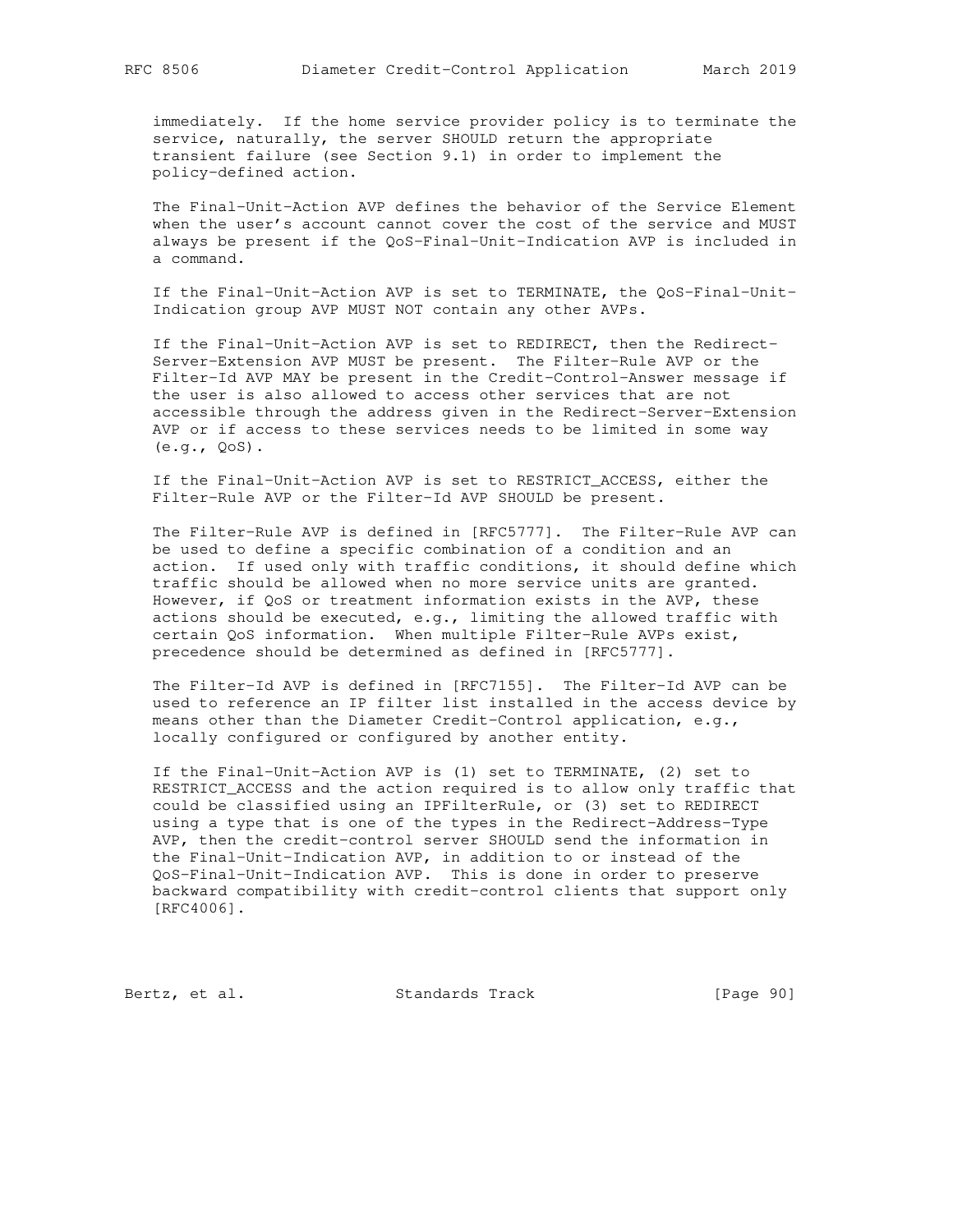immediately. If the home service provider policy is to terminate the service, naturally, the server SHOULD return the appropriate transient failure (see Section 9.1) in order to implement the policy-defined action.

The Final-Unit-Action AVP defines the behavior of the Service Element when the user's account cannot cover the cost of the service and MUST always be present if the QoS-Final-Unit-Indication AVP is included in a command.

If the Final-Unit-Action AVP is set to TERMINATE, the QoS-Final-Unit-Indication group AVP MUST NOT contain any other AVPs.

If the Final-Unit-Action AVP is set to REDIRECT, then the Redirect-Server-Extension AVP MUST be present. The Filter-Rule AVP or the Filter-Id AVP MAY be present in the Credit-Control-Answer message if the user is also allowed to access other services that are not accessible through the address given in the Redirect-Server-Extension AVP or if access to these services needs to be limited in some way (e.g., QoS).

If the Final-Unit-Action AVP is set to RESTRICT_ACCESS, either the Filter-Rule AVP or the Filter-Id AVP SHOULD be present.

The Filter-Rule AVP is defined in [RFC5777]. The Filter-Rule AVP can be used to define a specific combination of a condition and an action. If used only with traffic conditions, it should define which traffic should be allowed when no more service units are granted. However, if QoS or treatment information exists in the AVP, these actions should be executed, e.g., limiting the allowed traffic with certain QoS information. When multiple Filter-Rule AVPs exist, precedence should be determined as defined in [RFC5777].

The Filter-Id AVP is defined in [RFC7155]. The Filter-Id AVP can be used to reference an IP filter list installed in the access device by means other than the Diameter Credit-Control application, e.g., locally configured or configured by another entity.

If the Final-Unit-Action AVP is (1) set to TERMINATE, (2) set to RESTRICT_ACCESS and the action required is to allow only traffic that could be classified using an IPFilterRule, or (3) set to REDIRECT using a type that is one of the types in the Redirect-Address-Type AVP, then the credit-control server SHOULD send the information in the Final-Unit-Indication AVP, in addition to or instead of the QoS-Final-Unit-Indication AVP. This is done in order to preserve backward compatibility with credit-control clients that support only [RFC4006].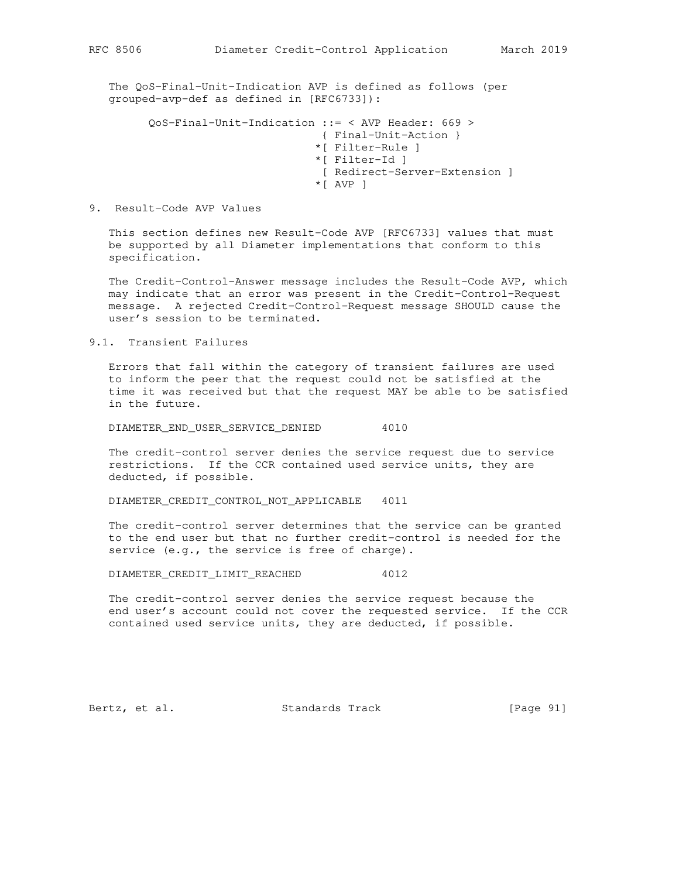The QoS-Final-Unit-Indication AVP is defined as follows (per grouped-avp-def as defined in [RFC6733]):

```
QoS-Final-Unit-Indication ::= < AVP Header: 669 >
                               { Final-Unit-Action }
                              *[ Filter-Rule ]
                              *[ Filter-Id ]
                               [ Redirect-Server-Extension ]
                              *[ AVP ]
```

# 9. Result-Code AVP Values

This section defines new Result-Code AVP [RFC6733] values that must be supported by all Diameter implementations that conform to this specification.

The Credit-Control-Answer message includes the Result-Code AVP, which may indicate that an error was present in the Credit-Control-Request message. A rejected Credit-Control-Request message SHOULD cause the user's session to be terminated.

## 9.1. Transient Failures

Errors that fall within the category of transient failures are used to inform the peer that the request could not be satisfied at the time it was received but that the request MAY be able to be satisfied in the future.

DIAMETER_END_USER_SERVICE_DENIED 4010

The credit-control server denies the service request due to service restrictions. If the CCR contained used service units, they are deducted, if possible.

DIAMETER_CREDIT_CONTROL_NOT_APPLICABLE 4011

The credit-control server determines that the service can be granted to the end user but that no further credit-control is needed for the service (e.g., the service is free of charge).

DIAMETER_CREDIT_LIMIT_REACHED 4012

The credit-control server denies the service request because the end user's account could not cover the requested service. If the CCR contained used service units, they are deducted, if possible.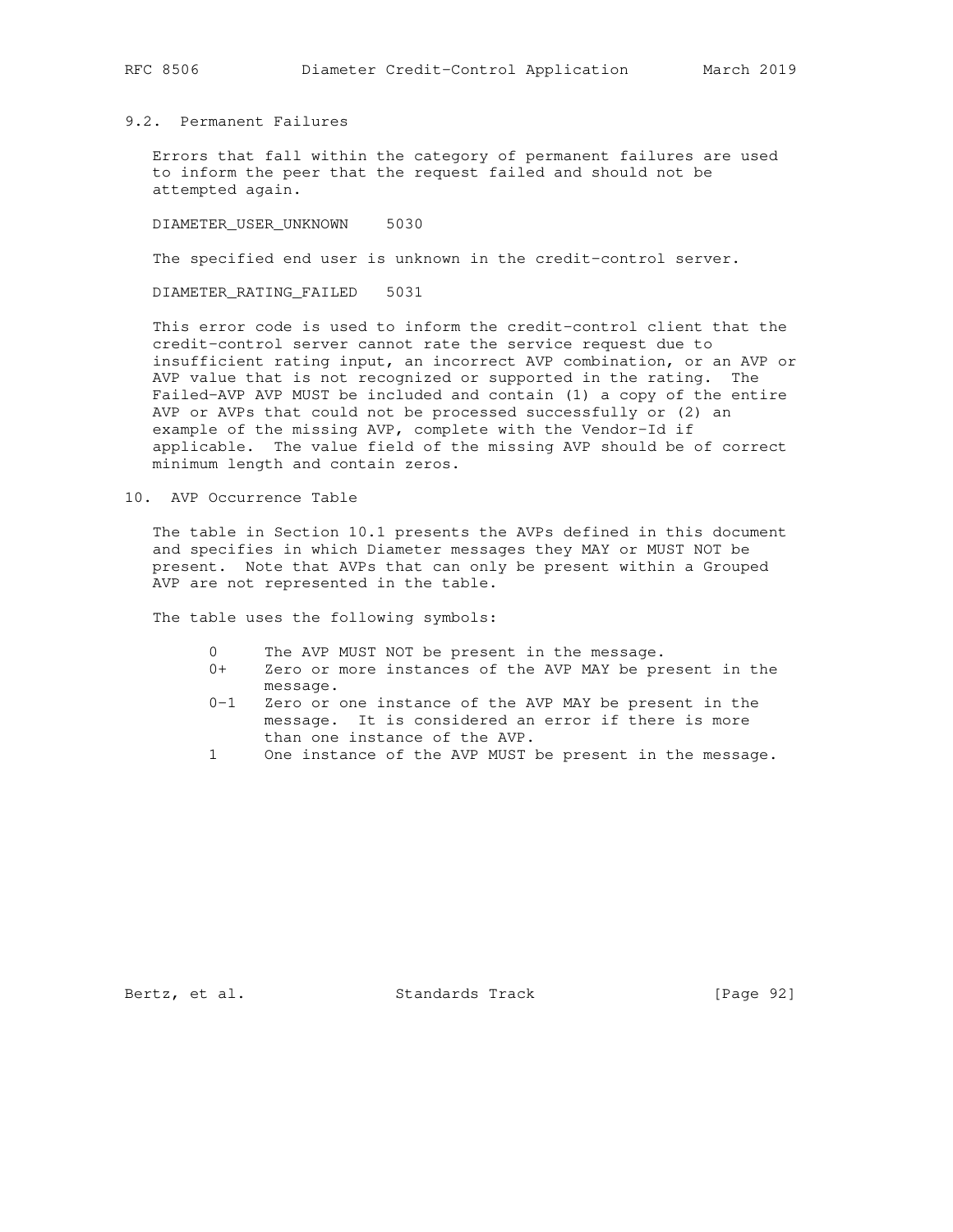### 9.2. Permanent Failures

Errors that fall within the category of permanent failures are used to inform the peer that the request failed and should not be attempted again.

DIAMETER_USER_UNKNOWN    5030

The specified end user is unknown in the credit-control server.

DIAMETER_RATING_FAILED   5031

This error code is used to inform the credit-control client that the credit-control server cannot rate the service request due to insufficient rating input, an incorrect AVP combination, or an AVP or AVP value that is not recognized or supported in the rating. The Failed-AVP AVP MUST be included and contain (1) a copy of the entire AVP or AVPs that could not be processed successfully or (2) an example of the missing AVP, complete with the Vendor-Id if applicable. The value field of the missing AVP should be of correct minimum length and contain zeros.

## 10. AVP Occurrence Table

The table in Section 10.1 presents the AVPs defined in this document and specifies in which Diameter messages they MAY or MUST NOT be present. Note that AVPs that can only be present within a Grouped AVP are not represented in the table.

The table uses the following symbols:

- 0     The AVP MUST NOT be present in the message.
- 0+    Zero or more instances of the AVP MAY be present in the message.
- 0-1   Zero or one instance of the AVP MAY be present in the message. It is considered an error if there is more than one instance of the AVP.
- 1     One instance of the AVP MUST be present in the message.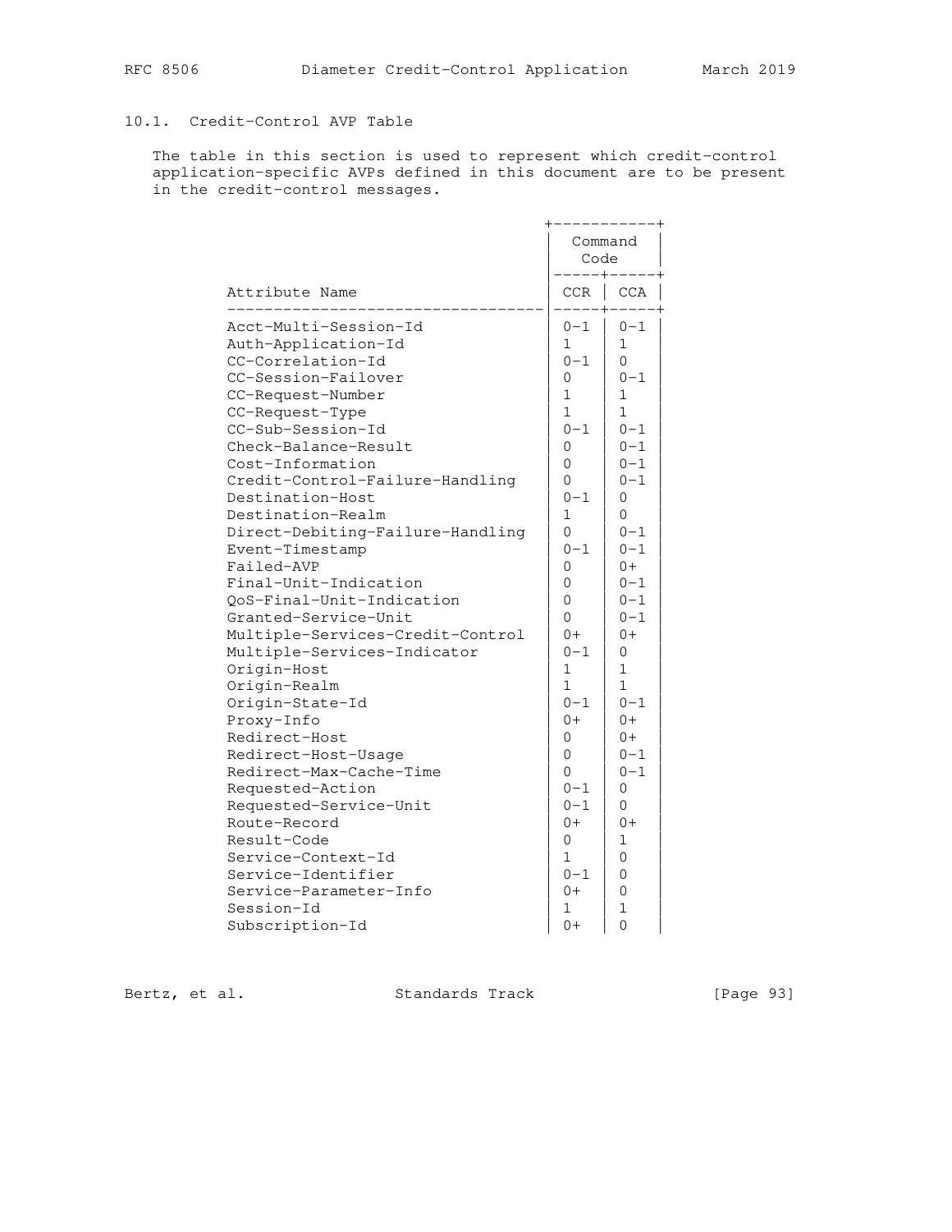## 10.1. Credit-Control AVP Table

The table in this section is used to represent which credit-control application-specific AVPs defined in this document are to be present in the credit-control messages.

| Attribute Name | Command Code | |
|---|---|---|
| | CCR | CCA |
| Acct-Multi-Session-Id | 0-1 | 0-1 |
| Auth-Application-Id | 1 | 1 |
| CC-Correlation-Id | 0-1 | 0 |
| CC-Session-Failover | 0 | 0-1 |
| CC-Request-Number | 1 | 1 |
| CC-Request-Type | 1 | 1 |
| CC-Sub-Session-Id | 0-1 | 0-1 |
| Check-Balance-Result | 0 | 0-1 |
| Cost-Information | 0 | 0-1 |
| Credit-Control-Failure-Handling | 0 | 0-1 |
| Destination-Host | 0-1 | 0 |
| Destination-Realm | 1 | 0 |
| Direct-Debiting-Failure-Handling | 0 | 0-1 |
| Event-Timestamp | 0-1 | 0-1 |
| Failed-AVP | 0 | 0+ |
| Final-Unit-Indication | 0 | 0-1 |
| QoS-Final-Unit-Indication | 0 | 0-1 |
| Granted-Service-Unit | 0 | 0-1 |
| Multiple-Services-Credit-Control | 0+ | 0+ |
| Multiple-Services-Indicator | 0-1 | 0 |
| Origin-Host | 1 | 1 |
| Origin-Realm | 1 | 1 |
| Origin-State-Id | 0-1 | 0-1 |
| Proxy-Info | 0+ | 0+ |
| Redirect-Host | 0 | 0+ |
| Redirect-Host-Usage | 0 | 0-1 |
| Redirect-Max-Cache-Time | 0 | 0-1 |
| Requested-Action | 0-1 | 0 |
| Requested-Service-Unit | 0-1 | 0 |
| Route-Record | 0+ | 0+ |
| Result-Code | 0 | 1 |
| Service-Context-Id | 1 | 0 |
| Service-Identifier | 0-1 | 0 |
| Service-Parameter-Info | 0+ | 0 |
| Session-Id | 1 | 1 |
| Subscription-Id | 0+ | 0 |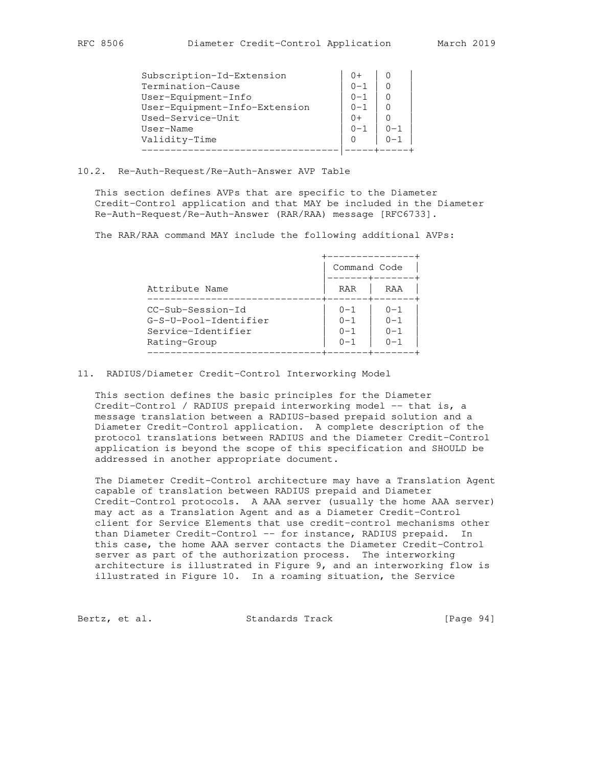| Attribute Name | | |
|---|---|---|
| Subscription-Id-Extension | 0+ | 0 |
| Termination-Cause | 0-1 | 0 |
| User-Equipment-Info | 0-1 | 0 |
| User-Equipment-Info-Extension | 0-1 | 0 |
| Used-Service-Unit | 0+ | 0 |
| User-Name | 0-1 | 0-1 |
| Validity-Time | 0 | 0-1 |

## 10.2. Re-Auth-Request/Re-Auth-Answer AVP Table

This section defines AVPs that are specific to the Diameter Credit-Control application and that MAY be included in the Diameter Re-Auth-Request/Re-Auth-Answer (RAR/RAA) message [RFC6733].

The RAR/RAA command MAY include the following additional AVPs:

| | Command Code | |
|---|---|---|
| Attribute Name | RAR | RAA |
| CC-Sub-Session-Id | 0-1 | 0-1 |
| G-S-U-Pool-Identifier | 0-1 | 0-1 |
| Service-Identifier | 0-1 | 0-1 |
| Rating-Group | 0-1 | 0-1 |

# 11. RADIUS/Diameter Credit-Control Interworking Model

This section defines the basic principles for the Diameter Credit-Control / RADIUS prepaid interworking model -- that is, a message translation between a RADIUS-based prepaid solution and a Diameter Credit-Control application. A complete description of the protocol translations between RADIUS and the Diameter Credit-Control application is beyond the scope of this specification and SHOULD be addressed in another appropriate document.

The Diameter Credit-Control architecture may have a Translation Agent capable of translation between RADIUS prepaid and Diameter Credit-Control protocols. A AAA server (usually the home AAA server) may act as a Translation Agent and as a Diameter Credit-Control client for Service Elements that use credit-control mechanisms other than Diameter Credit-Control -- for instance, RADIUS prepaid. In this case, the home AAA server contacts the Diameter Credit-Control server as part of the authorization process. The interworking architecture is illustrated in Figure 9, and an interworking flow is illustrated in Figure 10. In a roaming situation, the Service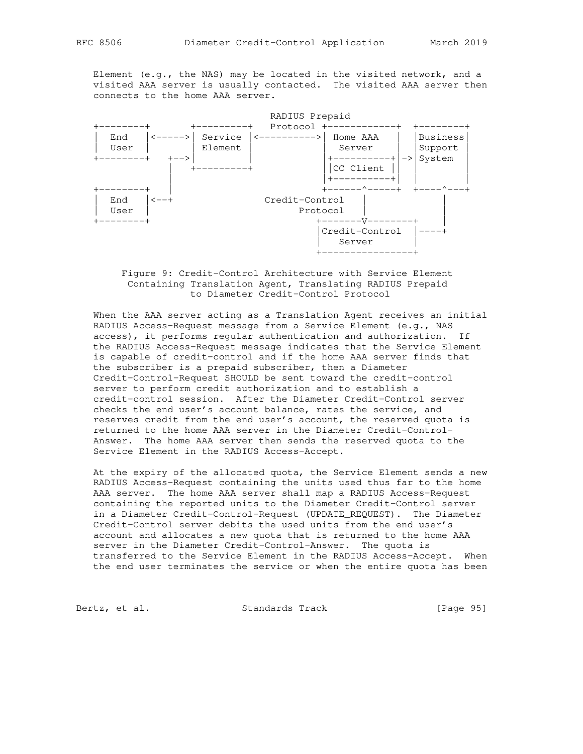Element (e.g., the NAS) may be located in the visited network, and a visited AAA server is usually contacted. The visited AAA server then connects to the home AAA server.

```
                                  RADIUS Prepaid
   +--------+       +---------+   Protocol +------------+  +--------+
   |  End   |<----->| Service |<---------->|  Home AAA  |  |Business|
   |  User  |       | Element |            |   Server   |  |Support |
   +--------+   +-->|         |            |+----------+|->| System |
                |   +---------+            ||CC Client ||  |        |
                |                          |+----------+|  |        |
   +--------+   |                          +-----^------+  +----^---+
   |  End   |<--+                  Credit-Control |             |
   |  User  |                          Protocol   |             |
   +--------+                            +-------V--------+     |
                                         |Credit-Control  |----+
                                         |   Server       |
                                         +----------------+
```

Figure 9: Credit-Control Architecture with Service Element Containing Translation Agent, Translating RADIUS Prepaid to Diameter Credit-Control Protocol

When the AAA server acting as a Translation Agent receives an initial RADIUS Access-Request message from a Service Element (e.g., NAS access), it performs regular authentication and authorization. If the RADIUS Access-Request message indicates that the Service Element is capable of credit-control and if the home AAA server finds that the subscriber is a prepaid subscriber, then a Diameter Credit-Control-Request SHOULD be sent toward the credit-control server to perform credit authorization and to establish a credit-control session. After the Diameter Credit-Control server checks the end user's account balance, rates the service, and reserves credit from the end user's account, the reserved quota is returned to the home AAA server in the Diameter Credit-Control-Answer. The home AAA server then sends the reserved quota to the Service Element in the RADIUS Access-Accept.

At the expiry of the allocated quota, the Service Element sends a new RADIUS Access-Request containing the units used thus far to the home AAA server. The home AAA server shall map a RADIUS Access-Request containing the reported units to the Diameter Credit-Control server in a Diameter Credit-Control-Request (UPDATE_REQUEST). The Diameter Credit-Control server debits the used units from the end user's account and allocates a new quota that is returned to the home AAA server in the Diameter Credit-Control-Answer. The quota is transferred to the Service Element in the RADIUS Access-Accept. When the end user terminates the service or when the entire quota has been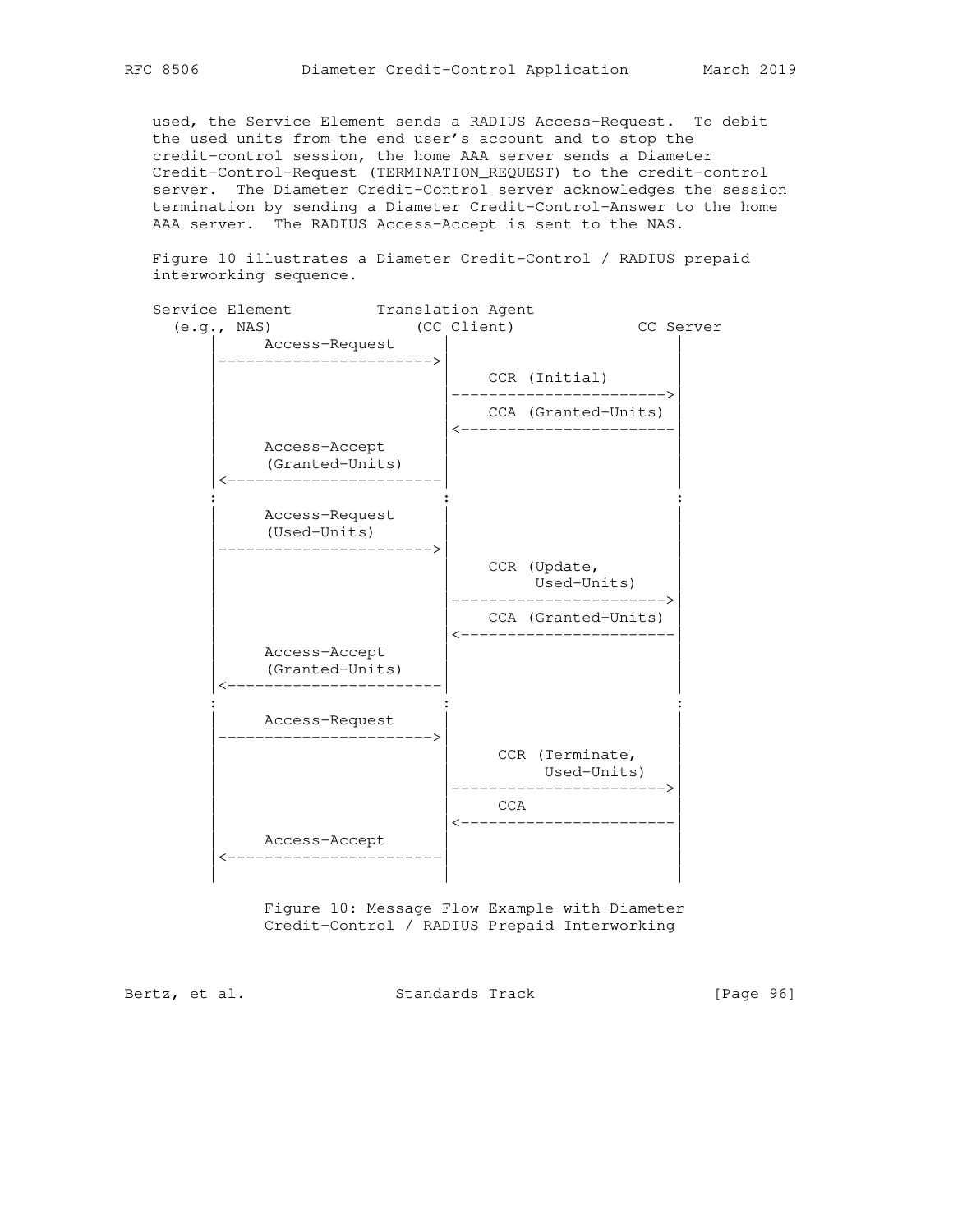used, the Service Element sends a RADIUS Access-Request. To debit the used units from the end user's account and to stop the credit-control session, the home AAA server sends a Diameter Credit-Control-Request (TERMINATION_REQUEST) to the credit-control server. The Diameter Credit-Control server acknowledges the session termination by sending a Diameter Credit-Control-Answer to the home AAA server. The RADIUS Access-Accept is sent to the NAS.

Figure 10 illustrates a Diameter Credit-Control / RADIUS prepaid interworking sequence.

```
Service Element         Translation Agent
  (e.g., NAS)              (CC Client)             CC Server
      |     Access-Request    |                        |
      |---------------------->|                        |
      |                       |    CCR (Initial)       |
      |                       |----------------------->|
      |                       |    CCA (Granted-Units) |
      |                       |<-----------------------|
      |     Access-Accept     |                        |
      |     (Granted-Units)   |                        |
      |<----------------------|                        |
      :                       :                        :
      |     Access-Request    |                        |
      |     (Used-Units)      |                        |
      |---------------------->|                        |
      |                       |    CCR (Update,        |
      |                       |         Used-Units)    |
      |                       |----------------------->|
      |                       |    CCA (Granted-Units) |
      |                       |<-----------------------|
      |     Access-Accept     |                        |
      |     (Granted-Units)   |                        |
      |<----------------------|                        |
      :                       :                        :
      |     Access-Request    |                        |
      |---------------------->|                        |
      |                       |     CCR (Terminate,    |
      |                       |          Used-Units)   |
      |                       |----------------------->|
      |                       |     CCA                |
      |                       |<-----------------------|
      |     Access-Accept     |                        |
      |<----------------------|                        |
      |                       |                        |
```

Figure 10: Message Flow Example with Diameter Credit-Control / RADIUS Prepaid Interworking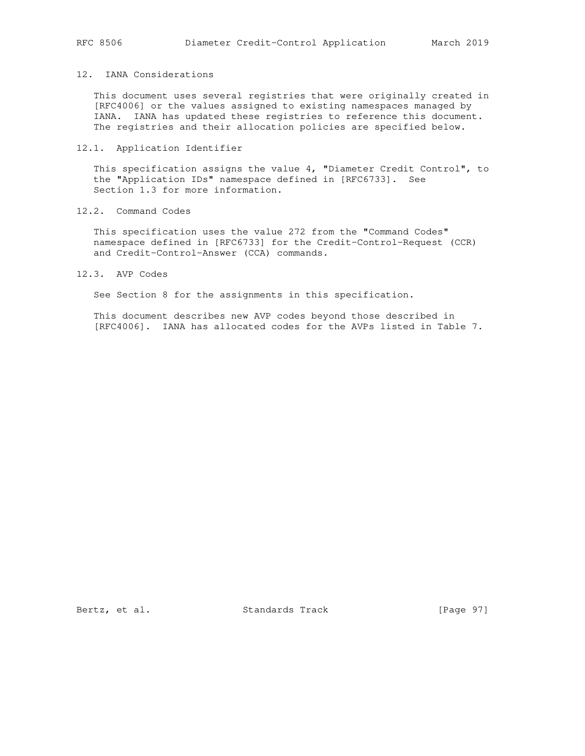# 12. IANA Considerations

This document uses several registries that were originally created in [RFC4006] or the values assigned to existing namespaces managed by IANA. IANA has updated these registries to reference this document. The registries and their allocation policies are specified below.

## 12.1. Application Identifier

This specification assigns the value 4, "Diameter Credit Control", to the "Application IDs" namespace defined in [RFC6733]. See Section 1.3 for more information.

## 12.2. Command Codes

This specification uses the value 272 from the "Command Codes" namespace defined in [RFC6733] for the Credit-Control-Request (CCR) and Credit-Control-Answer (CCA) commands.

## 12.3. AVP Codes

See Section 8 for the assignments in this specification.

This document describes new AVP codes beyond those described in [RFC4006]. IANA has allocated codes for the AVPs listed in Table 7.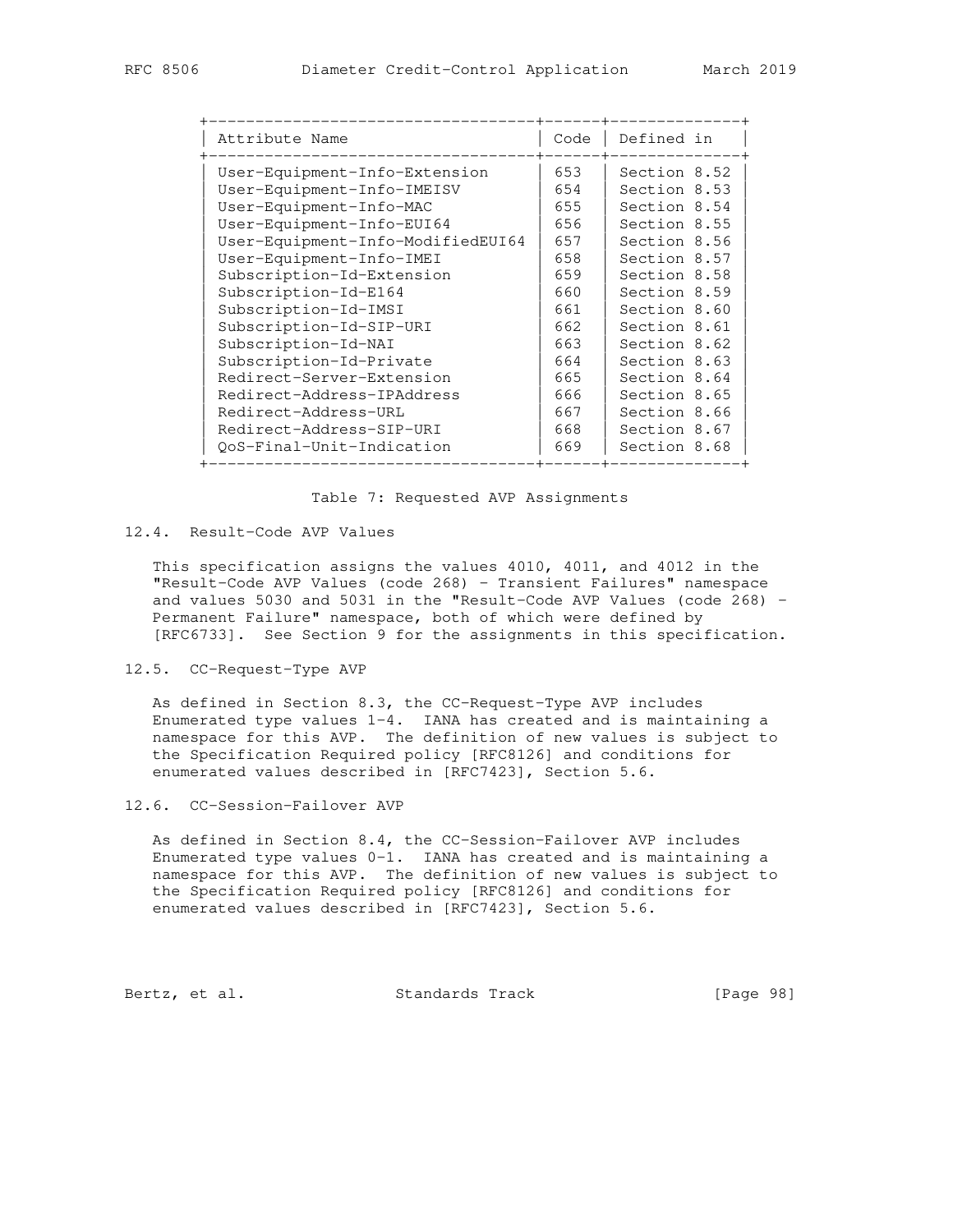| Attribute Name | Code | Defined in |
|---|---|---|
| User-Equipment-Info-Extension | 653 | Section 8.52 |
| User-Equipment-Info-IMEISV | 654 | Section 8.53 |
| User-Equipment-Info-MAC | 655 | Section 8.54 |
| User-Equipment-Info-EUI64 | 656 | Section 8.55 |
| User-Equipment-Info-ModifiedEUI64 | 657 | Section 8.56 |
| User-Equipment-Info-IMEI | 658 | Section 8.57 |
| Subscription-Id-Extension | 659 | Section 8.58 |
| Subscription-Id-E164 | 660 | Section 8.59 |
| Subscription-Id-IMSI | 661 | Section 8.60 |
| Subscription-Id-SIP-URI | 662 | Section 8.61 |
| Subscription-Id-NAI | 663 | Section 8.62 |
| Subscription-Id-Private | 664 | Section 8.63 |
| Redirect-Server-Extension | 665 | Section 8.64 |
| Redirect-Address-IPAddress | 666 | Section 8.65 |
| Redirect-Address-URL | 667 | Section 8.66 |
| Redirect-Address-SIP-URI | 668 | Section 8.67 |
| QoS-Final-Unit-Indication | 669 | Section 8.68 |

Table 7: Requested AVP Assignments

## 12.4. Result-Code AVP Values

This specification assigns the values 4010, 4011, and 4012 in the "Result-Code AVP Values (code 268) - Transient Failures" namespace and values 5030 and 5031 in the "Result-Code AVP Values (code 268) - Permanent Failure" namespace, both of which were defined by [RFC6733]. See Section 9 for the assignments in this specification.

## 12.5. CC-Request-Type AVP

As defined in Section 8.3, the CC-Request-Type AVP includes Enumerated type values 1-4. IANA has created and is maintaining a namespace for this AVP. The definition of new values is subject to the Specification Required policy [RFC8126] and conditions for enumerated values described in [RFC7423], Section 5.6.

## 12.6. CC-Session-Failover AVP

As defined in Section 8.4, the CC-Session-Failover AVP includes Enumerated type values 0-1. IANA has created and is maintaining a namespace for this AVP. The definition of new values is subject to the Specification Required policy [RFC8126] and conditions for enumerated values described in [RFC7423], Section 5.6.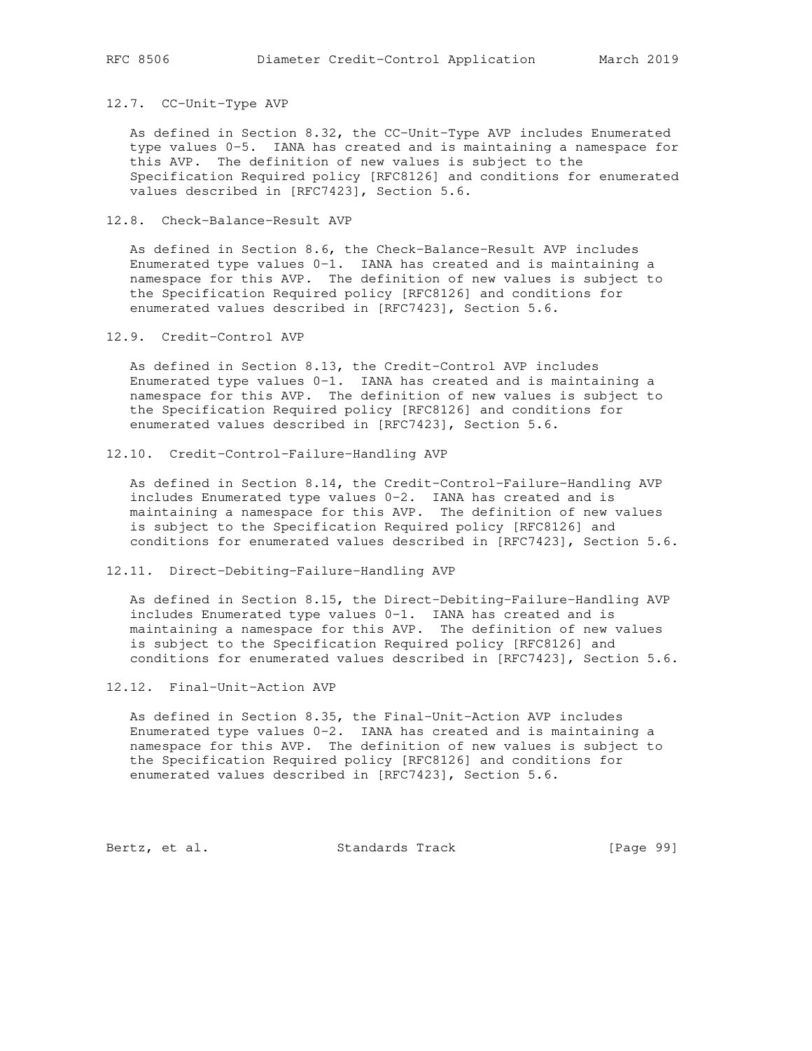### 12.7. CC-Unit-Type AVP

As defined in Section 8.32, the CC-Unit-Type AVP includes Enumerated type values 0-5. IANA has created and is maintaining a namespace for this AVP. The definition of new values is subject to the Specification Required policy [RFC8126] and conditions for enumerated values described in [RFC7423], Section 5.6.

### 12.8. Check-Balance-Result AVP

As defined in Section 8.6, the Check-Balance-Result AVP includes Enumerated type values 0-1. IANA has created and is maintaining a namespace for this AVP. The definition of new values is subject to the Specification Required policy [RFC8126] and conditions for enumerated values described in [RFC7423], Section 5.6.

### 12.9. Credit-Control AVP

As defined in Section 8.13, the Credit-Control AVP includes Enumerated type values 0-1. IANA has created and is maintaining a namespace for this AVP. The definition of new values is subject to the Specification Required policy [RFC8126] and conditions for enumerated values described in [RFC7423], Section 5.6.

### 12.10. Credit-Control-Failure-Handling AVP

As defined in Section 8.14, the Credit-Control-Failure-Handling AVP includes Enumerated type values 0-2. IANA has created and is maintaining a namespace for this AVP. The definition of new values is subject to the Specification Required policy [RFC8126] and conditions for enumerated values described in [RFC7423], Section 5.6.

### 12.11. Direct-Debiting-Failure-Handling AVP

As defined in Section 8.15, the Direct-Debiting-Failure-Handling AVP includes Enumerated type values 0-1. IANA has created and is maintaining a namespace for this AVP. The definition of new values is subject to the Specification Required policy [RFC8126] and conditions for enumerated values described in [RFC7423], Section 5.6.

### 12.12. Final-Unit-Action AVP

As defined in Section 8.35, the Final-Unit-Action AVP includes Enumerated type values 0-2. IANA has created and is maintaining a namespace for this AVP. The definition of new values is subject to the Specification Required policy [RFC8126] and conditions for enumerated values described in [RFC7423], Section 5.6.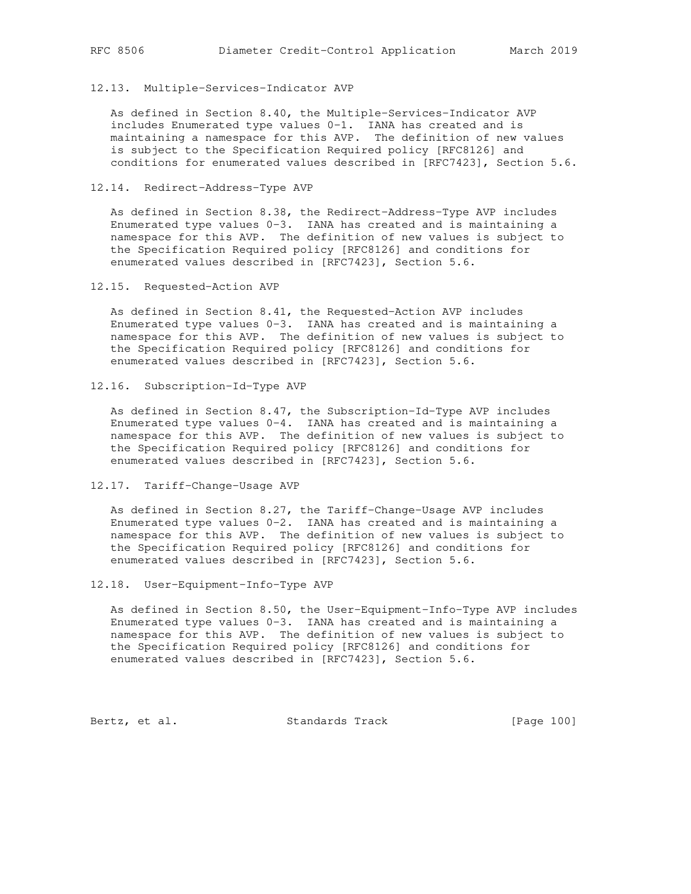### 12.13. Multiple-Services-Indicator AVP

As defined in Section 8.40, the Multiple-Services-Indicator AVP includes Enumerated type values 0-1. IANA has created and is maintaining a namespace for this AVP. The definition of new values is subject to the Specification Required policy [RFC8126] and conditions for enumerated values described in [RFC7423], Section 5.6.

### 12.14. Redirect-Address-Type AVP

As defined in Section 8.38, the Redirect-Address-Type AVP includes Enumerated type values 0-3. IANA has created and is maintaining a namespace for this AVP. The definition of new values is subject to the Specification Required policy [RFC8126] and conditions for enumerated values described in [RFC7423], Section 5.6.

### 12.15. Requested-Action AVP

As defined in Section 8.41, the Requested-Action AVP includes Enumerated type values 0-3. IANA has created and is maintaining a namespace for this AVP. The definition of new values is subject to the Specification Required policy [RFC8126] and conditions for enumerated values described in [RFC7423], Section 5.6.

### 12.16. Subscription-Id-Type AVP

As defined in Section 8.47, the Subscription-Id-Type AVP includes Enumerated type values 0-4. IANA has created and is maintaining a namespace for this AVP. The definition of new values is subject to the Specification Required policy [RFC8126] and conditions for enumerated values described in [RFC7423], Section 5.6.

### 12.17. Tariff-Change-Usage AVP

As defined in Section 8.27, the Tariff-Change-Usage AVP includes Enumerated type values 0-2. IANA has created and is maintaining a namespace for this AVP. The definition of new values is subject to the Specification Required policy [RFC8126] and conditions for enumerated values described in [RFC7423], Section 5.6.

### 12.18. User-Equipment-Info-Type AVP

As defined in Section 8.50, the User-Equipment-Info-Type AVP includes Enumerated type values 0-3. IANA has created and is maintaining a namespace for this AVP. The definition of new values is subject to the Specification Required policy [RFC8126] and conditions for enumerated values described in [RFC7423], Section 5.6.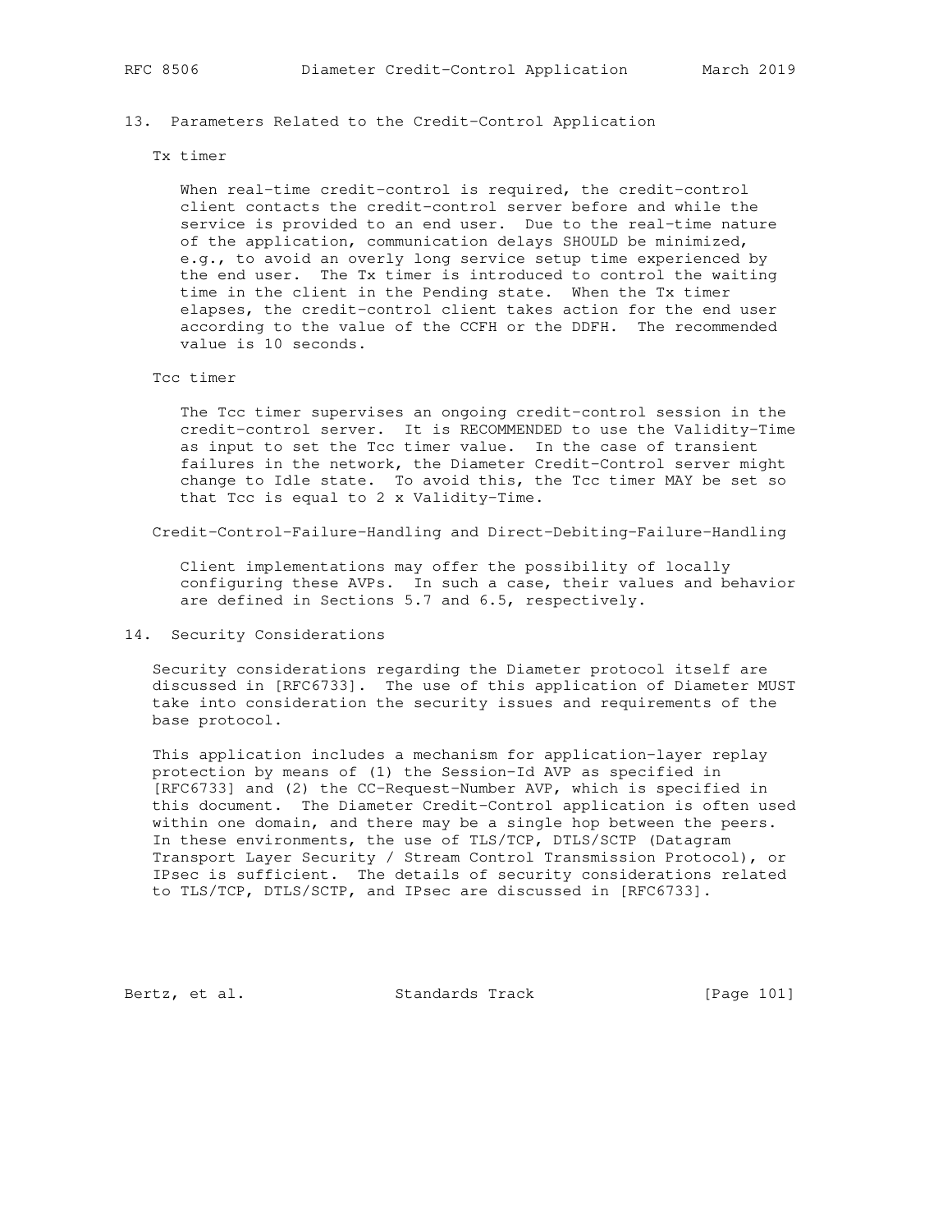## 13. Parameters Related to the Credit-Control Application

Tx timer

When real-time credit-control is required, the credit-control client contacts the credit-control server before and while the service is provided to an end user. Due to the real-time nature of the application, communication delays SHOULD be minimized, e.g., to avoid an overly long service setup time experienced by the end user. The Tx timer is introduced to control the waiting time in the client in the Pending state. When the Tx timer elapses, the credit-control client takes action for the end user according to the value of the CCFH or the DDFH. The recommended value is 10 seconds.

Tcc timer

The Tcc timer supervises an ongoing credit-control session in the credit-control server. It is RECOMMENDED to use the Validity-Time as input to set the Tcc timer value. In the case of transient failures in the network, the Diameter Credit-Control server might change to Idle state. To avoid this, the Tcc timer MAY be set so that Tcc is equal to 2 x Validity-Time.

Credit-Control-Failure-Handling and Direct-Debiting-Failure-Handling

Client implementations may offer the possibility of locally configuring these AVPs. In such a case, their values and behavior are defined in Sections 5.7 and 6.5, respectively.

## 14. Security Considerations

Security considerations regarding the Diameter protocol itself are discussed in [RFC6733]. The use of this application of Diameter MUST take into consideration the security issues and requirements of the base protocol.

This application includes a mechanism for application-layer replay protection by means of (1) the Session-Id AVP as specified in [RFC6733] and (2) the CC-Request-Number AVP, which is specified in this document. The Diameter Credit-Control application is often used within one domain, and there may be a single hop between the peers. In these environments, the use of TLS/TCP, DTLS/SCTP (Datagram Transport Layer Security / Stream Control Transmission Protocol), or IPsec is sufficient. The details of security considerations related to TLS/TCP, DTLS/SCTP, and IPsec are discussed in [RFC6733].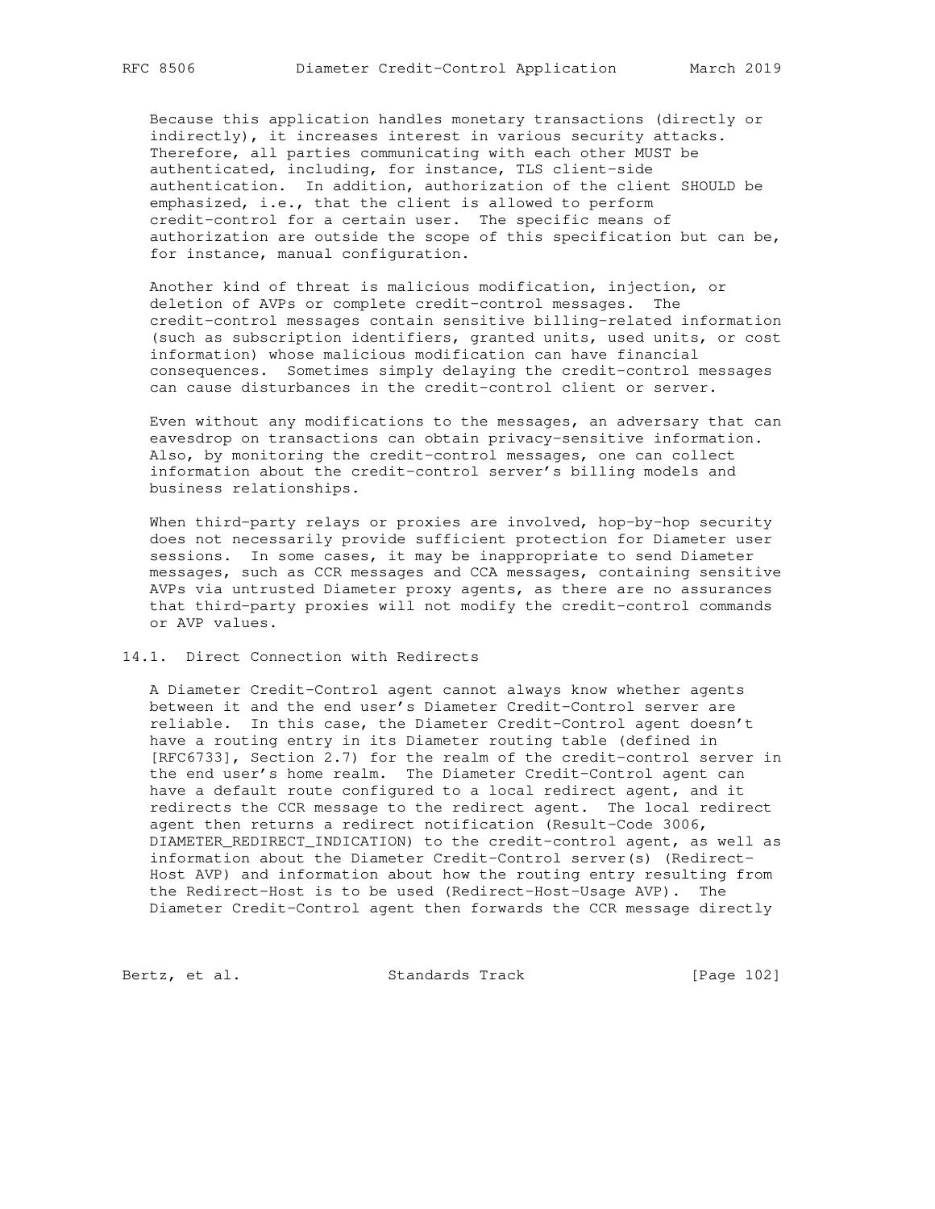Because this application handles monetary transactions (directly or indirectly), it increases interest in various security attacks. Therefore, all parties communicating with each other MUST be authenticated, including, for instance, TLS client-side authentication. In addition, authorization of the client SHOULD be emphasized, i.e., that the client is allowed to perform credit-control for a certain user. The specific means of authorization are outside the scope of this specification but can be, for instance, manual configuration.

Another kind of threat is malicious modification, injection, or deletion of AVPs or complete credit-control messages. The credit-control messages contain sensitive billing-related information (such as subscription identifiers, granted units, used units, or cost information) whose malicious modification can have financial consequences. Sometimes simply delaying the credit-control messages can cause disturbances in the credit-control client or server.

Even without any modifications to the messages, an adversary that can eavesdrop on transactions can obtain privacy-sensitive information. Also, by monitoring the credit-control messages, one can collect information about the credit-control server's billing models and business relationships.

When third-party relays or proxies are involved, hop-by-hop security does not necessarily provide sufficient protection for Diameter user sessions. In some cases, it may be inappropriate to send Diameter messages, such as CCR messages and CCA messages, containing sensitive AVPs via untrusted Diameter proxy agents, as there are no assurances that third-party proxies will not modify the credit-control commands or AVP values.

## 14.1. Direct Connection with Redirects

A Diameter Credit-Control agent cannot always know whether agents between it and the end user's Diameter Credit-Control server are reliable. In this case, the Diameter Credit-Control agent doesn't have a routing entry in its Diameter routing table (defined in [RFC6733], Section 2.7) for the realm of the credit-control server in the end user's home realm. The Diameter Credit-Control agent can have a default route configured to a local redirect agent, and it redirects the CCR message to the redirect agent. The local redirect agent then returns a redirect notification (Result-Code 3006, DIAMETER_REDIRECT_INDICATION) to the credit-control agent, as well as information about the Diameter Credit-Control server(s) (Redirect-Host AVP) and information about how the routing entry resulting from the Redirect-Host is to be used (Redirect-Host-Usage AVP). The Diameter Credit-Control agent then forwards the CCR message directly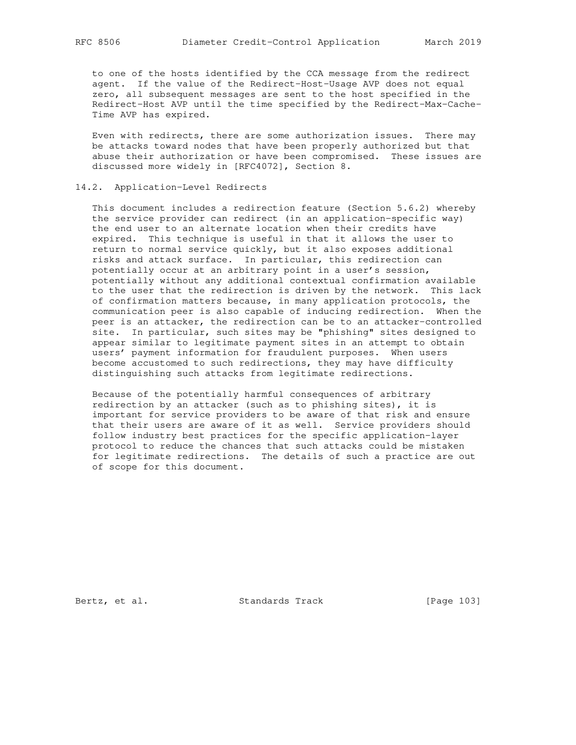to one of the hosts identified by the CCA message from the redirect agent. If the value of the Redirect-Host-Usage AVP does not equal zero, all subsequent messages are sent to the host specified in the Redirect-Host AVP until the time specified by the Redirect-Max-Cache-Time AVP has expired.

Even with redirects, there are some authorization issues. There may be attacks toward nodes that have been properly authorized but that abuse their authorization or have been compromised. These issues are discussed more widely in [RFC4072], Section 8.

## 14.2. Application-Level Redirects

This document includes a redirection feature (Section 5.6.2) whereby the service provider can redirect (in an application-specific way) the end user to an alternate location when their credits have expired. This technique is useful in that it allows the user to return to normal service quickly, but it also exposes additional risks and attack surface. In particular, this redirection can potentially occur at an arbitrary point in a user's session, potentially without any additional contextual confirmation available to the user that the redirection is driven by the network. This lack of confirmation matters because, in many application protocols, the communication peer is also capable of inducing redirection. When the peer is an attacker, the redirection can be to an attacker-controlled site. In particular, such sites may be "phishing" sites designed to appear similar to legitimate payment sites in an attempt to obtain users' payment information for fraudulent purposes. When users become accustomed to such redirections, they may have difficulty distinguishing such attacks from legitimate redirections.

Because of the potentially harmful consequences of arbitrary redirection by an attacker (such as to phishing sites), it is important for service providers to be aware of that risk and ensure that their users are aware of it as well. Service providers should follow industry best practices for the specific application-layer protocol to reduce the chances that such attacks could be mistaken for legitimate redirections. The details of such a practice are out of scope for this document.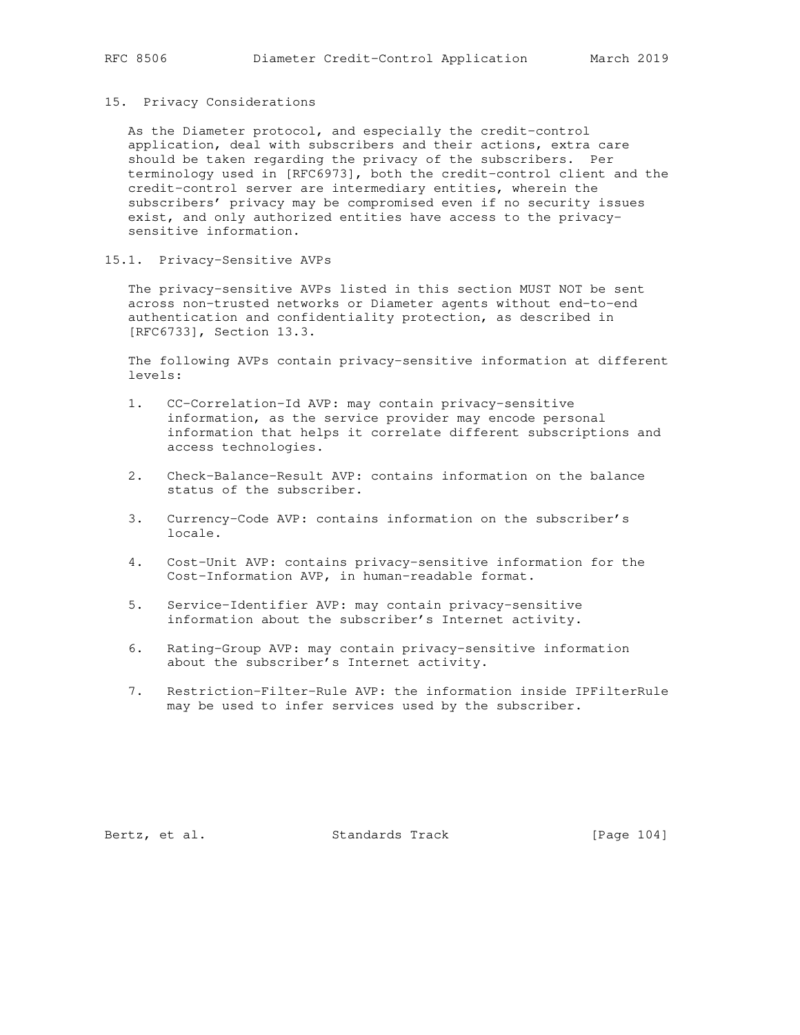## 15. Privacy Considerations

As the Diameter protocol, and especially the credit-control application, deal with subscribers and their actions, extra care should be taken regarding the privacy of the subscribers. Per terminology used in [RFC6973], both the credit-control client and the credit-control server are intermediary entities, wherein the subscribers' privacy may be compromised even if no security issues exist, and only authorized entities have access to the privacy-sensitive information.

### 15.1. Privacy-Sensitive AVPs

The privacy-sensitive AVPs listed in this section MUST NOT be sent across non-trusted networks or Diameter agents without end-to-end authentication and confidentiality protection, as described in [RFC6733], Section 13.3.

The following AVPs contain privacy-sensitive information at different levels:

1. CC-Correlation-Id AVP: may contain privacy-sensitive information, as the service provider may encode personal information that helps it correlate different subscriptions and access technologies.

2. Check-Balance-Result AVP: contains information on the balance status of the subscriber.

3. Currency-Code AVP: contains information on the subscriber's locale.

4. Cost-Unit AVP: contains privacy-sensitive information for the Cost-Information AVP, in human-readable format.

5. Service-Identifier AVP: may contain privacy-sensitive information about the subscriber's Internet activity.

6. Rating-Group AVP: may contain privacy-sensitive information about the subscriber's Internet activity.

7. Restriction-Filter-Rule AVP: the information inside IPFilterRule may be used to infer services used by the subscriber.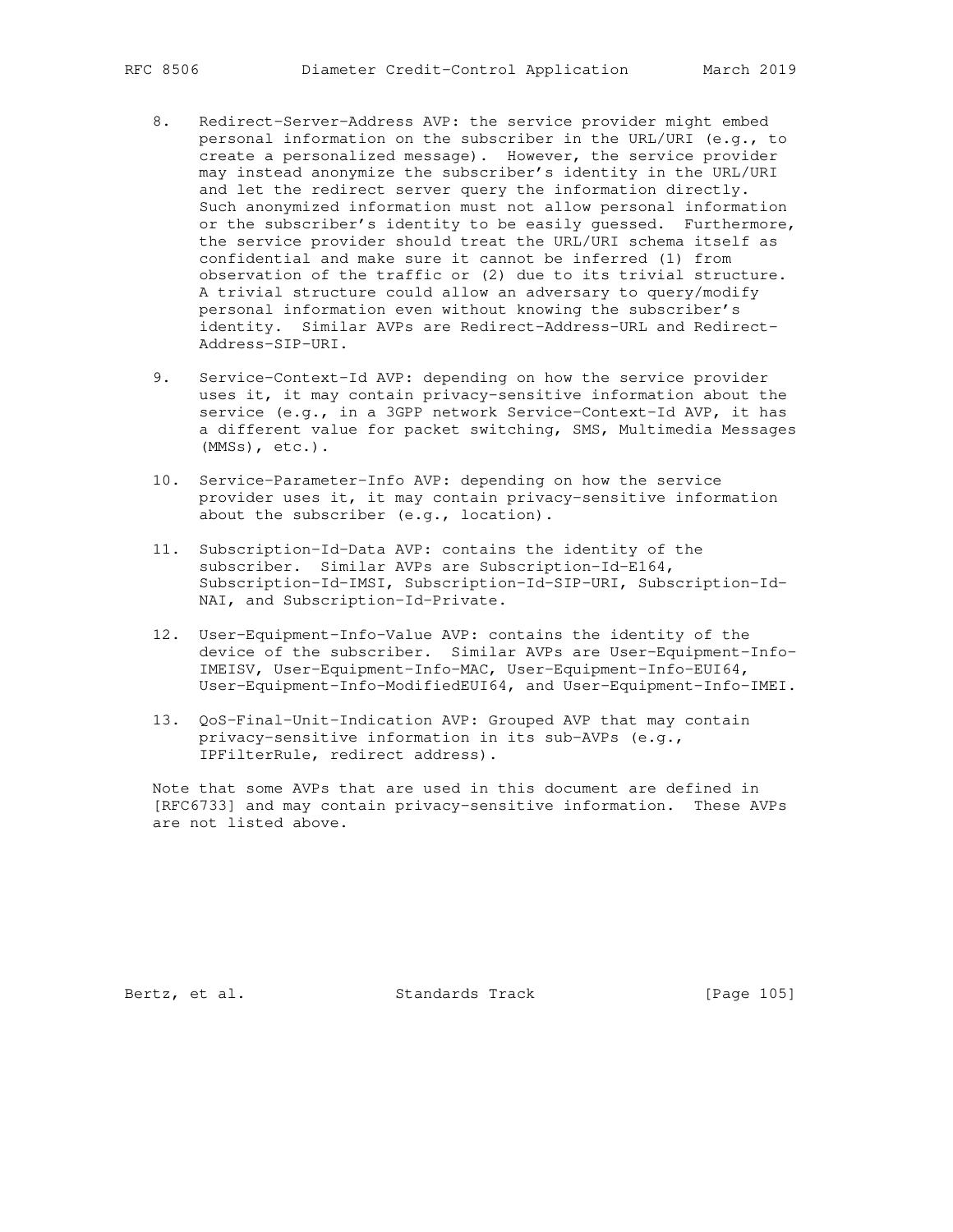8. Redirect-Server-Address AVP: the service provider might embed personal information on the subscriber in the URL/URI (e.g., to create a personalized message). However, the service provider may instead anonymize the subscriber's identity in the URL/URI and let the redirect server query the information directly. Such anonymized information must not allow personal information or the subscriber's identity to be easily guessed. Furthermore, the service provider should treat the URL/URI schema itself as confidential and make sure it cannot be inferred (1) from observation of the traffic or (2) due to its trivial structure. A trivial structure could allow an adversary to query/modify personal information even without knowing the subscriber's identity. Similar AVPs are Redirect-Address-URL and Redirect-Address-SIP-URI.

9. Service-Context-Id AVP: depending on how the service provider uses it, it may contain privacy-sensitive information about the service (e.g., in a 3GPP network Service-Context-Id AVP, it has a different value for packet switching, SMS, Multimedia Messages (MMSs), etc.).

10. Service-Parameter-Info AVP: depending on how the service provider uses it, it may contain privacy-sensitive information about the subscriber (e.g., location).

11. Subscription-Id-Data AVP: contains the identity of the subscriber. Similar AVPs are Subscription-Id-E164, Subscription-Id-IMSI, Subscription-Id-SIP-URI, Subscription-Id-NAI, and Subscription-Id-Private.

12. User-Equipment-Info-Value AVP: contains the identity of the device of the subscriber. Similar AVPs are User-Equipment-Info-IMEISV, User-Equipment-Info-MAC, User-Equipment-Info-EUI64, User-Equipment-Info-ModifiedEUI64, and User-Equipment-Info-IMEI.

13. QoS-Final-Unit-Indication AVP: Grouped AVP that may contain privacy-sensitive information in its sub-AVPs (e.g., IPFilterRule, redirect address).

Note that some AVPs that are used in this document are defined in [RFC6733] and may contain privacy-sensitive information. These AVPs are not listed above.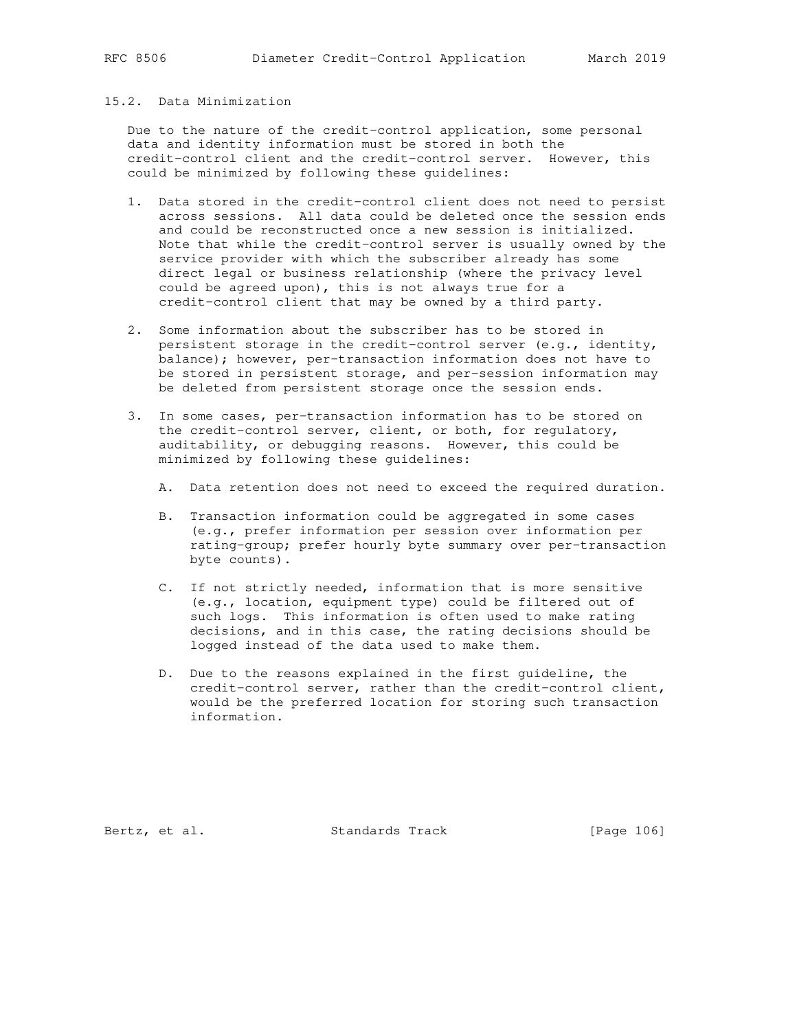## 15.2. Data Minimization

Due to the nature of the credit-control application, some personal data and identity information must be stored in both the credit-control client and the credit-control server. However, this could be minimized by following these guidelines:

1. Data stored in the credit-control client does not need to persist across sessions. All data could be deleted once the session ends and could be reconstructed once a new session is initialized. Note that while the credit-control server is usually owned by the service provider with which the subscriber already has some direct legal or business relationship (where the privacy level could be agreed upon), this is not always true for a credit-control client that may be owned by a third party.

2. Some information about the subscriber has to be stored in persistent storage in the credit-control server (e.g., identity, balance); however, per-transaction information does not have to be stored in persistent storage, and per-session information may be deleted from persistent storage once the session ends.

3. In some cases, per-transaction information has to be stored on the credit-control server, client, or both, for regulatory, auditability, or debugging reasons. However, this could be minimized by following these guidelines:

   A. Data retention does not need to exceed the required duration.

   B. Transaction information could be aggregated in some cases (e.g., prefer information per session over information per rating-group; prefer hourly byte summary over per-transaction byte counts).

   C. If not strictly needed, information that is more sensitive (e.g., location, equipment type) could be filtered out of such logs. This information is often used to make rating decisions, and in this case, the rating decisions should be logged instead of the data used to make them.

   D. Due to the reasons explained in the first guideline, the credit-control server, rather than the credit-control client, would be the preferred location for storing such transaction information.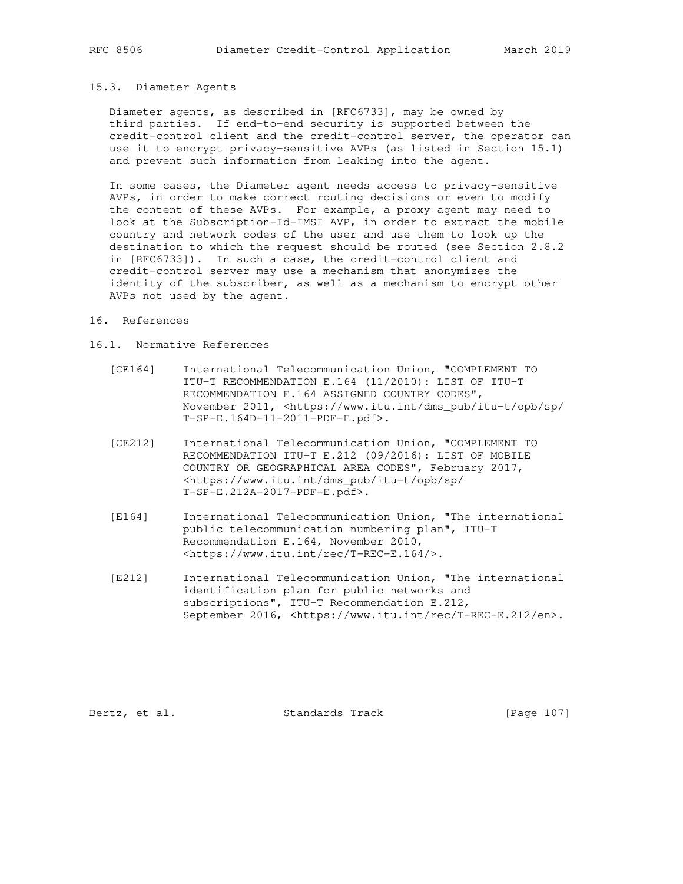### 15.3. Diameter Agents

Diameter agents, as described in [RFC6733], may be owned by third parties. If end-to-end security is supported between the credit-control client and the credit-control server, the operator can use it to encrypt privacy-sensitive AVPs (as listed in Section 15.1) and prevent such information from leaking into the agent.

In some cases, the Diameter agent needs access to privacy-sensitive AVPs, in order to make correct routing decisions or even to modify the content of these AVPs. For example, a proxy agent may need to look at the Subscription-Id-IMSI AVP, in order to extract the mobile country and network codes of the user and use them to look up the destination to which the request should be routed (see Section 2.8.2 in [RFC6733]). In such a case, the credit-control client and credit-control server may use a mechanism that anonymizes the identity of the subscriber, as well as a mechanism to encrypt other AVPs not used by the agent.

## 16. References

### 16.1. Normative References

[CE164] International Telecommunication Union, "COMPLEMENT TO ITU-T RECOMMENDATION E.164 (11/2010): LIST OF ITU-T RECOMMENDATION E.164 ASSIGNED COUNTRY CODES", November 2011, <https://www.itu.int/dms_pub/itu-t/opb/sp/T-SP-E.164D-11-2011-PDF-E.pdf>.

[CE212] International Telecommunication Union, "COMPLEMENT TO RECOMMENDATION ITU-T E.212 (09/2016): LIST OF MOBILE COUNTRY OR GEOGRAPHICAL AREA CODES", February 2017, <https://www.itu.int/dms_pub/itu-t/opb/sp/T-SP-E.212A-2017-PDF-E.pdf>.

[E164] International Telecommunication Union, "The international public telecommunication numbering plan", ITU-T Recommendation E.164, November 2010, <https://www.itu.int/rec/T-REC-E.164/>.

[E212] International Telecommunication Union, "The international identification plan for public networks and subscriptions", ITU-T Recommendation E.212, September 2016, <https://www.itu.int/rec/T-REC-E.212/en>.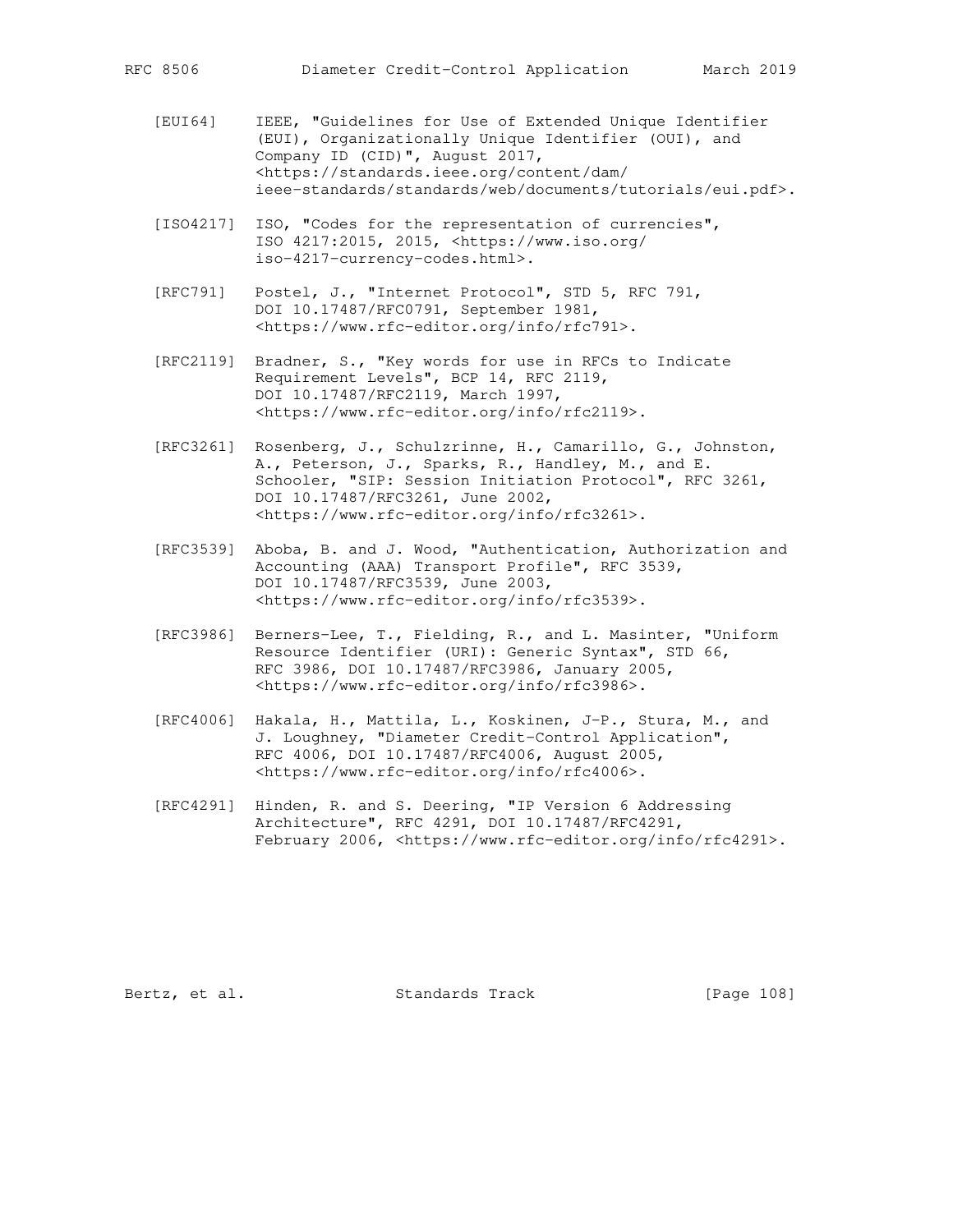[EUI64] IEEE, "Guidelines for Use of Extended Unique Identifier (EUI), Organizationally Unique Identifier (OUI), and Company ID (CID)", August 2017, <https://standards.ieee.org/content/dam/ieee-standards/standards/web/documents/tutorials/eui.pdf>.

[ISO4217] ISO, "Codes for the representation of currencies", ISO 4217:2015, 2015, <https://www.iso.org/iso-4217-currency-codes.html>.

[RFC791] Postel, J., "Internet Protocol", STD 5, RFC 791, DOI 10.17487/RFC0791, September 1981, <https://www.rfc-editor.org/info/rfc791>.

[RFC2119] Bradner, S., "Key words for use in RFCs to Indicate Requirement Levels", BCP 14, RFC 2119, DOI 10.17487/RFC2119, March 1997, <https://www.rfc-editor.org/info/rfc2119>.

[RFC3261] Rosenberg, J., Schulzrinne, H., Camarillo, G., Johnston, A., Peterson, J., Sparks, R., Handley, M., and E. Schooler, "SIP: Session Initiation Protocol", RFC 3261, DOI 10.17487/RFC3261, June 2002, <https://www.rfc-editor.org/info/rfc3261>.

[RFC3539] Aboba, B. and J. Wood, "Authentication, Authorization and Accounting (AAA) Transport Profile", RFC 3539, DOI 10.17487/RFC3539, June 2003, <https://www.rfc-editor.org/info/rfc3539>.

[RFC3986] Berners-Lee, T., Fielding, R., and L. Masinter, "Uniform Resource Identifier (URI): Generic Syntax", STD 66, RFC 3986, DOI 10.17487/RFC3986, January 2005, <https://www.rfc-editor.org/info/rfc3986>.

[RFC4006] Hakala, H., Mattila, L., Koskinen, J-P., Stura, M., and J. Loughney, "Diameter Credit-Control Application", RFC 4006, DOI 10.17487/RFC4006, August 2005, <https://www.rfc-editor.org/info/rfc4006>.

[RFC4291] Hinden, R. and S. Deering, "IP Version 6 Addressing Architecture", RFC 4291, DOI 10.17487/RFC4291, February 2006, <https://www.rfc-editor.org/info/rfc4291>.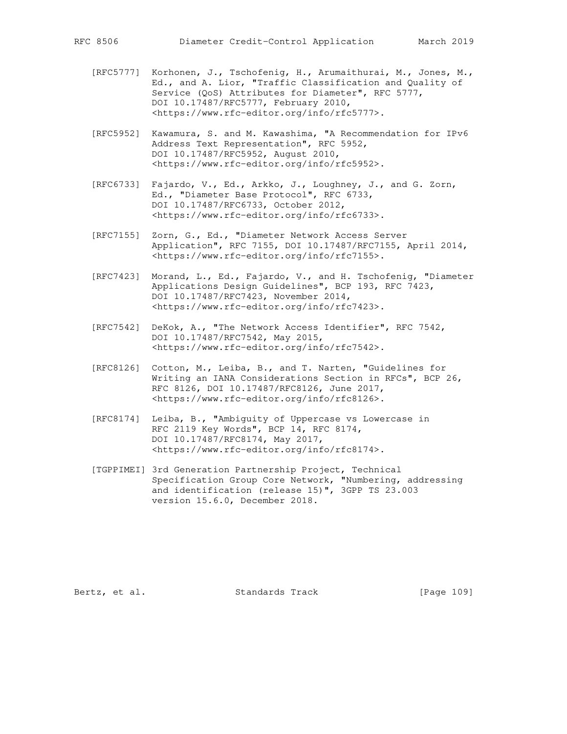[RFC5777] Korhonen, J., Tschofenig, H., Arumaithurai, M., Jones, M., Ed., and A. Lior, "Traffic Classification and Quality of Service (QoS) Attributes for Diameter", RFC 5777, DOI 10.17487/RFC5777, February 2010, <https://www.rfc-editor.org/info/rfc5777>.

[RFC5952] Kawamura, S. and M. Kawashima, "A Recommendation for IPv6 Address Text Representation", RFC 5952, DOI 10.17487/RFC5952, August 2010, <https://www.rfc-editor.org/info/rfc5952>.

[RFC6733] Fajardo, V., Ed., Arkko, J., Loughney, J., and G. Zorn, Ed., "Diameter Base Protocol", RFC 6733, DOI 10.17487/RFC6733, October 2012, <https://www.rfc-editor.org/info/rfc6733>.

[RFC7155] Zorn, G., Ed., "Diameter Network Access Server Application", RFC 7155, DOI 10.17487/RFC7155, April 2014, <https://www.rfc-editor.org/info/rfc7155>.

[RFC7423] Morand, L., Ed., Fajardo, V., and H. Tschofenig, "Diameter Applications Design Guidelines", BCP 193, RFC 7423, DOI 10.17487/RFC7423, November 2014, <https://www.rfc-editor.org/info/rfc7423>.

[RFC7542] DeKok, A., "The Network Access Identifier", RFC 7542, DOI 10.17487/RFC7542, May 2015, <https://www.rfc-editor.org/info/rfc7542>.

[RFC8126] Cotton, M., Leiba, B., and T. Narten, "Guidelines for Writing an IANA Considerations Section in RFCs", BCP 26, RFC 8126, DOI 10.17487/RFC8126, June 2017, <https://www.rfc-editor.org/info/rfc8126>.

[RFC8174] Leiba, B., "Ambiguity of Uppercase vs Lowercase in RFC 2119 Key Words", BCP 14, RFC 8174, DOI 10.17487/RFC8174, May 2017, <https://www.rfc-editor.org/info/rfc8174>.

[TGPPIMEI] 3rd Generation Partnership Project, Technical Specification Group Core Network, "Numbering, addressing and identification (release 15)", 3GPP TS 23.003 version 15.6.0, December 2018.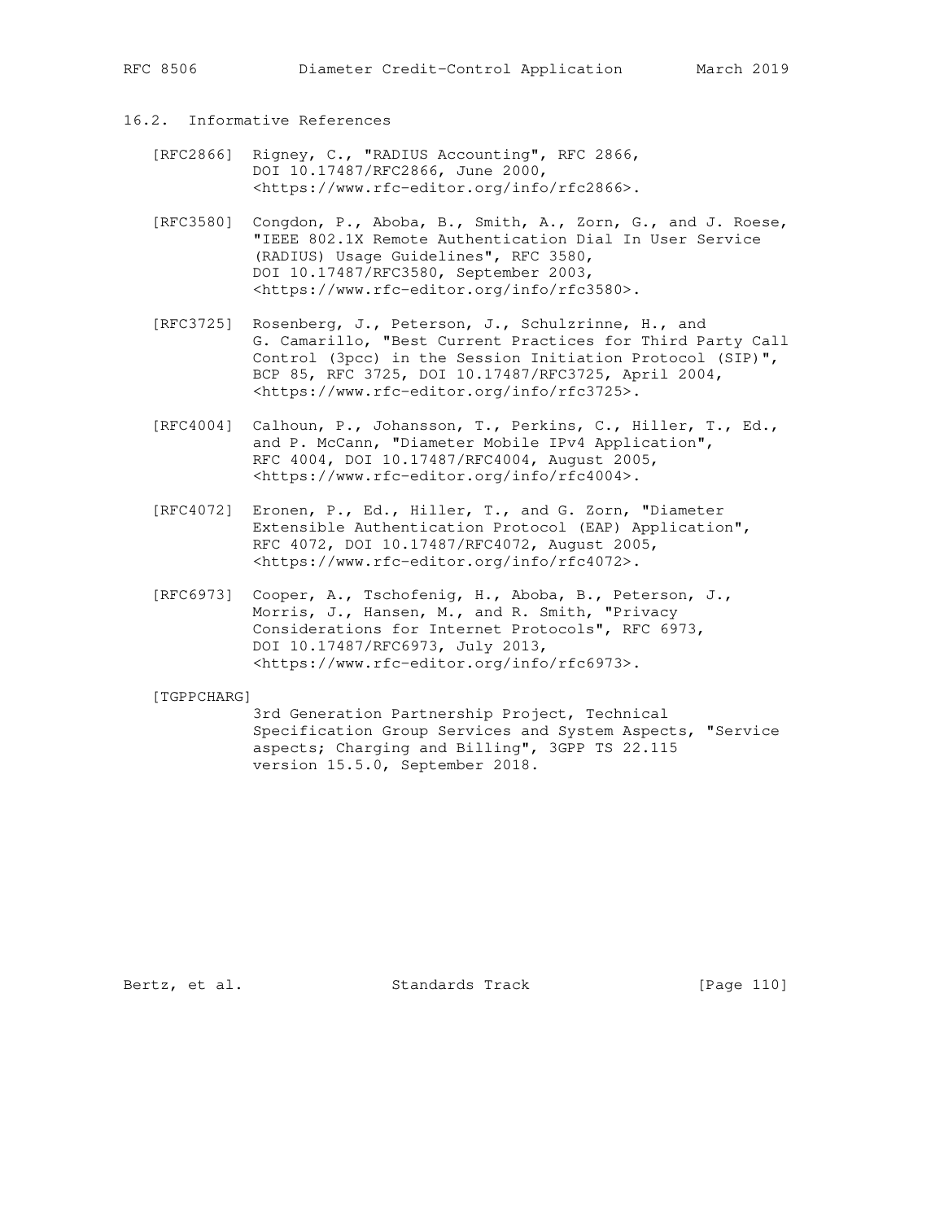## 16.2. Informative References

[RFC2866] Rigney, C., "RADIUS Accounting", RFC 2866, DOI 10.17487/RFC2866, June 2000, <https://www.rfc-editor.org/info/rfc2866>.

[RFC3580] Congdon, P., Aboba, B., Smith, A., Zorn, G., and J. Roese, "IEEE 802.1X Remote Authentication Dial In User Service (RADIUS) Usage Guidelines", RFC 3580, DOI 10.17487/RFC3580, September 2003, <https://www.rfc-editor.org/info/rfc3580>.

[RFC3725] Rosenberg, J., Peterson, J., Schulzrinne, H., and G. Camarillo, "Best Current Practices for Third Party Call Control (3pcc) in the Session Initiation Protocol (SIP)", BCP 85, RFC 3725, DOI 10.17487/RFC3725, April 2004, <https://www.rfc-editor.org/info/rfc3725>.

[RFC4004] Calhoun, P., Johansson, T., Perkins, C., Hiller, T., Ed., and P. McCann, "Diameter Mobile IPv4 Application", RFC 4004, DOI 10.17487/RFC4004, August 2005, <https://www.rfc-editor.org/info/rfc4004>.

[RFC4072] Eronen, P., Ed., Hiller, T., and G. Zorn, "Diameter Extensible Authentication Protocol (EAP) Application", RFC 4072, DOI 10.17487/RFC4072, August 2005, <https://www.rfc-editor.org/info/rfc4072>.

[RFC6973] Cooper, A., Tschofenig, H., Aboba, B., Peterson, J., Morris, J., Hansen, M., and R. Smith, "Privacy Considerations for Internet Protocols", RFC 6973, DOI 10.17487/RFC6973, July 2013, <https://www.rfc-editor.org/info/rfc6973>.

[TGPPCHARG] 3rd Generation Partnership Project, Technical Specification Group Services and System Aspects, "Service aspects; Charging and Billing", 3GPP TS 22.115 version 15.5.0, September 2018.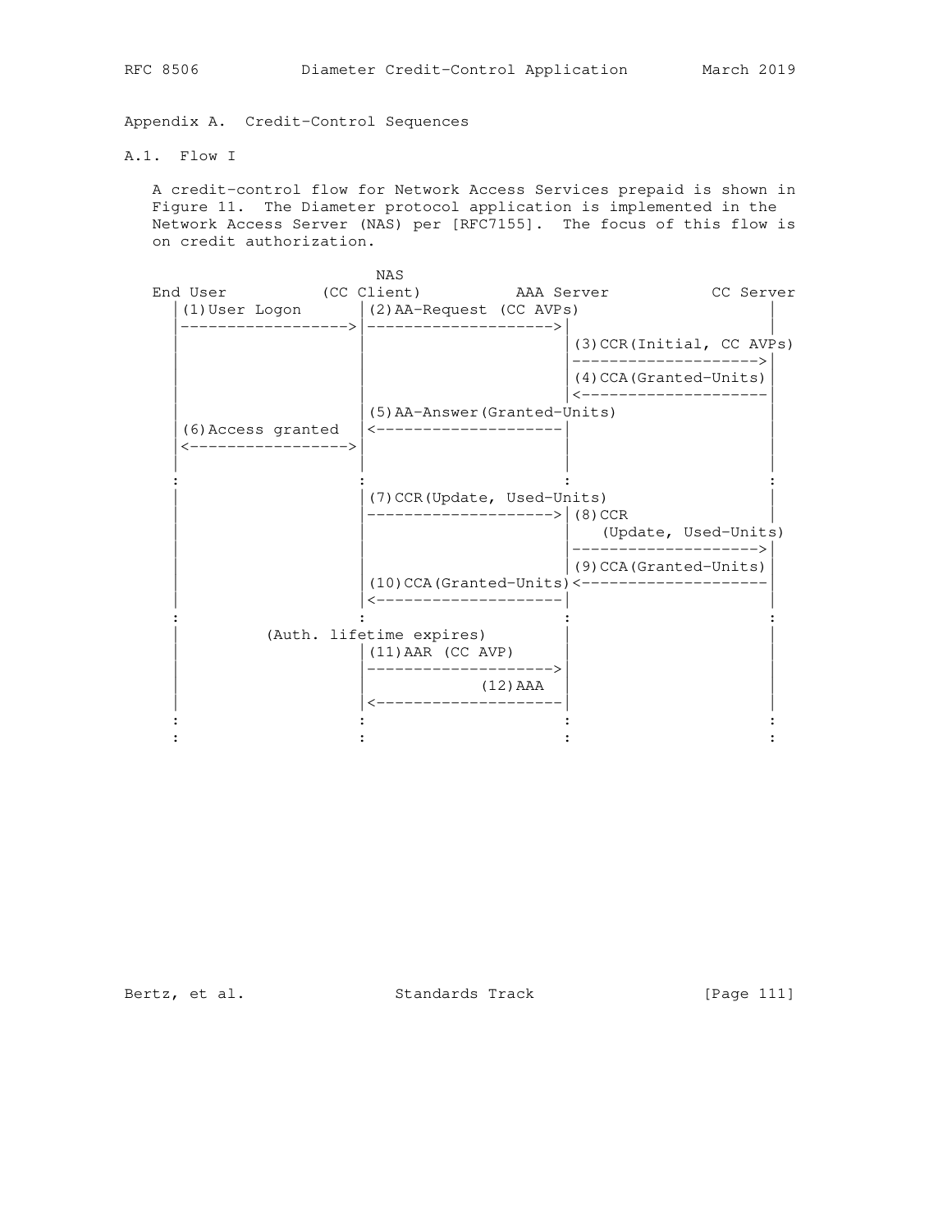## Appendix A. Credit-Control Sequences

### A.1. Flow I

A credit-control flow for Network Access Services prepaid is shown in Figure 11. The Diameter protocol application is implemented in the Network Access Server (NAS) per [RFC7155]. The focus of this flow is on credit authorization.

```
                              NAS
   End User          (CC Client)          AAA Server           CC Server
      |(1)User Logon      |(2)AA-Request (CC AVPs)                     |
      |------------------>|-------------------->|                      |
      |                   |                     |(3)CCR(Initial, CC AVPs)
      |                   |                     |--------------------->|
      |                   |                     |(4)CCA(Granted-Units) |
      |                   |                     |<---------------------|
      |                   |(5)AA-Answer(Granted-Units)                 |
      |(6)Access granted  |<--------------------|                      |
      |<----------------->|                     |                      |
      |                   |                     |                      |
      :                   :                     :                      :
      |                   |(7)CCR(Update, Used-Units)                  |
      |                   |-------------------->|(8)CCR                |
      |                   |                     |   (Update, Used-Units)
      |                   |                     |--------------------->|
      |                   |                     |(9)CCA(Granted-Units) |
      |                   |(10)CCA(Granted-Units)<---------------------|
      |                   |<--------------------|                      |
      :                   :                     :                      :
      |          (Auth. lifetime expires)       |                      |
      |                   |(11)AAR (CC AVP)     |                      |
      |                   |-------------------->|                      |
      |                   |             (12)AAA |                      |
      |                   |<--------------------|                      |
      :                   :                     :                      :
      :                   :                     :                      :
```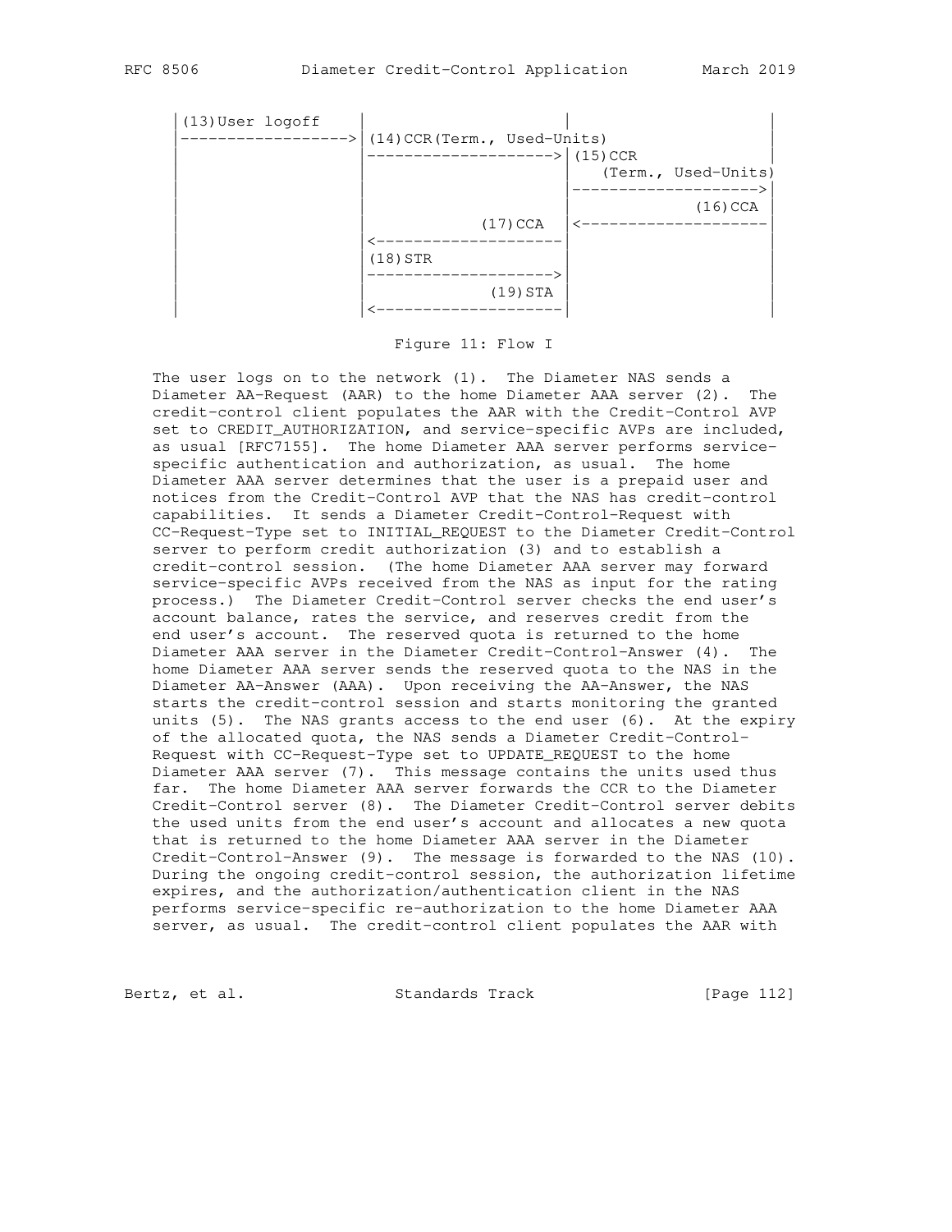```
 |(13)User logoff    |                    |                    |
 |------------------>|(14)CCR(Term., Used-Units)               |
 |                   |------------------->|(15)CCR             |
 |                   |                    |   (Term., Used-Units)
 |                   |                    |------------------->|
 |                   |                    |            (16)CCA |
 |                   |            (17)CCA |<-------------------|
 |                   |<-------------------|                    |
 |                   |(18)STR             |                    |
 |                   |------------------->|                    |
 |                   |            (19)STA |                    |
 |                   |<-------------------|                    |
```

Figure 11: Flow I

The user logs on to the network (1). The Diameter NAS sends a Diameter AA-Request (AAR) to the home Diameter AAA server (2). The credit-control client populates the AAR with the Credit-Control AVP set to CREDIT_AUTHORIZATION, and service-specific AVPs are included, as usual [RFC7155]. The home Diameter AAA server performs service-specific authentication and authorization, as usual. The home Diameter AAA server determines that the user is a prepaid user and notices from the Credit-Control AVP that the NAS has credit-control capabilities. It sends a Diameter Credit-Control-Request with CC-Request-Type set to INITIAL_REQUEST to the Diameter Credit-Control server to perform credit authorization (3) and to establish a credit-control session. (The home Diameter AAA server may forward service-specific AVPs received from the NAS as input for the rating process.) The Diameter Credit-Control server checks the end user's account balance, rates the service, and reserves credit from the end user's account. The reserved quota is returned to the home Diameter AAA server in the Diameter Credit-Control-Answer (4). The home Diameter AAA server sends the reserved quota to the NAS in the Diameter AA-Answer (AAA). Upon receiving the AA-Answer, the NAS starts the credit-control session and starts monitoring the granted units (5). The NAS grants access to the end user (6). At the expiry of the allocated quota, the NAS sends a Diameter Credit-Control-Request with CC-Request-Type set to UPDATE_REQUEST to the home Diameter AAA server (7). This message contains the units used thus far. The home Diameter AAA server forwards the CCR to the Diameter Credit-Control server (8). The Diameter Credit-Control server debits the used units from the end user's account and allocates a new quota that is returned to the home Diameter AAA server in the Diameter Credit-Control-Answer (9). The message is forwarded to the NAS (10). During the ongoing credit-control session, the authorization lifetime expires, and the authorization/authentication client in the NAS performs service-specific re-authorization to the home Diameter AAA server, as usual. The credit-control client populates the AAR with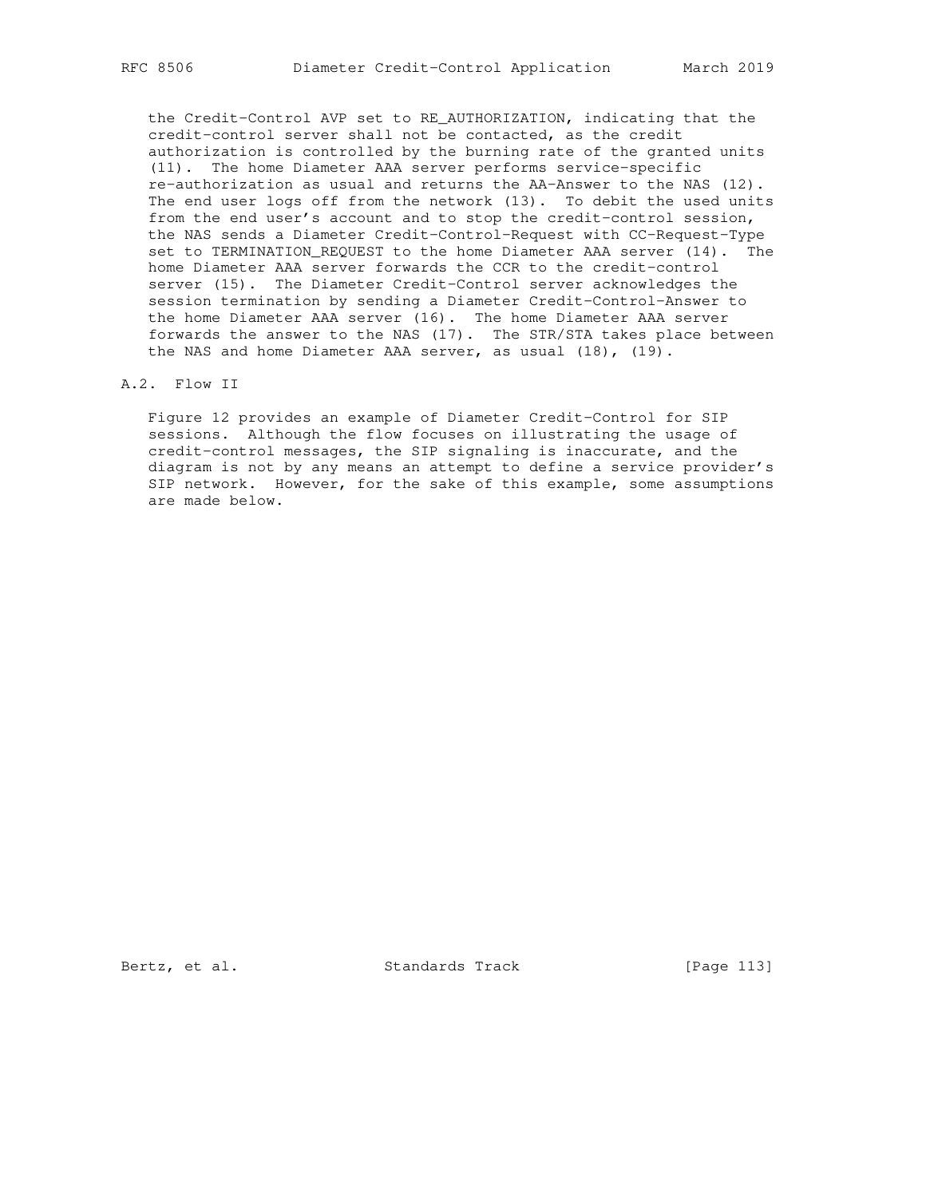the Credit-Control AVP set to RE_AUTHORIZATION, indicating that the credit-control server shall not be contacted, as the credit authorization is controlled by the burning rate of the granted units (11). The home Diameter AAA server performs service-specific re-authorization as usual and returns the AA-Answer to the NAS (12). The end user logs off from the network (13). To debit the used units from the end user's account and to stop the credit-control session, the NAS sends a Diameter Credit-Control-Request with CC-Request-Type set to TERMINATION_REQUEST to the home Diameter AAA server (14). The home Diameter AAA server forwards the CCR to the credit-control server (15). The Diameter Credit-Control server acknowledges the session termination by sending a Diameter Credit-Control-Answer to the home Diameter AAA server (16). The home Diameter AAA server forwards the answer to the NAS (17). The STR/STA takes place between the NAS and home Diameter AAA server, as usual (18), (19).

## A.2. Flow II

Figure 12 provides an example of Diameter Credit-Control for SIP sessions. Although the flow focuses on illustrating the usage of credit-control messages, the SIP signaling is inaccurate, and the diagram is not by any means an attempt to define a service provider's SIP network. However, for the sake of this example, some assumptions are made below.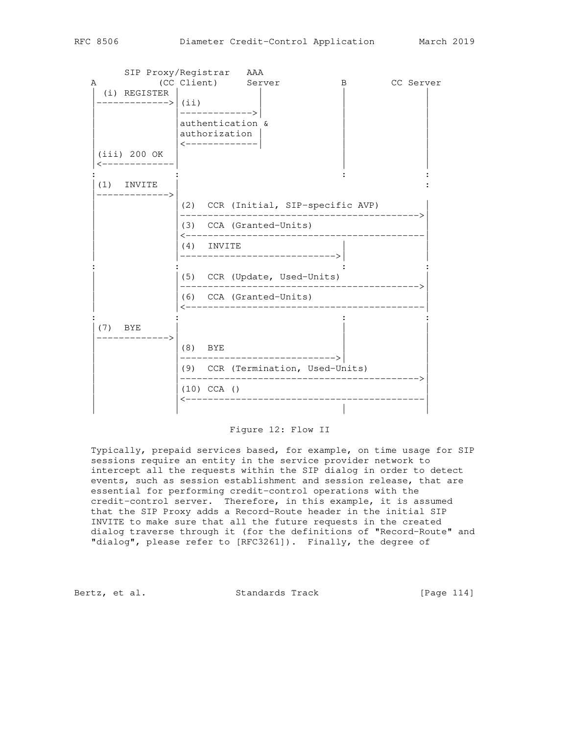```
       SIP Proxy/Registrar   AAA
   A          (CC Client)     Server            B        CC Server
   |  (i) REGISTER |             |              |             |
   |-------------->| (ii)        |              |             |
   |               |------------>|              |             |
   |               |authentication &            |             |
   |               |authorization |             |             |
   |               |<-------------|             |             |
   | (iii) 200 OK  |                            |             |
   |<--------------|                            |             |
   :               :                            :             :
   |(1)  INVITE    |                                          :
   |-------------->|                                          |
   |               |(2)  CCR (Initial, SIP-specific AVP)      |
   |               |----------------------------------------->|
   |               |(3)  CCA (Granted-Units)                  |
   |               |<-----------------------------------------|
   |               |(4)  INVITE                  |            |
   |               |---------------------------->|            |
   :               :                             :            :
   |               |(5)  CCR (Update, Used-Units)             |
   |               |----------------------------------------->|
   |               |(6)  CCA (Granted-Units)                  |
   |               |<-----------------------------------------|
   :               :                             :            :
   |(7)  BYE       |                             |            |
   |-------------->|                             |            |
   |               |(8)  BYE                     |            |
   |               |---------------------------->|            |
   |               |(9)  CCR (Termination, Used-Units)        |
   |               |----------------------------------------->|
   |               |(10) CCA ()                               |
   |               |<-----------------------------------------|
   |               |                             |            |
```

Figure 12: Flow II

Typically, prepaid services based, for example, on time usage for SIP sessions require an entity in the service provider network to intercept all the requests within the SIP dialog in order to detect events, such as session establishment and session release, that are essential for performing credit-control operations with the credit-control server. Therefore, in this example, it is assumed that the SIP Proxy adds a Record-Route header in the initial SIP INVITE to make sure that all the future requests in the created dialog traverse through it (for the definitions of "Record-Route" and "dialog", please refer to [RFC3261]). Finally, the degree of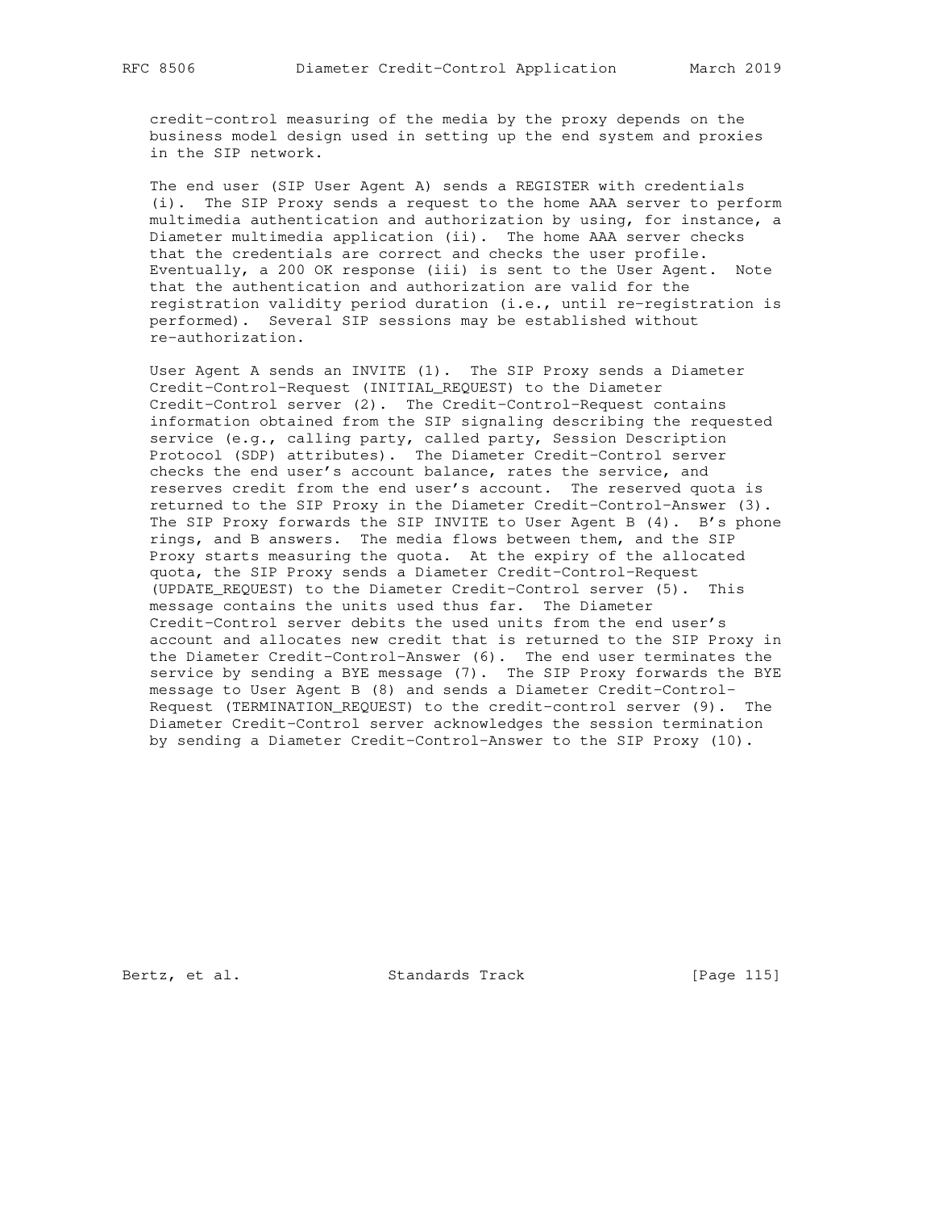credit-control measuring of the media by the proxy depends on the business model design used in setting up the end system and proxies in the SIP network.

The end user (SIP User Agent A) sends a REGISTER with credentials (i). The SIP Proxy sends a request to the home AAA server to perform multimedia authentication and authorization by using, for instance, a Diameter multimedia application (ii). The home AAA server checks that the credentials are correct and checks the user profile. Eventually, a 200 OK response (iii) is sent to the User Agent. Note that the authentication and authorization are valid for the registration validity period duration (i.e., until re-registration is performed). Several SIP sessions may be established without re-authorization.

User Agent A sends an INVITE (1). The SIP Proxy sends a Diameter Credit-Control-Request (INITIAL_REQUEST) to the Diameter Credit-Control server (2). The Credit-Control-Request contains information obtained from the SIP signaling describing the requested service (e.g., calling party, called party, Session Description Protocol (SDP) attributes). The Diameter Credit-Control server checks the end user's account balance, rates the service, and reserves credit from the end user's account. The reserved quota is returned to the SIP Proxy in the Diameter Credit-Control-Answer (3). The SIP Proxy forwards the SIP INVITE to User Agent B (4). B's phone rings, and B answers. The media flows between them, and the SIP Proxy starts measuring the quota. At the expiry of the allocated quota, the SIP Proxy sends a Diameter Credit-Control-Request (UPDATE_REQUEST) to the Diameter Credit-Control server (5). This message contains the units used thus far. The Diameter Credit-Control server debits the used units from the end user's account and allocates new credit that is returned to the SIP Proxy in the Diameter Credit-Control-Answer (6). The end user terminates the service by sending a BYE message (7). The SIP Proxy forwards the BYE message to User Agent B (8) and sends a Diameter Credit-Control-Request (TERMINATION_REQUEST) to the credit-control server (9). The Diameter Credit-Control server acknowledges the session termination by sending a Diameter Credit-Control-Answer to the SIP Proxy (10).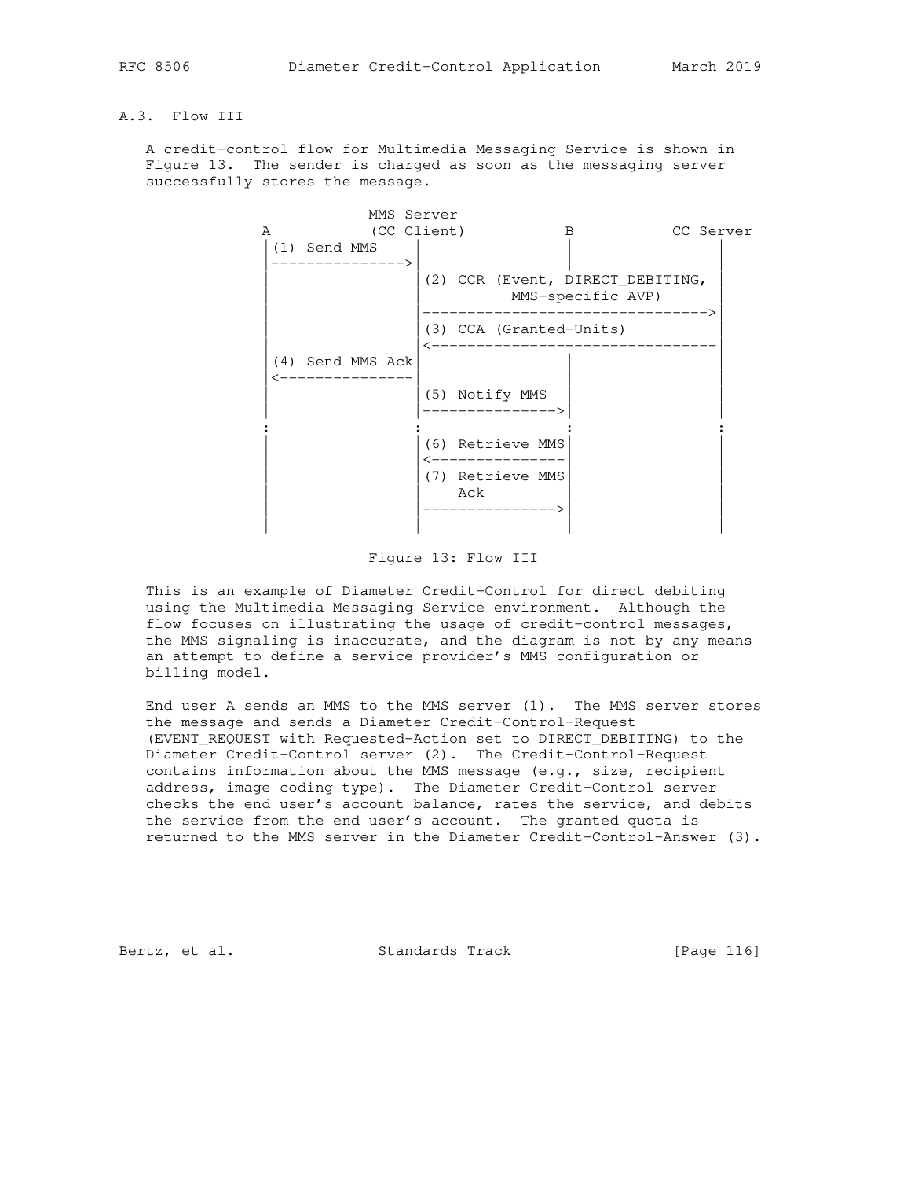### A.3. Flow III

A credit-control flow for Multimedia Messaging Service is shown in Figure 13. The sender is charged as soon as the messaging server successfully stores the message.

```
                  MMS Server
   A              (CC Client)            B            CC Server
   |(1) Send MMS      |                  |                 |
   |----------------->|                  |                 |
   |                  |(2) CCR (Event, DIRECT_DEBITING,    |
   |                  |          MMS-specific AVP)         |
   |                  |----------------------------------->|
   |                  |(3) CCA (Granted-Units)             |
   |                  |<-----------------------------------|
   |(4) Send MMS Ack  |                  |                 |
   |<-----------------|                  |                 |
   |                  |(5) Notify MMS    |                 |
   |                  |----------------->|                 |
   :                  :                  :                 :
   |                  |(6) Retrieve MMS  |                 |
   |                  |<-----------------|                 |
   |                  |(7) Retrieve MMS  |                 |
   |                  |    Ack           |                 |
   |                  |----------------->|                 |
   |                  |                  |                 |
```

Figure 13: Flow III

This is an example of Diameter Credit-Control for direct debiting using the Multimedia Messaging Service environment. Although the flow focuses on illustrating the usage of credit-control messages, the MMS signaling is inaccurate, and the diagram is not by any means an attempt to define a service provider's MMS configuration or billing model.

End user A sends an MMS to the MMS server (1). The MMS server stores the message and sends a Diameter Credit-Control-Request (EVENT_REQUEST with Requested-Action set to DIRECT_DEBITING) to the Diameter Credit-Control server (2). The Credit-Control-Request contains information about the MMS message (e.g., size, recipient address, image coding type). The Diameter Credit-Control server checks the end user's account balance, rates the service, and debits the service from the end user's account. The granted quota is returned to the MMS server in the Diameter Credit-Control-Answer (3).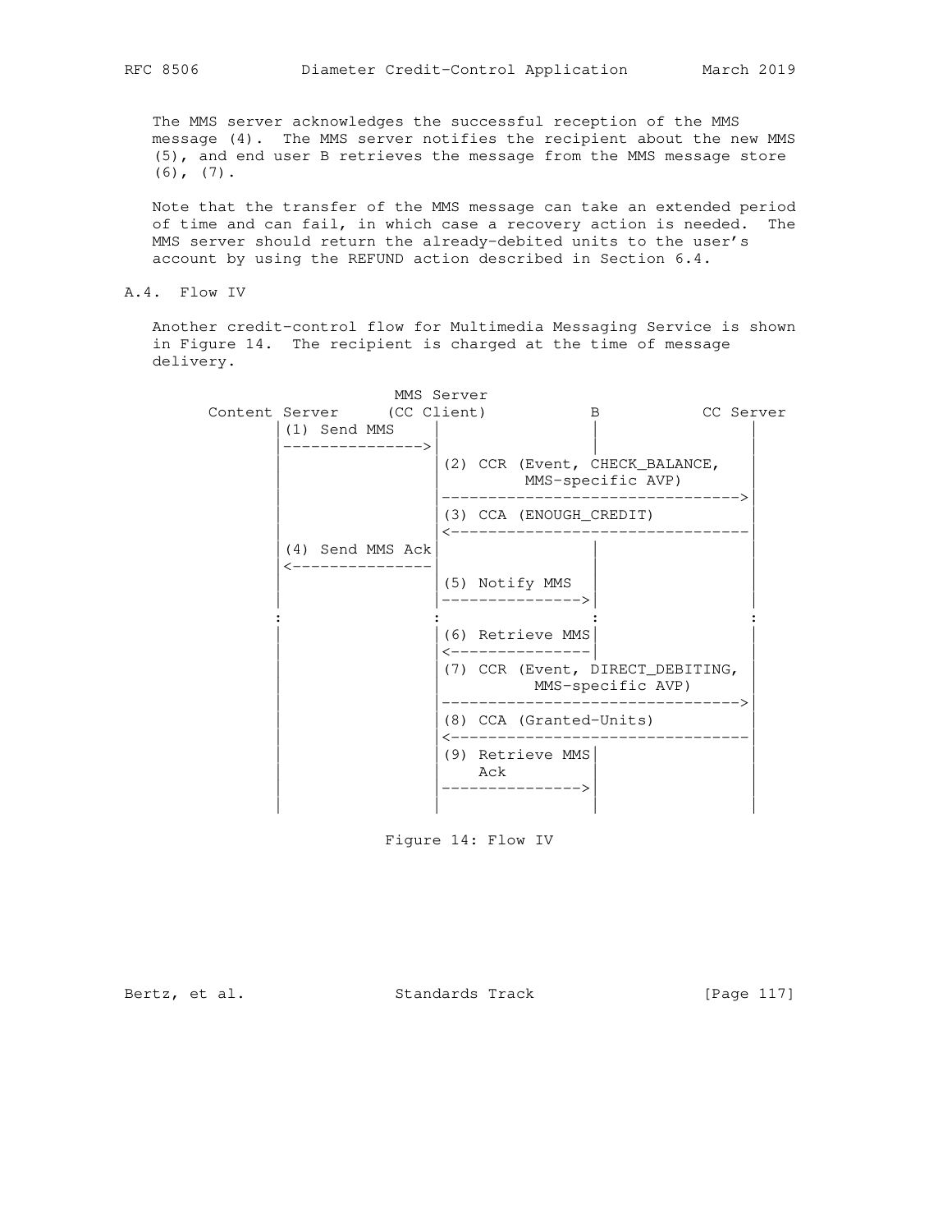The MMS server acknowledges the successful reception of the MMS message (4). The MMS server notifies the recipient about the new MMS (5), and end user B retrieves the message from the MMS message store (6), (7).

Note that the transfer of the MMS message can take an extended period of time and can fail, in which case a recovery action is needed. The MMS server should return the already-debited units to the user's account by using the REFUND action described in Section 6.4.

## A.4. Flow IV

Another credit-control flow for Multimedia Messaging Service is shown in Figure 14. The recipient is charged at the time of message delivery.

```
                     MMS Server
    Content Server     (CC Client)          B           CC Server
          |(1) Send MMS    |                |                |
          |--------------->|                |                |
          |                |(2) CCR (Event, CHECK_BALANCE,   |
          |                |         MMS-specific AVP)       |
          |                |-------------------------------->|
          |                |(3) CCA (ENOUGH_CREDIT)          |
          |                |<--------------------------------|
          |(4) Send MMS Ack|                |                |
          |<---------------|                |                |
          |                |(5) Notify MMS  |                |
          |                |--------------->|                |
          :                :                :                :
          |                |(6) Retrieve MMS|                |
          |                |<---------------|                |
          |                |(7) CCR (Event, DIRECT_DEBITING, |
          |                |          MMS-specific AVP)      |
          |                |-------------------------------->|
          |                |(8) CCA (Granted-Units)          |
          |                |<--------------------------------|
          |                |(9) Retrieve MMS|                |
          |                |    Ack         |                |
          |                |--------------->|                |
          |                |                |                |
```

Figure 14: Flow IV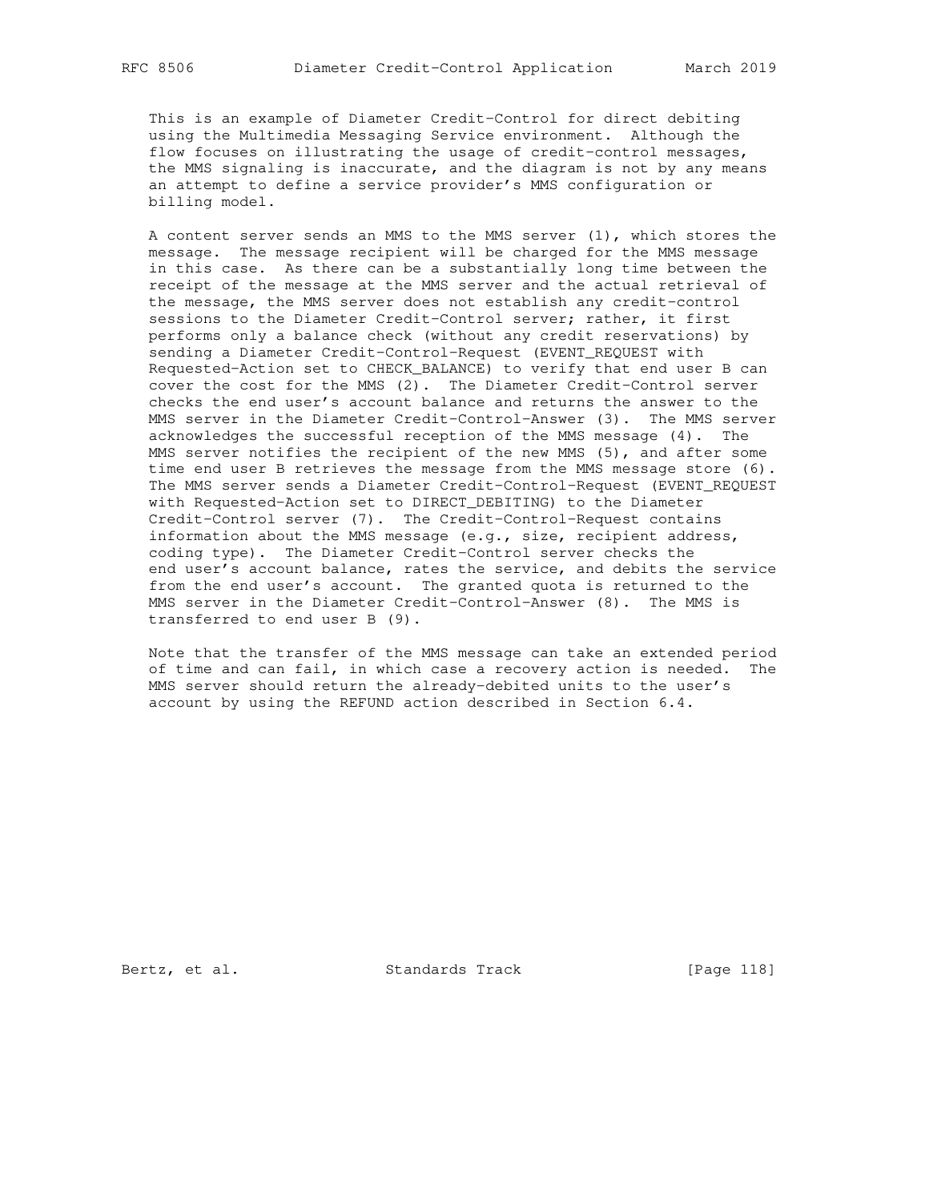This is an example of Diameter Credit-Control for direct debiting using the Multimedia Messaging Service environment. Although the flow focuses on illustrating the usage of credit-control messages, the MMS signaling is inaccurate, and the diagram is not by any means an attempt to define a service provider's MMS configuration or billing model.

A content server sends an MMS to the MMS server (1), which stores the message. The message recipient will be charged for the MMS message in this case. As there can be a substantially long time between the receipt of the message at the MMS server and the actual retrieval of the message, the MMS server does not establish any credit-control sessions to the Diameter Credit-Control server; rather, it first performs only a balance check (without any credit reservations) by sending a Diameter Credit-Control-Request (EVENT_REQUEST with Requested-Action set to CHECK_BALANCE) to verify that end user B can cover the cost for the MMS (2). The Diameter Credit-Control server checks the end user's account balance and returns the answer to the MMS server in the Diameter Credit-Control-Answer (3). The MMS server acknowledges the successful reception of the MMS message (4). The MMS server notifies the recipient of the new MMS (5), and after some time end user B retrieves the message from the MMS message store (6). The MMS server sends a Diameter Credit-Control-Request (EVENT_REQUEST with Requested-Action set to DIRECT_DEBITING) to the Diameter Credit-Control server (7). The Credit-Control-Request contains information about the MMS message (e.g., size, recipient address, coding type). The Diameter Credit-Control server checks the end user's account balance, rates the service, and debits the service from the end user's account. The granted quota is returned to the MMS server in the Diameter Credit-Control-Answer (8). The MMS is transferred to end user B (9).

Note that the transfer of the MMS message can take an extended period of time and can fail, in which case a recovery action is needed. The MMS server should return the already-debited units to the user's account by using the REFUND action described in Section 6.4.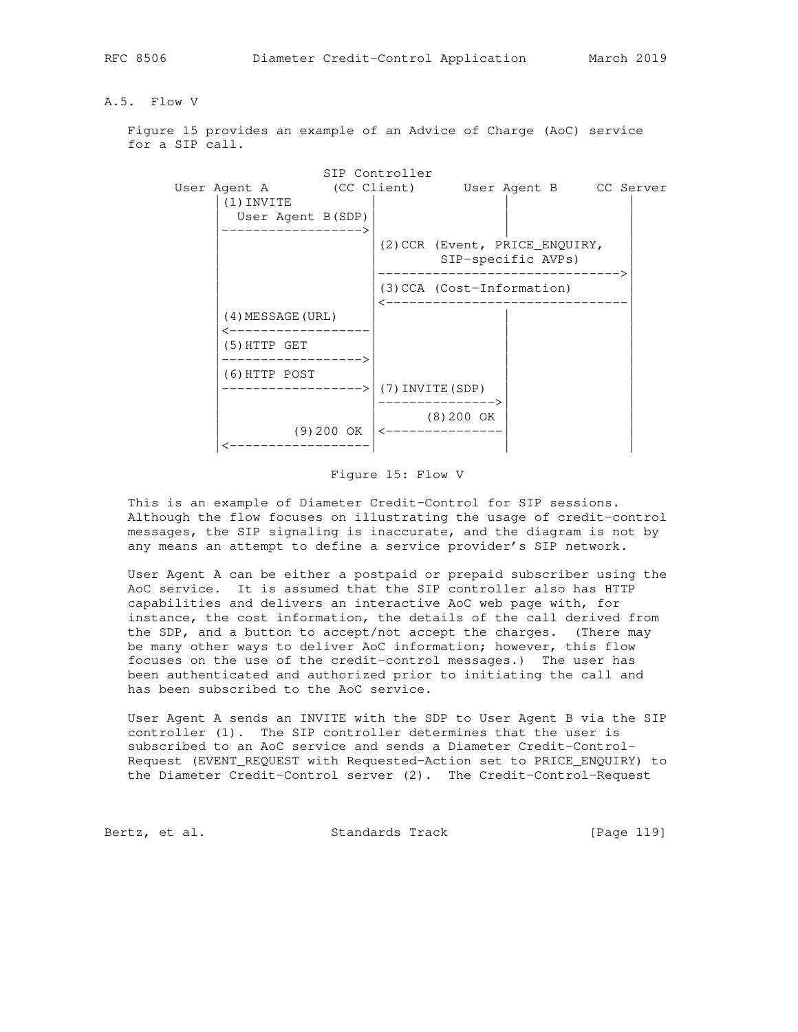## A.5. Flow V

Figure 15 provides an example of an Advice of Charge (AoC) service for a SIP call.

```
                         SIP Controller
       User Agent A       (CC Client)      User Agent B     CC Server
             |(1)INVITE          |               |               |
             |  User Agent B(SDP)|               |               |
             |------------------>|               |               |
             |                   |(2)CCR (Event, PRICE_ENQUIRY,  |
             |                   |        SIP-specific AVPs)     |
             |                   |------------------------------>|
             |                   |(3)CCA (Cost-Information)      |
             |                   |<------------------------------|
             |(4)MESSAGE(URL)    |               |               |
             |<------------------|               |               |
             |(5)HTTP GET        |               |               |
             |------------------>|               |               |
             |(6)HTTP POST       |               |               |
             |------------------>|(7)INVITE(SDP) |               |
             |                   |-------------->|               |
             |                   |     (8)200 OK |               |
             |         (9)200 OK |<--------------|               |
             |<------------------|               |               |
```

Figure 15: Flow V

This is an example of Diameter Credit-Control for SIP sessions. Although the flow focuses on illustrating the usage of credit-control messages, the SIP signaling is inaccurate, and the diagram is not by any means an attempt to define a service provider's SIP network.

User Agent A can be either a postpaid or prepaid subscriber using the AoC service. It is assumed that the SIP controller also has HTTP capabilities and delivers an interactive AoC web page with, for instance, the cost information, the details of the call derived from the SDP, and a button to accept/not accept the charges. (There may be many other ways to deliver AoC information; however, this flow focuses on the use of the credit-control messages.) The user has been authenticated and authorized prior to initiating the call and has been subscribed to the AoC service.

User Agent A sends an INVITE with the SDP to User Agent B via the SIP controller (1). The SIP controller determines that the user is subscribed to an AoC service and sends a Diameter Credit-Control-Request (EVENT_REQUEST with Requested-Action set to PRICE_ENQUIRY) to the Diameter Credit-Control server (2). The Credit-Control-Request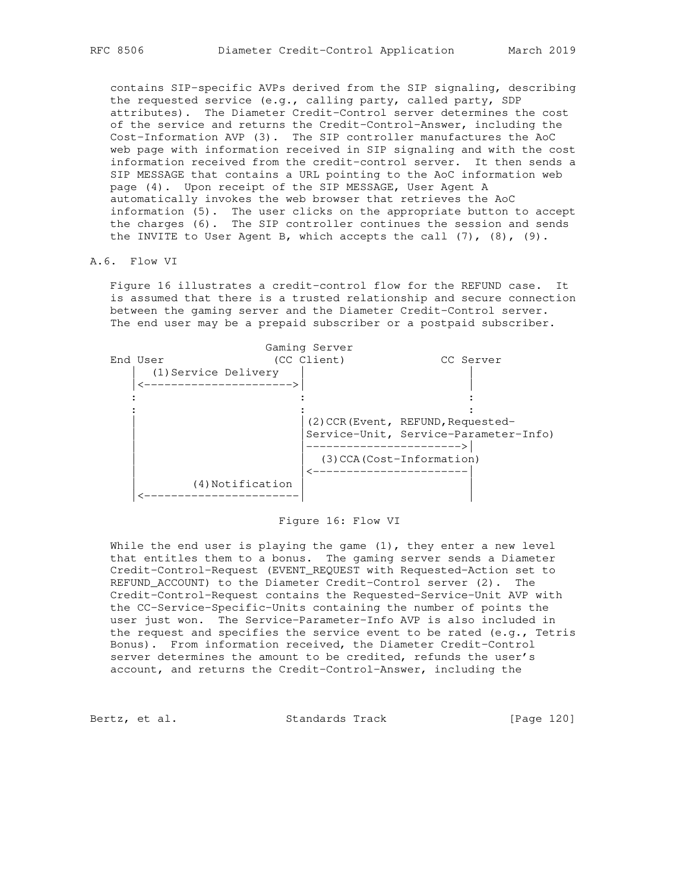contains SIP-specific AVPs derived from the SIP signaling, describing the requested service (e.g., calling party, called party, SDP attributes). The Diameter Credit-Control server determines the cost of the service and returns the Credit-Control-Answer, including the Cost-Information AVP (3). The SIP controller manufactures the AoC web page with information received in SIP signaling and with the cost information received from the credit-control server. It then sends a SIP MESSAGE that contains a URL pointing to the AoC information web page (4). Upon receipt of the SIP MESSAGE, User Agent A automatically invokes the web browser that retrieves the AoC information (5). The user clicks on the appropriate button to accept the charges (6). The SIP controller continues the session and sends the INVITE to User Agent B, which accepts the call (7), (8), (9).

### A.6. Flow VI

Figure 16 illustrates a credit-control flow for the REFUND case. It is assumed that there is a trusted relationship and secure connection between the gaming server and the Diameter Credit-Control server. The end user may be a prepaid subscriber or a postpaid subscriber.

```
                       Gaming Server
End User               (CC Client)              CC Server
   |   (1)Service Delivery  |                        |
   |<---------------------->|                        |
   :                        :                        :
   :                        :                        :
   |                        |(2)CCR(Event, REFUND,Requested-
   |                        |Service-Unit, Service-Parameter-Info)
   |                        |----------------------->|
   |                        |  (3)CCA(Cost-Information)
   |                        |<-----------------------|
   |         (4)Notification |                        |
   |<-----------------------|                        |
```

Figure 16: Flow VI

While the end user is playing the game (1), they enter a new level that entitles them to a bonus. The gaming server sends a Diameter Credit-Control-Request (EVENT_REQUEST with Requested-Action set to REFUND_ACCOUNT) to the Diameter Credit-Control server (2). The Credit-Control-Request contains the Requested-Service-Unit AVP with the CC-Service-Specific-Units containing the number of points the user just won. The Service-Parameter-Info AVP is also included in the request and specifies the service event to be rated (e.g., Tetris Bonus). From information received, the Diameter Credit-Control server determines the amount to be credited, refunds the user's account, and returns the Credit-Control-Answer, including the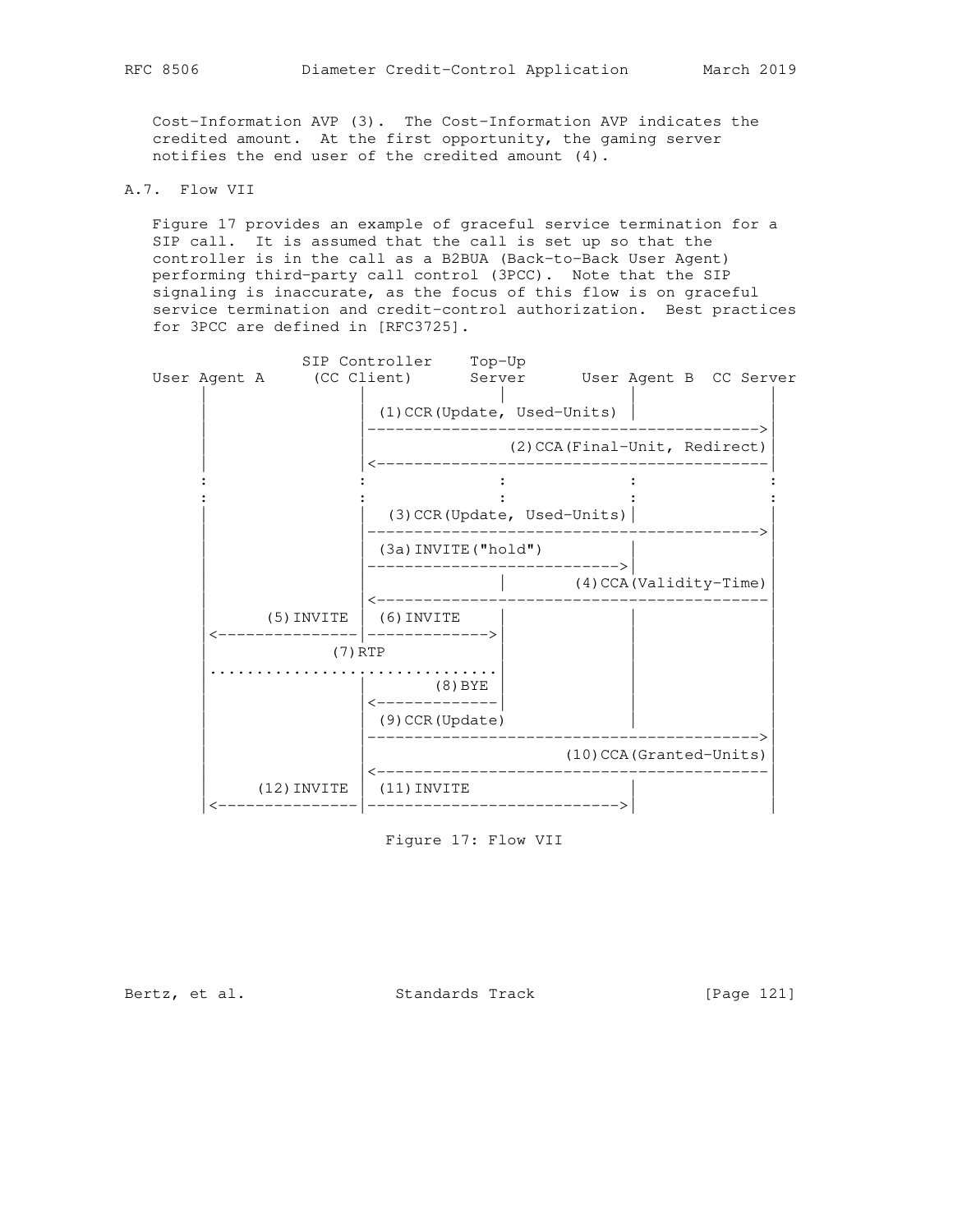Cost-Information AVP (3). The Cost-Information AVP indicates the credited amount. At the first opportunity, the gaming server notifies the end user of the credited amount (4).

### A.7. Flow VII

Figure 17 provides an example of graceful service termination for a SIP call. It is assumed that the call is set up so that the controller is in the call as a B2BUA (Back-to-Back User Agent) performing third-party call control (3PCC). Note that the SIP signaling is inaccurate, as the focus of this flow is on graceful service termination and credit-control authorization. Best practices for 3PCC are defined in [RFC3725].

```
               SIP Controller    Top-Up
User Agent A     (CC Client)      Server      User Agent B  CC Server
      |               |              |              |             |
      |               | (1)CCR(Update, Used-Units)  |             |
      |               |------------------------------------------>|
      |               |               (2)CCA(Final-Unit, Redirect)|
      |               |<------------------------------------------|
      :               :              :              :             :
      :               :              :              :             :
      |               |  (3)CCR(Update, Used-Units)|             |
      |               |------------------------------------------>|
      |               | (3a)INVITE("hold")          |             |
      |               |---------------------------->|             |
      |               |              |       (4)CCA(Validity-Time)|
      |               |<------------------------------------------|
      |      (5)INVITE| (6)INVITE    |              |             |
      |<--------------|------------->|              |             |
      |             (7)RTP           |              |             |
      |..............................|              |             |
      |               |        (8)BYE|              |             |
      |               |<-------------|              |             |
      |               | (9)CCR(Update)              |             |
      |               |------------------------------------------>|
      |               |                    (10)CCA(Granted-Units)|
      |               |<------------------------------------------|
      |    (12)INVITE | (11)INVITE                  |             |
      |<--------------|---------------------------->|             |
```

Figure 17: Flow VII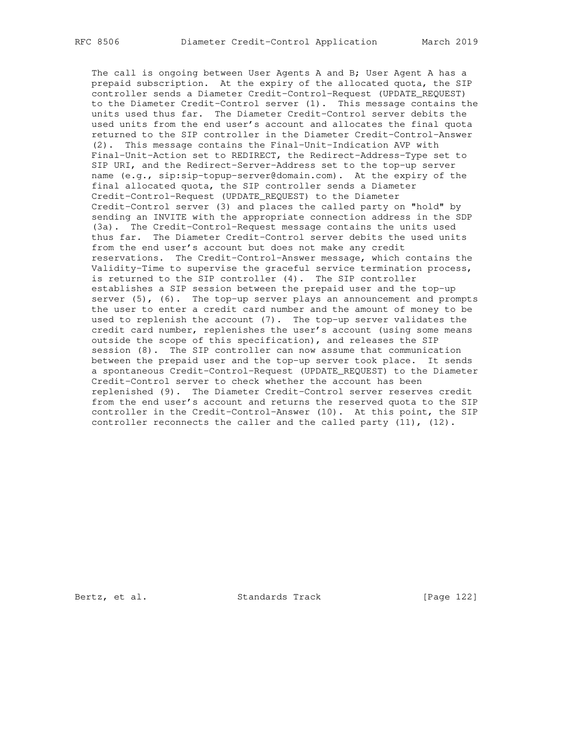The call is ongoing between User Agents A and B; User Agent A has a prepaid subscription. At the expiry of the allocated quota, the SIP controller sends a Diameter Credit-Control-Request (UPDATE_REQUEST) to the Diameter Credit-Control server (1). This message contains the units used thus far. The Diameter Credit-Control server debits the used units from the end user's account and allocates the final quota returned to the SIP controller in the Diameter Credit-Control-Answer (2). This message contains the Final-Unit-Indication AVP with Final-Unit-Action set to REDIRECT, the Redirect-Address-Type set to SIP URI, and the Redirect-Server-Address set to the top-up server name (e.g., sip:sip-topup-server@domain.com). At the expiry of the final allocated quota, the SIP controller sends a Diameter Credit-Control-Request (UPDATE_REQUEST) to the Diameter Credit-Control server (3) and places the called party on "hold" by sending an INVITE with the appropriate connection address in the SDP (3a). The Credit-Control-Request message contains the units used thus far. The Diameter Credit-Control server debits the used units from the end user's account but does not make any credit reservations. The Credit-Control-Answer message, which contains the Validity-Time to supervise the graceful service termination process, is returned to the SIP controller (4). The SIP controller establishes a SIP session between the prepaid user and the top-up server (5), (6). The top-up server plays an announcement and prompts the user to enter a credit card number and the amount of money to be used to replenish the account (7). The top-up server validates the credit card number, replenishes the user's account (using some means outside the scope of this specification), and releases the SIP session (8). The SIP controller can now assume that communication between the prepaid user and the top-up server took place. It sends a spontaneous Credit-Control-Request (UPDATE_REQUEST) to the Diameter Credit-Control server to check whether the account has been replenished (9). The Diameter Credit-Control server reserves credit from the end user's account and returns the reserved quota to the SIP controller in the Credit-Control-Answer (10). At this point, the SIP controller reconnects the caller and the called party (11), (12).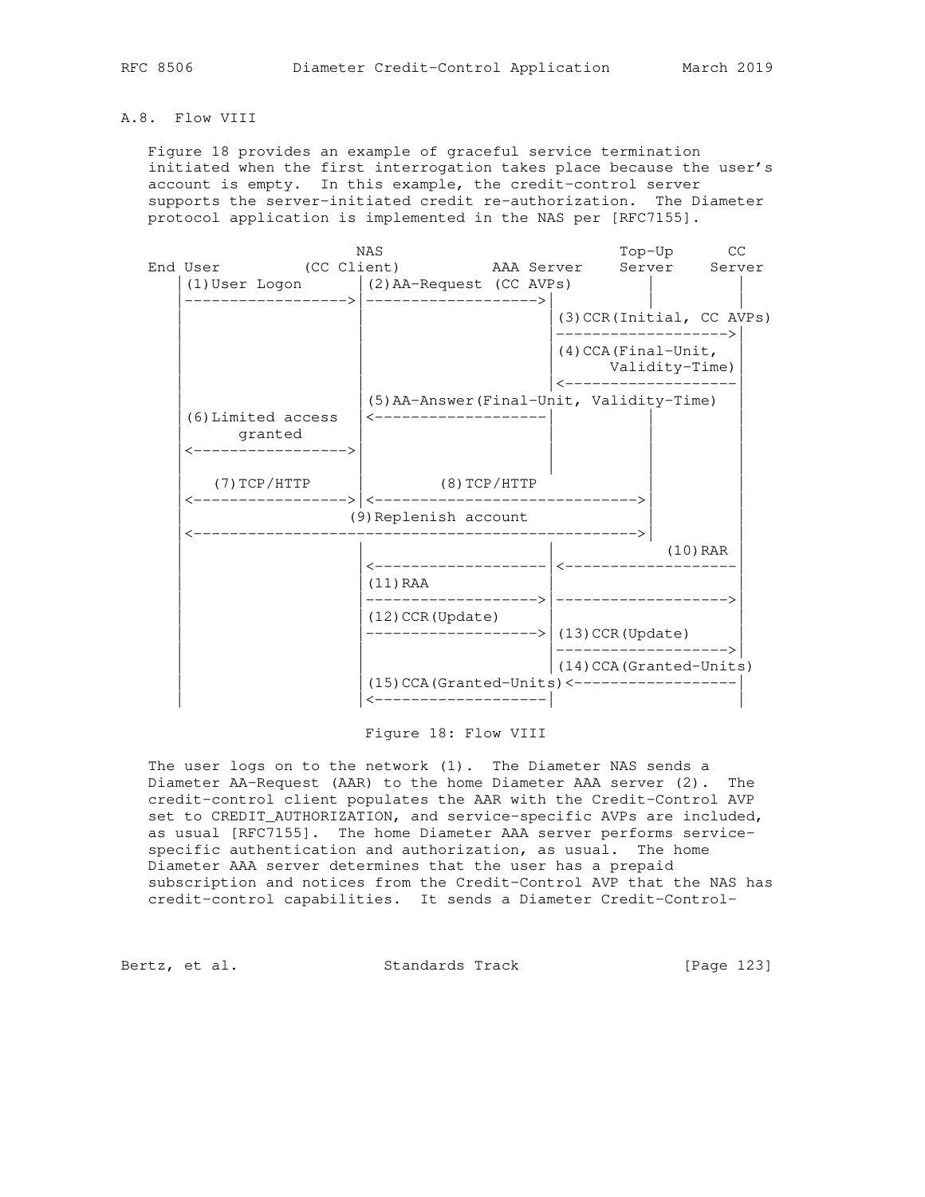## A.8. Flow VIII

Figure 18 provides an example of graceful service termination initiated when the first interrogation takes place because the user's account is empty. In this example, the credit-control server supports the server-initiated credit re-authorization. The Diameter protocol application is implemented in the NAS per [RFC7155].

```
                           NAS                          Top-Up      CC
End User         (CC Client)          AAA Server    Server     Server
    |(1)User Logon      |(2)AA-Request (CC AVPs)     |           |
    |------------------>|------------------->|       |           |
    |                   |                    |(3)CCR(Initial, CC AVPs)
    |                   |                    |------------------->|
    |                   |                    |(4)CCA(Final-Unit, |
    |                   |                    |       Validity-Time)
    |                   |                    |<-------------------|
    |                   |(5)AA-Answer(Final-Unit, Validity-Time)  |
    |(6)Limited access  |<-------------------|       |           |
    |      granted      |                    |       |           |
    |<----------------->|                    |       |           |
    |                   |                    |       |           |
    |    (7)TCP/HTTP    |         (8)TCP/HTTP        |           |
    |<----------------->|<-------------------------->|           |
    |                (9)Replenish account            |           |
    |<---------------------------------------------->|           |
    |                   |                    |           (10)RAR  |
    |                   |<-------------------|<-------------------|
    |                   |(11)RAA             |                    |
    |                   |------------------->|------------------->|
    |                   |(12)CCR(Update)     |                    |
    |                   |------------------->|(13)CCR(Update)     |
    |                   |                    |------------------->|
    |                   |                    |(14)CCA(Granted-Units)
    |                   |(15)CCA(Granted-Units)<------------------|
    |                   |<-------------------|                    |
```

Figure 18: Flow VIII

The user logs on to the network (1). The Diameter NAS sends a Diameter AA-Request (AAR) to the home Diameter AAA server (2). The credit-control client populates the AAR with the Credit-Control AVP set to CREDIT_AUTHORIZATION, and service-specific AVPs are included, as usual [RFC7155]. The home Diameter AAA server performs service-specific authentication and authorization, as usual. The home Diameter AAA server determines that the user has a prepaid subscription and notices from the Credit-Control AVP that the NAS has credit-control capabilities. It sends a Diameter Credit-Control-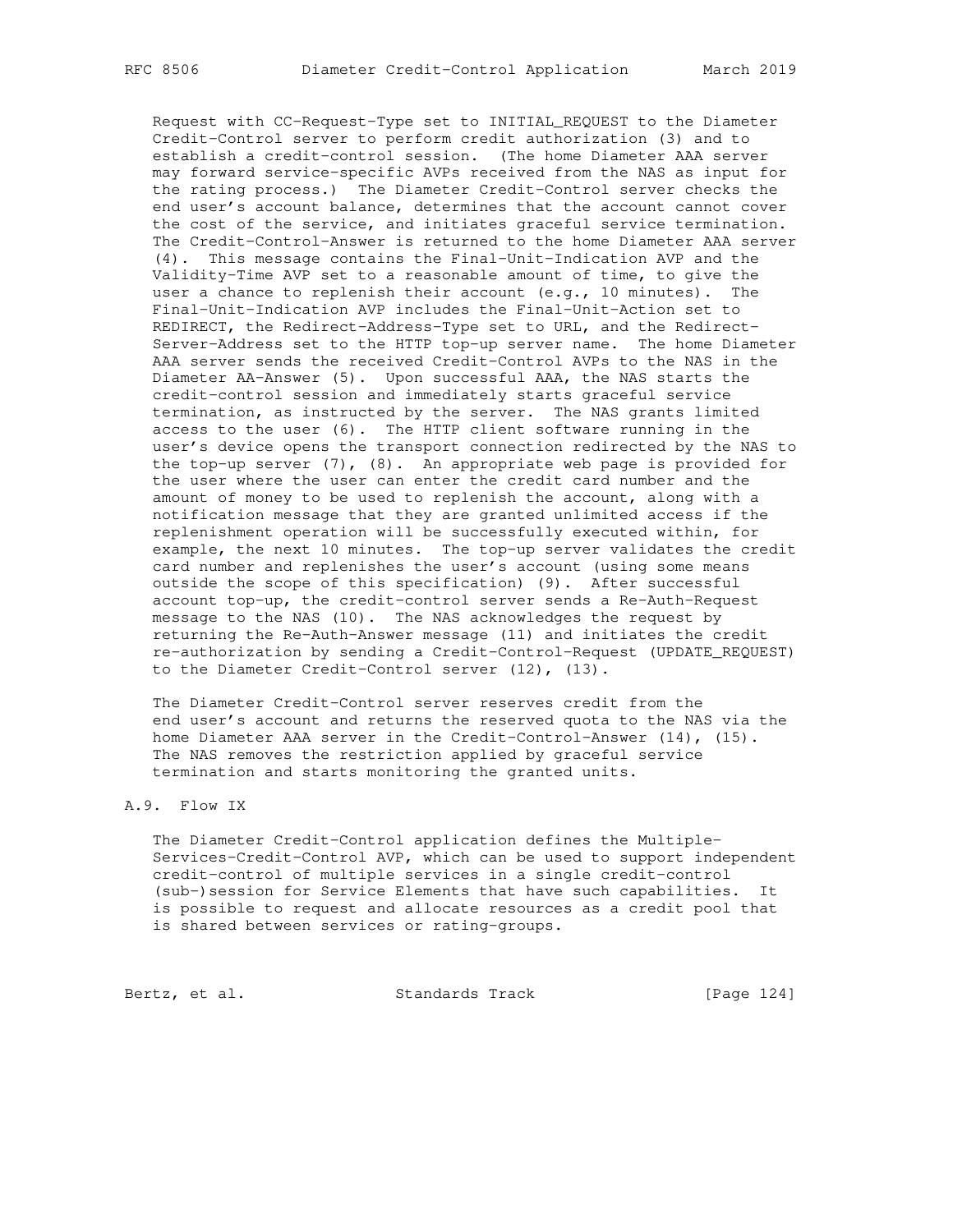Request with CC-Request-Type set to INITIAL_REQUEST to the Diameter Credit-Control server to perform credit authorization (3) and to establish a credit-control session. (The home Diameter AAA server may forward service-specific AVPs received from the NAS as input for the rating process.) The Diameter Credit-Control server checks the end user's account balance, determines that the account cannot cover the cost of the service, and initiates graceful service termination. The Credit-Control-Answer is returned to the home Diameter AAA server (4). This message contains the Final-Unit-Indication AVP and the Validity-Time AVP set to a reasonable amount of time, to give the user a chance to replenish their account (e.g., 10 minutes). The Final-Unit-Indication AVP includes the Final-Unit-Action set to REDIRECT, the Redirect-Address-Type set to URL, and the Redirect-Server-Address set to the HTTP top-up server name. The home Diameter AAA server sends the received Credit-Control AVPs to the NAS in the Diameter AA-Answer (5). Upon successful AAA, the NAS starts the credit-control session and immediately starts graceful service termination, as instructed by the server. The NAS grants limited access to the user (6). The HTTP client software running in the user's device opens the transport connection redirected by the NAS to the top-up server (7), (8). An appropriate web page is provided for the user where the user can enter the credit card number and the amount of money to be used to replenish the account, along with a notification message that they are granted unlimited access if the replenishment operation will be successfully executed within, for example, the next 10 minutes. The top-up server validates the credit card number and replenishes the user's account (using some means outside the scope of this specification) (9). After successful account top-up, the credit-control server sends a Re-Auth-Request message to the NAS (10). The NAS acknowledges the request by returning the Re-Auth-Answer message (11) and initiates the credit re-authorization by sending a Credit-Control-Request (UPDATE_REQUEST) to the Diameter Credit-Control server (12), (13).

The Diameter Credit-Control server reserves credit from the end user's account and returns the reserved quota to the NAS via the home Diameter AAA server in the Credit-Control-Answer (14), (15). The NAS removes the restriction applied by graceful service termination and starts monitoring the granted units.

## A.9. Flow IX

The Diameter Credit-Control application defines the Multiple-Services-Credit-Control AVP, which can be used to support independent credit-control of multiple services in a single credit-control (sub-)session for Service Elements that have such capabilities. It is possible to request and allocate resources as a credit pool that is shared between services or rating-groups.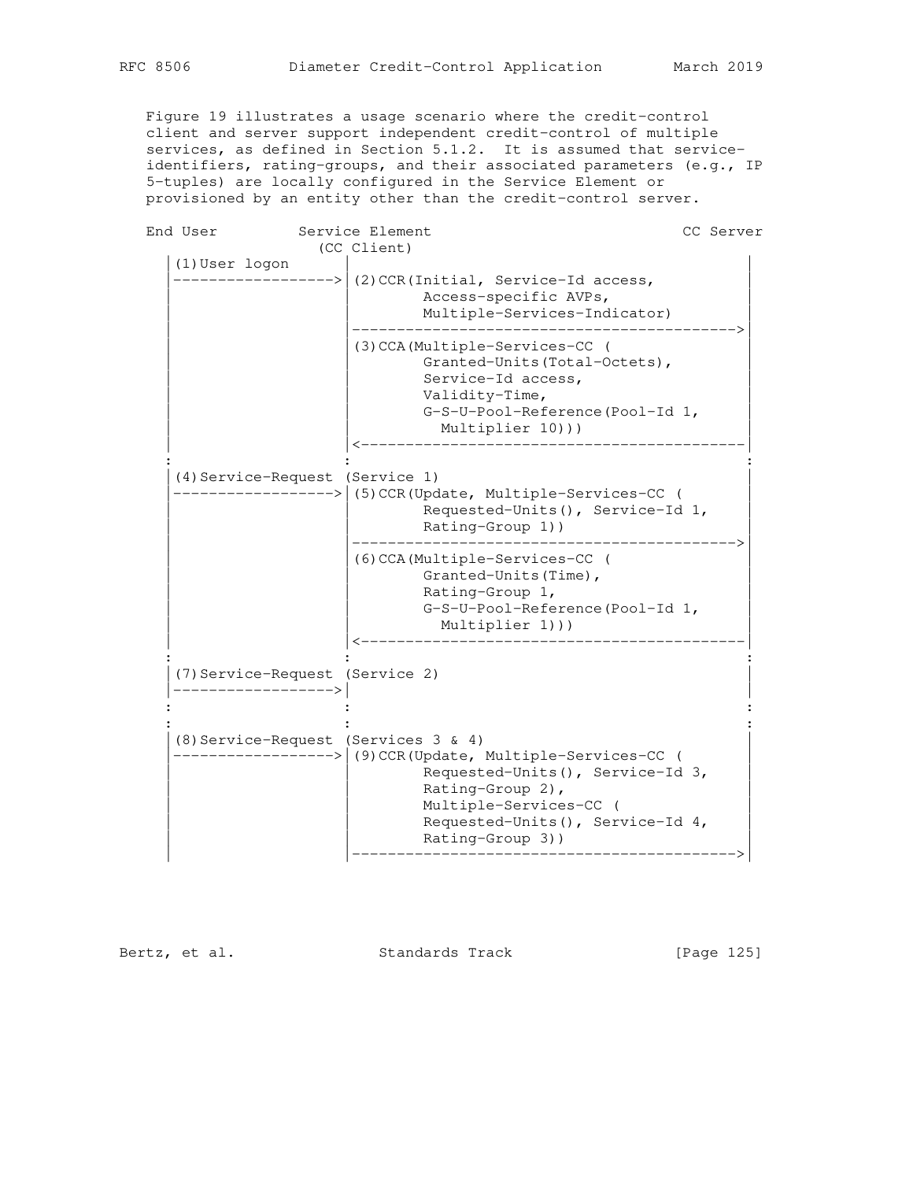Figure 19 illustrates a usage scenario where the credit-control client and server support independent credit-control of multiple services, as defined in Section 5.1.2. It is assumed that service-identifiers, rating-groups, and their associated parameters (e.g., IP 5-tuples) are locally configured in the Service Element or provisioned by an entity other than the credit-control server.

```
End User         Service Element                          CC Server
                   (CC Client)
   |(1)User logon          |                                          |
   |------------------>|(2)CCR(Initial, Service-Id access,          |
   |                   |        Access-specific AVPs,               |
   |                   |        Multiple-Services-Indicator)        |
   |                   |------------------------------------------->|
   |                   |(3)CCA(Multiple-Services-CC (               |
   |                   |        Granted-Units(Total-Octets),        |
   |                   |        Service-Id access,                  |
   |                   |        Validity-Time,                      |
   |                   |        G-S-U-Pool-Reference(Pool-Id 1,     |
   |                   |          Multiplier 10)))                  |
   |                   |<-------------------------------------------|
   :                   :                                            :
   |(4)Service-Request (Service 1)                                  |
   |------------------>|(5)CCR(Update, Multiple-Services-CC (       |
   |                   |        Requested-Units(), Service-Id 1,    |
   |                   |        Rating-Group 1))                    |
   |                   |------------------------------------------->|
   |                   |(6)CCA(Multiple-Services-CC (               |
   |                   |        Granted-Units(Time),                |
   |                   |        Rating-Group 1,                     |
   |                   |        G-S-U-Pool-Reference(Pool-Id 1,     |
   |                   |          Multiplier 1)))                   |
   |                   |<-------------------------------------------|
   :                   :                                            :
   |(7)Service-Request (Service 2)                                  |
   |------------------>|                                            |
   :                   :                                            :
   :                   :                                            :
   |(8)Service-Request (Services 3 & 4)                             |
   |------------------>|(9)CCR(Update, Multiple-Services-CC (       |
   |                   |        Requested-Units(), Service-Id 3,    |
   |                   |        Rating-Group 2),                    |
   |                   |        Multiple-Services-CC (              |
   |                   |        Requested-Units(), Service-Id 4,    |
   |                   |        Rating-Group 3))                    |
   |                   |------------------------------------------->|
```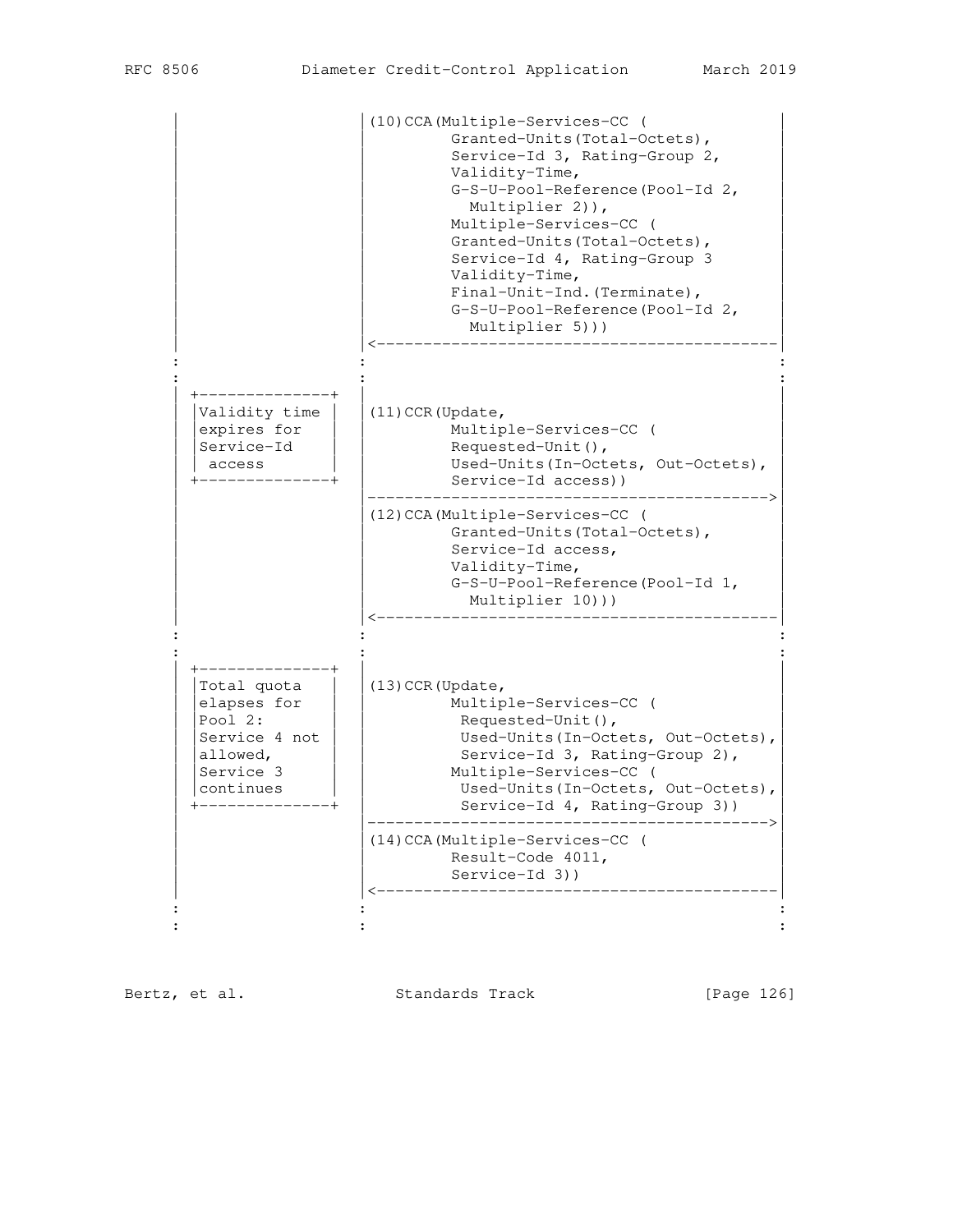```
       |                   |(10)CCA(Multiple-Services-CC (                |
       |                   |        Granted-Units(Total-Octets),          |
       |                   |        Service-Id 3, Rating-Group 2,         |
       |                   |        Validity-Time,                        |
       |                   |        G-S-U-Pool-Reference(Pool-Id 2,       |
       |                   |          Multiplier 2)),                     |
       |                   |        Multiple-Services-CC (                |
       |                   |        Granted-Units(Total-Octets),          |
       |                   |        Service-Id 4, Rating-Group 3          |
       |                   |        Validity-Time,                        |
       |                   |        Final-Unit-Ind.(Terminate),           |
       |                   |        G-S-U-Pool-Reference(Pool-Id 2,       |
       |                   |          Multiplier 5)))                     |
       |                   |<---------------------------------------------|
       :                   :                                              :
       :                   :                                              :
       | +--------------+  |                                              |
       | |Validity time |  |(11)CCR(Update,                               |
       | |expires for   |  |        Multiple-Services-CC (                |
       | |Service-Id    |  |        Requested-Unit(),                     |
       | | access       |  |        Used-Units(In-Octets, Out-Octets),    |
       | +--------------+  |        Service-Id access))                   |
       |                   |--------------------------------------------->|
       |                   |(12)CCA(Multiple-Services-CC (                |
       |                   |        Granted-Units(Total-Octets),          |
       |                   |        Service-Id access,                    |
       |                   |        Validity-Time,                        |
       |                   |        G-S-U-Pool-Reference(Pool-Id 1,       |
       |                   |          Multiplier 10)))                    |
       |                   |<---------------------------------------------|
       :                   :                                              :
       :                   :                                              :
       | +--------------+  |                                              |
       | |Total quota   |  |(13)CCR(Update,                               |
       | |elapses for   |  |        Multiple-Services-CC (                |
       | |Pool 2:       |  |         Requested-Unit(),                    |
       | |Service 4 not |  |         Used-Units(In-Octets, Out-Octets),   |
       | |allowed,      |  |         Service-Id 3, Rating-Group 2),       |
       | |Service 3     |  |        Multiple-Services-CC (                |
       | |continues     |  |         Used-Units(In-Octets, Out-Octets),   |
       | +--------------+  |         Service-Id 4, Rating-Group 3))       |
       |                   |--------------------------------------------->|
       |                   |(14)CCA(Multiple-Services-CC (                |
       |                   |        Result-Code 4011,                     |
       |                   |        Service-Id 3))                        |
       |                   |<---------------------------------------------|
       :                   :                                              :
       :                   :                                              :
```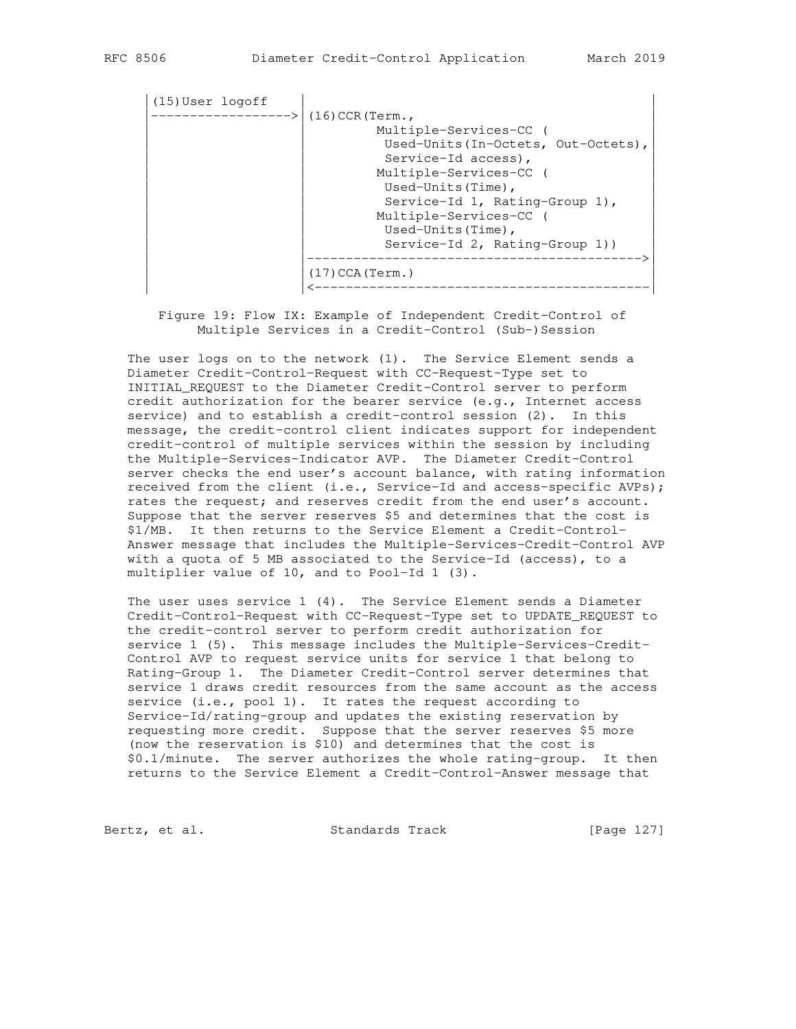```
 |(15)User logoff   |                                          |
 |----------------->|(16)CCR(Term.,                            |
 |                  |        Multiple-Services-CC (            |
 |                  |         Used-Units(In-Octets, Out-Octets),|
 |                  |         Service-Id access),              |
 |                  |        Multiple-Services-CC (            |
 |                  |         Used-Units(Time),                |
 |                  |         Service-Id 1, Rating-Group 1),   |
 |                  |        Multiple-Services-CC (            |
 |                  |         Used-Units(Time),                |
 |                  |         Service-Id 2, Rating-Group 1))   |
 |                  |----------------------------------------->|
 |                  |(17)CCA(Term.)                            |
 |                  |<-----------------------------------------|
```

Figure 19: Flow IX: Example of Independent Credit-Control of Multiple Services in a Credit-Control (Sub-)Session

The user logs on to the network (1). The Service Element sends a Diameter Credit-Control-Request with CC-Request-Type set to INITIAL_REQUEST to the Diameter Credit-Control server to perform credit authorization for the bearer service (e.g., Internet access service) and to establish a credit-control session (2). In this message, the credit-control client indicates support for independent credit-control of multiple services within the session by including the Multiple-Services-Indicator AVP. The Diameter Credit-Control server checks the end user's account balance, with rating information received from the client (i.e., Service-Id and access-specific AVPs); rates the request; and reserves credit from the end user's account. Suppose that the server reserves $5 and determines that the cost is $1/MB. It then returns to the Service Element a Credit-Control-Answer message that includes the Multiple-Services-Credit-Control AVP with a quota of 5 MB associated to the Service-Id (access), to a multiplier value of 10, and to Pool-Id 1 (3).

The user uses service 1 (4). The Service Element sends a Diameter Credit-Control-Request with CC-Request-Type set to UPDATE_REQUEST to the credit-control server to perform credit authorization for service 1 (5). This message includes the Multiple-Services-Credit-Control AVP to request service units for service 1 that belong to Rating-Group 1. The Diameter Credit-Control server determines that service 1 draws credit resources from the same account as the access service (i.e., pool 1). It rates the request according to Service-Id/rating-group and updates the existing reservation by requesting more credit. Suppose that the server reserves $5 more (now the reservation is $10) and determines that the cost is $0.1/minute. The server authorizes the whole rating-group. It then returns to the Service Element a Credit-Control-Answer message that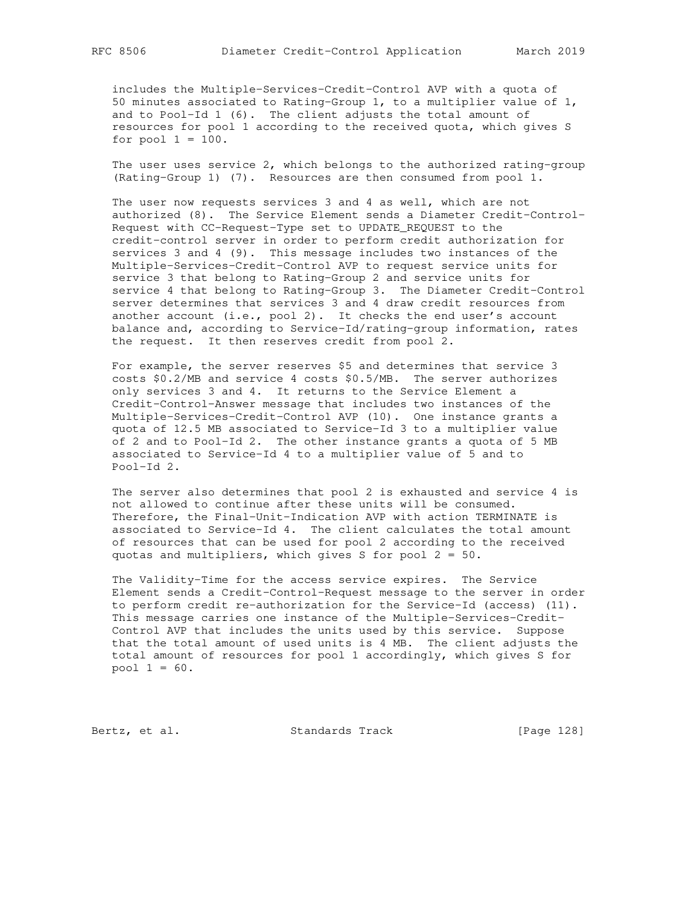includes the Multiple-Services-Credit-Control AVP with a quota of 50 minutes associated to Rating-Group 1, to a multiplier value of 1, and to Pool-Id 1 (6). The client adjusts the total amount of resources for pool 1 according to the received quota, which gives S for pool 1 = 100.

The user uses service 2, which belongs to the authorized rating-group (Rating-Group 1) (7). Resources are then consumed from pool 1.

The user now requests services 3 and 4 as well, which are not authorized (8). The Service Element sends a Diameter Credit-Control-Request with CC-Request-Type set to UPDATE_REQUEST to the credit-control server in order to perform credit authorization for services 3 and 4 (9). This message includes two instances of the Multiple-Services-Credit-Control AVP to request service units for service 3 that belong to Rating-Group 2 and service units for service 4 that belong to Rating-Group 3. The Diameter Credit-Control server determines that services 3 and 4 draw credit resources from another account (i.e., pool 2). It checks the end user's account balance and, according to Service-Id/rating-group information, rates the request. It then reserves credit from pool 2.

For example, the server reserves $5 and determines that service 3 costs $0.2/MB and service 4 costs $0.5/MB. The server authorizes only services 3 and 4. It returns to the Service Element a Credit-Control-Answer message that includes two instances of the Multiple-Services-Credit-Control AVP (10). One instance grants a quota of 12.5 MB associated to Service-Id 3 to a multiplier value of 2 and to Pool-Id 2. The other instance grants a quota of 5 MB associated to Service-Id 4 to a multiplier value of 5 and to Pool-Id 2.

The server also determines that pool 2 is exhausted and service 4 is not allowed to continue after these units will be consumed. Therefore, the Final-Unit-Indication AVP with action TERMINATE is associated to Service-Id 4. The client calculates the total amount of resources that can be used for pool 2 according to the received quotas and multipliers, which gives S for pool 2 = 50.

The Validity-Time for the access service expires. The Service Element sends a Credit-Control-Request message to the server in order to perform credit re-authorization for the Service-Id (access) (11). This message carries one instance of the Multiple-Services-Credit-Control AVP that includes the units used by this service. Suppose that the total amount of used units is 4 MB. The client adjusts the total amount of resources for pool 1 accordingly, which gives S for pool 1 = 60.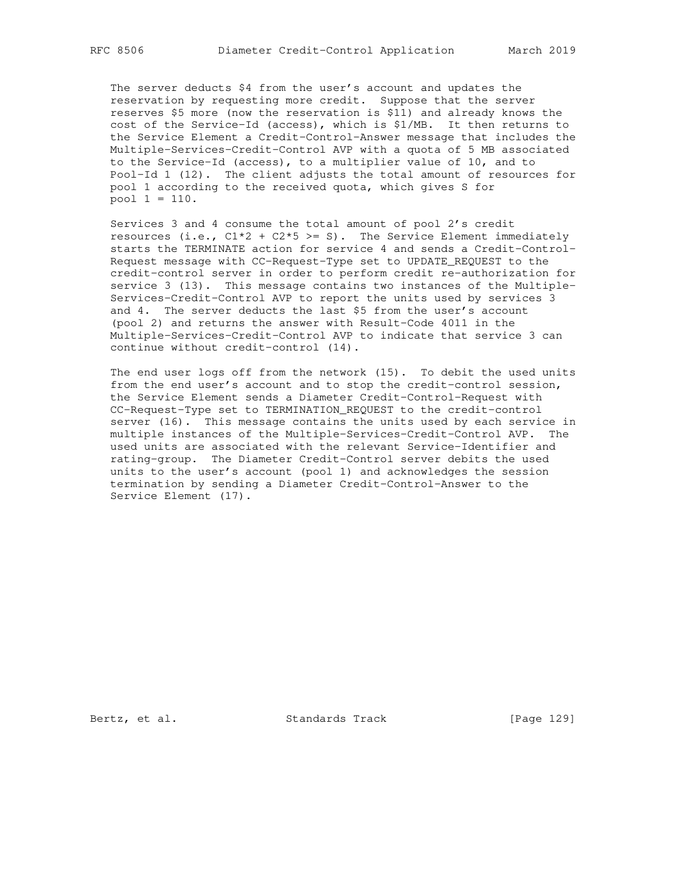The server deducts $4 from the user's account and updates the reservation by requesting more credit. Suppose that the server reserves $5 more (now the reservation is $11) and already knows the cost of the Service-Id (access), which is $1/MB. It then returns to the Service Element a Credit-Control-Answer message that includes the Multiple-Services-Credit-Control AVP with a quota of 5 MB associated to the Service-Id (access), to a multiplier value of 10, and to Pool-Id 1 (12). The client adjusts the total amount of resources for pool 1 according to the received quota, which gives S for pool 1 = 110.

Services 3 and 4 consume the total amount of pool 2's credit resources (i.e., C1*2 + C2*5 >= S). The Service Element immediately starts the TERMINATE action for service 4 and sends a Credit-Control-Request message with CC-Request-Type set to UPDATE_REQUEST to the credit-control server in order to perform credit re-authorization for service 3 (13). This message contains two instances of the Multiple-Services-Credit-Control AVP to report the units used by services 3 and 4. The server deducts the last $5 from the user's account (pool 2) and returns the answer with Result-Code 4011 in the Multiple-Services-Credit-Control AVP to indicate that service 3 can continue without credit-control (14).

The end user logs off from the network (15). To debit the used units from the end user's account and to stop the credit-control session, the Service Element sends a Diameter Credit-Control-Request with CC-Request-Type set to TERMINATION_REQUEST to the credit-control server (16). This message contains the units used by each service in multiple instances of the Multiple-Services-Credit-Control AVP. The used units are associated with the relevant Service-Identifier and rating-group. The Diameter Credit-Control server debits the used units to the user's account (pool 1) and acknowledges the session termination by sending a Diameter Credit-Control-Answer to the Service Element (17).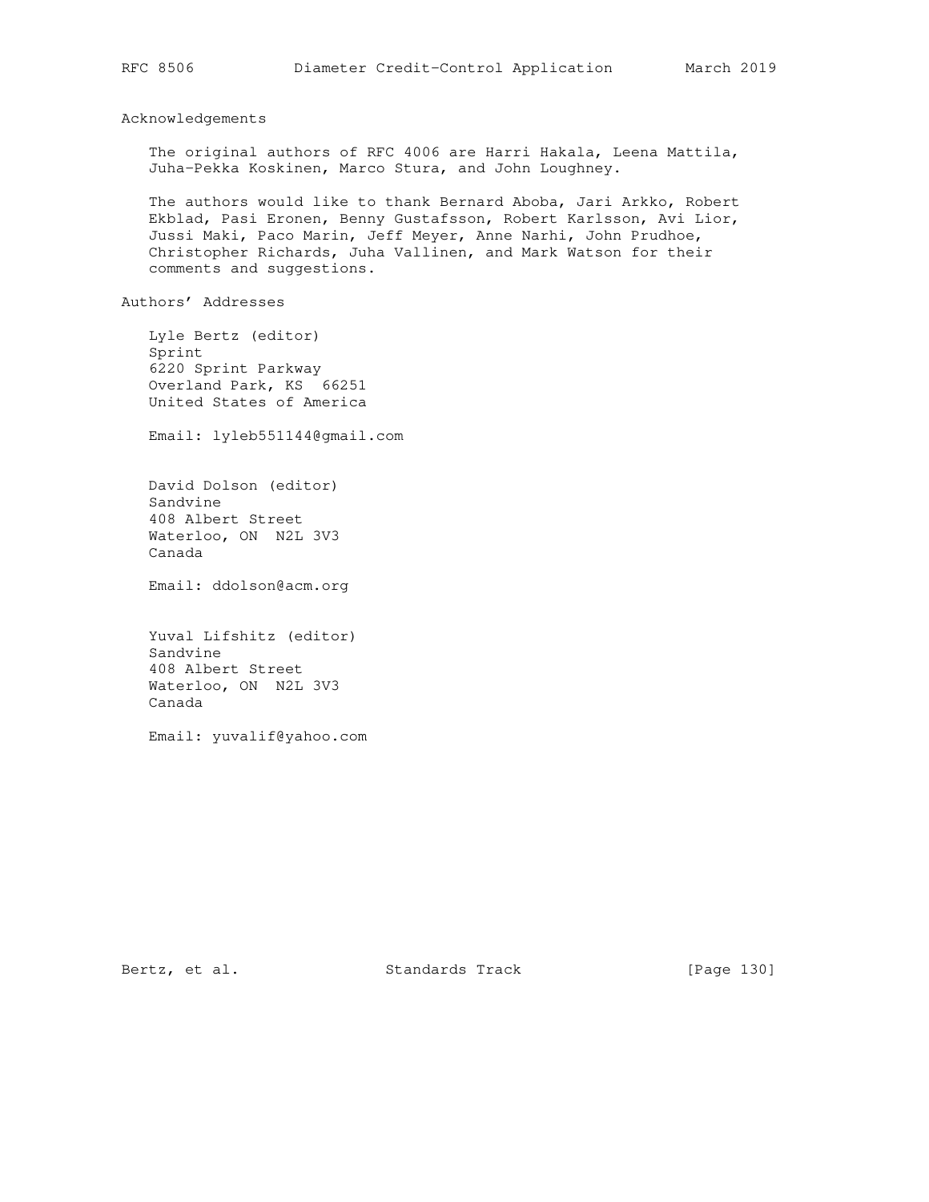## Acknowledgements

The original authors of RFC 4006 are Harri Hakala, Leena Mattila, Juha-Pekka Koskinen, Marco Stura, and John Loughney.

The authors would like to thank Bernard Aboba, Jari Arkko, Robert Ekblad, Pasi Eronen, Benny Gustafsson, Robert Karlsson, Avi Lior, Jussi Maki, Paco Marin, Jeff Meyer, Anne Narhi, John Prudhoe, Christopher Richards, Juha Vallinen, and Mark Watson for their comments and suggestions.

## Authors' Addresses

Lyle Bertz (editor)
Sprint
6220 Sprint Parkway
Overland Park, KS  66251
United States of America

Email: lyleb551144@gmail.com

David Dolson (editor)
Sandvine
408 Albert Street
Waterloo, ON  N2L 3V3
Canada

Email: ddolson@acm.org

Yuval Lifshitz (editor)
Sandvine
408 Albert Street
Waterloo, ON  N2L 3V3
Canada

Email: yuvalif@yahoo.com